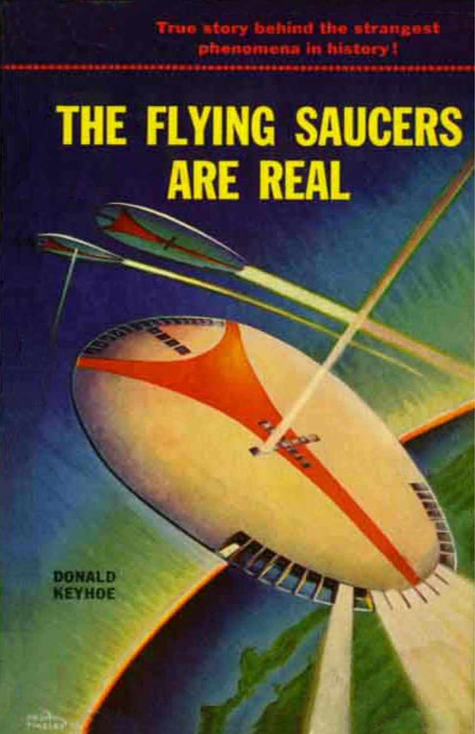True story behind the strangest phenomena in history!

# THE FLYING SAUCERS ARE REAL

DONALD KEYHOE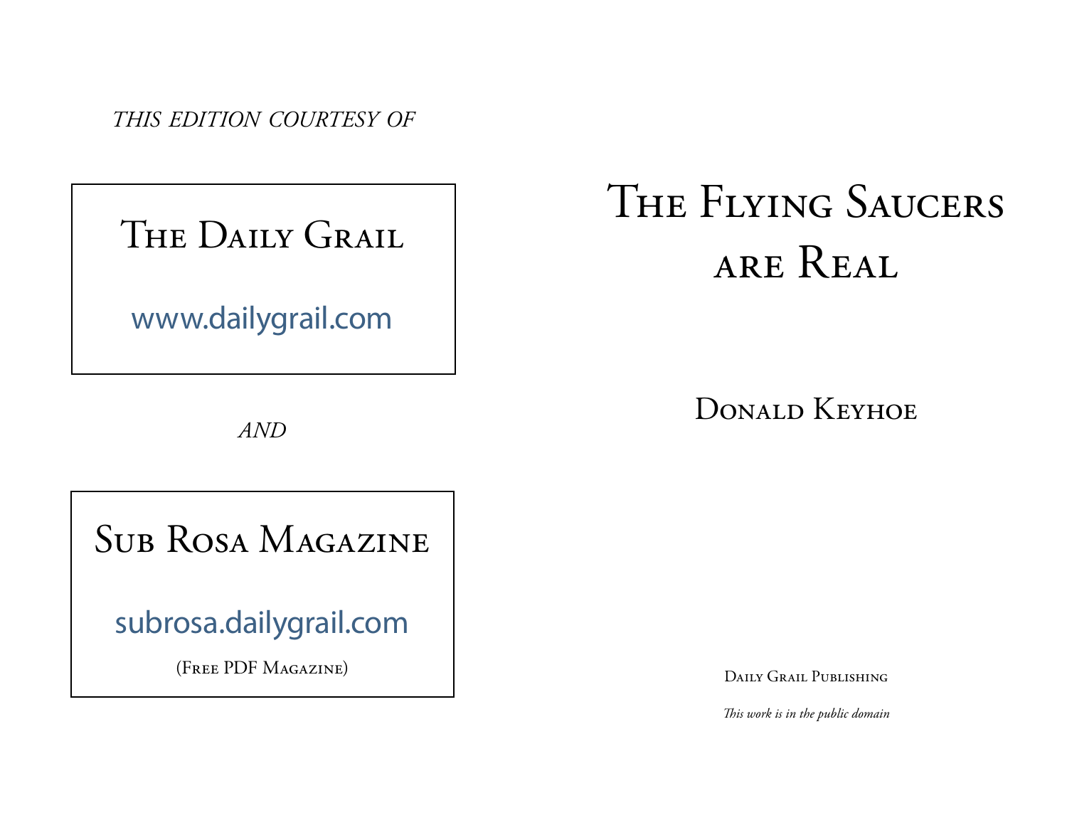*THIS EDITION COURTESY OF*

The Daily Grail

www.dailygrail.com

*AND*

Sub Rosa Magazine

subrosa.dailygrail.com

(Free PDF Magazine)

# The Flying Saucers are Real

Donald Keyhoe

Daily Grail Publishing

*This work is in the public domain*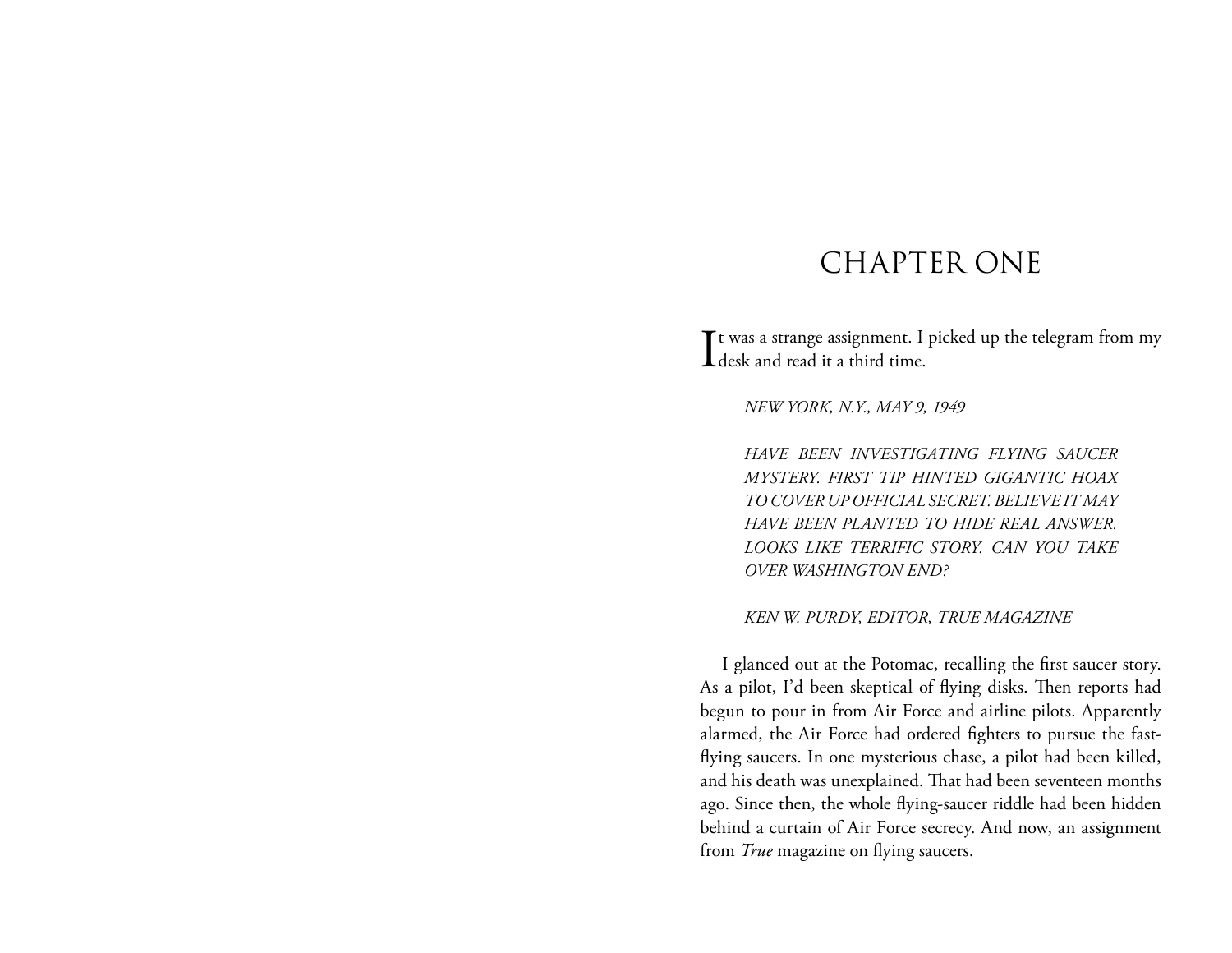# CHAPTER ONE

It was a strange assignment. I picked up the telegram from my desk and read it a third time.

> *NEW YORK, N.Y., MAY 9, 1949*
>
> *HAVE BEEN INVESTIGATING FLYING SAUCER MYSTERY. FIRST TIP HINTED GIGANTIC HOAX TO COVER UP OFFICIAL SECRET. BELIEVE IT MAY HAVE BEEN PLANTED TO HIDE REAL ANSWER. LOOKS LIKE TERRIFIC STORY. CAN YOU TAKE OVER WASHINGTON END?*
>
> *KEN W. PURDY, EDITOR, TRUE MAGAZINE*

I glanced out at the Potomac, recalling the first saucer story. As a pilot, I'd been skeptical of flying disks. Then reports had begun to pour in from Air Force and airline pilots. Apparently alarmed, the Air Force had ordered fighters to pursue the fast-flying saucers. In one mysterious chase, a pilot had been killed, and his death was unexplained. That had been seventeen months ago. Since then, the whole flying-saucer riddle had been hidden behind a curtain of Air Force secrecy. And now, an assignment from *True* magazine on flying saucers.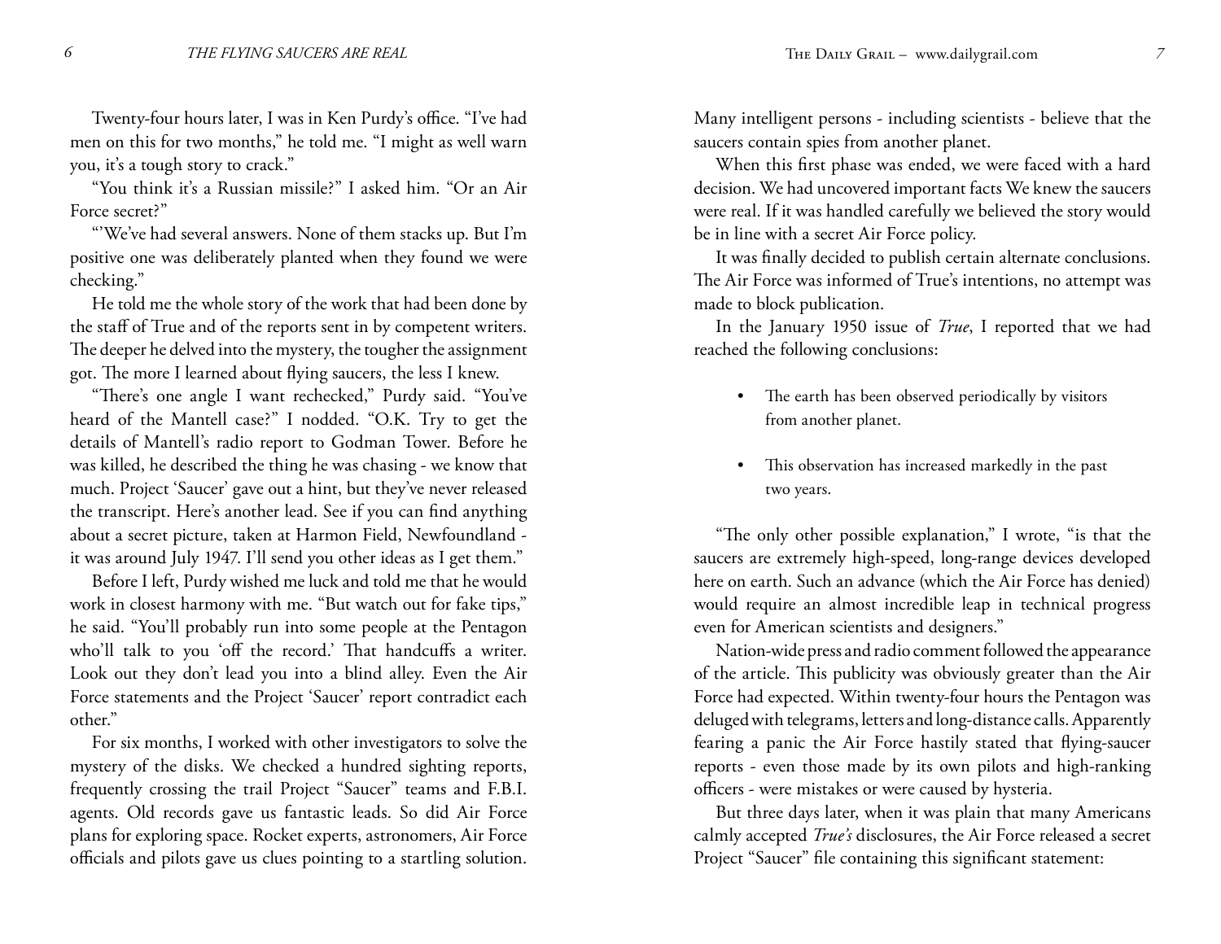Twenty-four hours later, I was in Ken Purdy's office. "I've had men on this for two months," he told me. "I might as well warn you, it's a tough story to crack."

"You think it's a Russian missile?" I asked him. "Or an Air Force secret?"

"'We've had several answers. None of them stacks up. But I'm positive one was deliberately planted when they found we were checking."

He told me the whole story of the work that had been done by the staff of True and of the reports sent in by competent writers. The deeper he delved into the mystery, the tougher the assignment got. The more I learned about flying saucers, the less I knew.

"There's one angle I want rechecked," Purdy said. "You've heard of the Mantell case?" I nodded. "O.K. Try to get the details of Mantell's radio report to Godman Tower. Before he was killed, he described the thing he was chasing - we know that much. Project 'Saucer' gave out a hint, but they've never released the transcript. Here's another lead. See if you can find anything about a secret picture, taken at Harmon Field, Newfoundland - it was around July 1947. I'll send you other ideas as I get them."

Before I left, Purdy wished me luck and told me that he would work in closest harmony with me. "But watch out for fake tips," he said. "You'll probably run into some people at the Pentagon who'll talk to you 'off the record.' That handcuffs a writer. Look out they don't lead you into a blind alley. Even the Air Force statements and the Project 'Saucer' report contradict each other."

For six months, I worked with other investigators to solve the mystery of the disks. We checked a hundred sighting reports, frequently crossing the trail Project "Saucer" teams and F.B.I. agents. Old records gave us fantastic leads. So did Air Force plans for exploring space. Rocket experts, astronomers, Air Force officials and pilots gave us clues pointing to a startling solution. Many intelligent persons - including scientists - believe that the saucers contain spies from another planet.

When this first phase was ended, we were faced with a hard decision. We had uncovered important facts We knew the saucers were real. If it was handled carefully we believed the story would be in line with a secret Air Force policy.

It was finally decided to publish certain alternate conclusions. The Air Force was informed of True's intentions, no attempt was made to block publication.

In the January 1950 issue of *True*, I reported that we had reached the following conclusions:

- The earth has been observed periodically by visitors from another planet.
- This observation has increased markedly in the past two years.

"The only other possible explanation," I wrote, "is that the saucers are extremely high-speed, long-range devices developed here on earth. Such an advance (which the Air Force has denied) would require an almost incredible leap in technical progress even for American scientists and designers."

Nation-wide press and radio comment followed the appearance of the article. This publicity was obviously greater than the Air Force had expected. Within twenty-four hours the Pentagon was deluged with telegrams, letters and long-distance calls. Apparently fearing a panic the Air Force hastily stated that flying-saucer reports - even those made by its own pilots and high-ranking officers - were mistakes or were caused by hysteria.

But three days later, when it was plain that many Americans calmly accepted *True's* disclosures, the Air Force released a secret Project "Saucer" file containing this significant statement: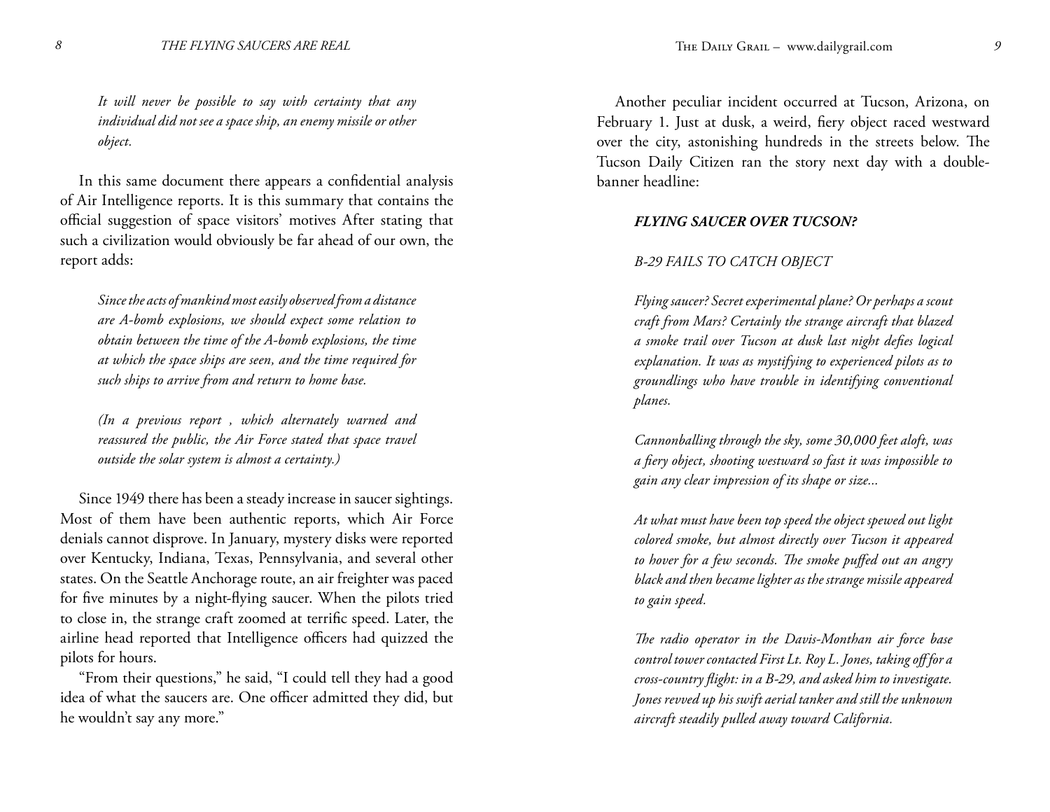*It will never be possible to say with certainty that any individual did not see a space ship, an enemy missile or other object.*

In this same document there appears a confidential analysis of Air Intelligence reports. It is this summary that contains the official suggestion of space visitors' motives After stating that such a civilization would obviously be far ahead of our own, the report adds:

*Since the acts of mankind most easily observed from a distance are A-bomb explosions, we should expect some relation to obtain between the time of the A-bomb explosions, the time at which the space ships are seen, and the time required for such ships to arrive from and return to home base.*

*(In a previous report , which alternately warned and reassured the public, the Air Force stated that space travel outside the solar system is almost a certainty.)*

Since 1949 there has been a steady increase in saucer sightings. Most of them have been authentic reports, which Air Force denials cannot disprove. In January, mystery disks were reported over Kentucky, Indiana, Texas, Pennsylvania, and several other states. On the Seattle Anchorage route, an air freighter was paced for five minutes by a night-flying saucer. When the pilots tried to close in, the strange craft zoomed at terrific speed. Later, the airline head reported that Intelligence officers had quizzed the pilots for hours.

"From their questions," he said, "I could tell they had a good idea of what the saucers are. One officer admitted they did, but he wouldn't say any more."

Another peculiar incident occurred at Tucson, Arizona, on February 1. Just at dusk, a weird, fiery object raced westward over the city, astonishing hundreds in the streets below. The Tucson Daily Citizen ran the story next day with a double-banner headline:

***FLYING SAUCER OVER TUCSON?***

*B-29 FAILS TO CATCH OBJECT*

*Flying saucer? Secret experimental plane? Or perhaps a scout craft from Mars? Certainly the strange aircraft that blazed a smoke trail over Tucson at dusk last night defies logical explanation. It was as mystifying to experienced pilots as to groundlings who have trouble in identifying conventional planes.*

*Cannonballing through the sky, some 30,000 feet aloft, was a fiery object, shooting westward so fast it was impossible to gain any clear impression of its shape or size...*

*At what must have been top speed the object spewed out light colored smoke, but almost directly over Tucson it appeared to hover for a few seconds. The smoke puffed out an angry black and then became lighter as the strange missile appeared to gain speed.*

*The radio operator in the Davis-Monthan air force base control tower contacted First Lt. Roy L. Jones, taking off for a cross-country flight: in a B-29, and asked him to investigate. Jones revved up his swift aerial tanker and still the unknown aircraft steadily pulled away toward California.*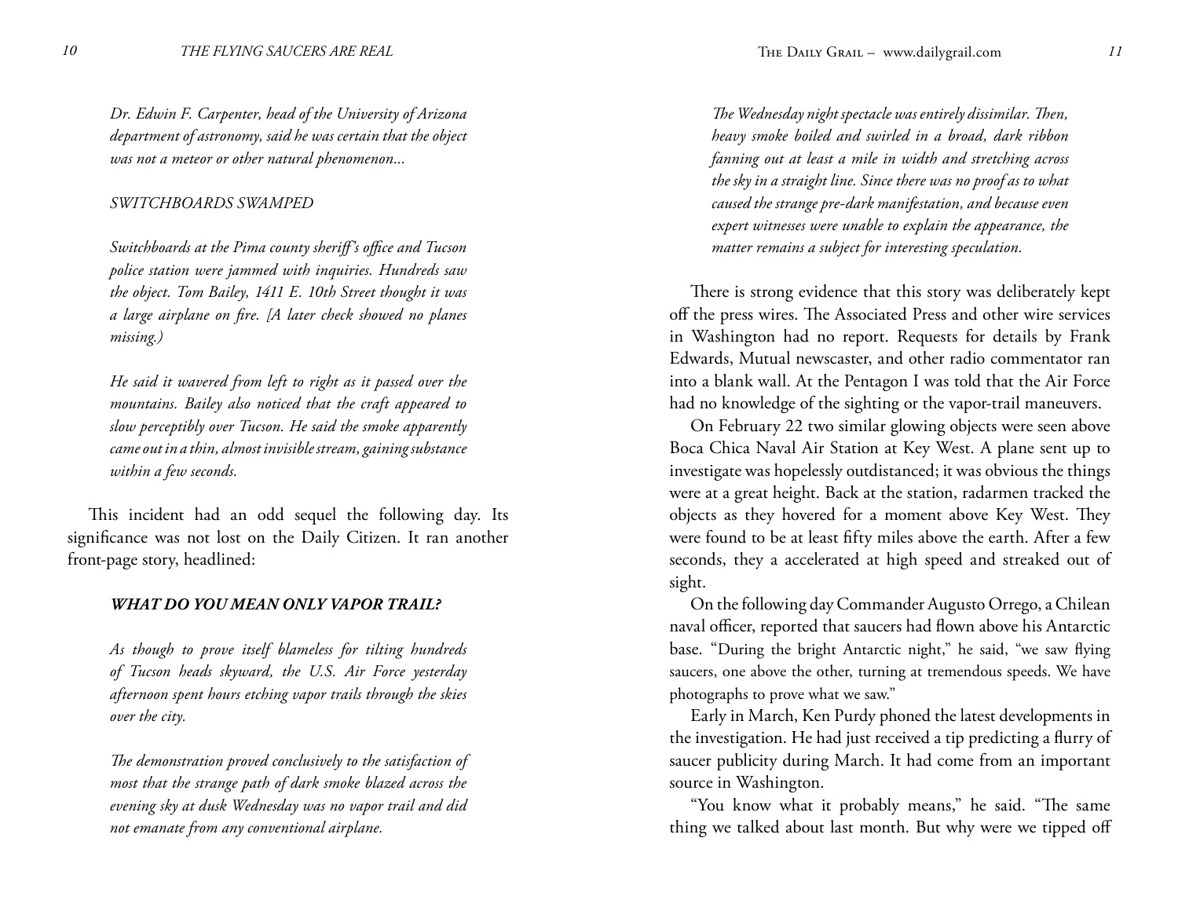*Dr. Edwin F. Carpenter, head of the University of Arizona department of astronomy, said he was certain that the object was not a meteor or other natural phenomenon...*

*SWITCHBOARDS SWAMPED*

*Switchboards at the Pima county sheriff's office and Tucson police station were jammed with inquiries. Hundreds saw the object. Tom Bailey, 1411 E. 10th Street thought it was a large airplane on fire. [A later check showed no planes missing.)*

*He said it wavered from left to right as it passed over the mountains. Bailey also noticed that the craft appeared to slow perceptibly over Tucson. He said the smoke apparently came out in a thin, almost invisible stream, gaining substance within a few seconds.*

This incident had an odd sequel the following day. Its significance was not lost on the Daily Citizen. It ran another front-page story, headlined:

***WHAT DO YOU MEAN ONLY VAPOR TRAIL?***

*As though to prove itself blameless for tilting hundreds of Tucson heads skyward, the U.S. Air Force yesterday afternoon spent hours etching vapor trails through the skies over the city.*

*The demonstration proved conclusively to the satisfaction of most that the strange path of dark smoke blazed across the evening sky at dusk Wednesday was no vapor trail and did not emanate from any conventional airplane.*

*The Wednesday night spectacle was entirely dissimilar. Then, heavy smoke boiled and swirled in a broad, dark ribbon fanning out at least a mile in width and stretching across the sky in a straight line. Since there was no proof as to what caused the strange pre-dark manifestation, and because even expert witnesses were unable to explain the appearance, the matter remains a subject for interesting speculation.*

There is strong evidence that this story was deliberately kept off the press wires. The Associated Press and other wire services in Washington had no report. Requests for details by Frank Edwards, Mutual newscaster, and other radio commentator ran into a blank wall. At the Pentagon I was told that the Air Force had no knowledge of the sighting or the vapor-trail maneuvers.

On February 22 two similar glowing objects were seen above Boca Chica Naval Air Station at Key West. A plane sent up to investigate was hopelessly outdistanced; it was obvious the things were at a great height. Back at the station, radarmen tracked the objects as they hovered for a moment above Key West. They were found to be at least fifty miles above the earth. After a few seconds, they a accelerated at high speed and streaked out of sight.

On the following day Commander Augusto Orrego, a Chilean naval officer, reported that saucers had flown above his Antarctic base. "During the bright Antarctic night," he said, "we saw flying saucers, one above the other, turning at tremendous speeds. We have photographs to prove what we saw."

Early in March, Ken Purdy phoned the latest developments in the investigation. He had just received a tip predicting a flurry of saucer publicity during March. It had come from an important source in Washington.

"You know what it probably means," he said. "The same thing we talked about last month. But why were we tipped off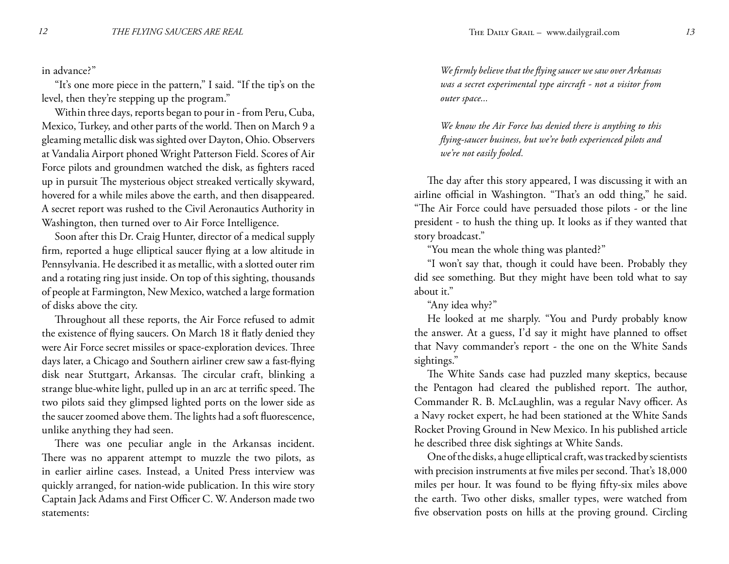in advance?"

"It's one more piece in the pattern," I said. "If the tip's on the level, then they're stepping up the program."

Within three days, reports began to pour in - from Peru, Cuba, Mexico, Turkey, and other parts of the world. Then on March 9 a gleaming metallic disk was sighted over Dayton, Ohio. Observers at Vandalia Airport phoned Wright Patterson Field. Scores of Air Force pilots and groundmen watched the disk, as fighters raced up in pursuit The mysterious object streaked vertically skyward, hovered for a while miles above the earth, and then disappeared. A secret report was rushed to the Civil Aeronautics Authority in Washington, then turned over to Air Force Intelligence.

Soon after this Dr. Craig Hunter, director of a medical supply firm, reported a huge elliptical saucer flying at a low altitude in Pennsylvania. He described it as metallic, with a slotted outer rim and a rotating ring just inside. On top of this sighting, thousands of people at Farmington, New Mexico, watched a large formation of disks above the city.

Throughout all these reports, the Air Force refused to admit the existence of flying saucers. On March 18 it flatly denied they were Air Force secret missiles or space-exploration devices. Three days later, a Chicago and Southern airliner crew saw a fast-flying disk near Stuttgart, Arkansas. The circular craft, blinking a strange blue-white light, pulled up in an arc at terrific speed. The two pilots said they glimpsed lighted ports on the lower side as the saucer zoomed above them. The lights had a soft fluorescence, unlike anything they had seen.

There was one peculiar angle in the Arkansas incident. There was no apparent attempt to muzzle the two pilots, as in earlier airline cases. Instead, a United Press interview was quickly arranged, for nation-wide publication. In this wire story Captain Jack Adams and First Officer C. W. Anderson made two statements:

*We firmly believe that the flying saucer we saw over Arkansas was a secret experimental type aircraft - not a visitor from outer space...*

*We know the Air Force has denied there is anything to this flying-saucer business, but we're both experienced pilots and we're not easily fooled.*

The day after this story appeared, I was discussing it with an airline official in Washington. "That's an odd thing," he said. "The Air Force could have persuaded those pilots - or the line president - to hush the thing up. It looks as if they wanted that story broadcast."

"You mean the whole thing was planted?"

"I won't say that, though it could have been. Probably they did see something. But they might have been told what to say about it."

"Any idea why?"

He looked at me sharply. "You and Purdy probably know the answer. At a guess, I'd say it might have planned to offset that Navy commander's report - the one on the White Sands sightings."

The White Sands case had puzzled many skeptics, because the Pentagon had cleared the published report. The author, Commander R. B. McLaughlin, was a regular Navy officer. As a Navy rocket expert, he had been stationed at the White Sands Rocket Proving Ground in New Mexico. In his published article he described three disk sightings at White Sands.

One of the disks, a huge elliptical craft, was tracked by scientists with precision instruments at five miles per second. That's 18,000 miles per hour. It was found to be flying fifty-six miles above the earth. Two other disks, smaller types, were watched from five observation posts on hills at the proving ground. Circling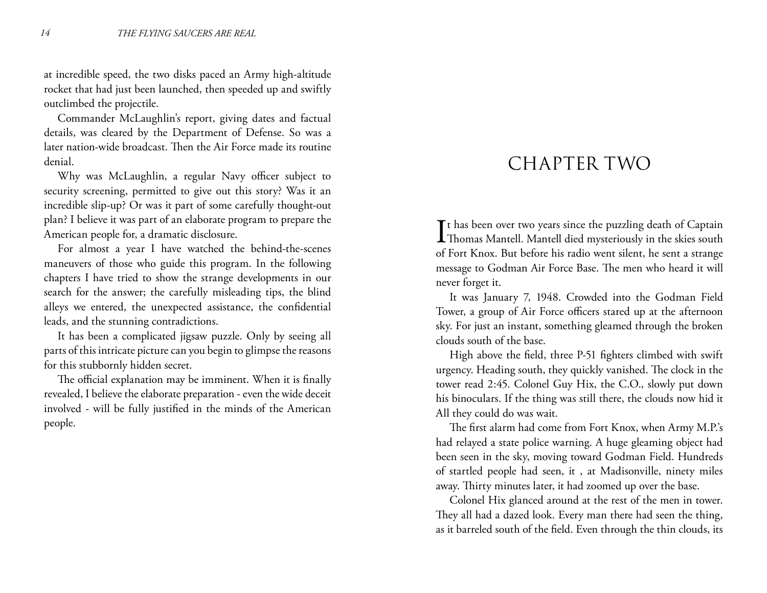at incredible speed, the two disks paced an Army high-altitude rocket that had just been launched, then speeded up and swiftly outclimbed the projectile.

Commander McLaughlin's report, giving dates and factual details, was cleared by the Department of Defense. So was a later nation-wide broadcast. Then the Air Force made its routine denial.

Why was McLaughlin, a regular Navy officer subject to security screening, permitted to give out this story? Was it an incredible slip-up? Or was it part of some carefully thought-out plan? I believe it was part of an elaborate program to prepare the American people for, a dramatic disclosure.

For almost a year I have watched the behind-the-scenes maneuvers of those who guide this program. In the following chapters I have tried to show the strange developments in our search for the answer; the carefully misleading tips, the blind alleys we entered, the unexpected assistance, the confidential leads, and the stunning contradictions.

It has been a complicated jigsaw puzzle. Only by seeing all parts of this intricate picture can you begin to glimpse the reasons for this stubbornly hidden secret.

The official explanation may be imminent. When it is finally revealed, I believe the elaborate preparation - even the wide deceit involved - will be fully justified in the minds of the American people.

# CHAPTER TWO

It has been over two years since the puzzling death of Captain Thomas Mantell. Mantell died mysteriously in the skies south of Fort Knox. But before his radio went silent, he sent a strange message to Godman Air Force Base. The men who heard it will never forget it.

It was January 7, 1948. Crowded into the Godman Field Tower, a group of Air Force officers stared up at the afternoon sky. For just an instant, something gleamed through the broken clouds south of the base.

High above the field, three P-51 fighters climbed with swift urgency. Heading south, they quickly vanished. The clock in the tower read 2:45. Colonel Guy Hix, the C.O., slowly put down his binoculars. If the thing was still there, the clouds now hid it All they could do was wait.

The first alarm had come from Fort Knox, when Army M.P.'s had relayed a state police warning. A huge gleaming object had been seen in the sky, moving toward Godman Field. Hundreds of startled people had seen, it , at Madisonville, ninety miles away. Thirty minutes later, it had zoomed up over the base.

Colonel Hix glanced around at the rest of the men in tower. They all had a dazed look. Every man there had seen the thing, as it barreled south of the field. Even through the thin clouds, its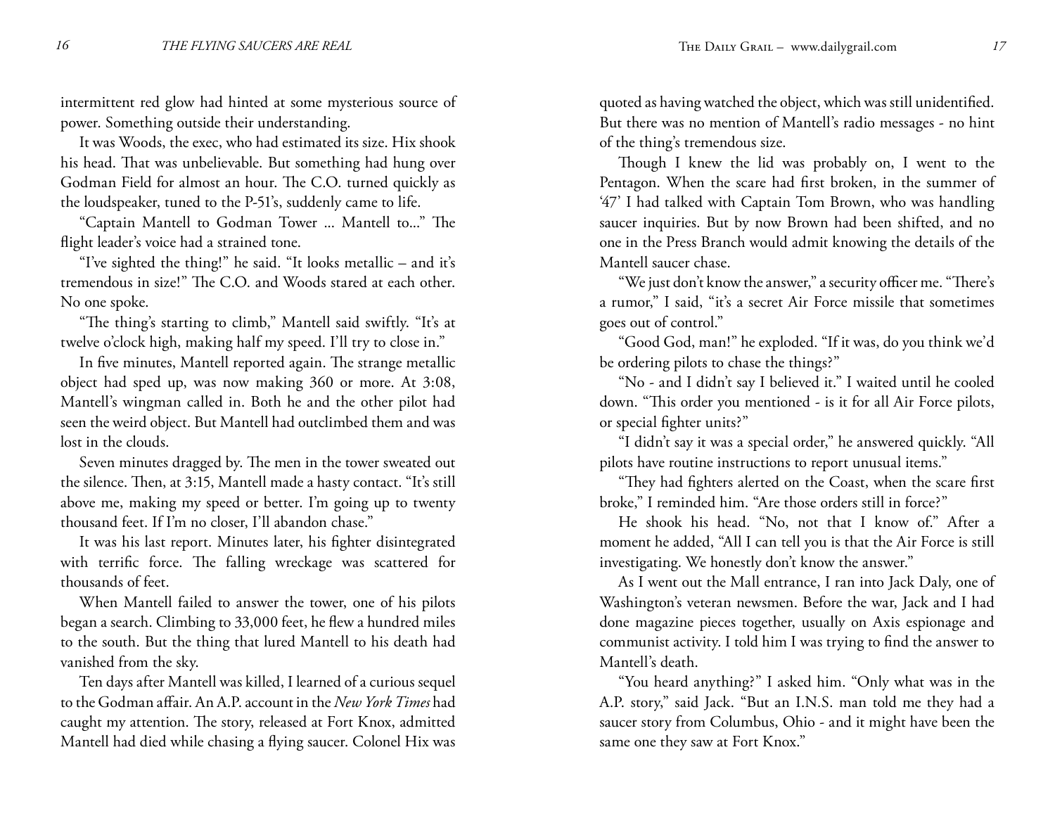intermittent red glow had hinted at some mysterious source of power. Something outside their understanding.

It was Woods, the exec, who had estimated its size. Hix shook his head. That was unbelievable. But something had hung over Godman Field for almost an hour. The C.O. turned quickly as the loudspeaker, tuned to the P-51's, suddenly came to life.

"Captain Mantell to Godman Tower ... Mantell to..." The flight leader's voice had a strained tone.

"I've sighted the thing!" he said. "It looks metallic – and it's tremendous in size!" The C.O. and Woods stared at each other. No one spoke.

"The thing's starting to climb," Mantell said swiftly. "It's at twelve o'clock high, making half my speed. I'll try to close in."

In five minutes, Mantell reported again. The strange metallic object had sped up, was now making 360 or more. At 3:08, Mantell's wingman called in. Both he and the other pilot had seen the weird object. But Mantell had outclimbed them and was lost in the clouds.

Seven minutes dragged by. The men in the tower sweated out the silence. Then, at 3:15, Mantell made a hasty contact. "It's still above me, making my speed or better. I'm going up to twenty thousand feet. If I'm no closer, I'll abandon chase."

It was his last report. Minutes later, his fighter disintegrated with terrific force. The falling wreckage was scattered for thousands of feet.

When Mantell failed to answer the tower, one of his pilots began a search. Climbing to 33,000 feet, he flew a hundred miles to the south. But the thing that lured Mantell to his death had vanished from the sky.

Ten days after Mantell was killed, I learned of a curious sequel to the Godman affair. An A.P. account in the *New York Times* had caught my attention. The story, released at Fort Knox, admitted Mantell had died while chasing a flying saucer. Colonel Hix was quoted as having watched the object, which was still unidentified. But there was no mention of Mantell's radio messages - no hint of the thing's tremendous size.

Though I knew the lid was probably on, I went to the Pentagon. When the scare had first broken, in the summer of '47' I had talked with Captain Tom Brown, who was handling saucer inquiries. But by now Brown had been shifted, and no one in the Press Branch would admit knowing the details of the Mantell saucer chase.

"We just don't know the answer," a security officer me. "There's a rumor," I said, "it's a secret Air Force missile that sometimes goes out of control."

"Good God, man!" he exploded. "If it was, do you think we'd be ordering pilots to chase the things?"

"No - and I didn't say I believed it." I waited until he cooled down. "This order you mentioned - is it for all Air Force pilots, or special fighter units?"

"I didn't say it was a special order," he answered quickly. "All pilots have routine instructions to report unusual items."

"They had fighters alerted on the Coast, when the scare first broke," I reminded him. "Are those orders still in force?"

He shook his head. "No, not that I know of." After a moment he added, "All I can tell you is that the Air Force is still investigating. We honestly don't know the answer."

As I went out the Mall entrance, I ran into Jack Daly, one of Washington's veteran newsmen. Before the war, Jack and I had done magazine pieces together, usually on Axis espionage and communist activity. I told him I was trying to find the answer to Mantell's death.

"You heard anything?" I asked him. "Only what was in the A.P. story," said Jack. "But an I.N.S. man told me they had a saucer story from Columbus, Ohio - and it might have been the same one they saw at Fort Knox."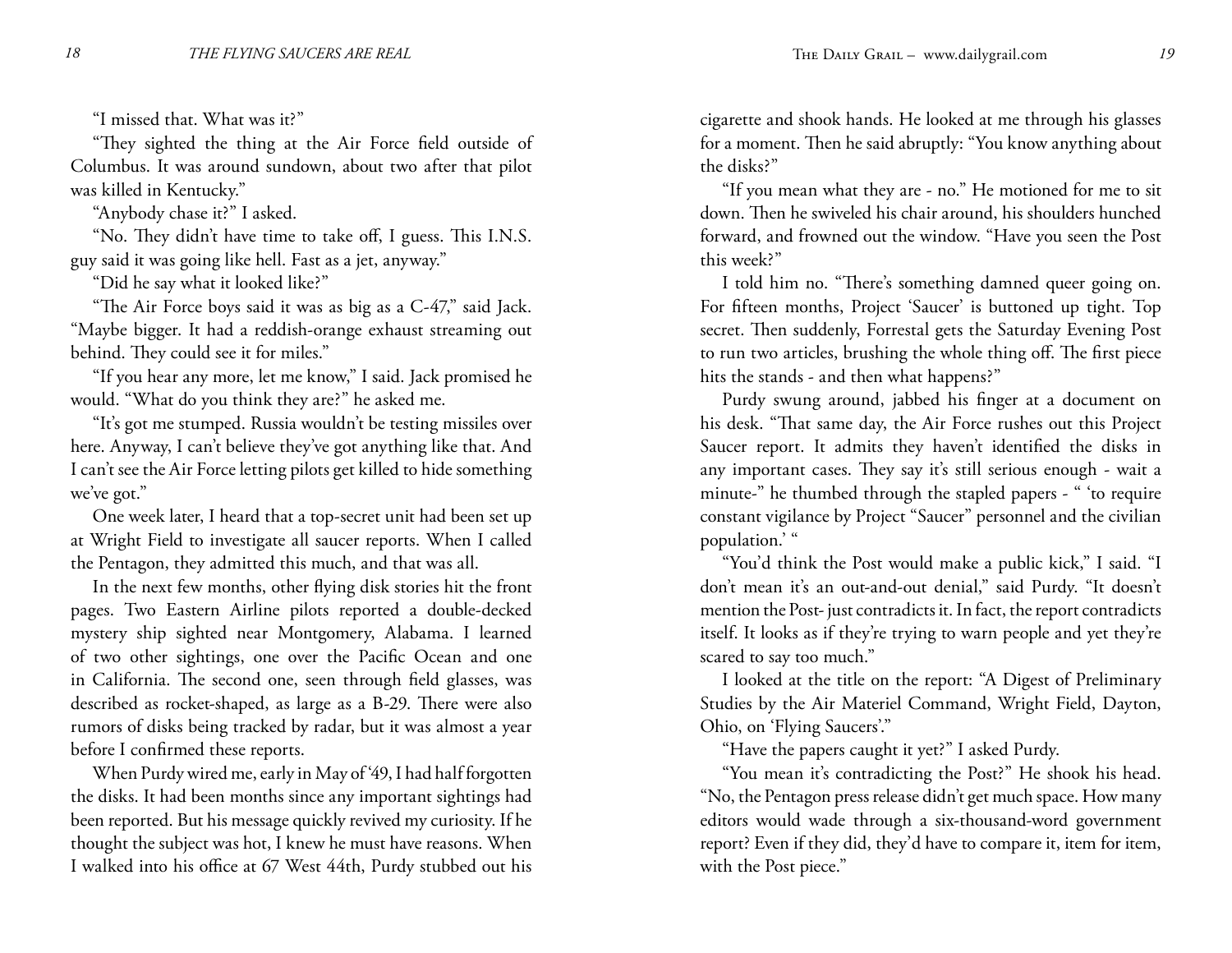"I missed that. What was it?"

"They sighted the thing at the Air Force field outside of Columbus. It was around sundown, about two after that pilot was killed in Kentucky."

"Anybody chase it?" I asked.

"No. They didn't have time to take off, I guess. This I.N.S. guy said it was going like hell. Fast as a jet, anyway."

"Did he say what it looked like?"

"The Air Force boys said it was as big as a C-47," said Jack. "Maybe bigger. It had a reddish-orange exhaust streaming out behind. They could see it for miles."

"If you hear any more, let me know," I said. Jack promised he would. "What do you think they are?" he asked me.

"It's got me stumped. Russia wouldn't be testing missiles over here. Anyway, I can't believe they've got anything like that. And I can't see the Air Force letting pilots get killed to hide something we've got."

One week later, I heard that a top-secret unit had been set up at Wright Field to investigate all saucer reports. When I called the Pentagon, they admitted this much, and that was all.

In the next few months, other flying disk stories hit the front pages. Two Eastern Airline pilots reported a double-decked mystery ship sighted near Montgomery, Alabama. I learned of two other sightings, one over the Pacific Ocean and one in California. The second one, seen through field glasses, was described as rocket-shaped, as large as a B-29. There were also rumors of disks being tracked by radar, but it was almost a year before I confirmed these reports.

When Purdy wired me, early in May of '49, I had half forgotten the disks. It had been months since any important sightings had been reported. But his message quickly revived my curiosity. If he thought the subject was hot, I knew he must have reasons. When I walked into his office at 67 West 44th, Purdy stubbed out his cigarette and shook hands. He looked at me through his glasses for a moment. Then he said abruptly: "You know anything about the disks?"

"If you mean what they are - no." He motioned for me to sit down. Then he swiveled his chair around, his shoulders hunched forward, and frowned out the window. "Have you seen the Post this week?"

I told him no. "There's something damned queer going on. For fifteen months, Project 'Saucer' is buttoned up tight. Top secret. Then suddenly, Forrestal gets the Saturday Evening Post to run two articles, brushing the whole thing off. The first piece hits the stands - and then what happens?"

Purdy swung around, jabbed his finger at a document on his desk. "That same day, the Air Force rushes out this Project Saucer report. It admits they haven't identified the disks in any important cases. They say it's still serious enough - wait a minute-" he thumbed through the stapled papers - " 'to require constant vigilance by Project "Saucer" personnel and the civilian population.' "

"You'd think the Post would make a public kick," I said. "I don't mean it's an out-and-out denial," said Purdy. "It doesn't mention the Post- just contradicts it. In fact, the report contradicts itself. It looks as if they're trying to warn people and yet they're scared to say too much."

I looked at the title on the report: "A Digest of Preliminary Studies by the Air Materiel Command, Wright Field, Dayton, Ohio, on 'Flying Saucers'."

"Have the papers caught it yet?" I asked Purdy.

"You mean it's contradicting the Post?" He shook his head. "No, the Pentagon press release didn't get much space. How many editors would wade through a six-thousand-word government report? Even if they did, they'd have to compare it, item for item, with the Post piece."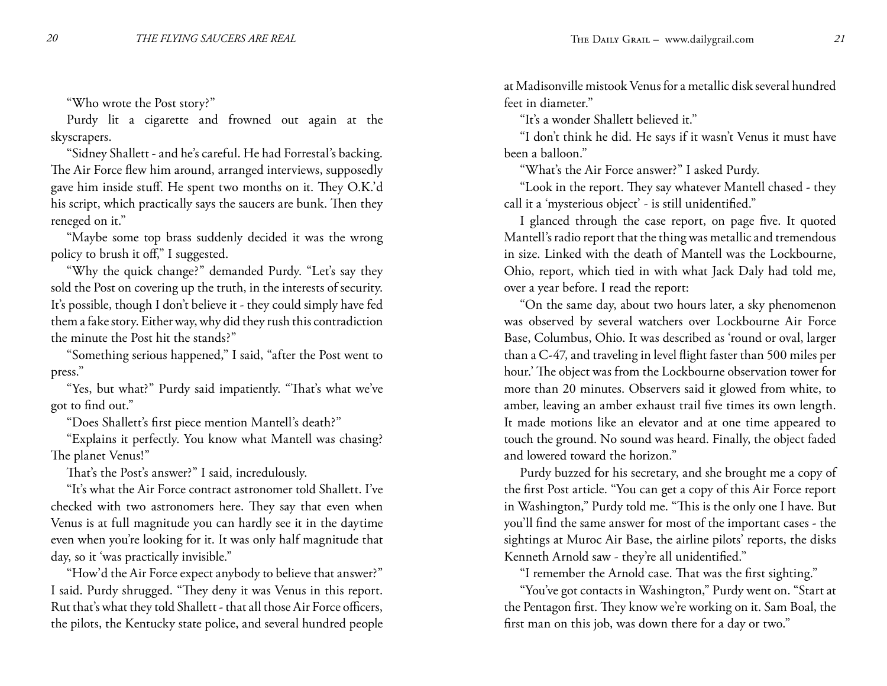"Who wrote the Post story?"

Purdy lit a cigarette and frowned out again at the skyscrapers.

"Sidney Shallett - and he's careful. He had Forrestal's backing. The Air Force flew him around, arranged interviews, supposedly gave him inside stuff. He spent two months on it. They O.K.'d his script, which practically says the saucers are bunk. Then they reneged on it."

"Maybe some top brass suddenly decided it was the wrong policy to brush it off," I suggested.

"Why the quick change?" demanded Purdy. "Let's say they sold the Post on covering up the truth, in the interests of security. It's possible, though I don't believe it - they could simply have fed them a fake story. Either way, why did they rush this contradiction the minute the Post hit the stands?"

"Something serious happened," I said, "after the Post went to press."

"Yes, but what?" Purdy said impatiently. "That's what we've got to find out."

"Does Shallett's first piece mention Mantell's death?"

"Explains it perfectly. You know what Mantell was chasing? The planet Venus!"

That's the Post's answer?" I said, incredulously.

"It's what the Air Force contract astronomer told Shallett. I've checked with two astronomers here. They say that even when Venus is at full magnitude you can hardly see it in the daytime even when you're looking for it. It was only half magnitude that day, so it 'was practically invisible."

"How'd the Air Force expect anybody to believe that answer?" I said. Purdy shrugged. "They deny it was Venus in this report. Rut that's what they told Shallett - that all those Air Force officers, the pilots, the Kentucky state police, and several hundred people at Madisonville mistook Venus for a metallic disk several hundred feet in diameter."

"It's a wonder Shallett believed it."

"I don't think he did. He says if it wasn't Venus it must have been a balloon."

"What's the Air Force answer?" I asked Purdy.

"Look in the report. They say whatever Mantell chased - they call it a 'mysterious object' - is still unidentified."

I glanced through the case report, on page five. It quoted Mantell's radio report that the thing was metallic and tremendous in size. Linked with the death of Mantell was the Lockbourne, Ohio, report, which tied in with what Jack Daly had told me, over a year before. I read the report:

"On the same day, about two hours later, a sky phenomenon was observed by several watchers over Lockbourne Air Force Base, Columbus, Ohio. It was described as 'round or oval, larger than a C-47, and traveling in level flight faster than 500 miles per hour.' The object was from the Lockbourne observation tower for more than 20 minutes. Observers said it glowed from white, to amber, leaving an amber exhaust trail five times its own length. It made motions like an elevator and at one time appeared to touch the ground. No sound was heard. Finally, the object faded and lowered toward the horizon."

Purdy buzzed for his secretary, and she brought me a copy of the first Post article. "You can get a copy of this Air Force report in Washington," Purdy told me. "This is the only one I have. But you'll find the same answer for most of the important cases - the sightings at Muroc Air Base, the airline pilots' reports, the disks Kenneth Arnold saw - they're all unidentified."

"I remember the Arnold case. That was the first sighting."

"You've got contacts in Washington," Purdy went on. "Start at the Pentagon first. They know we're working on it. Sam Boal, the first man on this job, was down there for a day or two."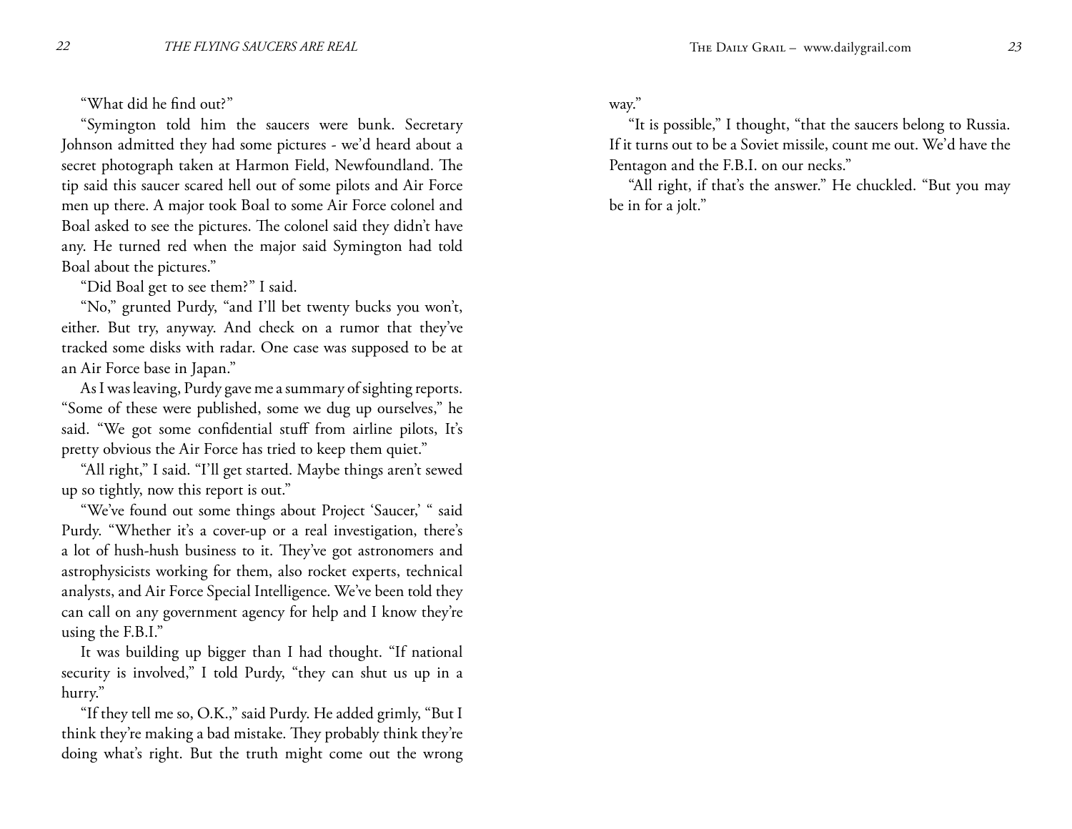"What did he find out?"

"Symington told him the saucers were bunk. Secretary Johnson admitted they had some pictures - we'd heard about a secret photograph taken at Harmon Field, Newfoundland. The tip said this saucer scared hell out of some pilots and Air Force men up there. A major took Boal to some Air Force colonel and Boal asked to see the pictures. The colonel said they didn't have any. He turned red when the major said Symington had told Boal about the pictures."

"Did Boal get to see them?" I said.

"No," grunted Purdy, "and I'll bet twenty bucks you won't, either. But try, anyway. And check on a rumor that they've tracked some disks with radar. One case was supposed to be at an Air Force base in Japan."

As I was leaving, Purdy gave me a summary of sighting reports. "Some of these were published, some we dug up ourselves," he said. "We got some confidential stuff from airline pilots, It's pretty obvious the Air Force has tried to keep them quiet."

"All right," I said. "I'll get started. Maybe things aren't sewed up so tightly, now this report is out."

"We've found out some things about Project 'Saucer,' " said Purdy. "Whether it's a cover-up or a real investigation, there's a lot of hush-hush business to it. They've got astronomers and astrophysicists working for them, also rocket experts, technical analysts, and Air Force Special Intelligence. We've been told they can call on any government agency for help and I know they're using the F.B.I."

It was building up bigger than I had thought. "If national security is involved," I told Purdy, "they can shut us up in a hurry."

"If they tell me so, O.K.," said Purdy. He added grimly, "But I think they're making a bad mistake. They probably think they're doing what's right. But the truth might come out the wrong way."

"It is possible," I thought, "that the saucers belong to Russia. If it turns out to be a Soviet missile, count me out. We'd have the Pentagon and the F.B.I. on our necks."

"All right, if that's the answer." He chuckled. "But you may be in for a jolt."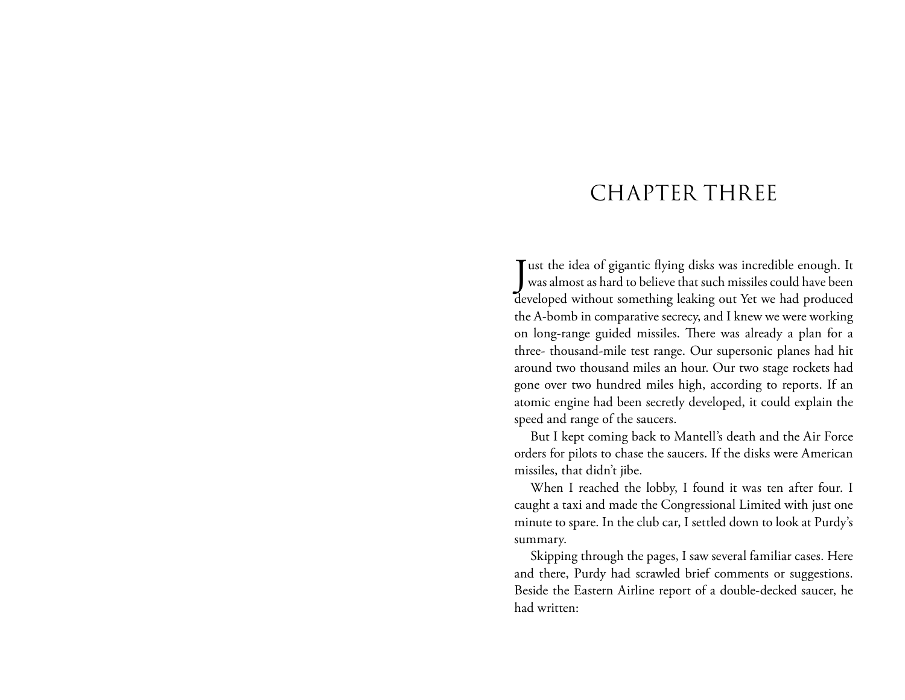# CHAPTER THREE

Just the idea of gigantic flying disks was incredible enough. It was almost as hard to believe that such missiles could have been developed without something leaking out Yet we had produced the A-bomb in comparative secrecy, and I knew we were working on long-range guided missiles. There was already a plan for a three- thousand-mile test range. Our supersonic planes had hit around two thousand miles an hour. Our two stage rockets had gone over two hundred miles high, according to reports. If an atomic engine had been secretly developed, it could explain the speed and range of the saucers.

But I kept coming back to Mantell's death and the Air Force orders for pilots to chase the saucers. If the disks were American missiles, that didn't jibe.

When I reached the lobby, I found it was ten after four. I caught a taxi and made the Congressional Limited with just one minute to spare. In the club car, I settled down to look at Purdy's summary.

Skipping through the pages, I saw several familiar cases. Here and there, Purdy had scrawled brief comments or suggestions. Beside the Eastern Airline report of a double-decked saucer, he had written: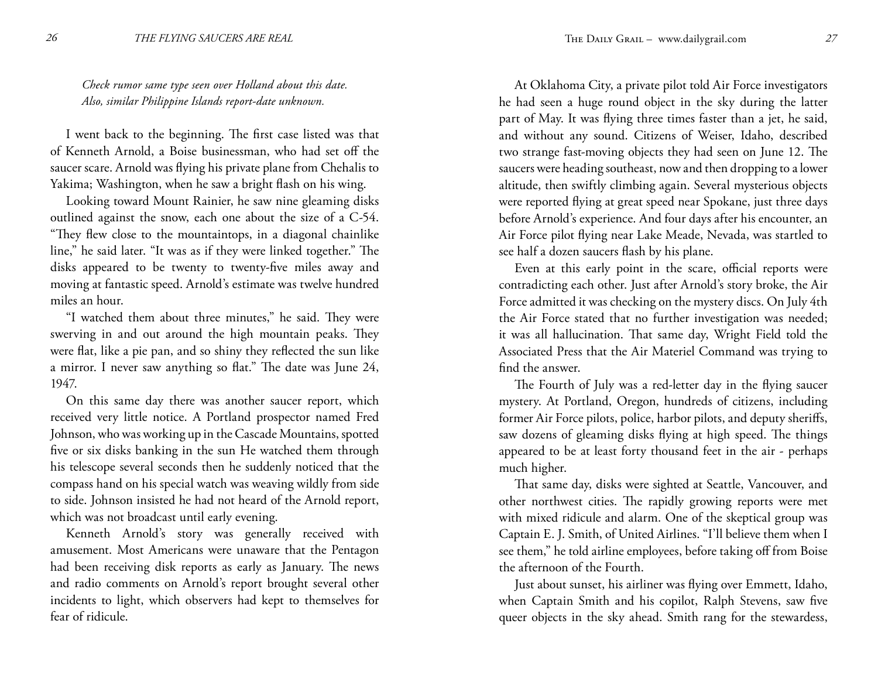*Check rumor same type seen over Holland about this date. Also, similar Philippine Islands report-date unknown.*

I went back to the beginning. The first case listed was that of Kenneth Arnold, a Boise businessman, who had set off the saucer scare. Arnold was flying his private plane from Chehalis to Yakima; Washington, when he saw a bright flash on his wing.

Looking toward Mount Rainier, he saw nine gleaming disks outlined against the snow, each one about the size of a C-54. "They flew close to the mountaintops, in a diagonal chainlike line," he said later. "It was as if they were linked together." The disks appeared to be twenty to twenty-five miles away and moving at fantastic speed. Arnold's estimate was twelve hundred miles an hour.

"I watched them about three minutes," he said. They were swerving in and out around the high mountain peaks. They were flat, like a pie pan, and so shiny they reflected the sun like a mirror. I never saw anything so flat." The date was June 24, 1947.

On this same day there was another saucer report, which received very little notice. A Portland prospector named Fred Johnson, who was working up in the Cascade Mountains, spotted five or six disks banking in the sun He watched them through his telescope several seconds then he suddenly noticed that the compass hand on his special watch was weaving wildly from side to side. Johnson insisted he had not heard of the Arnold report, which was not broadcast until early evening.

Kenneth Arnold's story was generally received with amusement. Most Americans were unaware that the Pentagon had been receiving disk reports as early as January. The news and radio comments on Arnold's report brought several other incidents to light, which observers had kept to themselves for fear of ridicule.

At Oklahoma City, a private pilot told Air Force investigators he had seen a huge round object in the sky during the latter part of May. It was flying three times faster than a jet, he said, and without any sound. Citizens of Weiser, Idaho, described two strange fast-moving objects they had seen on June 12. The saucers were heading southeast, now and then dropping to a lower altitude, then swiftly climbing again. Several mysterious objects were reported flying at great speed near Spokane, just three days before Arnold's experience. And four days after his encounter, an Air Force pilot flying near Lake Meade, Nevada, was startled to see half a dozen saucers flash by his plane.

Even at this early point in the scare, official reports were contradicting each other. Just after Arnold's story broke, the Air Force admitted it was checking on the mystery discs. On July 4th the Air Force stated that no further investigation was needed; it was all hallucination. That same day, Wright Field told the Associated Press that the Air Materiel Command was trying to find the answer.

The Fourth of July was a red-letter day in the flying saucer mystery. At Portland, Oregon, hundreds of citizens, including former Air Force pilots, police, harbor pilots, and deputy sheriffs, saw dozens of gleaming disks flying at high speed. The things appeared to be at least forty thousand feet in the air - perhaps much higher.

That same day, disks were sighted at Seattle, Vancouver, and other northwest cities. The rapidly growing reports were met with mixed ridicule and alarm. One of the skeptical group was Captain E. J. Smith, of United Airlines. "I'll believe them when I see them," he told airline employees, before taking off from Boise the afternoon of the Fourth.

Just about sunset, his airliner was flying over Emmett, Idaho, when Captain Smith and his copilot, Ralph Stevens, saw five queer objects in the sky ahead. Smith rang for the stewardess,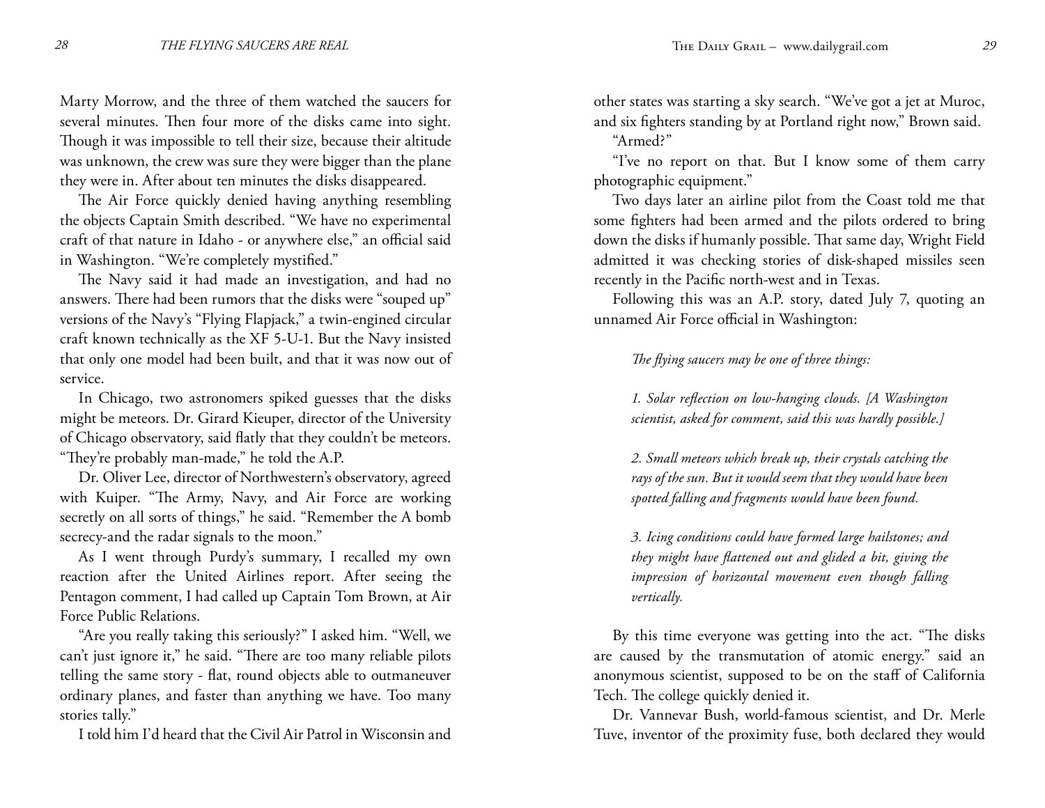Marty Morrow, and the three of them watched the saucers for several minutes. Then four more of the disks came into sight. Though it was impossible to tell their size, because their altitude was unknown, the crew was sure they were bigger than the plane they were in. After about ten minutes the disks disappeared.

The Air Force quickly denied having anything resembling the objects Captain Smith described. "We have no experimental craft of that nature in Idaho - or anywhere else," an official said in Washington. "We're completely mystified."

The Navy said it had made an investigation, and had no answers. There had been rumors that the disks were "souped up" versions of the Navy's "Flying Flapjack," a twin-engined circular craft known technically as the XF 5-U-1. But the Navy insisted that only one model had been built, and that it was now out of service.

In Chicago, two astronomers spiked guesses that the disks might be meteors. Dr. Girard Kieuper, director of the University of Chicago observatory, said flatly that they couldn't be meteors. "They're probably man-made," he told the A.P.

Dr. Oliver Lee, director of Northwestern's observatory, agreed with Kuiper. "The Army, Navy, and Air Force are working secretly on all sorts of things," he said. "Remember the A bomb secrecy-and the radar signals to the moon."

As I went through Purdy's summary, I recalled my own reaction after the United Airlines report. After seeing the Pentagon comment, I had called up Captain Tom Brown, at Air Force Public Relations.

"Are you really taking this seriously?" I asked him. "Well, we can't just ignore it," he said. "There are too many reliable pilots telling the same story - flat, round objects able to outmaneuver ordinary planes, and faster than anything we have. Too many stories tally."

I told him I'd heard that the Civil Air Patrol in Wisconsin and other states was starting a sky search. "We've got a jet at Muroc, and six fighters standing by at Portland right now," Brown said.

"Armed?"

"I've no report on that. But I know some of them carry photographic equipment."

Two days later an airline pilot from the Coast told me that some fighters had been armed and the pilots ordered to bring down the disks if humanly possible. That same day, Wright Field admitted it was checking stories of disk-shaped missiles seen recently in the Pacific north-west and in Texas.

Following this was an A.P. story, dated July 7, quoting an unnamed Air Force official in Washington:

> *The flying saucers may be one of three things:*
>
> *1. Solar reflection on low-hanging clouds. [A Washington scientist, asked for comment, said this was hardly possible.]*
>
> *2. Small meteors which break up, their crystals catching the rays of the sun. But it would seem that they would have been spotted falling and fragments would have been found.*
>
> *3. Icing conditions could have formed large hailstones; and they might have flattened out and glided a bit, giving the impression of horizontal movement even though falling vertically.*

By this time everyone was getting into the act. "The disks are caused by the transmutation of atomic energy." said an anonymous scientist, supposed to be on the staff of California Tech. The college quickly denied it.

Dr. Vannevar Bush, world-famous scientist, and Dr. Merle Tuve, inventor of the proximity fuse, both declared they would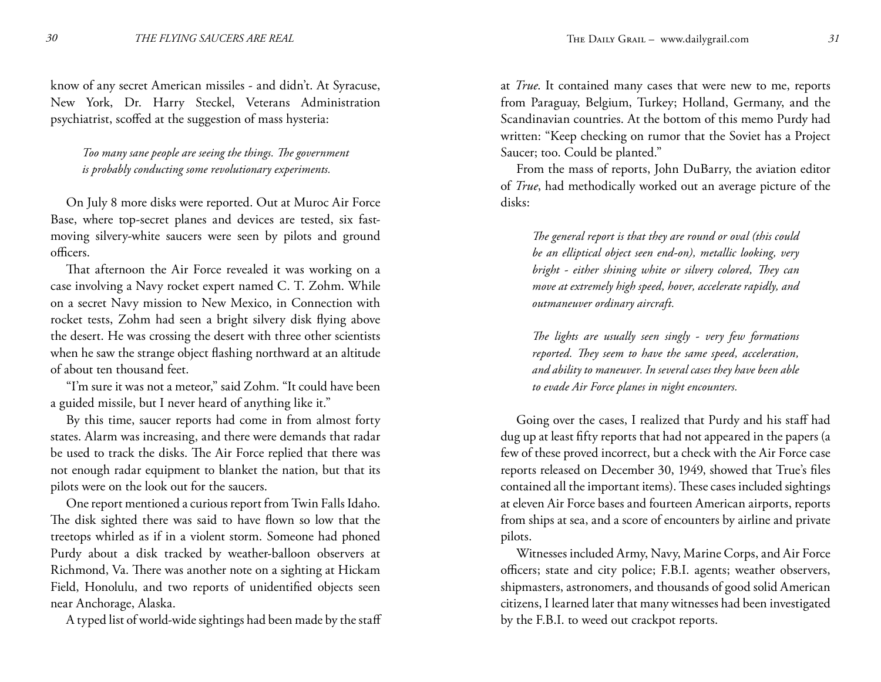know of any secret American missiles - and didn't. At Syracuse, New York, Dr. Harry Steckel, Veterans Administration psychiatrist, scoffed at the suggestion of mass hysteria:

> *Too many sane people are seeing the things. The government is probably conducting some revolutionary experiments.*

On July 8 more disks were reported. Out at Muroc Air Force Base, where top-secret planes and devices are tested, six fast-moving silvery-white saucers were seen by pilots and ground officers.

That afternoon the Air Force revealed it was working on a case involving a Navy rocket expert named C. T. Zohm. While on a secret Navy mission to New Mexico, in Connection with rocket tests, Zohm had seen a bright silvery disk flying above the desert. He was crossing the desert with three other scientists when he saw the strange object flashing northward at an altitude of about ten thousand feet.

"I'm sure it was not a meteor," said Zohm. "It could have been a guided missile, but I never heard of anything like it."

By this time, saucer reports had come in from almost forty states. Alarm was increasing, and there were demands that radar be used to track the disks. The Air Force replied that there was not enough radar equipment to blanket the nation, but that its pilots were on the look out for the saucers.

One report mentioned a curious report from Twin Falls Idaho. The disk sighted there was said to have flown so low that the treetops whirled as if in a violent storm. Someone had phoned Purdy about a disk tracked by weather-balloon observers at Richmond, Va. There was another note on a sighting at Hickam Field, Honolulu, and two reports of unidentified objects seen near Anchorage, Alaska.

A typed list of world-wide sightings had been made by the staff at *True*. It contained many cases that were new to me, reports from Paraguay, Belgium, Turkey; Holland, Germany, and the Scandinavian countries. At the bottom of this memo Purdy had written: "Keep checking on rumor that the Soviet has a Project Saucer; too. Could be planted."

From the mass of reports, John DuBarry, the aviation editor of *True*, had methodically worked out an average picture of the disks:

> *The general report is that they are round or oval (this could be an elliptical object seen end-on), metallic looking, very bright - either shining white or silvery colored, They can move at extremely high speed, hover, accelerate rapidly, and outmaneuver ordinary aircraft.*
>
> *The lights are usually seen singly - very few formations reported. They seem to have the same speed, acceleration, and ability to maneuver. In several cases they have been able to evade Air Force planes in night encounters.*

Going over the cases, I realized that Purdy and his staff had dug up at least fifty reports that had not appeared in the papers (a few of these proved incorrect, but a check with the Air Force case reports released on December 30, 1949, showed that True's files contained all the important items). These cases included sightings at eleven Air Force bases and fourteen American airports, reports from ships at sea, and a score of encounters by airline and private pilots.

Witnesses included Army, Navy, Marine Corps, and Air Force officers; state and city police; F.B.I. agents; weather observers, shipmasters, astronomers, and thousands of good solid American citizens, I learned later that many witnesses had been investigated by the F.B.I. to weed out crackpot reports.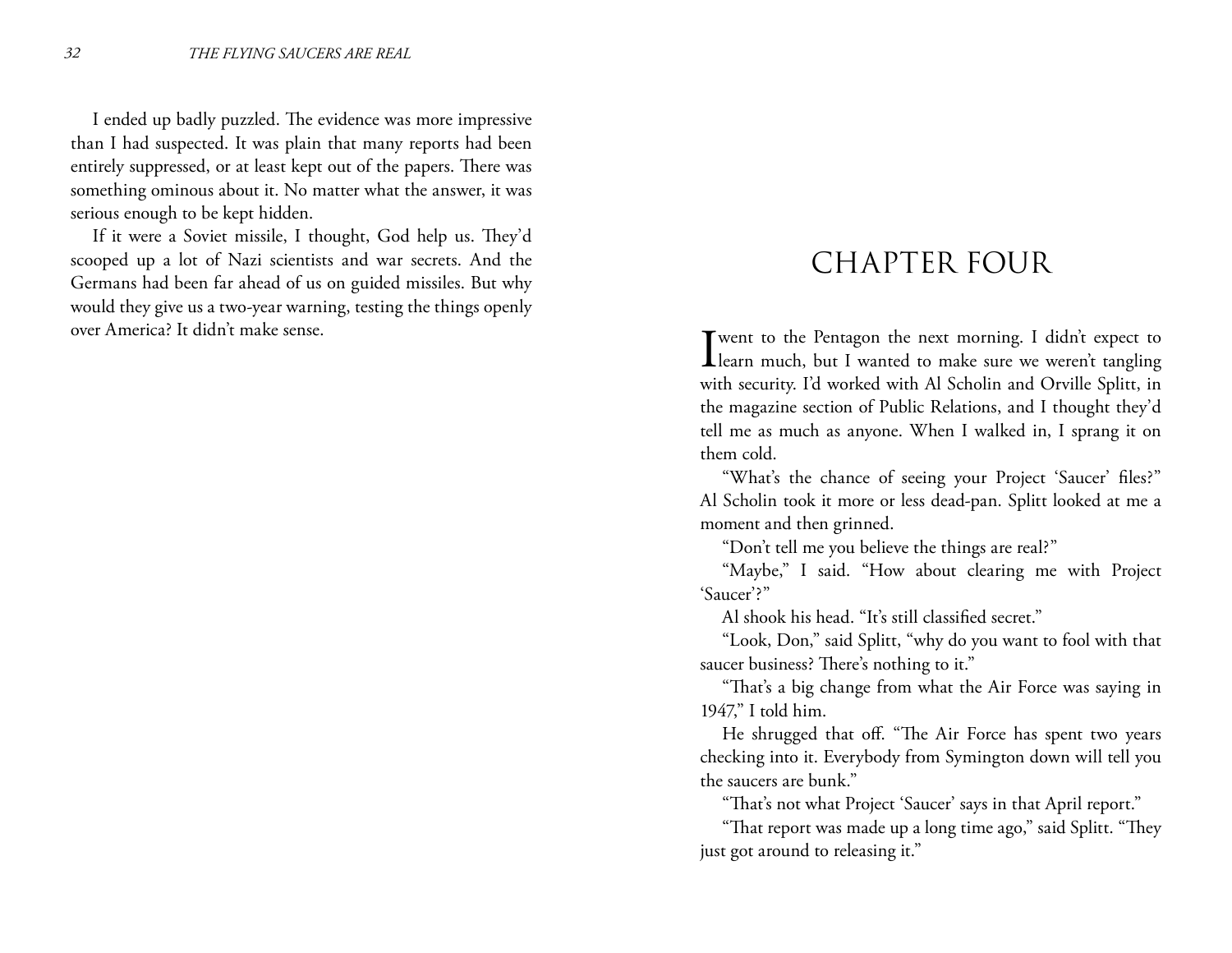I ended up badly puzzled. The evidence was more impressive than I had suspected. It was plain that many reports had been entirely suppressed, or at least kept out of the papers. There was something ominous about it. No matter what the answer, it was serious enough to be kept hidden.

If it were a Soviet missile, I thought, God help us. They'd scooped up a lot of Nazi scientists and war secrets. And the Germans had been far ahead of us on guided missiles. But why would they give us a two-year warning, testing the things openly over America? It didn't make sense.

# CHAPTER FOUR

I went to the Pentagon the next morning. I didn't expect to learn much, but I wanted to make sure we weren't tangling with security. I'd worked with Al Scholin and Orville Splitt, in the magazine section of Public Relations, and I thought they'd tell me as much as anyone. When I walked in, I sprang it on them cold.

"What's the chance of seeing your Project 'Saucer' files?" Al Scholin took it more or less dead-pan. Splitt looked at me a moment and then grinned.

"Don't tell me you believe the things are real?"

"Maybe," I said. "How about clearing me with Project 'Saucer'?"

Al shook his head. "It's still classified secret."

"Look, Don," said Splitt, "why do you want to fool with that saucer business? There's nothing to it."

"That's a big change from what the Air Force was saying in 1947," I told him.

He shrugged that off. "The Air Force has spent two years checking into it. Everybody from Symington down will tell you the saucers are bunk."

"That's not what Project 'Saucer' says in that April report."

"That report was made up a long time ago," said Splitt. "They just got around to releasing it."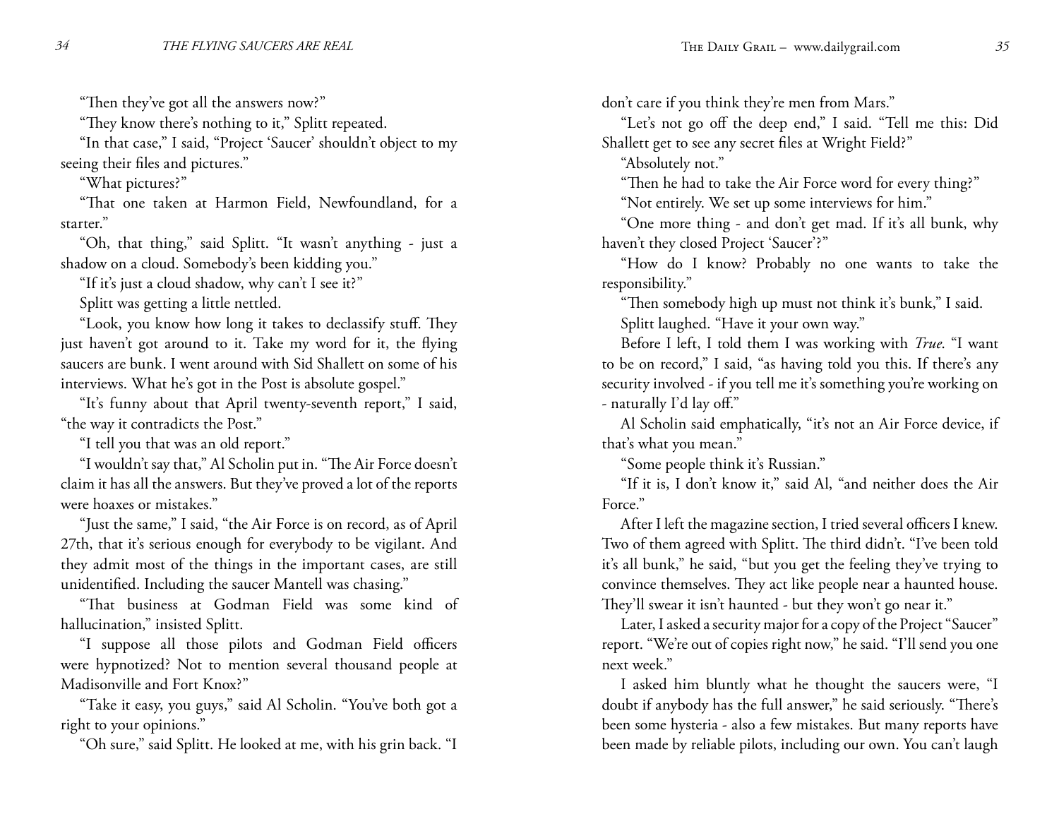"Then they've got all the answers now?"

"They know there's nothing to it," Splitt repeated.

"In that case," I said, "Project 'Saucer' shouldn't object to my seeing their files and pictures."

"What pictures?"

"That one taken at Harmon Field, Newfoundland, for a starter."

"Oh, that thing," said Splitt. "It wasn't anything - just a shadow on a cloud. Somebody's been kidding you."

"If it's just a cloud shadow, why can't I see it?"

Splitt was getting a little nettled.

"Look, you know how long it takes to declassify stuff. They just haven't got around to it. Take my word for it, the flying saucers are bunk. I went around with Sid Shallett on some of his interviews. What he's got in the Post is absolute gospel."

"It's funny about that April twenty-seventh report," I said, "the way it contradicts the Post."

"I tell you that was an old report."

"I wouldn't say that," Al Scholin put in. "The Air Force doesn't claim it has all the answers. But they've proved a lot of the reports were hoaxes or mistakes."

"Just the same," I said, "the Air Force is on record, as of April 27th, that it's serious enough for everybody to be vigilant. And they admit most of the things in the important cases, are still unidentified. Including the saucer Mantell was chasing."

"That business at Godman Field was some kind of hallucination," insisted Splitt.

"I suppose all those pilots and Godman Field officers were hypnotized? Not to mention several thousand people at Madisonville and Fort Knox?"

"Take it easy, you guys," said Al Scholin. "You've both got a right to your opinions."

"Oh sure," said Splitt. He looked at me, with his grin back. "I don't care if you think they're men from Mars."

"Let's not go off the deep end," I said. "Tell me this: Did Shallett get to see any secret files at Wright Field?"

"Absolutely not."

"Then he had to take the Air Force word for every thing?"

"Not entirely. We set up some interviews for him."

"One more thing - and don't get mad. If it's all bunk, why haven't they closed Project 'Saucer'?"

"How do I know? Probably no one wants to take the responsibility."

"Then somebody high up must not think it's bunk," I said.

Splitt laughed. "Have it your own way."

Before I left, I told them I was working with *True*. "I want to be on record," I said, "as having told you this. If there's any security involved - if you tell me it's something you're working on - naturally I'd lay off."

Al Scholin said emphatically, "it's not an Air Force device, if that's what you mean."

"Some people think it's Russian."

"If it is, I don't know it," said Al, "and neither does the Air Force."

After I left the magazine section, I tried several officers I knew. Two of them agreed with Splitt. The third didn't. "I've been told it's all bunk," he said, "but you get the feeling they've trying to convince themselves. They act like people near a haunted house. They'll swear it isn't haunted - but they won't go near it."

Later, I asked a security major for a copy of the Project "Saucer" report. "We're out of copies right now," he said. "I'll send you one next week."

I asked him bluntly what he thought the saucers were, "I doubt if anybody has the full answer," he said seriously. "There's been some hysteria - also a few mistakes. But many reports have been made by reliable pilots, including our own. You can't laugh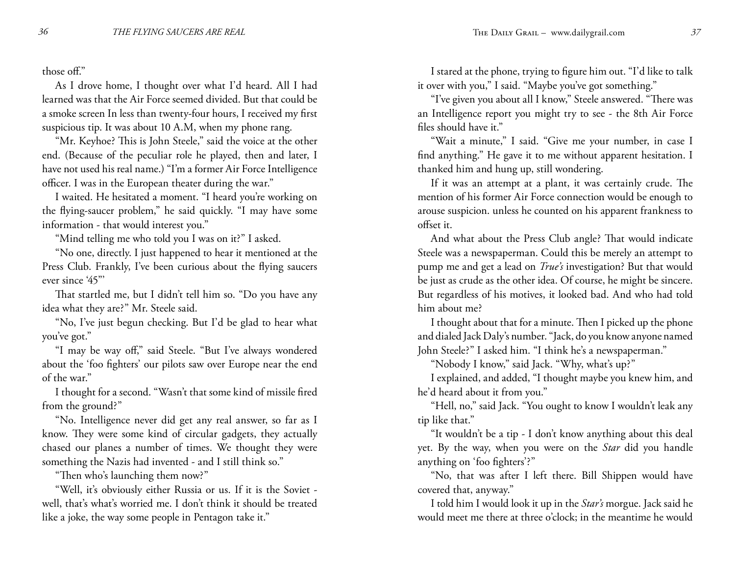those off."

As I drove home, I thought over what I'd heard. All I had learned was that the Air Force seemed divided. But that could be a smoke screen In less than twenty-four hours, I received my first suspicious tip. It was about 10 A.M, when my phone rang.

"Mr. Keyhoe? This is John Steele," said the voice at the other end. (Because of the peculiar role he played, then and later, I have not used his real name.) "I'm a former Air Force Intelligence officer. I was in the European theater during the war."

I waited. He hesitated a moment. "I heard you're working on the flying-saucer problem," he said quickly. "I may have some information - that would interest you."

"Mind telling me who told you I was on it?" I asked.

"No one, directly. I just happened to hear it mentioned at the Press Club. Frankly, I've been curious about the flying saucers ever since '45'"

That startled me, but I didn't tell him so. "Do you have any idea what they are?" Mr. Steele said.

"No, I've just begun checking. But I'd be glad to hear what you've got."

"I may be way off," said Steele. "But I've always wondered about the 'foo fighters' our pilots saw over Europe near the end of the war."

I thought for a second. "Wasn't that some kind of missile fired from the ground?"

"No. Intelligence never did get any real answer, so far as I know. They were some kind of circular gadgets, they actually chased our planes a number of times. We thought they were something the Nazis had invented - and I still think so."

"Then who's launching them now?"

"Well, it's obviously either Russia or us. If it is the Soviet - well, that's what's worried me. I don't think it should be treated like a joke, the way some people in Pentagon take it."

I stared at the phone, trying to figure him out. "I'd like to talk it over with you," I said. "Maybe you've got something."

"I've given you about all I know," Steele answered. "There was an Intelligence report you might try to see - the 8th Air Force files should have it."

"Wait a minute," I said. "Give me your number, in case I find anything." He gave it to me without apparent hesitation. I thanked him and hung up, still wondering.

If it was an attempt at a plant, it was certainly crude. The mention of his former Air Force connection would be enough to arouse suspicion. unless he counted on his apparent frankness to offset it.

And what about the Press Club angle? That would indicate Steele was a newspaperman. Could this be merely an attempt to pump me and get a lead on *True's* investigation? But that would be just as crude as the other idea. Of course, he might be sincere. But regardless of his motives, it looked bad. And who had told him about me?

I thought about that for a minute. Then I picked up the phone and dialed Jack Daly's number. "Jack, do you know anyone named John Steele?" I asked him. "I think he's a newspaperman."

"Nobody I know," said Jack. "Why, what's up?"

I explained, and added, "I thought maybe you knew him, and he'd heard about it from you."

"Hell, no," said Jack. "You ought to know I wouldn't leak any tip like that."

"It wouldn't be a tip - I don't know anything about this deal yet. By the way, when you were on the *Star* did you handle anything on 'foo fighters'?"

"No, that was after I left there. Bill Shippen would have covered that, anyway."

I told him I would look it up in the *Star's* morgue. Jack said he would meet me there at three o'clock; in the meantime he would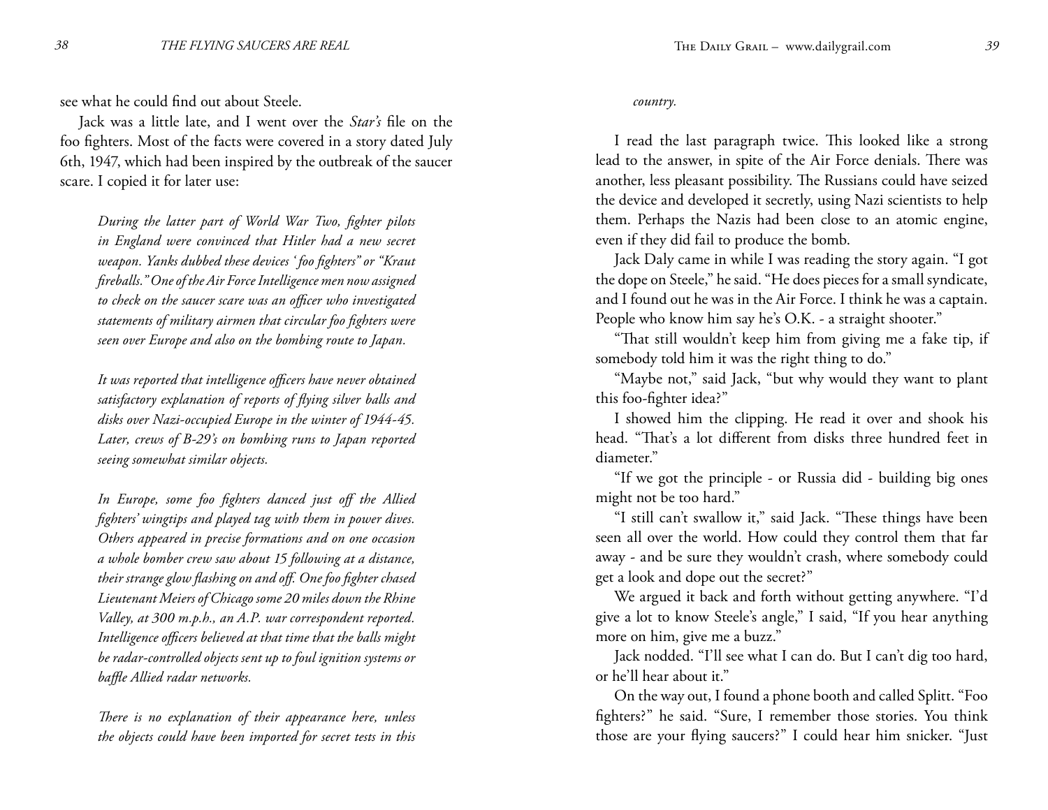see what he could find out about Steele.

Jack was a little late, and I went over the *Star's* file on the foo fighters. Most of the facts were covered in a story dated July 6th, 1947, which had been inspired by the outbreak of the saucer scare. I copied it for later use:

> *During the latter part of World War Two, fighter pilots in England were convinced that Hitler had a new secret weapon. Yanks dubbed these devices 'foo fighters" or "Kraut fireballs." One of the Air Force Intelligence men now assigned to check on the saucer scare was an officer who investigated statements of military airmen that circular foo fighters were seen over Europe and also on the bombing route to Japan.*
>
> *It was reported that intelligence officers have never obtained satisfactory explanation of reports of flying silver balls and disks over Nazi-occupied Europe in the winter of 1944-45. Later, crews of B-29's on bombing runs to Japan reported seeing somewhat similar objects.*
>
> *In Europe, some foo fighters danced just off the Allied fighters' wingtips and played tag with them in power dives. Others appeared in precise formations and on one occasion a whole bomber crew saw about 15 following at a distance, their strange glow flashing on and off. One foo fighter chased Lieutenant Meiers of Chicago some 20 miles down the Rhine Valley, at 300 m.p.h., an A.P. war correspondent reported. Intelligence officers believed at that time that the balls might be radar-controlled objects sent up to foul ignition systems or baffle Allied radar networks.*
>
> *There is no explanation of their appearance here, unless the objects could have been imported for secret tests in this country.*

I read the last paragraph twice. This looked like a strong lead to the answer, in spite of the Air Force denials. There was another, less pleasant possibility. The Russians could have seized the device and developed it secretly, using Nazi scientists to help them. Perhaps the Nazis had been close to an atomic engine, even if they did fail to produce the bomb.

Jack Daly came in while I was reading the story again. "I got the dope on Steele," he said. "He does pieces for a small syndicate, and I found out he was in the Air Force. I think he was a captain. People who know him say he's O.K. - a straight shooter."

"That still wouldn't keep him from giving me a fake tip, if somebody told him it was the right thing to do."

"Maybe not," said Jack, "but why would they want to plant this foo-fighter idea?"

I showed him the clipping. He read it over and shook his head. "That's a lot different from disks three hundred feet in diameter."

"If we got the principle - or Russia did - building big ones might not be too hard."

"I still can't swallow it," said Jack. "These things have been seen all over the world. How could they control them that far away - and be sure they wouldn't crash, where somebody could get a look and dope out the secret?"

We argued it back and forth without getting anywhere. "I'd give a lot to know Steele's angle," I said, "If you hear anything more on him, give me a buzz."

Jack nodded. "I'll see what I can do. But I can't dig too hard, or he'll hear about it."

On the way out, I found a phone booth and called Splitt. "Foo fighters?" he said. "Sure, I remember those stories. You think those are your flying saucers?" I could hear him snicker. "Just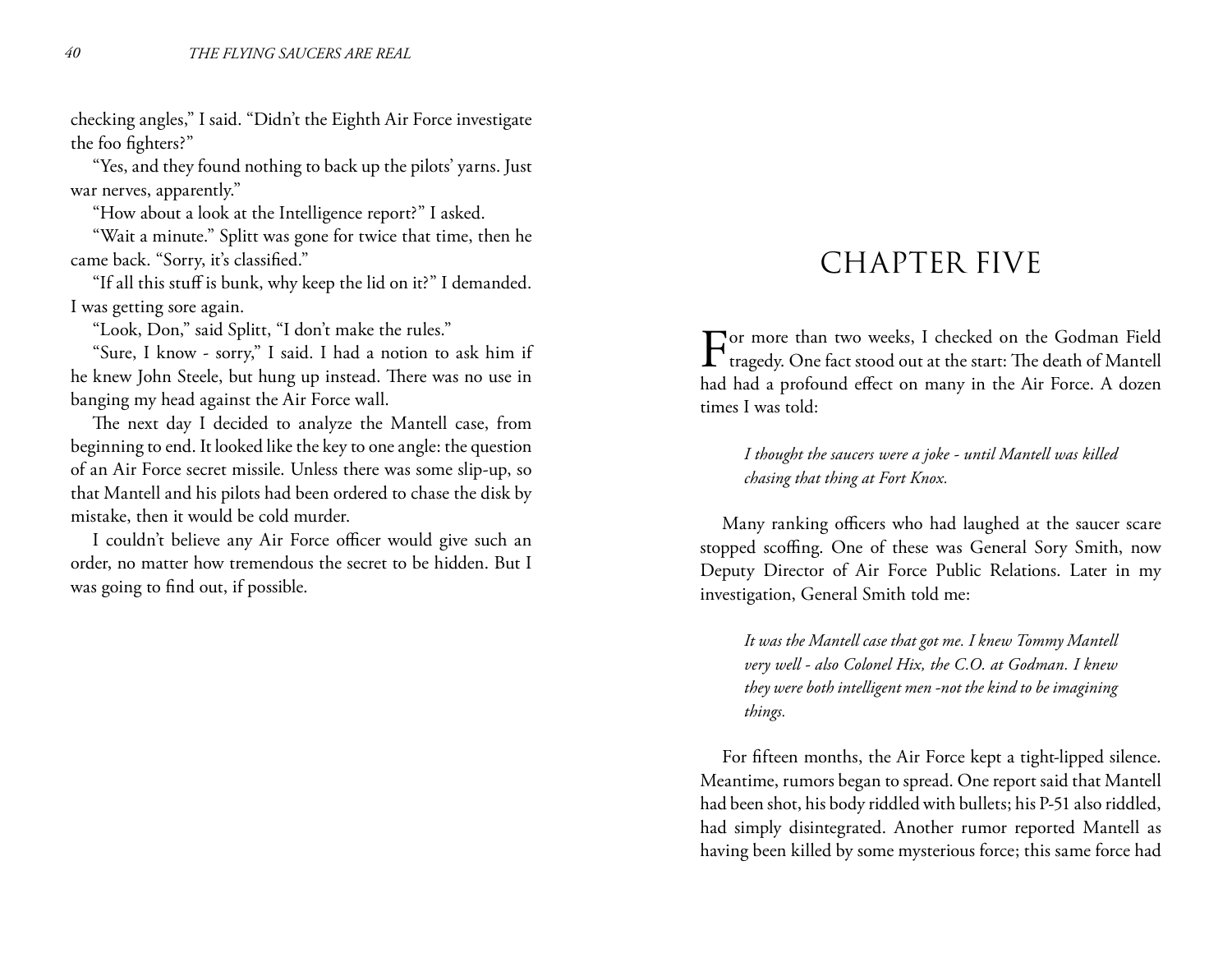checking angles," I said. "Didn't the Eighth Air Force investigate the foo fighters?"

"Yes, and they found nothing to back up the pilots' yarns. Just war nerves, apparently."

"How about a look at the Intelligence report?" I asked.

"Wait a minute." Splitt was gone for twice that time, then he came back. "Sorry, it's classified."

"If all this stuff is bunk, why keep the lid on it?" I demanded. I was getting sore again.

"Look, Don," said Splitt, "I don't make the rules."

"Sure, I know - sorry," I said. I had a notion to ask him if he knew John Steele, but hung up instead. There was no use in banging my head against the Air Force wall.

The next day I decided to analyze the Mantell case, from beginning to end. It looked like the key to one angle: the question of an Air Force secret missile. Unless there was some slip-up, so that Mantell and his pilots had been ordered to chase the disk by mistake, then it would be cold murder.

I couldn't believe any Air Force officer would give such an order, no matter how tremendous the secret to be hidden. But I was going to find out, if possible.

# CHAPTER FIVE

For more than two weeks, I checked on the Godman Field tragedy. One fact stood out at the start: The death of Mantell had had a profound effect on many in the Air Force. A dozen times I was told:

> *I thought the saucers were a joke - until Mantell was killed chasing that thing at Fort Knox.*

Many ranking officers who had laughed at the saucer scare stopped scoffing. One of these was General Sory Smith, now Deputy Director of Air Force Public Relations. Later in my investigation, General Smith told me:

> *It was the Mantell case that got me. I knew Tommy Mantell very well - also Colonel Hix, the C.O. at Godman. I knew they were both intelligent men -not the kind to be imagining things.*

For fifteen months, the Air Force kept a tight-lipped silence. Meantime, rumors began to spread. One report said that Mantell had been shot, his body riddled with bullets; his P-51 also riddled, had simply disintegrated. Another rumor reported Mantell as having been killed by some mysterious force; this same force had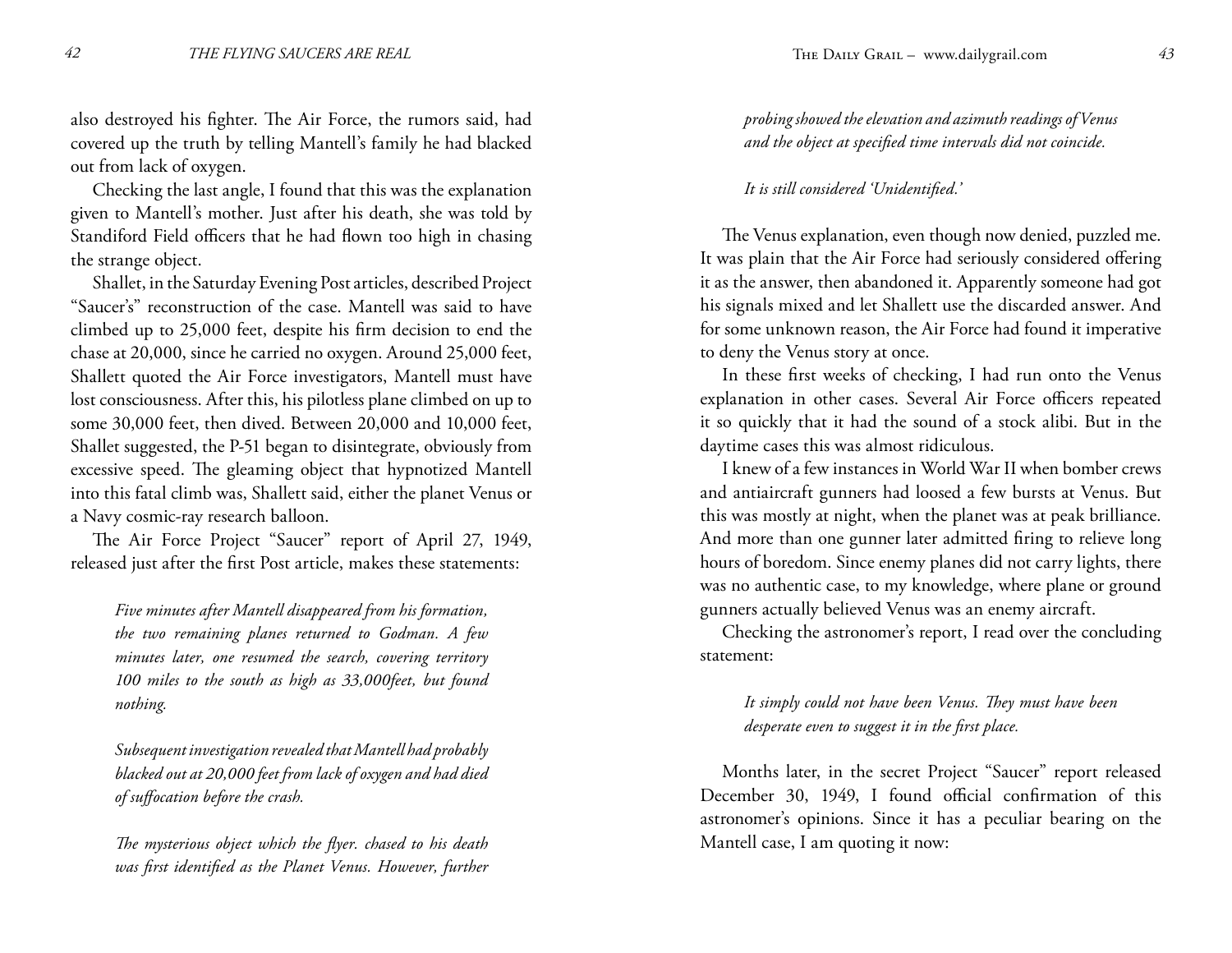also destroyed his fighter. The Air Force, the rumors said, had covered up the truth by telling Mantell's family he had blacked out from lack of oxygen.

Checking the last angle, I found that this was the explanation given to Mantell's mother. Just after his death, she was told by Standiford Field officers that he had flown too high in chasing the strange object.

Shallet, in the Saturday Evening Post articles, described Project "Saucer's" reconstruction of the case. Mantell was said to have climbed up to 25,000 feet, despite his firm decision to end the chase at 20,000, since he carried no oxygen. Around 25,000 feet, Shallett quoted the Air Force investigators, Mantell must have lost consciousness. After this, his pilotless plane climbed on up to some 30,000 feet, then dived. Between 20,000 and 10,000 feet, Shallet suggested, the P-51 began to disintegrate, obviously from excessive speed. The gleaming object that hypnotized Mantell into this fatal climb was, Shallett said, either the planet Venus or a Navy cosmic-ray research balloon.

The Air Force Project "Saucer" report of April 27, 1949, released just after the first Post article, makes these statements:

> *Five minutes after Mantell disappeared from his formation, the two remaining planes returned to Godman. A few minutes later, one resumed the search, covering territory 100 miles to the south as high as 33,000feet, but found nothing.*
>
> *Subsequent investigation revealed that Mantell had probably blacked out at 20,000 feet from lack of oxygen and had died of suffocation before the crash.*
>
> *The mysterious object which the flyer. chased to his death was first identified as the Planet Venus. However, further probing showed the elevation and azimuth readings of Venus and the object at specified time intervals did not coincide.*
>
> *It is still considered 'Unidentified.'*

The Venus explanation, even though now denied, puzzled me. It was plain that the Air Force had seriously considered offering it as the answer, then abandoned it. Apparently someone had got his signals mixed and let Shallett use the discarded answer. And for some unknown reason, the Air Force had found it imperative to deny the Venus story at once.

In these first weeks of checking, I had run onto the Venus explanation in other cases. Several Air Force officers repeated it so quickly that it had the sound of a stock alibi. But in the daytime cases this was almost ridiculous.

I knew of a few instances in World War II when bomber crews and antiaircraft gunners had loosed a few bursts at Venus. But this was mostly at night, when the planet was at peak brilliance. And more than one gunner later admitted firing to relieve long hours of boredom. Since enemy planes did not carry lights, there was no authentic case, to my knowledge, where plane or ground gunners actually believed Venus was an enemy aircraft.

Checking the astronomer's report, I read over the concluding statement:

> *It simply could not have been Venus. They must have been desperate even to suggest it in the first place.*

Months later, in the secret Project "Saucer" report released December 30, 1949, I found official confirmation of this astronomer's opinions. Since it has a peculiar bearing on the Mantell case, I am quoting it now: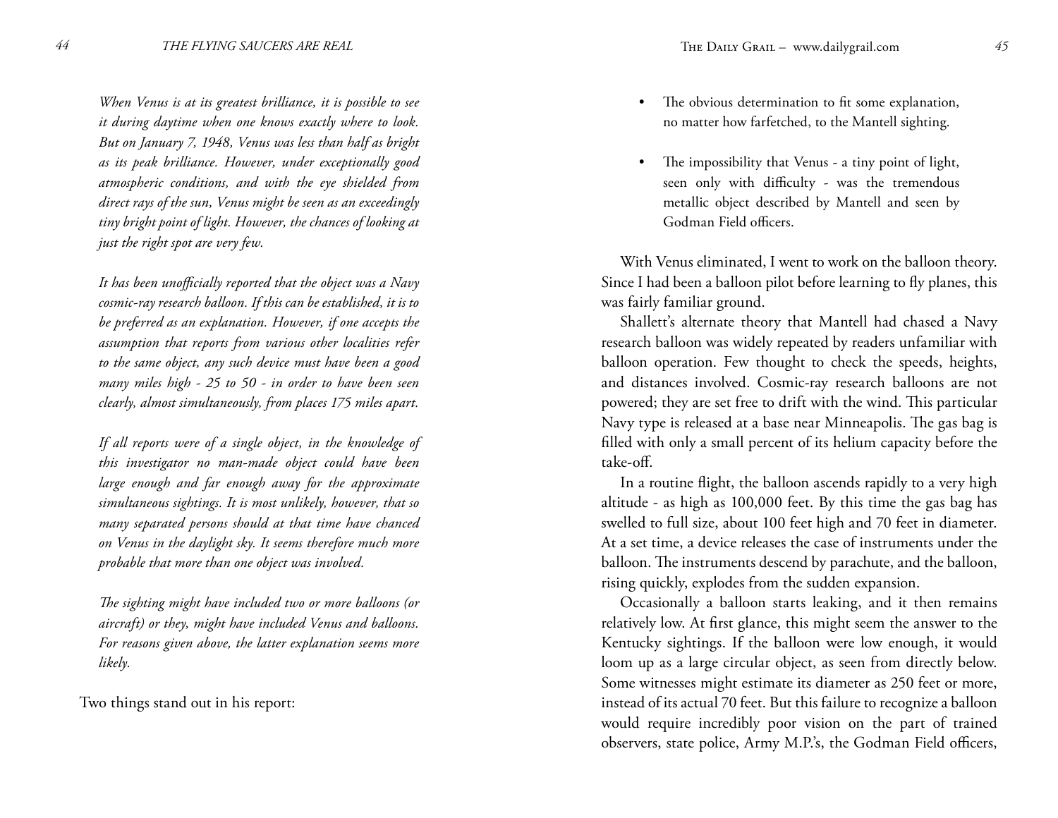*When Venus is at its greatest brilliance, it is possible to see it during daytime when one knows exactly where to look. But on January 7, 1948, Venus was less than half as bright as its peak brilliance. However, under exceptionally good atmospheric conditions, and with the eye shielded from direct rays of the sun, Venus might be seen as an exceedingly tiny bright point of light. However, the chances of looking at just the right spot are very few.*

*It has been unofficially reported that the object was a Navy cosmic-ray research balloon. If this can be established, it is to be preferred as an explanation. However, if one accepts the assumption that reports from various other localities refer to the same object, any such device must have been a good many miles high - 25 to 50 - in order to have been seen clearly, almost simultaneously, from places 175 miles apart.*

*If all reports were of a single object, in the knowledge of this investigator no man-made object could have been large enough and far enough away for the approximate simultaneous sightings. It is most unlikely, however, that so many separated persons should at that time have chanced on Venus in the daylight sky. It seems therefore much more probable that more than one object was involved.*

*The sighting might have included two or more balloons (or aircraft) or they, might have included Venus and balloons. For reasons given above, the latter explanation seems more likely.*

Two things stand out in his report:

- The obvious determination to fit some explanation, no matter how farfetched, to the Mantell sighting.
- The impossibility that Venus - a tiny point of light, seen only with difficulty - was the tremendous metallic object described by Mantell and seen by Godman Field officers.

With Venus eliminated, I went to work on the balloon theory. Since I had been a balloon pilot before learning to fly planes, this was fairly familiar ground.

Shallett's alternate theory that Mantell had chased a Navy research balloon was widely repeated by readers unfamiliar with balloon operation. Few thought to check the speeds, heights, and distances involved. Cosmic-ray research balloons are not powered; they are set free to drift with the wind. This particular Navy type is released at a base near Minneapolis. The gas bag is filled with only a small percent of its helium capacity before the take-off.

In a routine flight, the balloon ascends rapidly to a very high altitude - as high as 100,000 feet. By this time the gas bag has swelled to full size, about 100 feet high and 70 feet in diameter. At a set time, a device releases the case of instruments under the balloon. The instruments descend by parachute, and the balloon, rising quickly, explodes from the sudden expansion.

Occasionally a balloon starts leaking, and it then remains relatively low. At first glance, this might seem the answer to the Kentucky sightings. If the balloon were low enough, it would loom up as a large circular object, as seen from directly below. Some witnesses might estimate its diameter as 250 feet or more, instead of its actual 70 feet. But this failure to recognize a balloon would require incredibly poor vision on the part of trained observers, state police, Army M.P.'s, the Godman Field officers,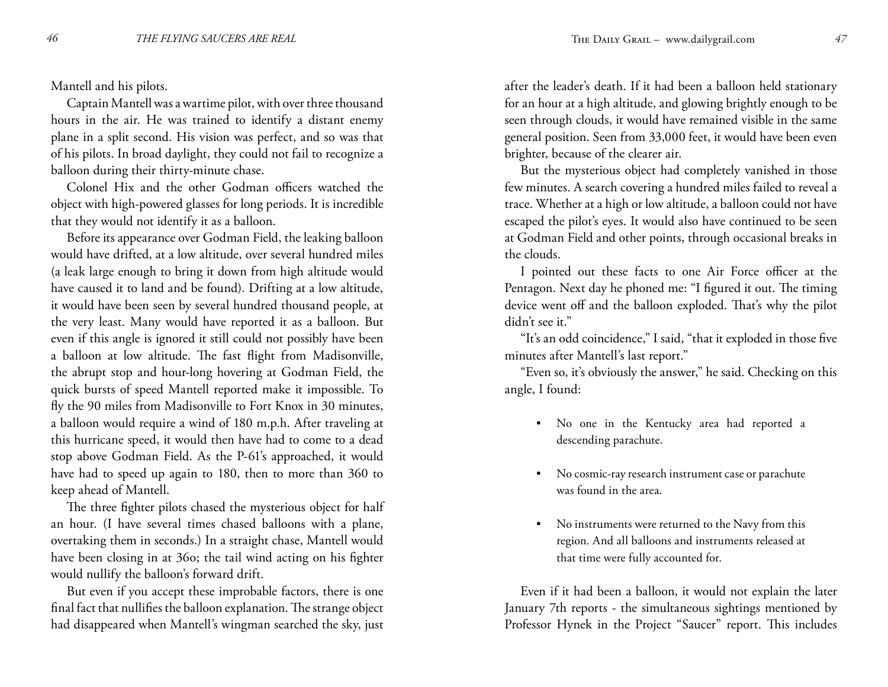Mantell and his pilots.

Captain Mantell was a wartime pilot, with over three thousand hours in the air. He was trained to identify a distant enemy plane in a split second. His vision was perfect, and so was that of his pilots. In broad daylight, they could not fail to recognize a balloon during their thirty-minute chase.

Colonel Hix and the other Godman officers watched the object with high-powered glasses for long periods. It is incredible that they would not identify it as a balloon.

Before its appearance over Godman Field, the leaking balloon would have drifted, at a low altitude, over several hundred miles (a leak large enough to bring it down from high altitude would have caused it to land and be found). Drifting at a low altitude, it would have been seen by several hundred thousand people, at the very least. Many would have reported it as a balloon. But even if this angle is ignored it still could not possibly have been a balloon at low altitude. The fast flight from Madisonville, the abrupt stop and hour-long hovering at Godman Field, the quick bursts of speed Mantell reported make it impossible. To fly the 90 miles from Madisonville to Fort Knox in 30 minutes, a balloon would require a wind of 180 m.p.h. After traveling at this hurricane speed, it would then have had to come to a dead stop above Godman Field. As the P-61's approached, it would have had to speed up again to 180, then to more than 360 to keep ahead of Mantell.

The three fighter pilots chased the mysterious object for half an hour. (I have several times chased balloons with a plane, overtaking them in seconds.) In a straight chase, Mantell would have been closing in at 36o; the tail wind acting on his fighter would nullify the balloon's forward drift.

But even if you accept these improbable factors, there is one final fact that nullifies the balloon explanation. The strange object had disappeared when Mantell's wingman searched the sky, just after the leader's death. If it had been a balloon held stationary for an hour at a high altitude, and glowing brightly enough to be seen through clouds, it would have remained visible in the same general position. Seen from 33,000 feet, it would have been even brighter, because of the clearer air.

But the mysterious object had completely vanished in those few minutes. A search covering a hundred miles failed to reveal a trace. Whether at a high or low altitude, a balloon could not have escaped the pilot's eyes. It would also have continued to be seen at Godman Field and other points, through occasional breaks in the clouds.

I pointed out these facts to one Air Force officer at the Pentagon. Next day he phoned me: "I figured it out. The timing device went off and the balloon exploded. That's why the pilot didn't see it."

"It's an odd coincidence," I said, "that it exploded in those five minutes after Mantell's last report."

"Even so, it's obviously the answer," he said. Checking on this angle, I found:

- No one in the Kentucky area had reported a descending parachute.
- No cosmic-ray research instrument case or parachute was found in the area.
- No instruments were returned to the Navy from this region. And all balloons and instruments released at that time were fully accounted for.

Even if it had been a balloon, it would not explain the later January 7th reports - the simultaneous sightings mentioned by Professor Hynek in the Project "Saucer" report. This includes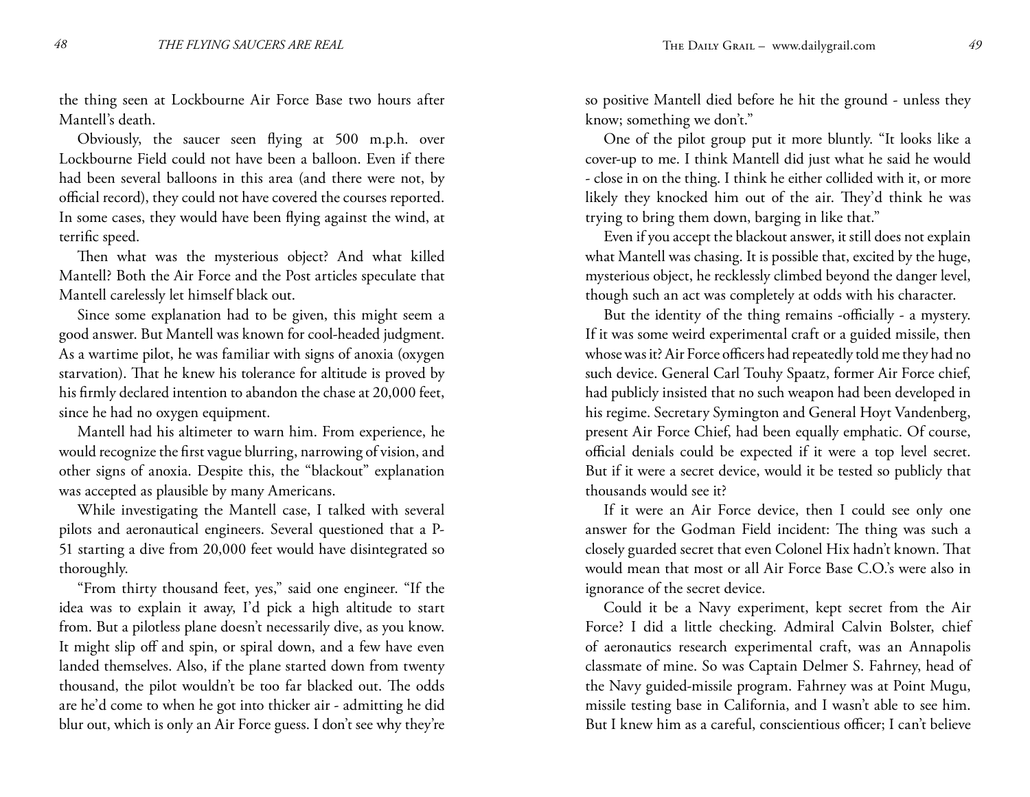the thing seen at Lockbourne Air Force Base two hours after Mantell's death.

Obviously, the saucer seen flying at 500 m.p.h. over Lockbourne Field could not have been a balloon. Even if there had been several balloons in this area (and there were not, by official record), they could not have covered the courses reported. In some cases, they would have been flying against the wind, at terrific speed.

Then what was the mysterious object? And what killed Mantell? Both the Air Force and the Post articles speculate that Mantell carelessly let himself black out.

Since some explanation had to be given, this might seem a good answer. But Mantell was known for cool-headed judgment. As a wartime pilot, he was familiar with signs of anoxia (oxygen starvation). That he knew his tolerance for altitude is proved by his firmly declared intention to abandon the chase at 20,000 feet, since he had no oxygen equipment.

Mantell had his altimeter to warn him. From experience, he would recognize the first vague blurring, narrowing of vision, and other signs of anoxia. Despite this, the "blackout" explanation was accepted as plausible by many Americans.

While investigating the Mantell case, I talked with several pilots and aeronautical engineers. Several questioned that a P-51 starting a dive from 20,000 feet would have disintegrated so thoroughly.

"From thirty thousand feet, yes," said one engineer. "If the idea was to explain it away, I'd pick a high altitude to start from. But a pilotless plane doesn't necessarily dive, as you know. It might slip off and spin, or spiral down, and a few have even landed themselves. Also, if the plane started down from twenty thousand, the pilot wouldn't be too far blacked out. The odds are he'd come to when he got into thicker air - admitting he did blur out, which is only an Air Force guess. I don't see why they're so positive Mantell died before he hit the ground - unless they know; something we don't."

One of the pilot group put it more bluntly. "It looks like a cover-up to me. I think Mantell did just what he said he would - close in on the thing. I think he either collided with it, or more likely they knocked him out of the air. They'd think he was trying to bring them down, barging in like that."

Even if you accept the blackout answer, it still does not explain what Mantell was chasing. It is possible that, excited by the huge, mysterious object, he recklessly climbed beyond the danger level, though such an act was completely at odds with his character.

But the identity of the thing remains -officially - a mystery. If it was some weird experimental craft or a guided missile, then whose was it? Air Force officers had repeatedly told me they had no such device. General Carl Touhy Spaatz, former Air Force chief, had publicly insisted that no such weapon had been developed in his regime. Secretary Symington and General Hoyt Vandenberg, present Air Force Chief, had been equally emphatic. Of course, official denials could be expected if it were a top level secret. But if it were a secret device, would it be tested so publicly that thousands would see it?

If it were an Air Force device, then I could see only one answer for the Godman Field incident: The thing was such a closely guarded secret that even Colonel Hix hadn't known. That would mean that most or all Air Force Base C.O.'s were also in ignorance of the secret device.

Could it be a Navy experiment, kept secret from the Air Force? I did a little checking. Admiral Calvin Bolster, chief of aeronautics research experimental craft, was an Annapolis classmate of mine. So was Captain Delmer S. Fahrney, head of the Navy guided-missile program. Fahrney was at Point Mugu, missile testing base in California, and I wasn't able to see him. But I knew him as a careful, conscientious officer; I can't believe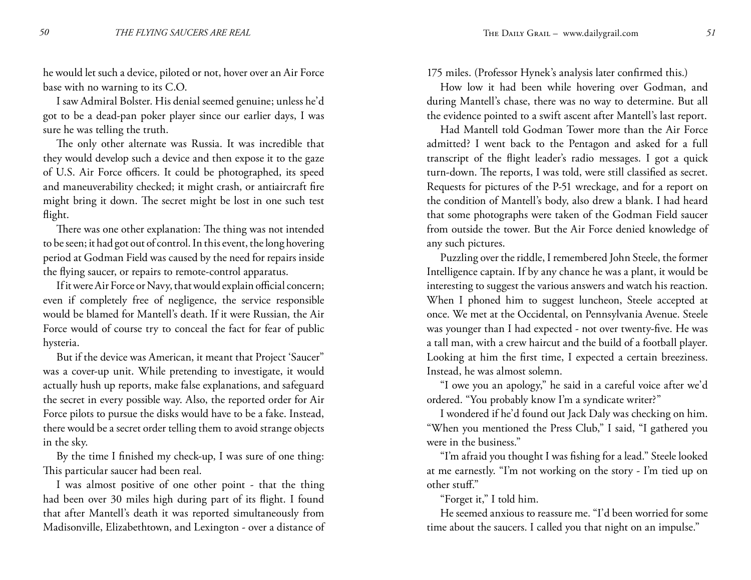he would let such a device, piloted or not, hover over an Air Force base with no warning to its C.O.

I saw Admiral Bolster. His denial seemed genuine; unless he'd got to be a dead-pan poker player since our earlier days, I was sure he was telling the truth.

The only other alternate was Russia. It was incredible that they would develop such a device and then expose it to the gaze of U.S. Air Force officers. It could be photographed, its speed and maneuverability checked; it might crash, or antiaircraft fire might bring it down. The secret might be lost in one such test flight.

There was one other explanation: The thing was not intended to be seen; it had got out of control. In this event, the long hovering period at Godman Field was caused by the need for repairs inside the flying saucer, or repairs to remote-control apparatus.

If it were Air Force or Navy, that would explain official concern; even if completely free of negligence, the service responsible would be blamed for Mantell's death. If it were Russian, the Air Force would of course try to conceal the fact for fear of public hysteria.

But if the device was American, it meant that Project 'Saucer" was a cover-up unit. While pretending to investigate, it would actually hush up reports, make false explanations, and safeguard the secret in every possible way. Also, the reported order for Air Force pilots to pursue the disks would have to be a fake. Instead, there would be a secret order telling them to avoid strange objects in the sky.

By the time I finished my check-up, I was sure of one thing: This particular saucer had been real.

I was almost positive of one other point - that the thing had been over 30 miles high during part of its flight. I found that after Mantell's death it was reported simultaneously from Madisonville, Elizabethtown, and Lexington - over a distance of 175 miles. (Professor Hynek's analysis later confirmed this.)

How low it had been while hovering over Godman, and during Mantell's chase, there was no way to determine. But all the evidence pointed to a swift ascent after Mantell's last report.

Had Mantell told Godman Tower more than the Air Force admitted? I went back to the Pentagon and asked for a full transcript of the flight leader's radio messages. I got a quick turn-down. The reports, I was told, were still classified as secret. Requests for pictures of the P-51 wreckage, and for a report on the condition of Mantell's body, also drew a blank. I had heard that some photographs were taken of the Godman Field saucer from outside the tower. But the Air Force denied knowledge of any such pictures.

Puzzling over the riddle, I remembered John Steele, the former Intelligence captain. If by any chance he was a plant, it would be interesting to suggest the various answers and watch his reaction. When I phoned him to suggest luncheon, Steele accepted at once. We met at the Occidental, on Pennsylvania Avenue. Steele was younger than I had expected - not over twenty-five. He was a tall man, with a crew haircut and the build of a football player. Looking at him the first time, I expected a certain breeziness. Instead, he was almost solemn.

"I owe you an apology," he said in a careful voice after we'd ordered. "You probably know I'm a syndicate writer?"

I wondered if he'd found out Jack Daly was checking on him. "When you mentioned the Press Club," I said, "I gathered you were in the business."

"I'm afraid you thought I was fishing for a lead." Steele looked at me earnestly. "I'm not working on the story - I'm tied up on other stuff."

"Forget it," I told him.

He seemed anxious to reassure me. "I'd been worried for some time about the saucers. I called you that night on an impulse."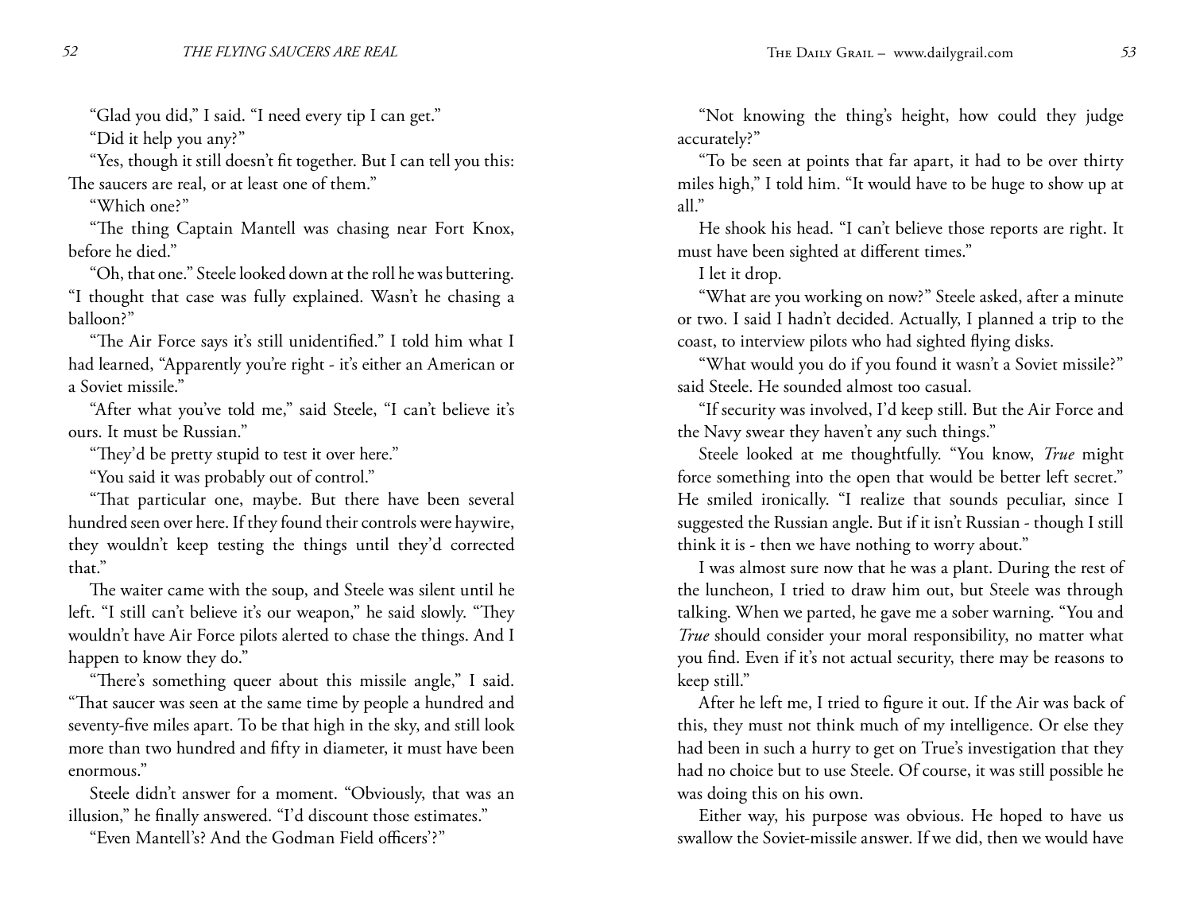"Glad you did," I said. "I need every tip I can get."

"Did it help you any?"

"Yes, though it still doesn't fit together. But I can tell you this: The saucers are real, or at least one of them."

"Which one?"

"The thing Captain Mantell was chasing near Fort Knox, before he died."

"Oh, that one." Steele looked down at the roll he was buttering. "I thought that case was fully explained. Wasn't he chasing a balloon?"

"The Air Force says it's still unidentified." I told him what I had learned, "Apparently you're right - it's either an American or a Soviet missile."

"After what you've told me," said Steele, "I can't believe it's ours. It must be Russian."

"They'd be pretty stupid to test it over here."

"You said it was probably out of control."

"That particular one, maybe. But there have been several hundred seen over here. If they found their controls were haywire, they wouldn't keep testing the things until they'd corrected that."

The waiter came with the soup, and Steele was silent until he left. "I still can't believe it's our weapon," he said slowly. "They wouldn't have Air Force pilots alerted to chase the things. And I happen to know they do."

"There's something queer about this missile angle," I said. "That saucer was seen at the same time by people a hundred and seventy-five miles apart. To be that high in the sky, and still look more than two hundred and fifty in diameter, it must have been enormous."

Steele didn't answer for a moment. "Obviously, that was an illusion," he finally answered. "I'd discount those estimates."

"Even Mantell's? And the Godman Field officers'?"

"Not knowing the thing's height, how could they judge accurately?"

"To be seen at points that far apart, it had to be over thirty miles high," I told him. "It would have to be huge to show up at all."

He shook his head. "I can't believe those reports are right. It must have been sighted at different times."

I let it drop.

"What are you working on now?" Steele asked, after a minute or two. I said I hadn't decided. Actually, I planned a trip to the coast, to interview pilots who had sighted flying disks.

"What would you do if you found it wasn't a Soviet missile?" said Steele. He sounded almost too casual.

"If security was involved, I'd keep still. But the Air Force and the Navy swear they haven't any such things."

Steele looked at me thoughtfully. "You know, *True* might force something into the open that would be better left secret." He smiled ironically. "I realize that sounds peculiar, since I suggested the Russian angle. But if it isn't Russian - though I still think it is - then we have nothing to worry about."

I was almost sure now that he was a plant. During the rest of the luncheon, I tried to draw him out, but Steele was through talking. When we parted, he gave me a sober warning. "You and *True* should consider your moral responsibility, no matter what you find. Even if it's not actual security, there may be reasons to keep still."

After he left me, I tried to figure it out. If the Air was back of this, they must not think much of my intelligence. Or else they had been in such a hurry to get on True's investigation that they had no choice but to use Steele. Of course, it was still possible he was doing this on his own.

Either way, his purpose was obvious. He hoped to have us swallow the Soviet-missile answer. If we did, then we would have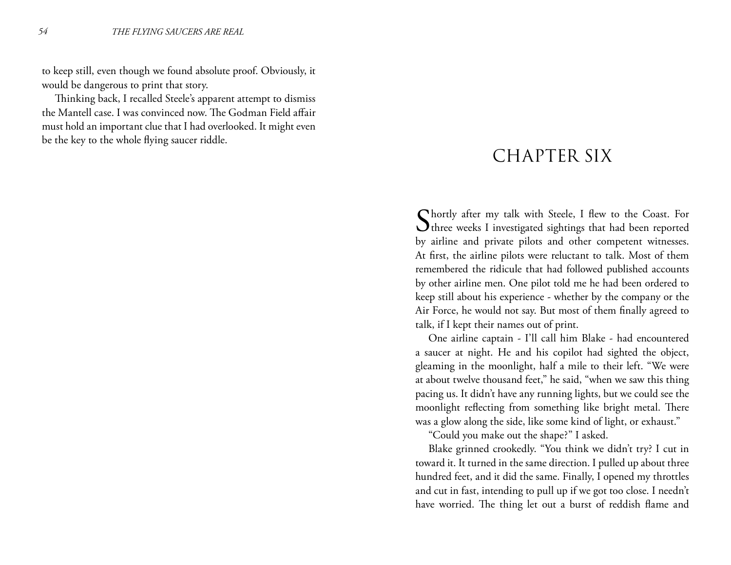to keep still, even though we found absolute proof. Obviously, it would be dangerous to print that story.

Thinking back, I recalled Steele's apparent attempt to dismiss the Mantell case. I was convinced now. The Godman Field affair must hold an important clue that I had overlooked. It might even be the key to the whole flying saucer riddle.

# CHAPTER SIX

Shortly after my talk with Steele, I flew to the Coast. For three weeks I investigated sightings that had been reported by airline and private pilots and other competent witnesses. At first, the airline pilots were reluctant to talk. Most of them remembered the ridicule that had followed published accounts by other airline men. One pilot told me he had been ordered to keep still about his experience - whether by the company or the Air Force, he would not say. But most of them finally agreed to talk, if I kept their names out of print.

One airline captain - I'll call him Blake - had encountered a saucer at night. He and his copilot had sighted the object, gleaming in the moonlight, half a mile to their left. "We were at about twelve thousand feet," he said, "when we saw this thing pacing us. It didn't have any running lights, but we could see the moonlight reflecting from something like bright metal. There was a glow along the side, like some kind of light, or exhaust."

"Could you make out the shape?" I asked.

Blake grinned crookedly. "You think we didn't try? I cut in toward it. It turned in the same direction. I pulled up about three hundred feet, and it did the same. Finally, I opened my throttles and cut in fast, intending to pull up if we got too close. I needn't have worried. The thing let out a burst of reddish flame and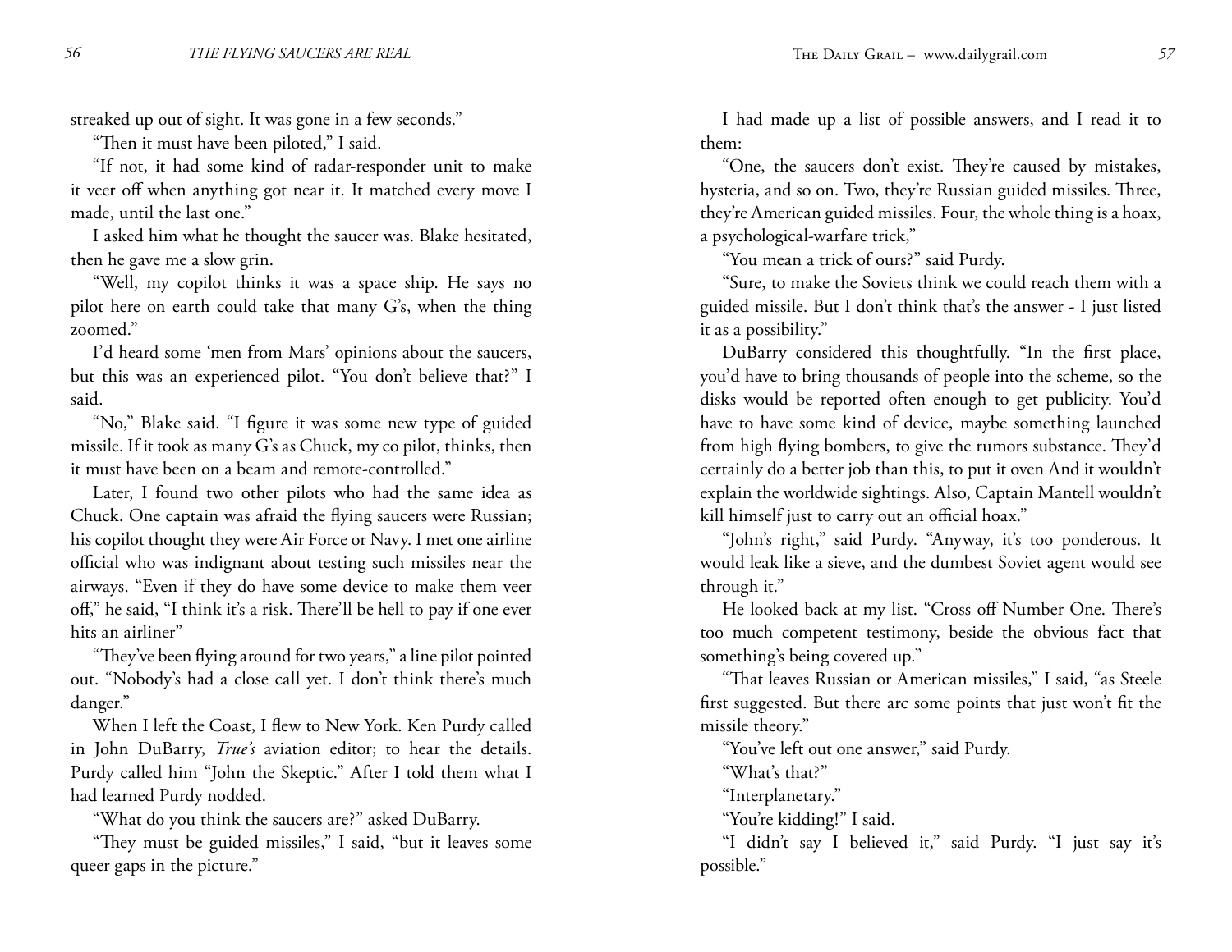streaked up out of sight. It was gone in a few seconds."

"Then it must have been piloted," I said.

"If not, it had some kind of radar-responder unit to make it veer off when anything got near it. It matched every move I made, until the last one."

I asked him what he thought the saucer was. Blake hesitated, then he gave me a slow grin.

"Well, my copilot thinks it was a space ship. He says no pilot here on earth could take that many G's, when the thing zoomed."

I'd heard some 'men from Mars' opinions about the saucers, but this was an experienced pilot. "You don't believe that?" I said.

"No," Blake said. "I figure it was some new type of guided missile. If it took as many G's as Chuck, my co pilot, thinks, then it must have been on a beam and remote-controlled."

Later, I found two other pilots who had the same idea as Chuck. One captain was afraid the flying saucers were Russian; his copilot thought they were Air Force or Navy. I met one airline official who was indignant about testing such missiles near the airways. "Even if they do have some device to make them veer off," he said, "I think it's a risk. There'll be hell to pay if one ever hits an airliner"

"They've been flying around for two years," a line pilot pointed out. "Nobody's had a close call yet. I don't think there's much danger."

When I left the Coast, I flew to New York. Ken Purdy called in John DuBarry, *True's* aviation editor; to hear the details. Purdy called him "John the Skeptic." After I told them what I had learned Purdy nodded.

"What do you think the saucers are?" asked DuBarry.

"They must be guided missiles," I said, "but it leaves some queer gaps in the picture."

I had made up a list of possible answers, and I read it to them:

"One, the saucers don't exist. They're caused by mistakes, hysteria, and so on. Two, they're Russian guided missiles. Three, they're American guided missiles. Four, the whole thing is a hoax, a psychological-warfare trick,"

"You mean a trick of ours?" said Purdy.

"Sure, to make the Soviets think we could reach them with a guided missile. But I don't think that's the answer - I just listed it as a possibility."

DuBarry considered this thoughtfully. "In the first place, you'd have to bring thousands of people into the scheme, so the disks would be reported often enough to get publicity. You'd have to have some kind of device, maybe something launched from high flying bombers, to give the rumors substance. They'd certainly do a better job than this, to put it oven And it wouldn't explain the worldwide sightings. Also, Captain Mantell wouldn't kill himself just to carry out an official hoax."

"John's right," said Purdy. "Anyway, it's too ponderous. It would leak like a sieve, and the dumbest Soviet agent would see through it."

He looked back at my list. "Cross off Number One. There's too much competent testimony, beside the obvious fact that something's being covered up."

"That leaves Russian or American missiles," I said, "as Steele first suggested. But there arc some points that just won't fit the missile theory."

"You've left out one answer," said Purdy.

"What's that?"

"Interplanetary."

"You're kidding!" I said.

"I didn't say I believed it," said Purdy. "I just say it's possible."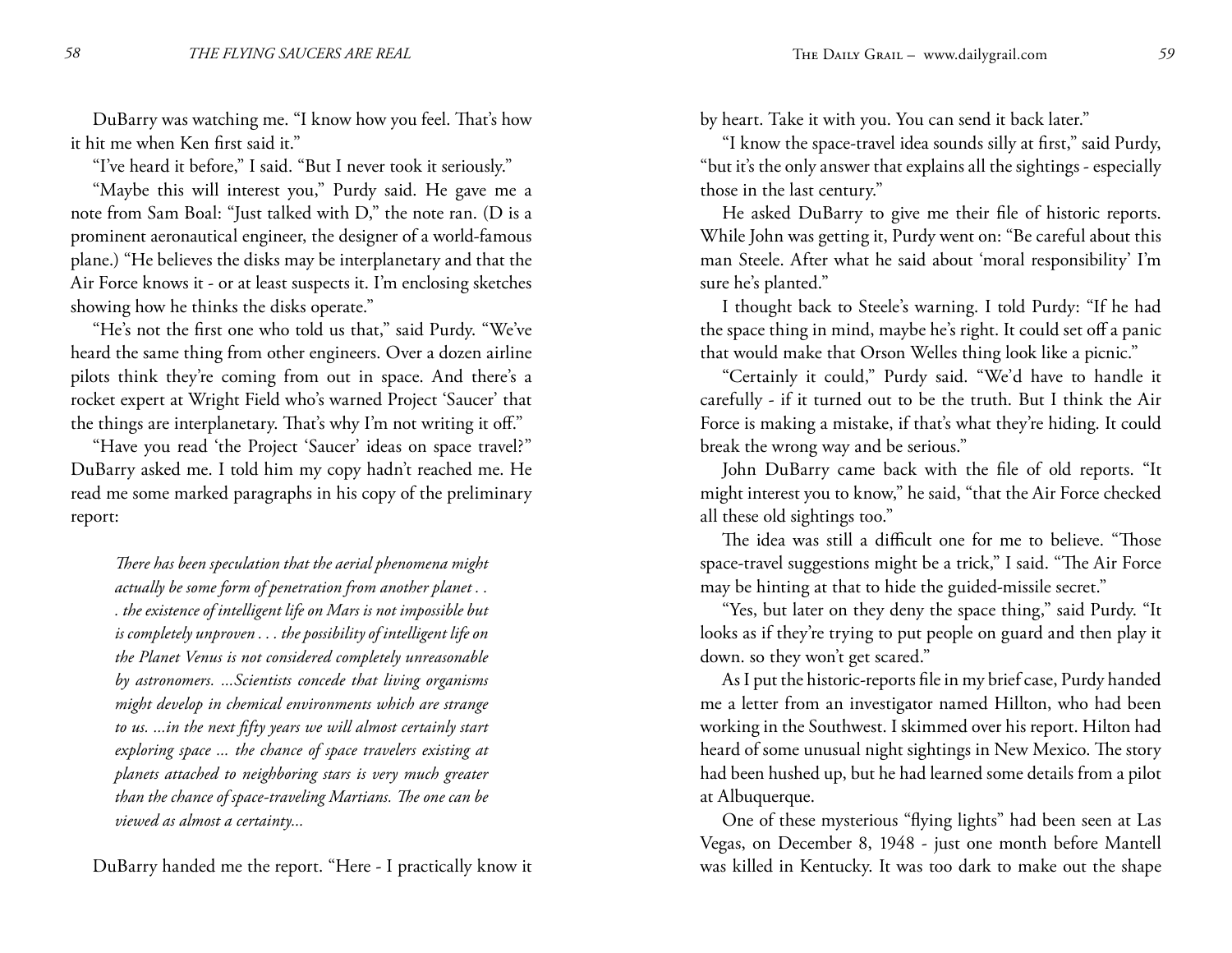DuBarry was watching me. "I know how you feel. That's how it hit me when Ken first said it."

"I've heard it before," I said. "But I never took it seriously."

"Maybe this will interest you," Purdy said. He gave me a note from Sam Boal: "Just talked with D," the note ran. (D is a prominent aeronautical engineer, the designer of a world-famous plane.) "He believes the disks may be interplanetary and that the Air Force knows it - or at least suspects it. I'm enclosing sketches showing how he thinks the disks operate."

"He's not the first one who told us that," said Purdy. "We've heard the same thing from other engineers. Over a dozen airline pilots think they're coming from out in space. And there's a rocket expert at Wright Field who's warned Project 'Saucer' that the things are interplanetary. That's why I'm not writing it off."

"Have you read 'the Project 'Saucer' ideas on space travel?" DuBarry asked me. I told him my copy hadn't reached me. He read me some marked paragraphs in his copy of the preliminary report:

> *There has been speculation that the aerial phenomena might actually be some form of penetration from another planet . . . the existence of intelligent life on Mars is not impossible but is completely unproven . . . the possibility of intelligent life on the Planet Venus is not considered completely unreasonable by astronomers. ...Scientists concede that living organisms might develop in chemical environments which are strange to us. ...in the next fifty years we will almost certainly start exploring space ... the chance of space travelers existing at planets attached to neighboring stars is very much greater than the chance of space-traveling Martians. The one can be viewed as almost a certainty...*

DuBarry handed me the report. "Here - I practically know it by heart. Take it with you. You can send it back later."

"I know the space-travel idea sounds silly at first," said Purdy, "but it's the only answer that explains all the sightings - especially those in the last century."

He asked DuBarry to give me their file of historic reports. While John was getting it, Purdy went on: "Be careful about this man Steele. After what he said about 'moral responsibility' I'm sure he's planted."

I thought back to Steele's warning. I told Purdy: "If he had the space thing in mind, maybe he's right. It could set off a panic that would make that Orson Welles thing look like a picnic."

"Certainly it could," Purdy said. "We'd have to handle it carefully - if it turned out to be the truth. But I think the Air Force is making a mistake, if that's what they're hiding. It could break the wrong way and be serious."

John DuBarry came back with the file of old reports. "It might interest you to know," he said, "that the Air Force checked all these old sightings too."

The idea was still a difficult one for me to believe. "Those space-travel suggestions might be a trick," I said. "The Air Force may be hinting at that to hide the guided-missile secret."

"Yes, but later on they deny the space thing," said Purdy. "It looks as if they're trying to put people on guard and then play it down. so they won't get scared."

As I put the historic-reports file in my brief case, Purdy handed me a letter from an investigator named Hillton, who had been working in the Southwest. I skimmed over his report. Hilton had heard of some unusual night sightings in New Mexico. The story had been hushed up, but he had learned some details from a pilot at Albuquerque.

One of these mysterious "flying lights" had been seen at Las Vegas, on December 8, 1948 - just one month before Mantell was killed in Kentucky. It was too dark to make out the shape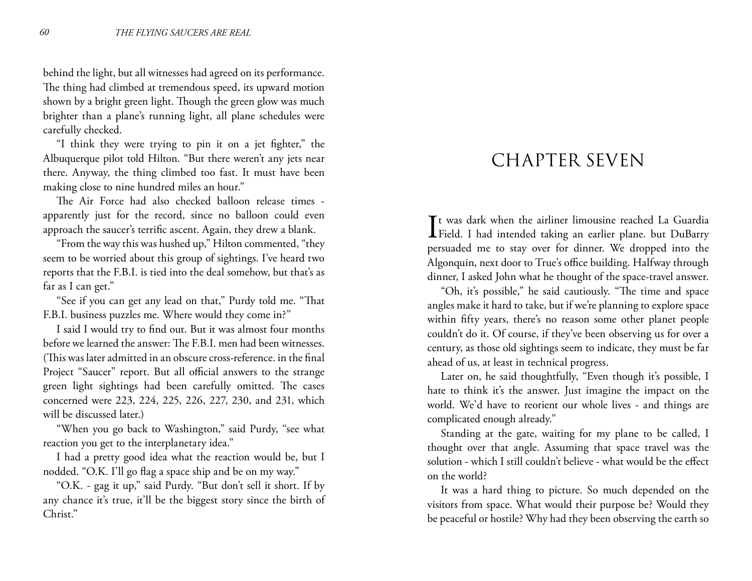behind the light, but all witnesses had agreed on its performance. The thing had climbed at tremendous speed, its upward motion shown by a bright green light. Though the green glow was much brighter than a plane's running light, all plane schedules were carefully checked.

"I think they were trying to pin it on a jet fighter," the Albuquerque pilot told Hilton. "But there weren't any jets near there. Anyway, the thing climbed too fast. It must have been making close to nine hundred miles an hour."

The Air Force had also checked balloon release times - apparently just for the record, since no balloon could even approach the saucer's terrific ascent. Again, they drew a blank.

"From the way this was hushed up," Hilton commented, "they seem to be worried about this group of sightings. I've heard two reports that the F.B.I. is tied into the deal somehow, but that's as far as I can get."

"See if you can get any lead on that," Purdy told me. "That F.B.I. business puzzles me. Where would they come in?"

I said I would try to find out. But it was almost four months before we learned the answer: The F.B.I. men had been witnesses. (This was later admitted in an obscure cross-reference. in the final Project "Saucer" report. But all official answers to the strange green light sightings had been carefully omitted. The cases concerned were 223, 224, 225, 226, 227, 230, and 231, which will be discussed later.)

"When you go back to Washington," said Purdy, "see what reaction you get to the interplanetary idea."

I had a pretty good idea what the reaction would be, but I nodded. "O.K. I'll go flag a space ship and be on my way."

"O.K. - gag it up," said Purdy. "But don't sell it short. If by any chance it's true, it'll be the biggest story since the birth of Christ."

# CHAPTER SEVEN

It was dark when the airliner limousine reached La Guardia Field. I had intended taking an earlier plane. but DuBarry persuaded me to stay over for dinner. We dropped into the Algonquin, next door to True's office building. Halfway through dinner, I asked John what he thought of the space-travel answer.

"Oh, it's possible," he said cautiously. "The time and space angles make it hard to take, but if we're planning to explore space within fifty years, there's no reason some other planet people couldn't do it. Of course, if they've been observing us for over a century, as those old sightings seem to indicate, they must be far ahead of us, at least in technical progress.

Later on, he said thoughtfully, "Even though it's possible, I hate to think it's the answer. Just imagine the impact on the world. We'd have to reorient our whole lives - and things are complicated enough already."

Standing at the gate, waiting for my plane to be called, I thought over that angle. Assuming that space travel was the solution - which I still couldn't believe - what would be the effect on the world?

It was a hard thing to picture. So much depended on the visitors from space. What would their purpose be? Would they be peaceful or hostile? Why had they been observing the earth so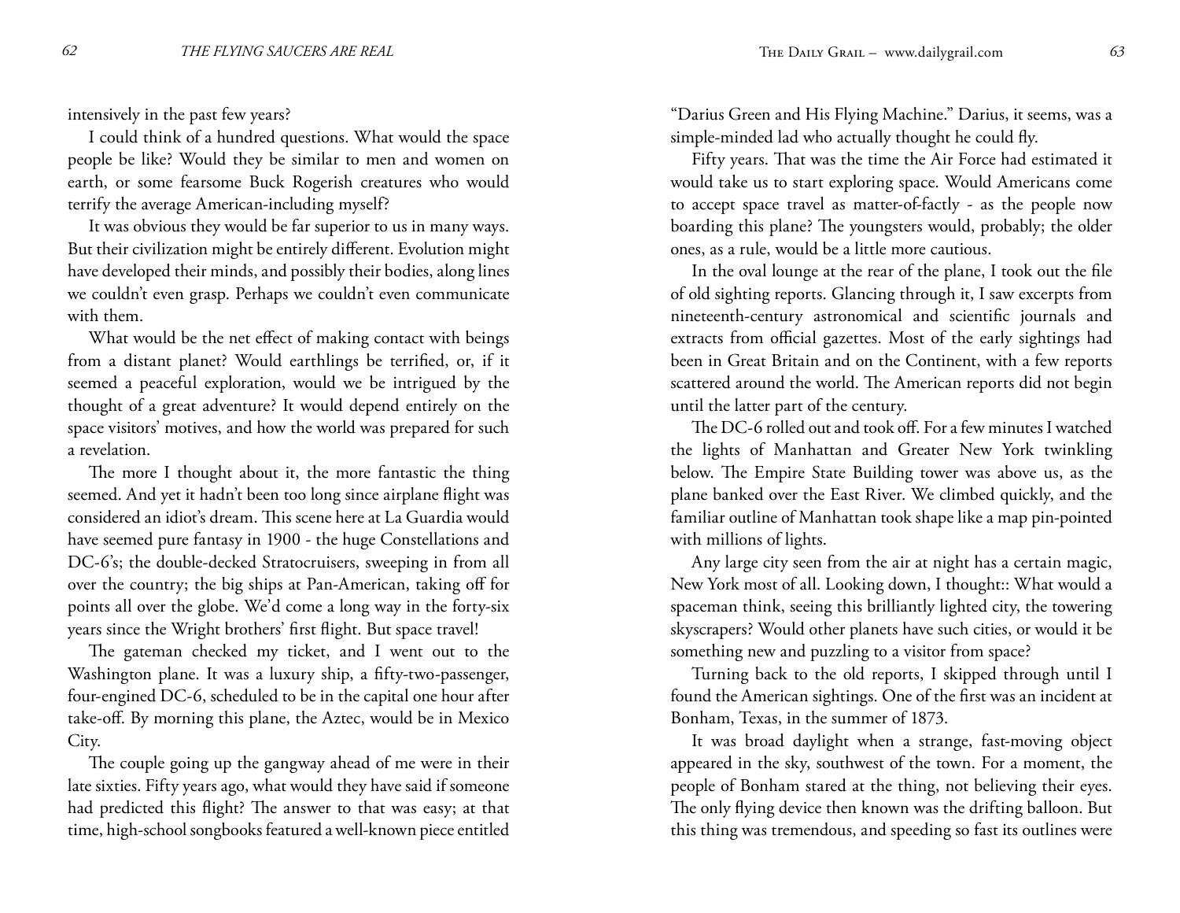intensively in the past few years?

I could think of a hundred questions. What would the space people be like? Would they be similar to men and women on earth, or some fearsome Buck Rogerish creatures who would terrify the average American-including myself?

It was obvious they would be far superior to us in many ways. But their civilization might be entirely different. Evolution might have developed their minds, and possibly their bodies, along lines we couldn't even grasp. Perhaps we couldn't even communicate with them.

What would be the net effect of making contact with beings from a distant planet? Would earthlings be terrified, or, if it seemed a peaceful exploration, would we be intrigued by the thought of a great adventure? It would depend entirely on the space visitors' motives, and how the world was prepared for such a revelation.

The more I thought about it, the more fantastic the thing seemed. And yet it hadn't been too long since airplane flight was considered an idiot's dream. This scene here at La Guardia would have seemed pure fantasy in 1900 - the huge Constellations and DC-6's; the double-decked Stratocruisers, sweeping in from all over the country; the big ships at Pan-American, taking off for points all over the globe. We'd come a long way in the forty-six years since the Wright brothers' first flight. But space travel!

The gateman checked my ticket, and I went out to the Washington plane. It was a luxury ship, a fifty-two-passenger, four-engined DC-6, scheduled to be in the capital one hour after take-off. By morning this plane, the Aztec, would be in Mexico City.

The couple going up the gangway ahead of me were in their late sixties. Fifty years ago, what would they have said if someone had predicted this flight? The answer to that was easy; at that time, high-school songbooks featured a well-known piece entitled "Darius Green and His Flying Machine." Darius, it seems, was a simple-minded lad who actually thought he could fly.

Fifty years. That was the time the Air Force had estimated it would take us to start exploring space. Would Americans come to accept space travel as matter-of-factly - as the people now boarding this plane? The youngsters would, probably; the older ones, as a rule, would be a little more cautious.

In the oval lounge at the rear of the plane, I took out the file of old sighting reports. Glancing through it, I saw excerpts from nineteenth-century astronomical and scientific journals and extracts from official gazettes. Most of the early sightings had been in Great Britain and on the Continent, with a few reports scattered around the world. The American reports did not begin until the latter part of the century.

The DC-6 rolled out and took off. For a few minutes I watched the lights of Manhattan and Greater New York twinkling below. The Empire State Building tower was above us, as the plane banked over the East River. We climbed quickly, and the familiar outline of Manhattan took shape like a map pin-pointed with millions of lights.

Any large city seen from the air at night has a certain magic, New York most of all. Looking down, I thought:: What would a spaceman think, seeing this brilliantly lighted city, the towering skyscrapers? Would other planets have such cities, or would it be something new and puzzling to a visitor from space?

Turning back to the old reports, I skipped through until I found the American sightings. One of the first was an incident at Bonham, Texas, in the summer of 1873.

It was broad daylight when a strange, fast-moving object appeared in the sky, southwest of the town. For a moment, the people of Bonham stared at the thing, not believing their eyes. The only flying device then known was the drifting balloon. But this thing was tremendous, and speeding so fast its outlines were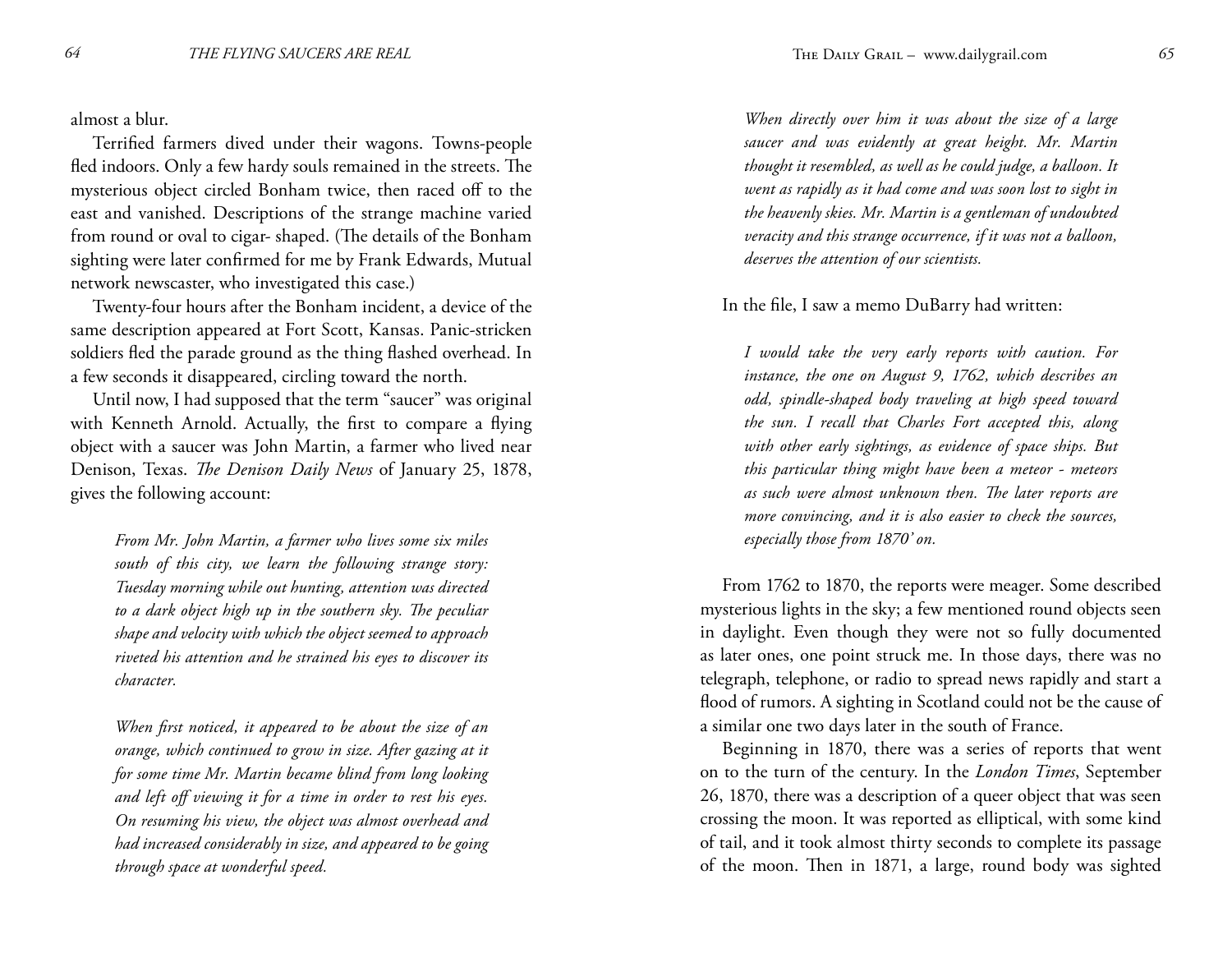almost a blur.

Terrified farmers dived under their wagons. Towns-people fled indoors. Only a few hardy souls remained in the streets. The mysterious object circled Bonham twice, then raced off to the east and vanished. Descriptions of the strange machine varied from round or oval to cigar- shaped. (The details of the Bonham sighting were later confirmed for me by Frank Edwards, Mutual network newscaster, who investigated this case.)

Twenty-four hours after the Bonham incident, a device of the same description appeared at Fort Scott, Kansas. Panic-stricken soldiers fled the parade ground as the thing flashed overhead. In a few seconds it disappeared, circling toward the north.

Until now, I had supposed that the term "saucer" was original with Kenneth Arnold. Actually, the first to compare a flying object with a saucer was John Martin, a farmer who lived near Denison, Texas. *The Denison Daily News* of January 25, 1878, gives the following account:

> *From Mr. John Martin, a farmer who lives some six miles south of this city, we learn the following strange story: Tuesday morning while out hunting, attention was directed to a dark object high up in the southern sky. The peculiar shape and velocity with which the object seemed to approach riveted his attention and he strained his eyes to discover its character.*
>
> *When first noticed, it appeared to be about the size of an orange, which continued to grow in size. After gazing at it for some time Mr. Martin became blind from long looking and left off viewing it for a time in order to rest his eyes. On resuming his view, the object was almost overhead and had increased considerably in size, and appeared to be going through space at wonderful speed.*
>
> *When directly over him it was about the size of a large saucer and was evidently at great height. Mr. Martin thought it resembled, as well as he could judge, a balloon. It went as rapidly as it had come and was soon lost to sight in the heavenly skies. Mr. Martin is a gentleman of undoubted veracity and this strange occurrence, if it was not a balloon, deserves the attention of our scientists.*

In the file, I saw a memo DuBarry had written:

> *I would take the very early reports with caution. For instance, the one on August 9, 1762, which describes an odd, spindle-shaped body traveling at high speed toward the sun. I recall that Charles Fort accepted this, along with other early sightings, as evidence of space ships. But this particular thing might have been a meteor - meteors as such were almost unknown then. The later reports are more convincing, and it is also easier to check the sources, especially those from 1870' on.*

From 1762 to 1870, the reports were meager. Some described mysterious lights in the sky; a few mentioned round objects seen in daylight. Even though they were not so fully documented as later ones, one point struck me. In those days, there was no telegraph, telephone, or radio to spread news rapidly and start a flood of rumors. A sighting in Scotland could not be the cause of a similar one two days later in the south of France.

Beginning in 1870, there was a series of reports that went on to the turn of the century. In the *London Times*, September 26, 1870, there was a description of a queer object that was seen crossing the moon. It was reported as elliptical, with some kind of tail, and it took almost thirty seconds to complete its passage of the moon. Then in 1871, a large, round body was sighted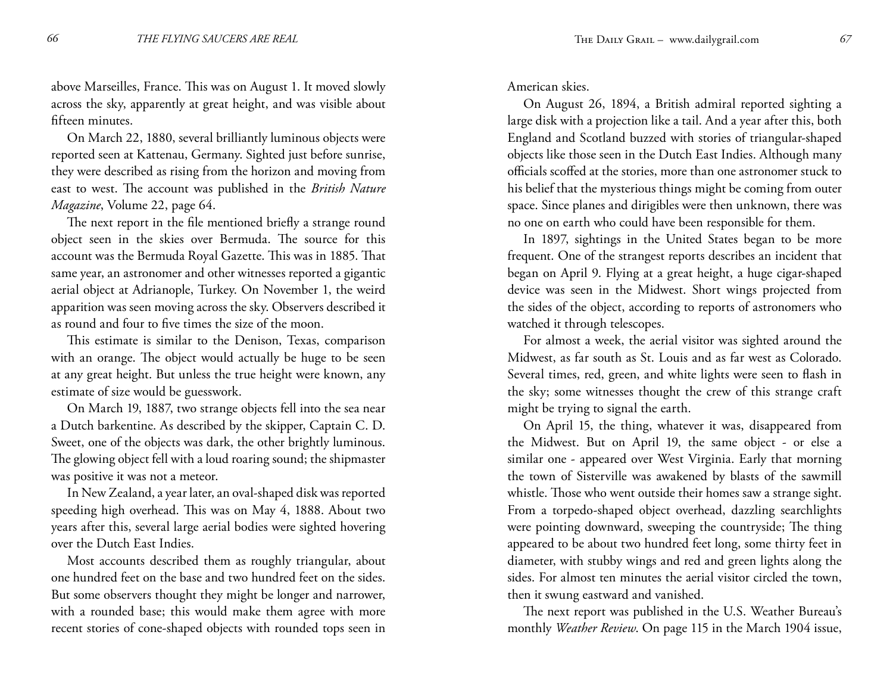above Marseilles, France. This was on August 1. It moved slowly across the sky, apparently at great height, and was visible about fifteen minutes.

On March 22, 1880, several brilliantly luminous objects were reported seen at Kattenau, Germany. Sighted just before sunrise, they were described as rising from the horizon and moving from east to west. The account was published in the *British Nature Magazine*, Volume 22, page 64.

The next report in the file mentioned briefly a strange round object seen in the skies over Bermuda. The source for this account was the Bermuda Royal Gazette. This was in 1885. That same year, an astronomer and other witnesses reported a gigantic aerial object at Adrianople, Turkey. On November 1, the weird apparition was seen moving across the sky. Observers described it as round and four to five times the size of the moon.

This estimate is similar to the Denison, Texas, comparison with an orange. The object would actually be huge to be seen at any great height. But unless the true height were known, any estimate of size would be guesswork.

On March 19, 1887, two strange objects fell into the sea near a Dutch barkentine. As described by the skipper, Captain C. D. Sweet, one of the objects was dark, the other brightly luminous. The glowing object fell with a loud roaring sound; the shipmaster was positive it was not a meteor.

In New Zealand, a year later, an oval-shaped disk was reported speeding high overhead. This was on May 4, 1888. About two years after this, several large aerial bodies were sighted hovering over the Dutch East Indies.

Most accounts described them as roughly triangular, about one hundred feet on the base and two hundred feet on the sides. But some observers thought they might be longer and narrower, with a rounded base; this would make them agree with more recent stories of cone-shaped objects with rounded tops seen in American skies.

On August 26, 1894, a British admiral reported sighting a large disk with a projection like a tail. And a year after this, both England and Scotland buzzed with stories of triangular-shaped objects like those seen in the Dutch East Indies. Although many officials scoffed at the stories, more than one astronomer stuck to his belief that the mysterious things might be coming from outer space. Since planes and dirigibles were then unknown, there was no one on earth who could have been responsible for them.

In 1897, sightings in the United States began to be more frequent. One of the strangest reports describes an incident that began on April 9. Flying at a great height, a huge cigar-shaped device was seen in the Midwest. Short wings projected from the sides of the object, according to reports of astronomers who watched it through telescopes.

For almost a week, the aerial visitor was sighted around the Midwest, as far south as St. Louis and as far west as Colorado. Several times, red, green, and white lights were seen to flash in the sky; some witnesses thought the crew of this strange craft might be trying to signal the earth.

On April 15, the thing, whatever it was, disappeared from the Midwest. But on April 19, the same object - or else a similar one - appeared over West Virginia. Early that morning the town of Sisterville was awakened by blasts of the sawmill whistle. Those who went outside their homes saw a strange sight. From a torpedo-shaped object overhead, dazzling searchlights were pointing downward, sweeping the countryside; The thing appeared to be about two hundred feet long, some thirty feet in diameter, with stubby wings and red and green lights along the sides. For almost ten minutes the aerial visitor circled the town, then it swung eastward and vanished.

The next report was published in the U.S. Weather Bureau's monthly *Weather Review*. On page 115 in the March 1904 issue,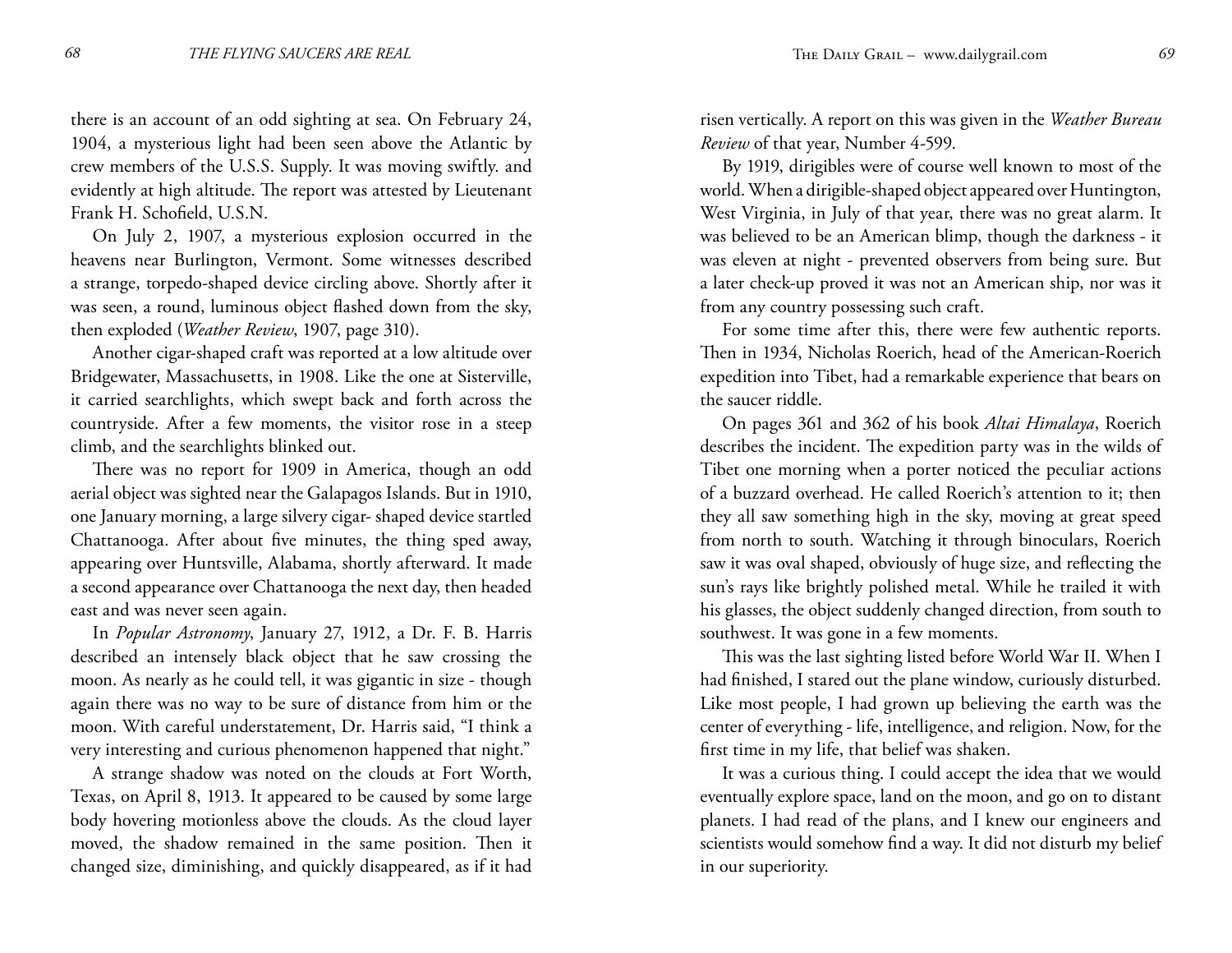there is an account of an odd sighting at sea. On February 24, 1904, a mysterious light had been seen above the Atlantic by crew members of the U.S.S. Supply. It was moving swiftly. and evidently at high altitude. The report was attested by Lieutenant Frank H. Schofield, U.S.N.

On July 2, 1907, a mysterious explosion occurred in the heavens near Burlington, Vermont. Some witnesses described a strange, torpedo-shaped device circling above. Shortly after it was seen, a round, luminous object flashed down from the sky, then exploded (*Weather Review*, 1907, page 310).

Another cigar-shaped craft was reported at a low altitude over Bridgewater, Massachusetts, in 1908. Like the one at Sisterville, it carried searchlights, which swept back and forth across the countryside. After a few moments, the visitor rose in a steep climb, and the searchlights blinked out.

There was no report for 1909 in America, though an odd aerial object was sighted near the Galapagos Islands. But in 1910, one January morning, a large silvery cigar- shaped device startled Chattanooga. After about five minutes, the thing sped away, appearing over Huntsville, Alabama, shortly afterward. It made a second appearance over Chattanooga the next day, then headed east and was never seen again.

In *Popular Astronomy*, January 27, 1912, a Dr. F. B. Harris described an intensely black object that he saw crossing the moon. As nearly as he could tell, it was gigantic in size - though again there was no way to be sure of distance from him or the moon. With careful understatement, Dr. Harris said, "I think a very interesting and curious phenomenon happened that night."

A strange shadow was noted on the clouds at Fort Worth, Texas, on April 8, 1913. It appeared to be caused by some large body hovering motionless above the clouds. As the cloud layer moved, the shadow remained in the same position. Then it changed size, diminishing, and quickly disappeared, as if it had risen vertically. A report on this was given in the *Weather Bureau Review* of that year, Number 4-599.

By 1919, dirigibles were of course well known to most of the world. When a dirigible-shaped object appeared over Huntington, West Virginia, in July of that year, there was no great alarm. It was believed to be an American blimp, though the darkness - it was eleven at night - prevented observers from being sure. But a later check-up proved it was not an American ship, nor was it from any country possessing such craft.

For some time after this, there were few authentic reports. Then in 1934, Nicholas Roerich, head of the American-Roerich expedition into Tibet, had a remarkable experience that bears on the saucer riddle.

On pages 361 and 362 of his book *Altai Himalaya*, Roerich describes the incident. The expedition party was in the wilds of Tibet one morning when a porter noticed the peculiar actions of a buzzard overhead. He called Roerich's attention to it; then they all saw something high in the sky, moving at great speed from north to south. Watching it through binoculars, Roerich saw it was oval shaped, obviously of huge size, and reflecting the sun's rays like brightly polished metal. While he trailed it with his glasses, the object suddenly changed direction, from south to southwest. It was gone in a few moments.

This was the last sighting listed before World War II. When I had finished, I stared out the plane window, curiously disturbed. Like most people, I had grown up believing the earth was the center of everything - life, intelligence, and religion. Now, for the first time in my life, that belief was shaken.

It was a curious thing. I could accept the idea that we would eventually explore space, land on the moon, and go on to distant planets. I had read of the plans, and I knew our engineers and scientists would somehow find a way. It did not disturb my belief in our superiority.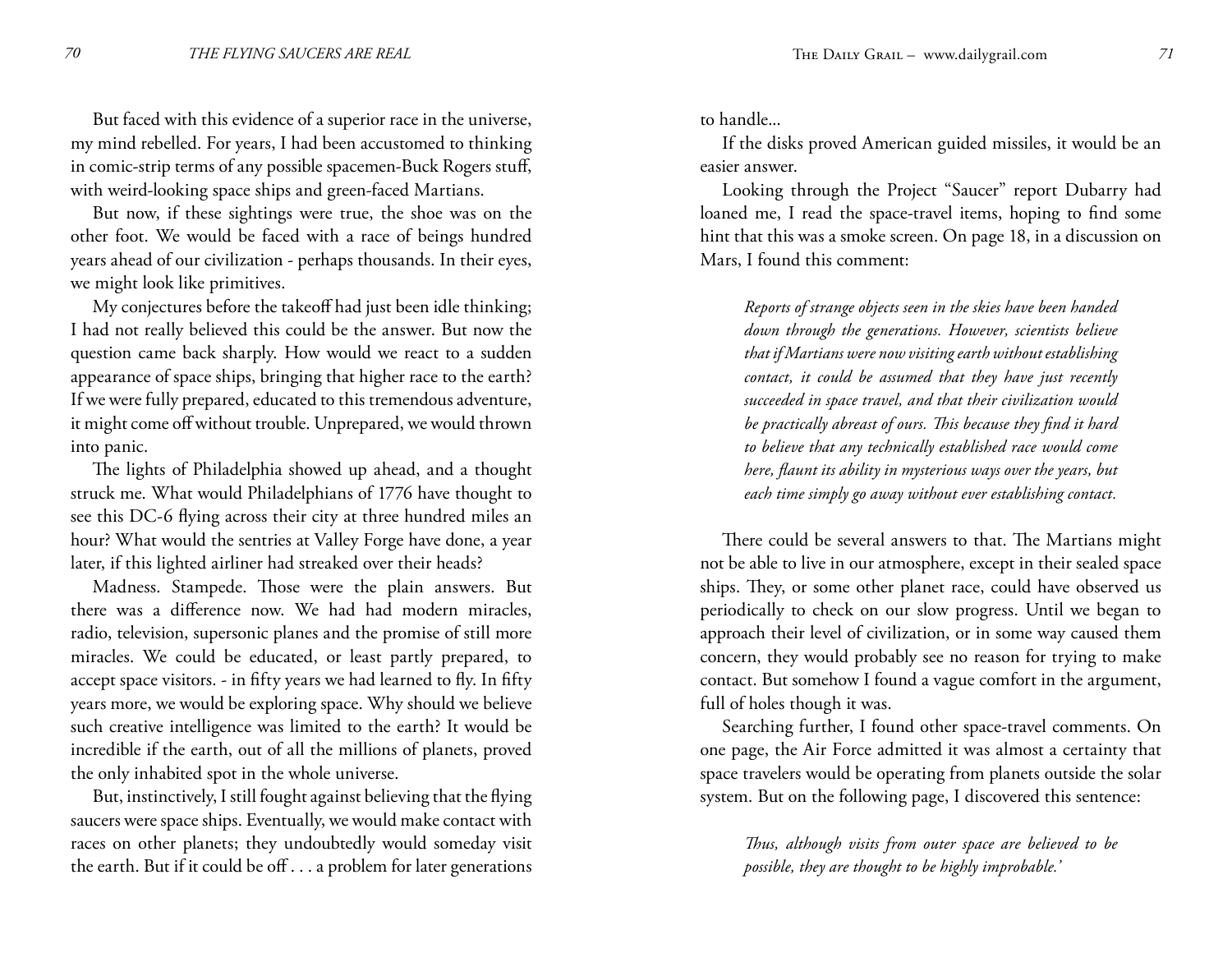But faced with this evidence of a superior race in the universe, my mind rebelled. For years, I had been accustomed to thinking in comic-strip terms of any possible spacemen-Buck Rogers stuff, with weird-looking space ships and green-faced Martians.

But now, if these sightings were true, the shoe was on the other foot. We would be faced with a race of beings hundred years ahead of our civilization - perhaps thousands. In their eyes, we might look like primitives.

My conjectures before the takeoff had just been idle thinking; I had not really believed this could be the answer. But now the question came back sharply. How would we react to a sudden appearance of space ships, bringing that higher race to the earth? If we were fully prepared, educated to this tremendous adventure, it might come off without trouble. Unprepared, we would thrown into panic.

The lights of Philadelphia showed up ahead, and a thought struck me. What would Philadelphians of 1776 have thought to see this DC-6 flying across their city at three hundred miles an hour? What would the sentries at Valley Forge have done, a year later, if this lighted airliner had streaked over their heads?

Madness. Stampede. Those were the plain answers. But there was a difference now. We had had modern miracles, radio, television, supersonic planes and the promise of still more miracles. We could be educated, or least partly prepared, to accept space visitors. - in fifty years we had learned to fly. In fifty years more, we would be exploring space. Why should we believe such creative intelligence was limited to the earth? It would be incredible if the earth, out of all the millions of planets, proved the only inhabited spot in the whole universe.

But, instinctively, I still fought against believing that the flying saucers were space ships. Eventually, we would make contact with races on other planets; they undoubtedly would someday visit the earth. But if it could be off . . . a problem for later generations to handle...

If the disks proved American guided missiles, it would be an easier answer.

Looking through the Project "Saucer" report Dubarry had loaned me, I read the space-travel items, hoping to find some hint that this was a smoke screen. On page 18, in a discussion on Mars, I found this comment:

> *Reports of strange objects seen in the skies have been handed down through the generations. However, scientists believe that if Martians were now visiting earth without establishing contact, it could be assumed that they have just recently succeeded in space travel, and that their civilization would be practically abreast of ours. This because they find it hard to believe that any technically established race would come here, flaunt its ability in mysterious ways over the years, but each time simply go away without ever establishing contact.*

There could be several answers to that. The Martians might not be able to live in our atmosphere, except in their sealed space ships. They, or some other planet race, could have observed us periodically to check on our slow progress. Until we began to approach their level of civilization, or in some way caused them concern, they would probably see no reason for trying to make contact. But somehow I found a vague comfort in the argument, full of holes though it was.

Searching further, I found other space-travel comments. On one page, the Air Force admitted it was almost a certainty that space travelers would be operating from planets outside the solar system. But on the following page, I discovered this sentence:

> *Thus, although visits from outer space are believed to be possible, they are thought to be highly improbable.'*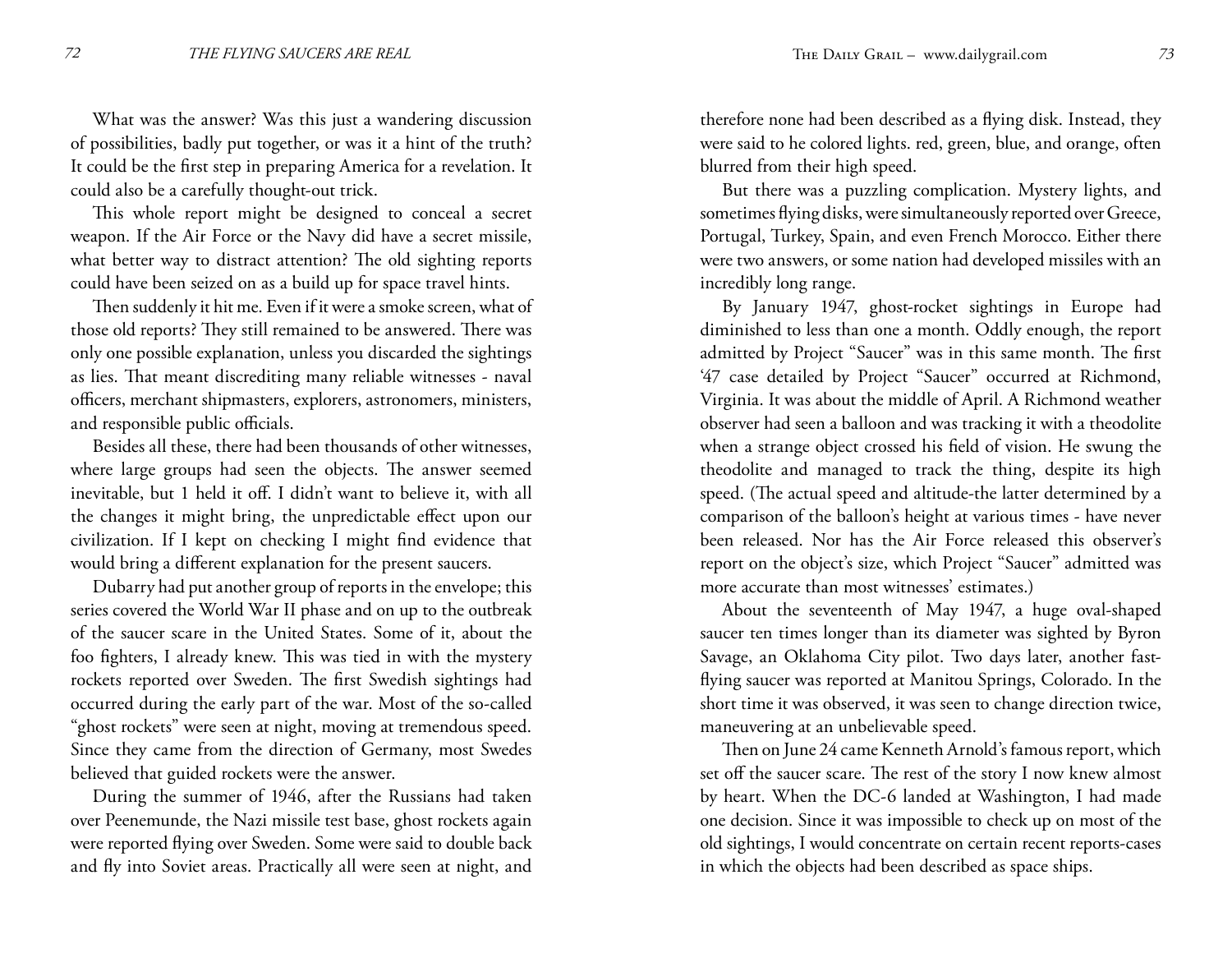What was the answer? Was this just a wandering discussion of possibilities, badly put together, or was it a hint of the truth? It could be the first step in preparing America for a revelation. It could also be a carefully thought-out trick.

This whole report might be designed to conceal a secret weapon. If the Air Force or the Navy did have a secret missile, what better way to distract attention? The old sighting reports could have been seized on as a build up for space travel hints.

Then suddenly it hit me. Even if it were a smoke screen, what of those old reports? They still remained to be answered. There was only one possible explanation, unless you discarded the sightings as lies. That meant discrediting many reliable witnesses - naval officers, merchant shipmasters, explorers, astronomers, ministers, and responsible public officials.

Besides all these, there had been thousands of other witnesses, where large groups had seen the objects. The answer seemed inevitable, but 1 held it off. I didn't want to believe it, with all the changes it might bring, the unpredictable effect upon our civilization. If I kept on checking I might find evidence that would bring a different explanation for the present saucers.

Dubarry had put another group of reports in the envelope; this series covered the World War II phase and on up to the outbreak of the saucer scare in the United States. Some of it, about the foo fighters, I already knew. This was tied in with the mystery rockets reported over Sweden. The first Swedish sightings had occurred during the early part of the war. Most of the so-called "ghost rockets" were seen at night, moving at tremendous speed. Since they came from the direction of Germany, most Swedes believed that guided rockets were the answer.

During the summer of 1946, after the Russians had taken over Peenemunde, the Nazi missile test base, ghost rockets again were reported flying over Sweden. Some were said to double back and fly into Soviet areas. Practically all were seen at night, and therefore none had been described as a flying disk. Instead, they were said to he colored lights. red, green, blue, and orange, often blurred from their high speed.

But there was a puzzling complication. Mystery lights, and sometimes flying disks, were simultaneously reported over Greece, Portugal, Turkey, Spain, and even French Morocco. Either there were two answers, or some nation had developed missiles with an incredibly long range.

By January 1947, ghost-rocket sightings in Europe had diminished to less than one a month. Oddly enough, the report admitted by Project "Saucer" was in this same month. The first '47 case detailed by Project "Saucer" occurred at Richmond, Virginia. It was about the middle of April. A Richmond weather observer had seen a balloon and was tracking it with a theodolite when a strange object crossed his field of vision. He swung the theodolite and managed to track the thing, despite its high speed. (The actual speed and altitude-the latter determined by a comparison of the balloon's height at various times - have never been released. Nor has the Air Force released this observer's report on the object's size, which Project "Saucer" admitted was more accurate than most witnesses' estimates.)

About the seventeenth of May 1947, a huge oval-shaped saucer ten times longer than its diameter was sighted by Byron Savage, an Oklahoma City pilot. Two days later, another fast-flying saucer was reported at Manitou Springs, Colorado. In the short time it was observed, it was seen to change direction twice, maneuvering at an unbelievable speed.

Then on June 24 came Kenneth Arnold's famous report, which set off the saucer scare. The rest of the story I now knew almost by heart. When the DC-6 landed at Washington, I had made one decision. Since it was impossible to check up on most of the old sightings, I would concentrate on certain recent reports-cases in which the objects had been described as space ships.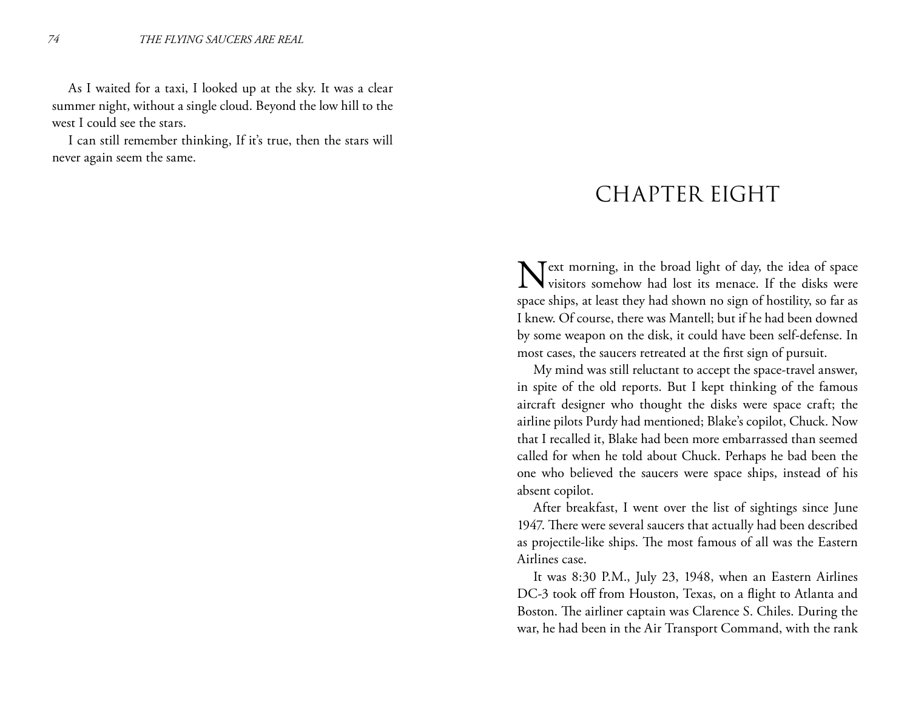As I waited for a taxi, I looked up at the sky. It was a clear summer night, without a single cloud. Beyond the low hill to the west I could see the stars.

I can still remember thinking, If it's true, then the stars will never again seem the same.

# CHAPTER EIGHT

Next morning, in the broad light of day, the idea of space visitors somehow had lost its menace. If the disks were space ships, at least they had shown no sign of hostility, so far as I knew. Of course, there was Mantell; but if he had been downed by some weapon on the disk, it could have been self-defense. In most cases, the saucers retreated at the first sign of pursuit.

My mind was still reluctant to accept the space-travel answer, in spite of the old reports. But I kept thinking of the famous aircraft designer who thought the disks were space craft; the airline pilots Purdy had mentioned; Blake's copilot, Chuck. Now that I recalled it, Blake had been more embarrassed than seemed called for when he told about Chuck. Perhaps he bad been the one who believed the saucers were space ships, instead of his absent copilot.

After breakfast, I went over the list of sightings since June 1947. There were several saucers that actually had been described as projectile-like ships. The most famous of all was the Eastern Airlines case.

It was 8:30 P.M., July 23, 1948, when an Eastern Airlines DC-3 took off from Houston, Texas, on a flight to Atlanta and Boston. The airliner captain was Clarence S. Chiles. During the war, he had been in the Air Transport Command, with the rank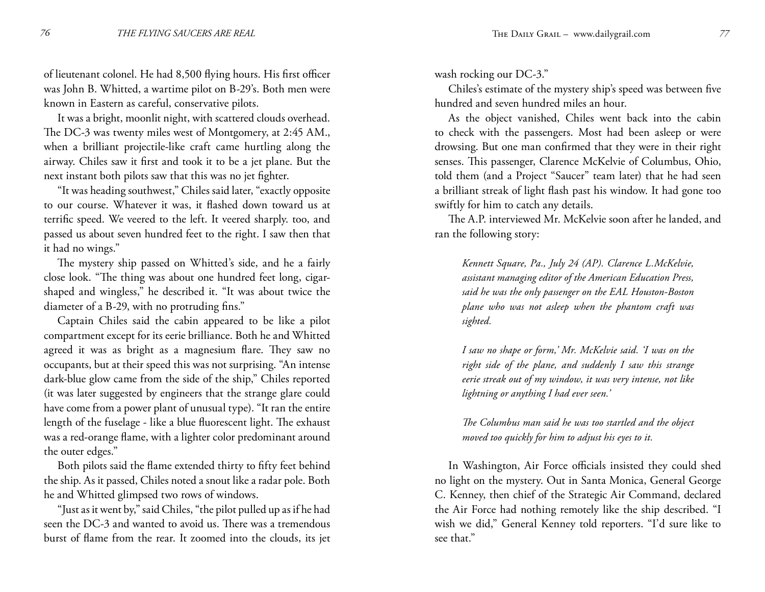of lieutenant colonel. He had 8,500 flying hours. His first officer was John B. Whitted, a wartime pilot on B-29's. Both men were known in Eastern as careful, conservative pilots.

It was a bright, moonlit night, with scattered clouds overhead. The DC-3 was twenty miles west of Montgomery, at 2:45 AM., when a brilliant projectile-like craft came hurtling along the airway. Chiles saw it first and took it to be a jet plane. But the next instant both pilots saw that this was no jet fighter.

"It was heading southwest," Chiles said later, "exactly opposite to our course. Whatever it was, it flashed down toward us at terrific speed. We veered to the left. It veered sharply. too, and passed us about seven hundred feet to the right. I saw then that it had no wings."

The mystery ship passed on Whitted's side, and he a fairly close look. "The thing was about one hundred feet long, cigar-shaped and wingless," he described it. "It was about twice the diameter of a B-29, with no protruding fins."

Captain Chiles said the cabin appeared to be like a pilot compartment except for its eerie brilliance. Both he and Whitted agreed it was as bright as a magnesium flare. They saw no occupants, but at their speed this was not surprising. "An intense dark-blue glow came from the side of the ship," Chiles reported (it was later suggested by engineers that the strange glare could have come from a power plant of unusual type). "It ran the entire length of the fuselage - like a blue fluorescent light. The exhaust was a red-orange flame, with a lighter color predominant around the outer edges."

Both pilots said the flame extended thirty to fifty feet behind the ship. As it passed, Chiles noted a snout like a radar pole. Both he and Whitted glimpsed two rows of windows.

"Just as it went by," said Chiles, "the pilot pulled up as if he had seen the DC-3 and wanted to avoid us. There was a tremendous burst of flame from the rear. It zoomed into the clouds, its jet wash rocking our DC-3."

Chiles's estimate of the mystery ship's speed was between five hundred and seven hundred miles an hour.

As the object vanished, Chiles went back into the cabin to check with the passengers. Most had been asleep or were drowsing. But one man confirmed that they were in their right senses. This passenger, Clarence McKelvie of Columbus, Ohio, told them (and a Project "Saucer" team later) that he had seen a brilliant streak of light flash past his window. It had gone too swiftly for him to catch any details.

The A.P. interviewed Mr. McKelvie soon after he landed, and ran the following story:

> *Kennett Square, Pa., July 24 (AP). Clarence L.McKelvie, assistant managing editor of the American Education Press, said he was the only passenger on the EAL Houston-Boston plane who was not asleep when the phantom craft was sighted.*
>
> *I saw no shape or form,' Mr. McKelvie said. 'I was on the right side of the plane, and suddenly I saw this strange eerie streak out of my window, it was very intense, not like lightning or anything I had ever seen.'*
>
> *The Columbus man said he was too startled and the object moved too quickly for him to adjust his eyes to it.*

In Washington, Air Force officials insisted they could shed no light on the mystery. Out in Santa Monica, General George C. Kenney, then chief of the Strategic Air Command, declared the Air Force had nothing remotely like the ship described. "I wish we did," General Kenney told reporters. "I'd sure like to see that."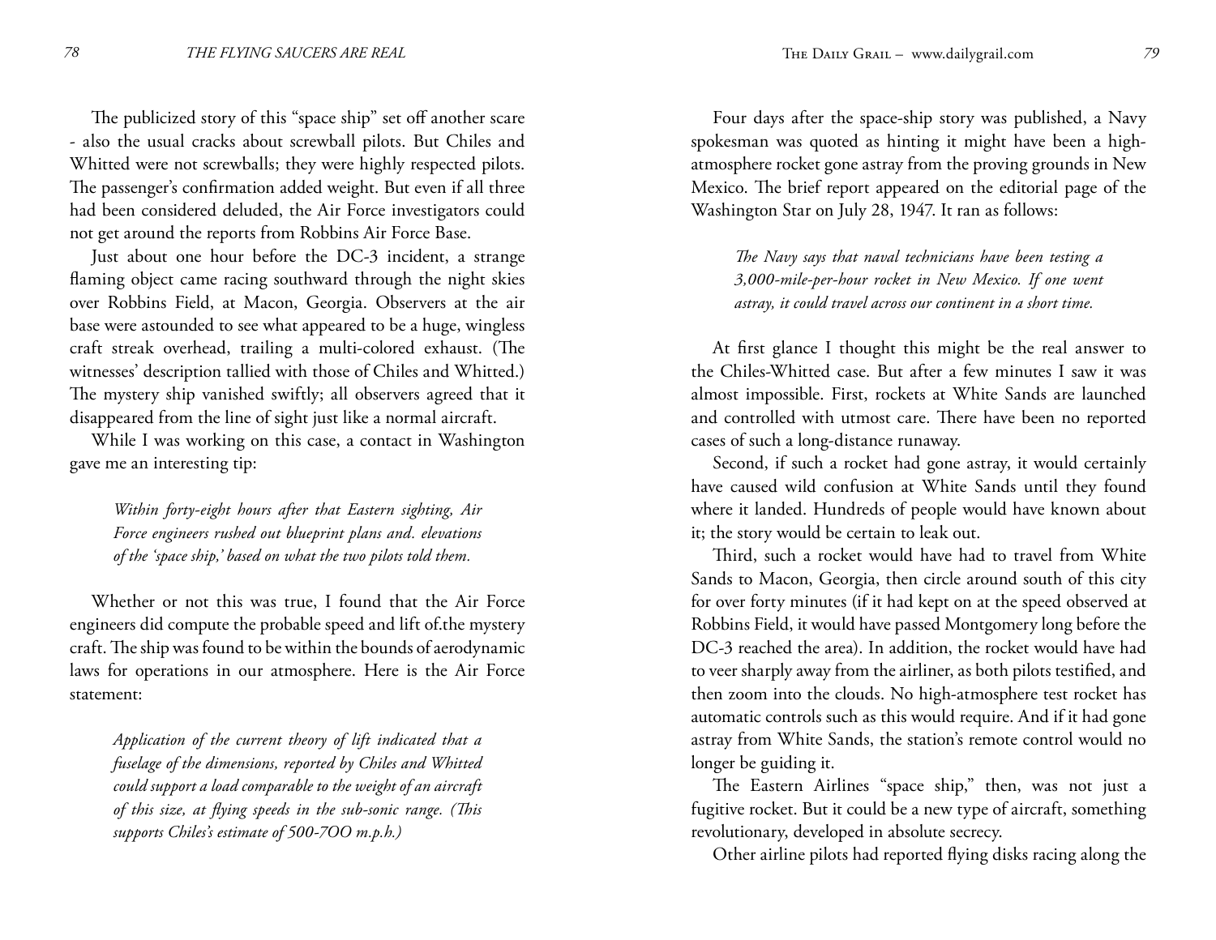The publicized story of this "space ship" set off another scare - also the usual cracks about screwball pilots. But Chiles and Whitted were not screwballs; they were highly respected pilots. The passenger's confirmation added weight. But even if all three had been considered deluded, the Air Force investigators could not get around the reports from Robbins Air Force Base.

Just about one hour before the DC-3 incident, a strange flaming object came racing southward through the night skies over Robbins Field, at Macon, Georgia. Observers at the air base were astounded to see what appeared to be a huge, wingless craft streak overhead, trailing a multi-colored exhaust. (The witnesses' description tallied with those of Chiles and Whitted.) The mystery ship vanished swiftly; all observers agreed that it disappeared from the line of sight just like a normal aircraft.

While I was working on this case, a contact in Washington gave me an interesting tip:

> *Within forty-eight hours after that Eastern sighting, Air Force engineers rushed out blueprint plans and. elevations of the 'space ship,' based on what the two pilots told them.*

Whether or not this was true, I found that the Air Force engineers did compute the probable speed and lift of.the mystery craft. The ship was found to be within the bounds of aerodynamic laws for operations in our atmosphere. Here is the Air Force statement:

> *Application of the current theory of lift indicated that a fuselage of the dimensions, reported by Chiles and Whitted could support a load comparable to the weight of an aircraft of this size, at flying speeds in the sub-sonic range. (This supports Chiles's estimate of 500-7OO m.p.h.)*

Four days after the space-ship story was published, a Navy spokesman was quoted as hinting it might have been a high-atmosphere rocket gone astray from the proving grounds in New Mexico. The brief report appeared on the editorial page of the Washington Star on July 28, 1947. It ran as follows:

> *The Navy says that naval technicians have been testing a 3,000-mile-per-hour rocket in New Mexico. If one went astray, it could travel across our continent in a short time.*

At first glance I thought this might be the real answer to the Chiles-Whitted case. But after a few minutes I saw it was almost impossible. First, rockets at White Sands are launched and controlled with utmost care. There have been no reported cases of such a long-distance runaway.

Second, if such a rocket had gone astray, it would certainly have caused wild confusion at White Sands until they found where it landed. Hundreds of people would have known about it; the story would be certain to leak out.

Third, such a rocket would have had to travel from White Sands to Macon, Georgia, then circle around south of this city for over forty minutes (if it had kept on at the speed observed at Robbins Field, it would have passed Montgomery long before the DC-3 reached the area). In addition, the rocket would have had to veer sharply away from the airliner, as both pilots testified, and then zoom into the clouds. No high-atmosphere test rocket has automatic controls such as this would require. And if it had gone astray from White Sands, the station's remote control would no longer be guiding it.

The Eastern Airlines "space ship," then, was not just a fugitive rocket. But it could be a new type of aircraft, something revolutionary, developed in absolute secrecy.

Other airline pilots had reported flying disks racing along the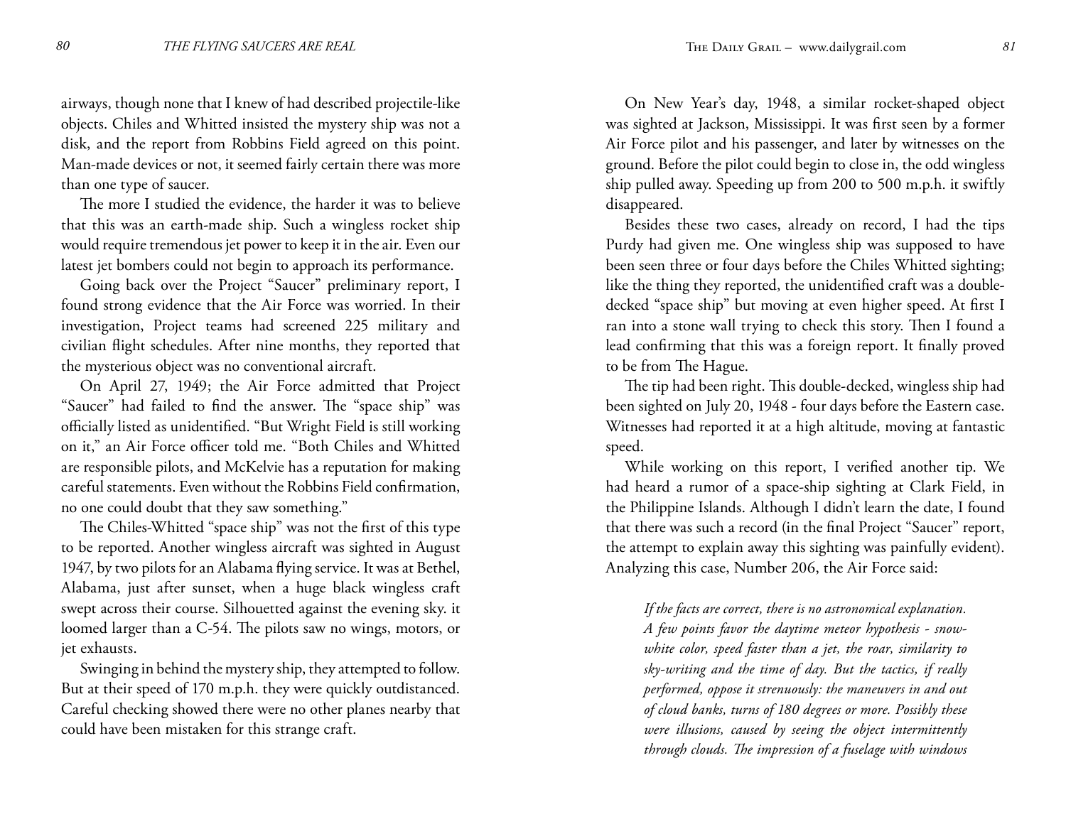airways, though none that I knew of had described projectile-like objects. Chiles and Whitted insisted the mystery ship was not a disk, and the report from Robbins Field agreed on this point. Man-made devices or not, it seemed fairly certain there was more than one type of saucer.

The more I studied the evidence, the harder it was to believe that this was an earth-made ship. Such a wingless rocket ship would require tremendous jet power to keep it in the air. Even our latest jet bombers could not begin to approach its performance.

Going back over the Project "Saucer" preliminary report, I found strong evidence that the Air Force was worried. In their investigation, Project teams had screened 225 military and civilian flight schedules. After nine months, they reported that the mysterious object was no conventional aircraft.

On April 27, 1949; the Air Force admitted that Project "Saucer" had failed to find the answer. The "space ship" was officially listed as unidentified. "But Wright Field is still working on it," an Air Force officer told me. "Both Chiles and Whitted are responsible pilots, and McKelvie has a reputation for making careful statements. Even without the Robbins Field confirmation, no one could doubt that they saw something."

The Chiles-Whitted "space ship" was not the first of this type to be reported. Another wingless aircraft was sighted in August 1947, by two pilots for an Alabama flying service. It was at Bethel, Alabama, just after sunset, when a huge black wingless craft swept across their course. Silhouetted against the evening sky. it loomed larger than a C-54. The pilots saw no wings, motors, or jet exhausts.

Swinging in behind the mystery ship, they attempted to follow. But at their speed of 170 m.p.h. they were quickly outdistanced. Careful checking showed there were no other planes nearby that could have been mistaken for this strange craft.

On New Year's day, 1948, a similar rocket-shaped object was sighted at Jackson, Mississippi. It was first seen by a former Air Force pilot and his passenger, and later by witnesses on the ground. Before the pilot could begin to close in, the odd wingless ship pulled away. Speeding up from 200 to 500 m.p.h. it swiftly disappeared.

Besides these two cases, already on record, I had the tips Purdy had given me. One wingless ship was supposed to have been seen three or four days before the Chiles Whitted sighting; like the thing they reported, the unidentified craft was a double-decked "space ship" but moving at even higher speed. At first I ran into a stone wall trying to check this story. Then I found a lead confirming that this was a foreign report. It finally proved to be from The Hague.

The tip had been right. This double-decked, wingless ship had been sighted on July 20, 1948 - four days before the Eastern case. Witnesses had reported it at a high altitude, moving at fantastic speed.

While working on this report, I verified another tip. We had heard a rumor of a space-ship sighting at Clark Field, in the Philippine Islands. Although I didn't learn the date, I found that there was such a record (in the final Project "Saucer" report, the attempt to explain away this sighting was painfully evident). Analyzing this case, Number 206, the Air Force said:

> *If the facts are correct, there is no astronomical explanation. A few points favor the daytime meteor hypothesis - snow-white color, speed faster than a jet, the roar, similarity to sky-writing and the time of day. But the tactics, if really performed, oppose it strenuously: the maneuvers in and out of cloud banks, turns of 180 degrees or more. Possibly these were illusions, caused by seeing the object intermittently through clouds. The impression of a fuselage with windows*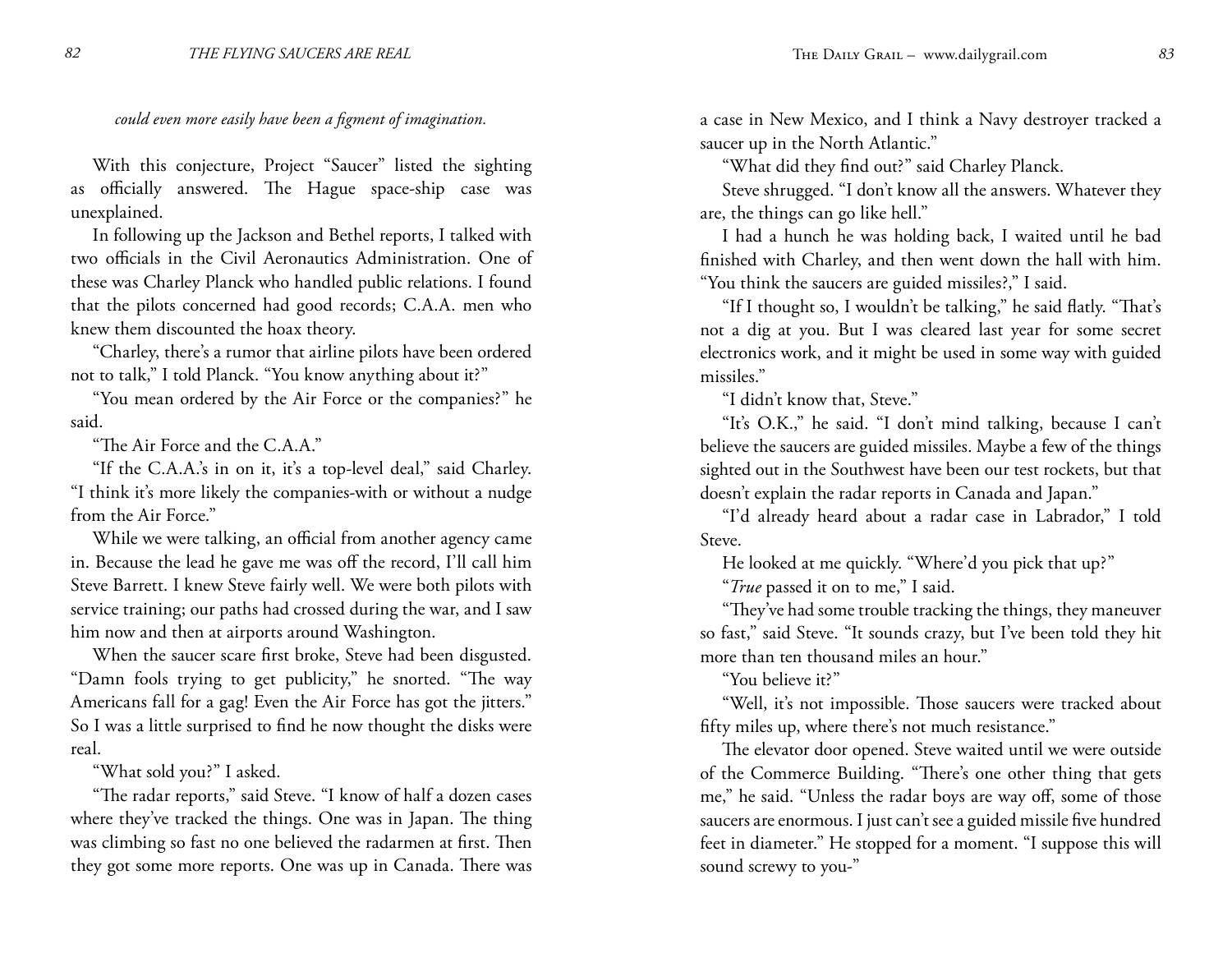*could even more easily have been a figment of imagination.*

With this conjecture, Project "Saucer" listed the sighting as officially answered. The Hague space-ship case was unexplained.

In following up the Jackson and Bethel reports, I talked with two officials in the Civil Aeronautics Administration. One of these was Charley Planck who handled public relations. I found that the pilots concerned had good records; C.A.A. men who knew them discounted the hoax theory.

"Charley, there's a rumor that airline pilots have been ordered not to talk," I told Planck. "You know anything about it?"

"You mean ordered by the Air Force or the companies?" he said.

"The Air Force and the C.A.A."

"If the C.A.A.'s in on it, it's a top-level deal," said Charley. "I think it's more likely the companies-with or without a nudge from the Air Force."

While we were talking, an official from another agency came in. Because the lead he gave me was off the record, I'll call him Steve Barrett. I knew Steve fairly well. We were both pilots with service training; our paths had crossed during the war, and I saw him now and then at airports around Washington.

When the saucer scare first broke, Steve had been disgusted. "Damn fools trying to get publicity," he snorted. "The way Americans fall for a gag! Even the Air Force has got the jitters." So I was a little surprised to find he now thought the disks were real.

"What sold you?" I asked.

"The radar reports," said Steve. "I know of half a dozen cases where they've tracked the things. One was in Japan. The thing was climbing so fast no one believed the radarmen at first. Then they got some more reports. One was up in Canada. There was a case in New Mexico, and I think a Navy destroyer tracked a saucer up in the North Atlantic."

"What did they find out?" said Charley Planck.

Steve shrugged. "I don't know all the answers. Whatever they are, the things can go like hell."

I had a hunch he was holding back, I waited until he bad finished with Charley, and then went down the hall with him. "You think the saucers are guided missiles?," I said.

"If I thought so, I wouldn't be talking," he said flatly. "That's not a dig at you. But I was cleared last year for some secret electronics work, and it might be used in some way with guided missiles."

"I didn't know that, Steve."

"It's O.K.," he said. "I don't mind talking, because I can't believe the saucers are guided missiles. Maybe a few of the things sighted out in the Southwest have been our test rockets, but that doesn't explain the radar reports in Canada and Japan."

"I'd already heard about a radar case in Labrador," I told Steve.

He looked at me quickly. "Where'd you pick that up?"

"*True* passed it on to me," I said.

"They've had some trouble tracking the things, they maneuver so fast," said Steve. "It sounds crazy, but I've been told they hit more than ten thousand miles an hour."

"You believe it?"

"Well, it's not impossible. Those saucers were tracked about fifty miles up, where there's not much resistance."

The elevator door opened. Steve waited until we were outside of the Commerce Building. "There's one other thing that gets me," he said. "Unless the radar boys are way off, some of those saucers are enormous. I just can't see a guided missile five hundred feet in diameter." He stopped for a moment. "I suppose this will sound screwy to you-"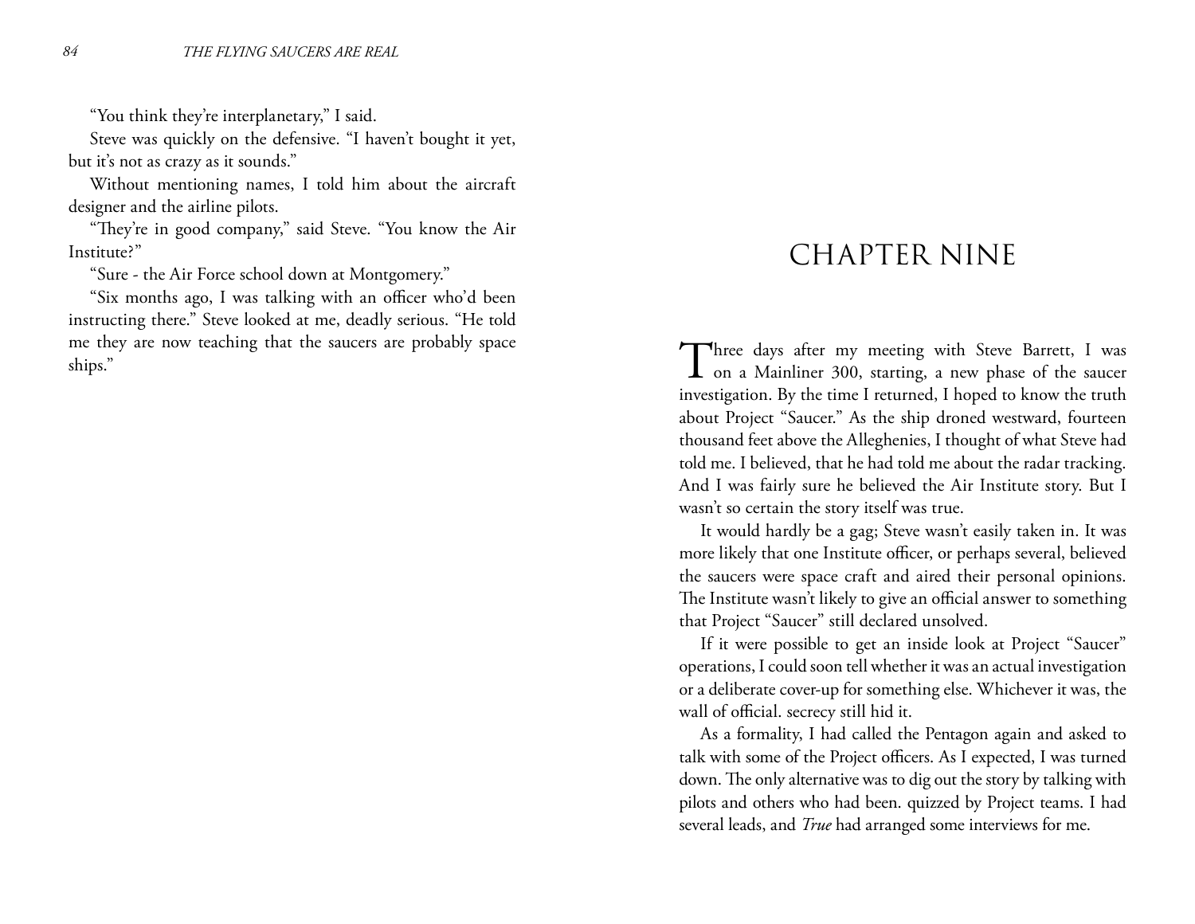"You think they're interplanetary," I said.

Steve was quickly on the defensive. "I haven't bought it yet, but it's not as crazy as it sounds."

Without mentioning names, I told him about the aircraft designer and the airline pilots.

"They're in good company," said Steve. "You know the Air Institute?"

"Sure - the Air Force school down at Montgomery."

"Six months ago, I was talking with an officer who'd been instructing there." Steve looked at me, deadly serious. "He told me they are now teaching that the saucers are probably space ships."

# CHAPTER NINE

Three days after my meeting with Steve Barrett, I was on a Mainliner 300, starting, a new phase of the saucer investigation. By the time I returned, I hoped to know the truth about Project "Saucer." As the ship droned westward, fourteen thousand feet above the Alleghenies, I thought of what Steve had told me. I believed, that he had told me about the radar tracking. And I was fairly sure he believed the Air Institute story. But I wasn't so certain the story itself was true.

It would hardly be a gag; Steve wasn't easily taken in. It was more likely that one Institute officer, or perhaps several, believed the saucers were space craft and aired their personal opinions. The Institute wasn't likely to give an official answer to something that Project "Saucer" still declared unsolved.

If it were possible to get an inside look at Project "Saucer" operations, I could soon tell whether it was an actual investigation or a deliberate cover-up for something else. Whichever it was, the wall of official. secrecy still hid it.

As a formality, I had called the Pentagon again and asked to talk with some of the Project officers. As I expected, I was turned down. The only alternative was to dig out the story by talking with pilots and others who had been. quizzed by Project teams. I had several leads, and *True* had arranged some interviews for me.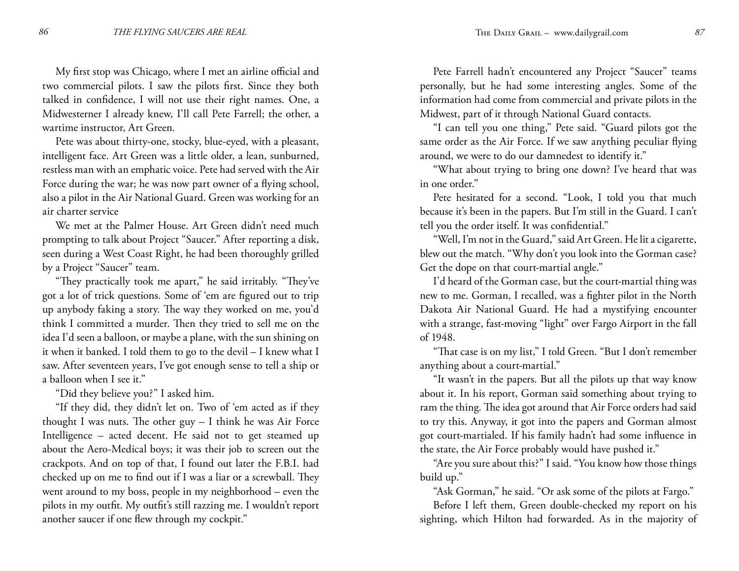My first stop was Chicago, where I met an airline official and two commercial pilots. I saw the pilots first. Since they both talked in confidence, I will not use their right names. One, a Midwesterner I already knew, I'll call Pete Farrell; the other, a wartime instructor, Art Green.

Pete was about thirty-one, stocky, blue-eyed, with a pleasant, intelligent face. Art Green was a little older, a lean, sunburned, restless man with an emphatic voice. Pete had served with the Air Force during the war; he was now part owner of a flying school, also a pilot in the Air National Guard. Green was working for an air charter service

We met at the Palmer House. Art Green didn't need much prompting to talk about Project "Saucer." After reporting a disk, seen during a West Coast Right, he had been thoroughly grilled by a Project "Saucer" team.

"They practically took me apart," he said irritably. "They've got a lot of trick questions. Some of 'em are figured out to trip up anybody faking a story. The way they worked on me, you'd think I committed a murder. Then they tried to sell me on the idea I'd seen a balloon, or maybe a plane, with the sun shining on it when it banked. I told them to go to the devil – I knew what I saw. After seventeen years, I've got enough sense to tell a ship or a balloon when I see it."

"Did they believe you?" I asked him.

"If they did, they didn't let on. Two of 'em acted as if they thought I was nuts. The other guy – I think he was Air Force Intelligence – acted decent. He said not to get steamed up about the Aero-Medical boys; it was their job to screen out the crackpots. And on top of that, I found out later the F.B.I. had checked up on me to find out if I was a liar or a screwball. They went around to my boss, people in my neighborhood – even the pilots in my outfit. My outfit's still razzing me. I wouldn't report another saucer if one flew through my cockpit."

Pete Farrell hadn't encountered any Project "Saucer" teams personally, but he had some interesting angles. Some of the information had come from commercial and private pilots in the Midwest, part of it through National Guard contacts.

"I can tell you one thing," Pete said. "Guard pilots got the same order as the Air Force. If we saw anything peculiar flying around, we were to do our damnedest to identify it."

"What about trying to bring one down? I've heard that was in one order."

Pete hesitated for a second. "Look, I told you that much because it's been in the papers. But I'm still in the Guard. I can't tell you the order itself. It was confidential."

"Well, I'm not in the Guard," said Art Green. He lit a cigarette, blew out the match. "Why don't you look into the Gorman case? Get the dope on that court-martial angle."

I'd heard of the Gorman case, but the court-martial thing was new to me. Gorman, I recalled, was a fighter pilot in the North Dakota Air National Guard. He had a mystifying encounter with a strange, fast-moving "light" over Fargo Airport in the fall of 1948.

"That case is on my list," I told Green. "But I don't remember anything about a court-martial."

"It wasn't in the papers. But all the pilots up that way know about it. In his report, Gorman said something about trying to ram the thing. The idea got around that Air Force orders had said to try this. Anyway, it got into the papers and Gorman almost got court-martialed. If his family hadn't had some influence in the state, the Air Force probably would have pushed it."

"Are you sure about this?" I said. "You know how those things build up."

"Ask Gorman," he said. "Or ask some of the pilots at Fargo."

Before I left them, Green double-checked my report on his sighting, which Hilton had forwarded. As in the majority of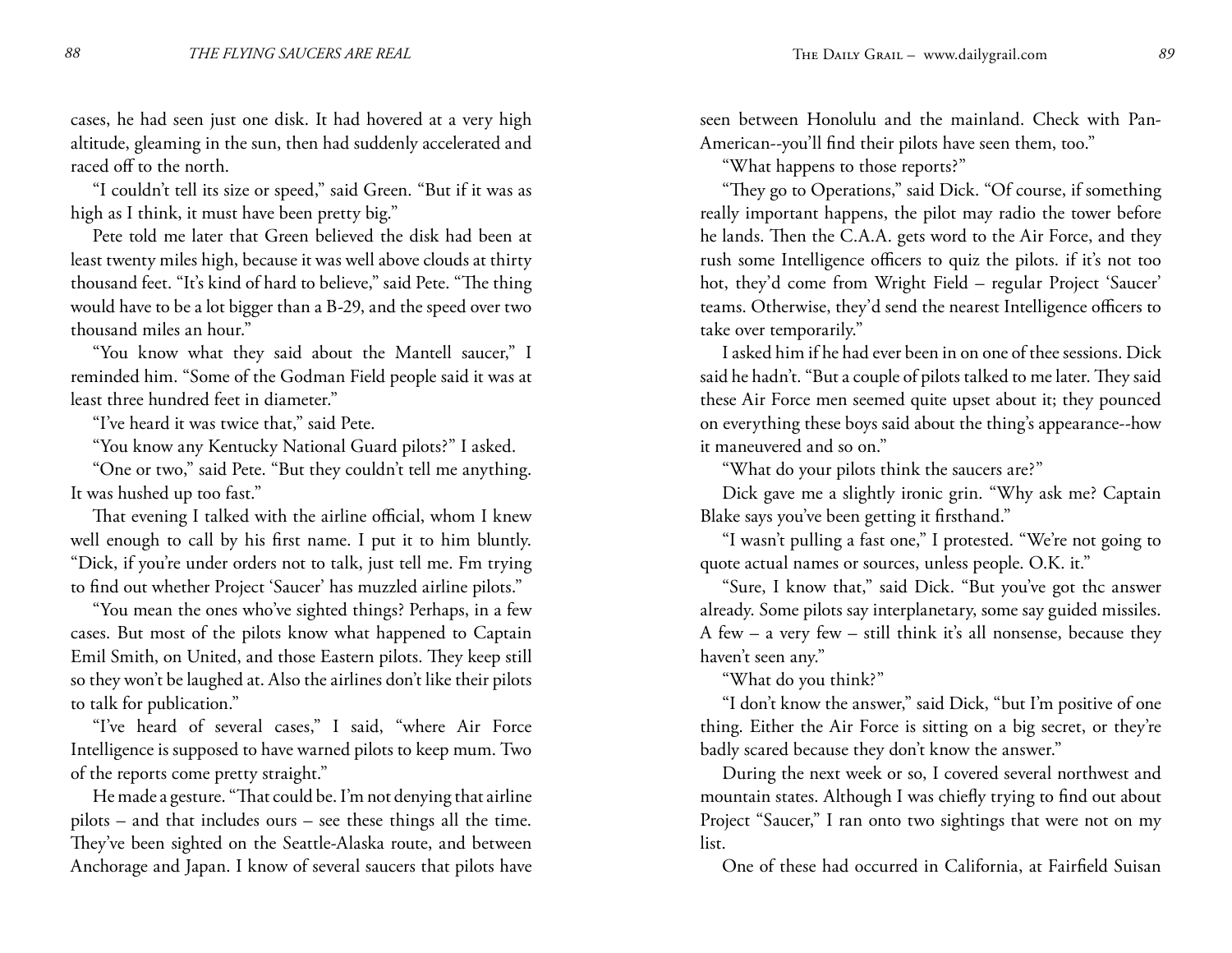cases, he had seen just one disk. It had hovered at a very high altitude, gleaming in the sun, then had suddenly accelerated and raced off to the north.

"I couldn't tell its size or speed," said Green. "But if it was as high as I think, it must have been pretty big."

Pete told me later that Green believed the disk had been at least twenty miles high, because it was well above clouds at thirty thousand feet. "It's kind of hard to believe," said Pete. "The thing would have to be a lot bigger than a B-29, and the speed over two thousand miles an hour."

"You know what they said about the Mantell saucer," I reminded him. "Some of the Godman Field people said it was at least three hundred feet in diameter."

"I've heard it was twice that," said Pete.

"You know any Kentucky National Guard pilots?" I asked.

"One or two," said Pete. "But they couldn't tell me anything. It was hushed up too fast."

That evening I talked with the airline official, whom I knew well enough to call by his first name. I put it to him bluntly. "Dick, if you're under orders not to talk, just tell me. Fm trying to find out whether Project 'Saucer' has muzzled airline pilots."

"You mean the ones who've sighted things? Perhaps, in a few cases. But most of the pilots know what happened to Captain Emil Smith, on United, and those Eastern pilots. They keep still so they won't be laughed at. Also the airlines don't like their pilots to talk for publication."

"I've heard of several cases," I said, "where Air Force Intelligence is supposed to have warned pilots to keep mum. Two of the reports come pretty straight."

He made a gesture. "That could be. I'm not denying that airline pilots – and that includes ours – see these things all the time. They've been sighted on the Seattle-Alaska route, and between Anchorage and Japan. I know of several saucers that pilots have seen between Honolulu and the mainland. Check with Pan-American--you'll find their pilots have seen them, too."

"What happens to those reports?"

"They go to Operations," said Dick. "Of course, if something really important happens, the pilot may radio the tower before he lands. Then the C.A.A. gets word to the Air Force, and they rush some Intelligence officers to quiz the pilots. if it's not too hot, they'd come from Wright Field – regular Project 'Saucer' teams. Otherwise, they'd send the nearest Intelligence officers to take over temporarily."

I asked him if he had ever been in on one of thee sessions. Dick said he hadn't. "But a couple of pilots talked to me later. They said these Air Force men seemed quite upset about it; they pounced on everything these boys said about the thing's appearance--how it maneuvered and so on."

"What do your pilots think the saucers are?"

Dick gave me a slightly ironic grin. "Why ask me? Captain Blake says you've been getting it firsthand."

"I wasn't pulling a fast one," I protested. "We're not going to quote actual names or sources, unless people. O.K. it."

"Sure, I know that," said Dick. "But you've got thc answer already. Some pilots say interplanetary, some say guided missiles. A few – a very few – still think it's all nonsense, because they haven't seen any."

"What do you think?"

"I don't know the answer," said Dick, "but I'm positive of one thing. Either the Air Force is sitting on a big secret, or they're badly scared because they don't know the answer."

During the next week or so, I covered several northwest and mountain states. Although I was chiefly trying to find out about Project "Saucer," I ran onto two sightings that were not on my list.

One of these had occurred in California, at Fairfield Suisan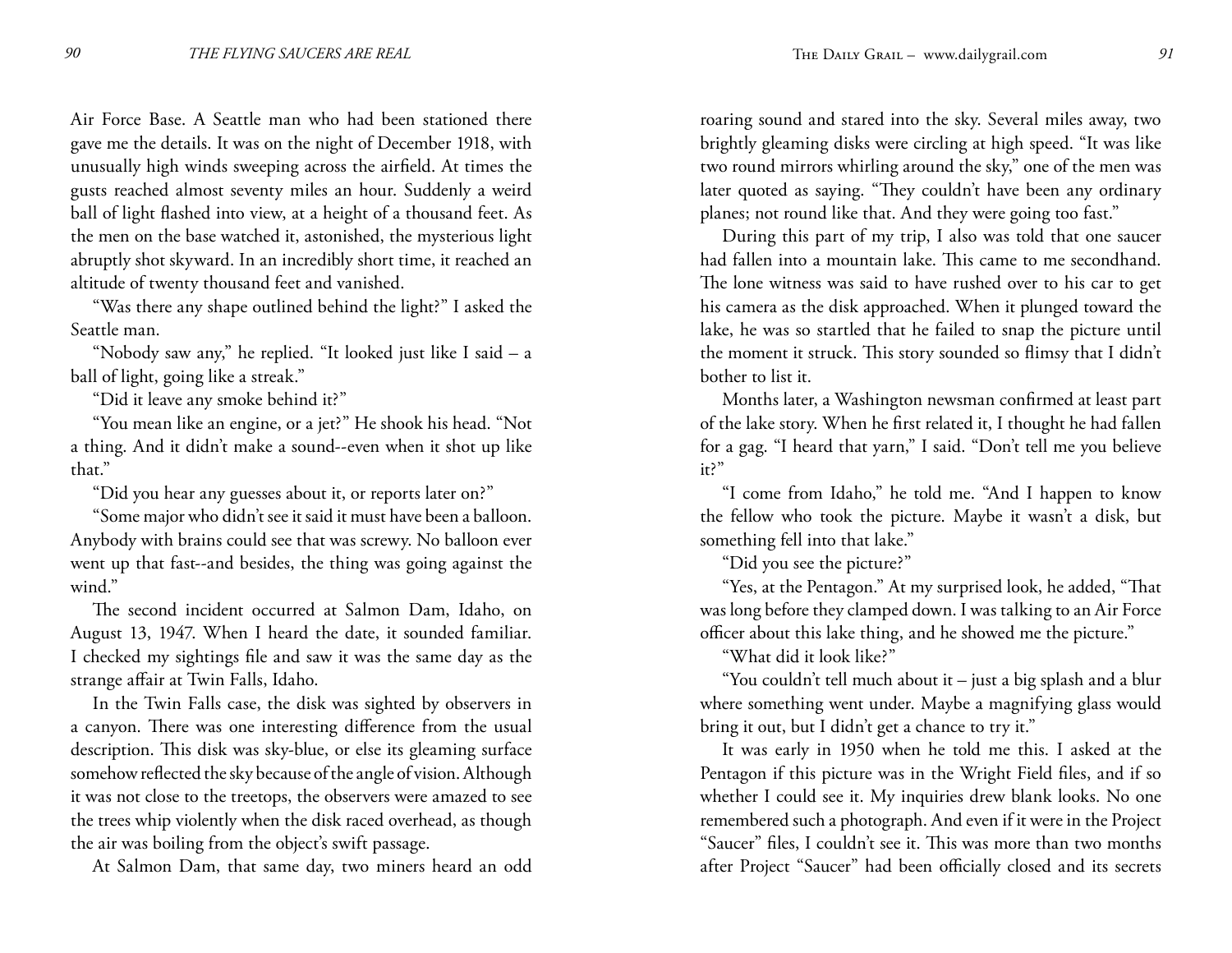Air Force Base. A Seattle man who had been stationed there gave me the details. It was on the night of December 1918, with unusually high winds sweeping across the airfield. At times the gusts reached almost seventy miles an hour. Suddenly a weird ball of light flashed into view, at a height of a thousand feet. As the men on the base watched it, astonished, the mysterious light abruptly shot skyward. In an incredibly short time, it reached an altitude of twenty thousand feet and vanished.

"Was there any shape outlined behind the light?" I asked the Seattle man.

"Nobody saw any," he replied. "It looked just like I said – a ball of light, going like a streak."

"Did it leave any smoke behind it?"

"You mean like an engine, or a jet?" He shook his head. "Not a thing. And it didn't make a sound--even when it shot up like that."

"Did you hear any guesses about it, or reports later on?"

"Some major who didn't see it said it must have been a balloon. Anybody with brains could see that was screwy. No balloon ever went up that fast--and besides, the thing was going against the wind."

The second incident occurred at Salmon Dam, Idaho, on August 13, 1947. When I heard the date, it sounded familiar. I checked my sightings file and saw it was the same day as the strange affair at Twin Falls, Idaho.

In the Twin Falls case, the disk was sighted by observers in a canyon. There was one interesting difference from the usual description. This disk was sky-blue, or else its gleaming surface somehow reflected the sky because of the angle of vision. Although it was not close to the treetops, the observers were amazed to see the trees whip violently when the disk raced overhead, as though the air was boiling from the object's swift passage.

At Salmon Dam, that same day, two miners heard an odd roaring sound and stared into the sky. Several miles away, two brightly gleaming disks were circling at high speed. "It was like two round mirrors whirling around the sky," one of the men was later quoted as saying. "They couldn't have been any ordinary planes; not round like that. And they were going too fast."

During this part of my trip, I also was told that one saucer had fallen into a mountain lake. This came to me secondhand. The lone witness was said to have rushed over to his car to get his camera as the disk approached. When it plunged toward the lake, he was so startled that he failed to snap the picture until the moment it struck. This story sounded so flimsy that I didn't bother to list it.

Months later, a Washington newsman confirmed at least part of the lake story. When he first related it, I thought he had fallen for a gag. "I heard that yarn," I said. "Don't tell me you believe it?"

"I come from Idaho," he told me. "And I happen to know the fellow who took the picture. Maybe it wasn't a disk, but something fell into that lake."

"Did you see the picture?"

"Yes, at the Pentagon." At my surprised look, he added, "That was long before they clamped down. I was talking to an Air Force officer about this lake thing, and he showed me the picture."

"What did it look like?"

"You couldn't tell much about it – just a big splash and a blur where something went under. Maybe a magnifying glass would bring it out, but I didn't get a chance to try it."

It was early in 1950 when he told me this. I asked at the Pentagon if this picture was in the Wright Field files, and if so whether I could see it. My inquiries drew blank looks. No one remembered such a photograph. And even if it were in the Project "Saucer" files, I couldn't see it. This was more than two months after Project "Saucer" had been officially closed and its secrets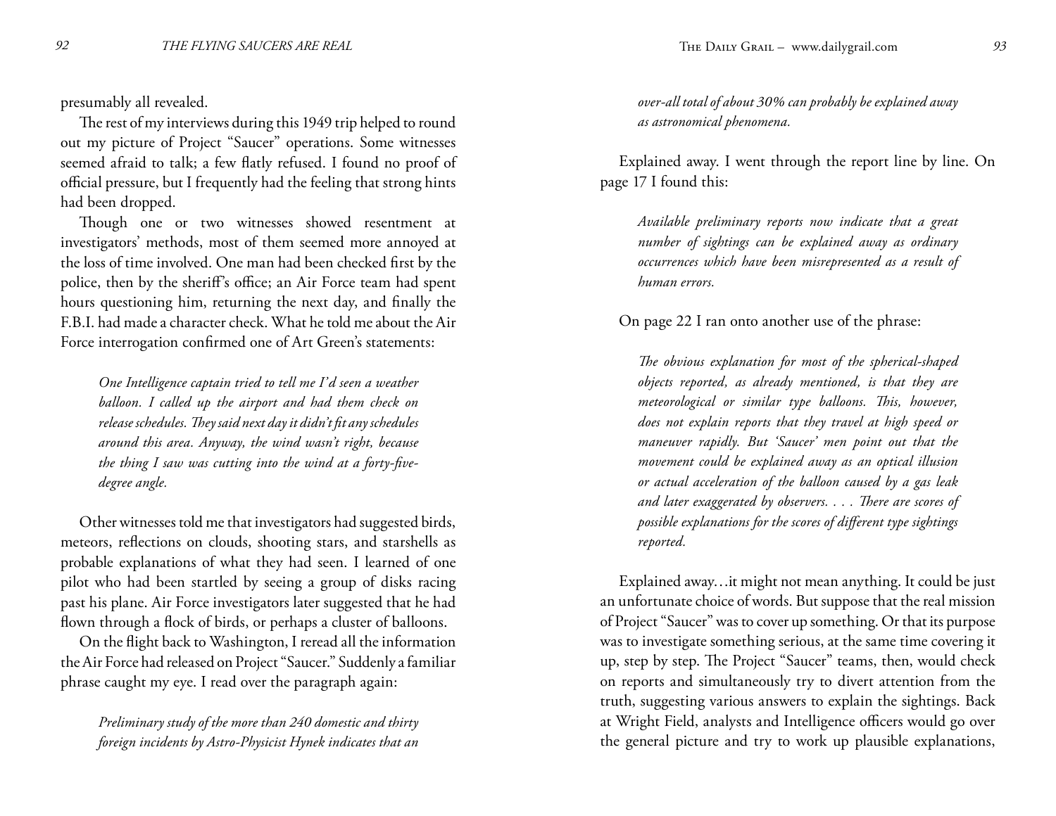presumably all revealed.

The rest of my interviews during this 1949 trip helped to round out my picture of Project "Saucer" operations. Some witnesses seemed afraid to talk; a few flatly refused. I found no proof of official pressure, but I frequently had the feeling that strong hints had been dropped.

Though one or two witnesses showed resentment at investigators' methods, most of them seemed more annoyed at the loss of time involved. One man had been checked first by the police, then by the sheriff's office; an Air Force team had spent hours questioning him, returning the next day, and finally the F.B.I. had made a character check. What he told me about the Air Force interrogation confirmed one of Art Green's statements:

> *One Intelligence captain tried to tell me I'd seen a weather balloon. I called up the airport and had them check on release schedules. They said next day it didn't fit any schedules around this area. Anyway, the wind wasn't right, because the thing I saw was cutting into the wind at a forty-five-degree angle.*

Other witnesses told me that investigators had suggested birds, meteors, reflections on clouds, shooting stars, and starshells as probable explanations of what they had seen. I learned of one pilot who had been startled by seeing a group of disks racing past his plane. Air Force investigators later suggested that he had flown through a flock of birds, or perhaps a cluster of balloons.

On the flight back to Washington, I reread all the information the Air Force had released on Project "Saucer." Suddenly a familiar phrase caught my eye. I read over the paragraph again:

> *Preliminary study of the more than 240 domestic and thirty foreign incidents by Astro-Physicist Hynek indicates that an over-all total of about 30% can probably be explained away as astronomical phenomena.*

Explained away. I went through the report line by line. On page 17 I found this:

> *Available preliminary reports now indicate that a great number of sightings can be explained away as ordinary occurrences which have been misrepresented as a result of human errors.*

On page 22 I ran onto another use of the phrase:

> *The obvious explanation for most of the spherical-shaped objects reported, as already mentioned, is that they are meteorological or similar type balloons. This, however, does not explain reports that they travel at high speed or maneuver rapidly. But 'Saucer' men point out that the movement could be explained away as an optical illusion or actual acceleration of the balloon caused by a gas leak and later exaggerated by observers. . . . There are scores of possible explanations for the scores of different type sightings reported.*

Explained away…it might not mean anything. It could be just an unfortunate choice of words. But suppose that the real mission of Project "Saucer" was to cover up something. Or that its purpose was to investigate something serious, at the same time covering it up, step by step. The Project "Saucer" teams, then, would check on reports and simultaneously try to divert attention from the truth, suggesting various answers to explain the sightings. Back at Wright Field, analysts and Intelligence officers would go over the general picture and try to work up plausible explanations,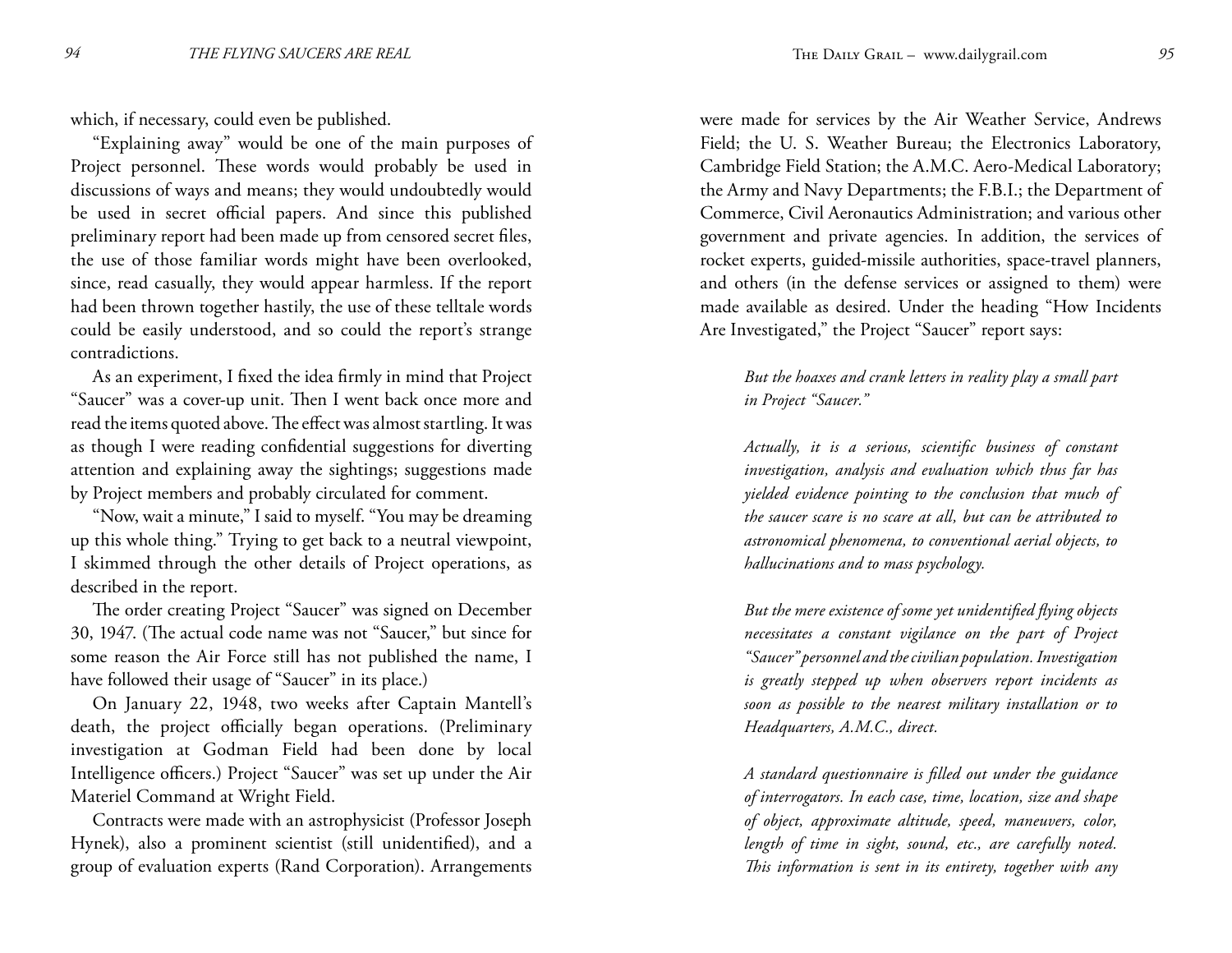which, if necessary, could even be published.

"Explaining away" would be one of the main purposes of Project personnel. These words would probably be used in discussions of ways and means; they would undoubtedly would be used in secret official papers. And since this published preliminary report had been made up from censored secret files, the use of those familiar words might have been overlooked, since, read casually, they would appear harmless. If the report had been thrown together hastily, the use of these telltale words could be easily understood, and so could the report's strange contradictions.

As an experiment, I fixed the idea firmly in mind that Project "Saucer" was a cover-up unit. Then I went back once more and read the items quoted above. The effect was almost startling. It was as though I were reading confidential suggestions for diverting attention and explaining away the sightings; suggestions made by Project members and probably circulated for comment.

"Now, wait a minute," I said to myself. "You may be dreaming up this whole thing." Trying to get back to a neutral viewpoint, I skimmed through the other details of Project operations, as described in the report.

The order creating Project "Saucer" was signed on December 30, 1947. (The actual code name was not "Saucer," but since for some reason the Air Force still has not published the name, I have followed their usage of "Saucer" in its place.)

On January 22, 1948, two weeks after Captain Mantell's death, the project officially began operations. (Preliminary investigation at Godman Field had been done by local Intelligence officers.) Project "Saucer" was set up under the Air Materiel Command at Wright Field.

Contracts were made with an astrophysicist (Professor Joseph Hynek), also a prominent scientist (still unidentified), and a group of evaluation experts (Rand Corporation). Arrangements were made for services by the Air Weather Service, Andrews Field; the U. S. Weather Bureau; the Electronics Laboratory, Cambridge Field Station; the A.M.C. Aero-Medical Laboratory; the Army and Navy Departments; the F.B.I.; the Department of Commerce, Civil Aeronautics Administration; and various other government and private agencies. In addition, the services of rocket experts, guided-missile authorities, space-travel planners, and others (in the defense services or assigned to them) were made available as desired. Under the heading "How Incidents Are Investigated," the Project "Saucer" report says:

> *But the hoaxes and crank letters in reality play a small part in Project "Saucer."*
>
> *Actually, it is a serious, scientific business of constant investigation, analysis and evaluation which thus far has yielded evidence pointing to the conclusion that much of the saucer scare is no scare at all, but can be attributed to astronomical phenomena, to conventional aerial objects, to hallucinations and to mass psychology.*
>
> *But the mere existence of some yet unidentified flying objects necessitates a constant vigilance on the part of Project "Saucer" personnel and the civilian population. Investigation is greatly stepped up when observers report incidents as soon as possible to the nearest military installation or to Headquarters, A.M.C., direct.*
>
> *A standard questionnaire is filled out under the guidance of interrogators. In each case, time, location, size and shape of object, approximate altitude, speed, maneuvers, color, length of time in sight, sound, etc., are carefully noted. This information is sent in its entirety, together with any*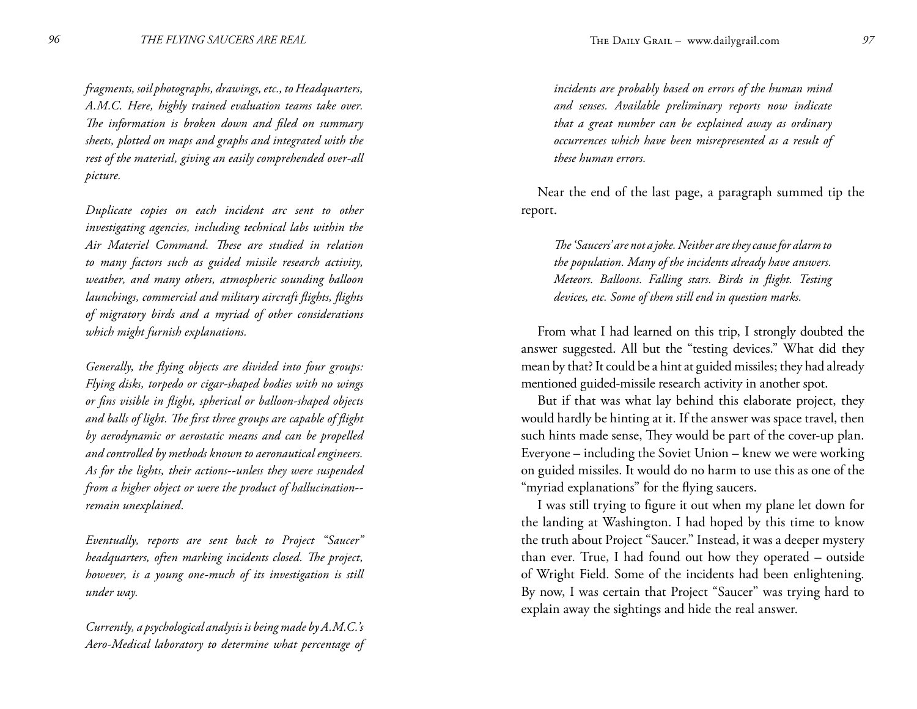*fragments, soil photographs, drawings, etc., to Headquarters, A.M.C. Here, highly trained evaluation teams take over. The information is broken down and filed on summary sheets, plotted on maps and graphs and integrated with the rest of the material, giving an easily comprehended over-all picture.*

*Duplicate copies on each incident arc sent to other investigating agencies, including technical labs within the Air Materiel Command. These are studied in relation to many factors such as guided missile research activity, weather, and many others, atmospheric sounding balloon launchings, commercial and military aircraft flights, flights of migratory birds and a myriad of other considerations which might furnish explanations.*

*Generally, the flying objects are divided into four groups: Flying disks, torpedo or cigar-shaped bodies with no wings or fins visible in flight, spherical or balloon-shaped objects and balls of light. The first three groups are capable of flight by aerodynamic or aerostatic means and can be propelled and controlled by methods known to aeronautical engineers. As for the lights, their actions--unless they were suspended from a higher object or were the product of hallucination--remain unexplained.*

*Eventually, reports are sent back to Project "Saucer" headquarters, often marking incidents closed. The project, however, is a young one-much of its investigation is still under way.*

*Currently, a psychological analysis is being made by A.M.C.'s Aero-Medical laboratory to determine what percentage of incidents are probably based on errors of the human mind and senses. Available preliminary reports now indicate that a great number can be explained away as ordinary occurrences which have been misrepresented as a result of these human errors.*

Near the end of the last page, a paragraph summed tip the report.

> *The 'Saucers' are not a joke. Neither are they cause for alarm to the population. Many of the incidents already have answers. Meteors. Balloons. Falling stars. Birds in flight. Testing devices, etc. Some of them still end in question marks.*

From what I had learned on this trip, I strongly doubted the answer suggested. All but the "testing devices." What did they mean by that? It could be a hint at guided missiles; they had already mentioned guided-missile research activity in another spot.

But if that was what lay behind this elaborate project, they would hardly be hinting at it. If the answer was space travel, then such hints made sense, They would be part of the cover-up plan. Everyone – including the Soviet Union – knew we were working on guided missiles. It would do no harm to use this as one of the "myriad explanations" for the flying saucers.

I was still trying to figure it out when my plane let down for the landing at Washington. I had hoped by this time to know the truth about Project "Saucer." Instead, it was a deeper mystery than ever. True, I had found out how they operated – outside of Wright Field. Some of the incidents had been enlightening. By now, I was certain that Project "Saucer" was trying hard to explain away the sightings and hide the real answer.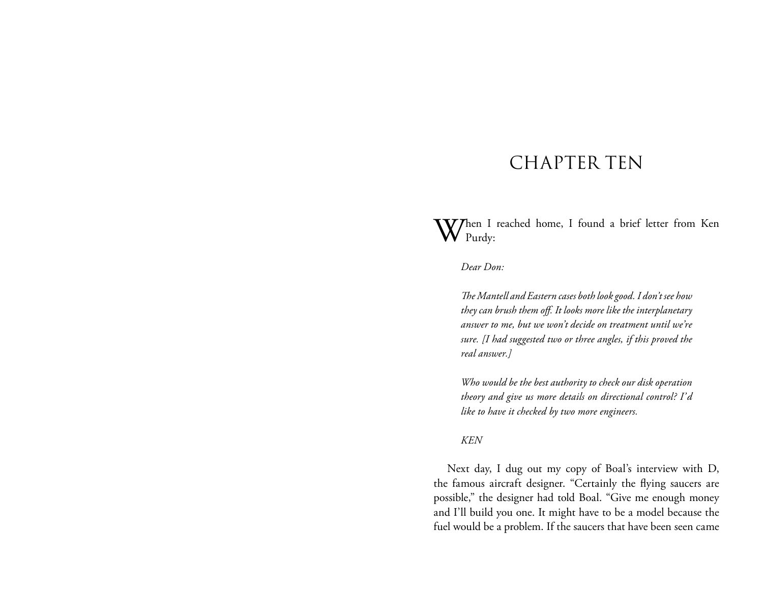# CHAPTER TEN

When I reached home, I found a brief letter from Ken Purdy:

> *Dear Don:*
>
> *The Mantell and Eastern cases both look good. I don't see how they can brush them off. It looks more like the interplanetary answer to me, but we won't decide on treatment until we're sure. [I had suggested two or three angles, if this proved the real answer.]*
>
> *Who would be the best authority to check our disk operation theory and give us more details on directional control? I'd like to have it checked by two more engineers.*
>
> *KEN*

Next day, I dug out my copy of Boal's interview with D, the famous aircraft designer. "Certainly the flying saucers are possible," the designer had told Boal. "Give me enough money and I'll build you one. It might have to be a model because the fuel would be a problem. If the saucers that have been seen came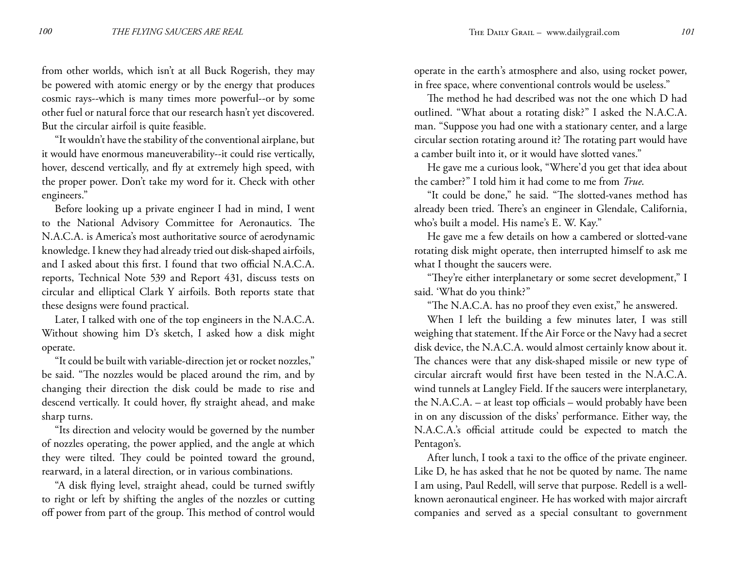from other worlds, which isn't at all Buck Rogerish, they may be powered with atomic energy or by the energy that produces cosmic rays--which is many times more powerful--or by some other fuel or natural force that our research hasn't yet discovered. But the circular airfoil is quite feasible.

"It wouldn't have the stability of the conventional airplane, but it would have enormous maneuverability--it could rise vertically, hover, descend vertically, and fly at extremely high speed, with the proper power. Don't take my word for it. Check with other engineers."

Before looking up a private engineer I had in mind, I went to the National Advisory Committee for Aeronautics. The N.A.C.A. is America's most authoritative source of aerodynamic knowledge. I knew they had already tried out disk-shaped airfoils, and I asked about this first. I found that two official N.A.C.A. reports, Technical Note 539 and Report 431, discuss tests on circular and elliptical Clark Y airfoils. Both reports state that these designs were found practical.

Later, I talked with one of the top engineers in the N.A.C.A. Without showing him D's sketch, I asked how a disk might operate.

"It could be built with variable-direction jet or rocket nozzles," be said. "The nozzles would be placed around the rim, and by changing their direction the disk could be made to rise and descend vertically. It could hover, fly straight ahead, and make sharp turns.

"Its direction and velocity would be governed by the number of nozzles operating, the power applied, and the angle at which they were tilted. They could be pointed toward the ground, rearward, in a lateral direction, or in various combinations.

"A disk flying level, straight ahead, could be turned swiftly to right or left by shifting the angles of the nozzles or cutting off power from part of the group. This method of control would operate in the earth's atmosphere and also, using rocket power, in free space, where conventional controls would be useless."

The method he had described was not the one which D had outlined. "What about a rotating disk?" I asked the N.A.C.A. man. "Suppose you had one with a stationary center, and a large circular section rotating around it? The rotating part would have a camber built into it, or it would have slotted vanes."

He gave me a curious look, "Where'd you get that idea about the camber?" I told him it had come to me from *True*.

"It could be done," he said. "The slotted-vanes method has already been tried. There's an engineer in Glendale, California, who's built a model. His name's E. W. Kay."

He gave me a few details on how a cambered or slotted-vane rotating disk might operate, then interrupted himself to ask me what I thought the saucers were.

"They're either interplanetary or some secret development," I said. 'What do you think?"

"The N.A.C.A. has no proof they even exist," he answered.

When I left the building a few minutes later, I was still weighing that statement. If the Air Force or the Navy had a secret disk device, the N.A.C.A. would almost certainly know about it. The chances were that any disk-shaped missile or new type of circular aircraft would first have been tested in the N.A.C.A. wind tunnels at Langley Field. If the saucers were interplanetary, the N.A.C.A. – at least top officials – would probably have been in on any discussion of the disks' performance. Either way, the N.A.C.A.'s official attitude could be expected to match the Pentagon's.

After lunch, I took a taxi to the office of the private engineer. Like D, he has asked that he not be quoted by name. The name I am using, Paul Redell, will serve that purpose. Redell is a well-known aeronautical engineer. He has worked with major aircraft companies and served as a special consultant to government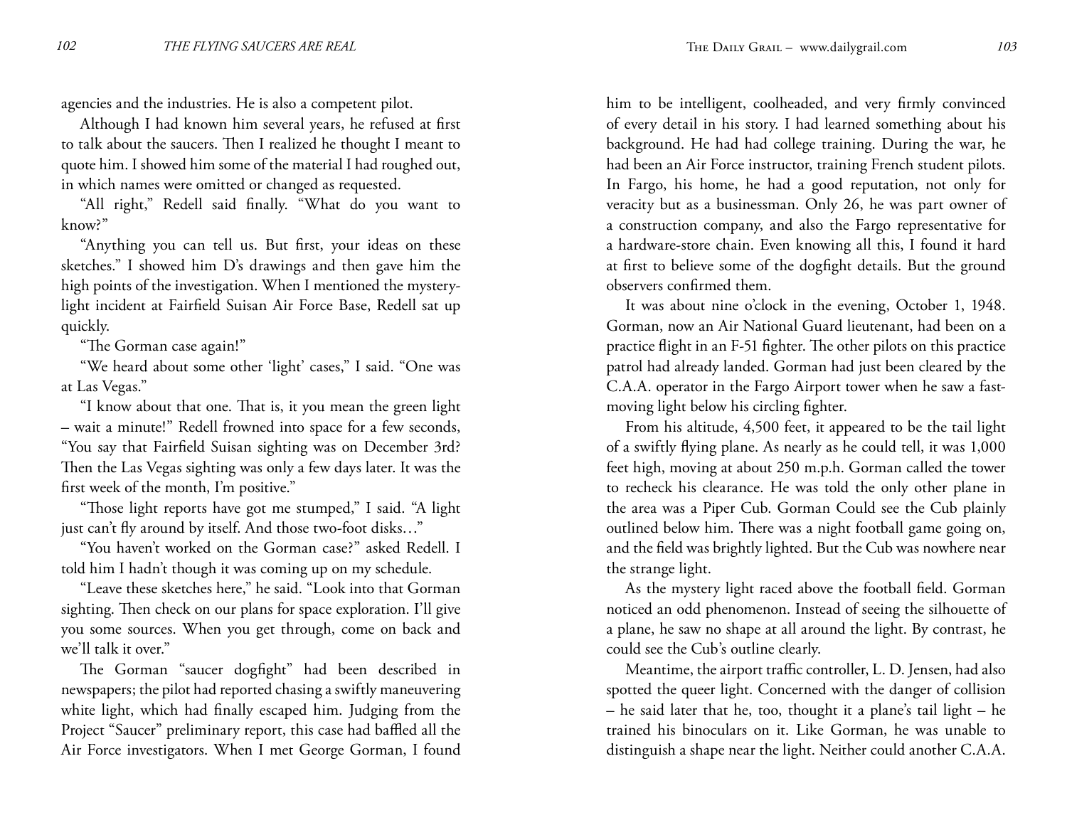agencies and the industries. He is also a competent pilot.

Although I had known him several years, he refused at first to talk about the saucers. Then I realized he thought I meant to quote him. I showed him some of the material I had roughed out, in which names were omitted or changed as requested.

"All right," Redell said finally. "What do you want to know?"

"Anything you can tell us. But first, your ideas on these sketches." I showed him D's drawings and then gave him the high points of the investigation. When I mentioned the mystery-light incident at Fairfield Suisan Air Force Base, Redell sat up quickly.

"The Gorman case again!"

"We heard about some other 'light' cases," I said. "One was at Las Vegas."

"I know about that one. That is, it you mean the green light – wait a minute!" Redell frowned into space for a few seconds, "You say that Fairfield Suisan sighting was on December 3rd? Then the Las Vegas sighting was only a few days later. It was the first week of the month, I'm positive."

"Those light reports have got me stumped," I said. "A light just can't fly around by itself. And those two-foot disks…"

"You haven't worked on the Gorman case?" asked Redell. I told him I hadn't though it was coming up on my schedule.

"Leave these sketches here," he said. "Look into that Gorman sighting. Then check on our plans for space exploration. I'll give you some sources. When you get through, come on back and we'll talk it over."

The Gorman "saucer dogfight" had been described in newspapers; the pilot had reported chasing a swiftly maneuvering white light, which had finally escaped him. Judging from the Project "Saucer" preliminary report, this case had baffled all the Air Force investigators. When I met George Gorman, I found him to be intelligent, coolheaded, and very firmly convinced of every detail in his story. I had learned something about his background. He had had college training. During the war, he had been an Air Force instructor, training French student pilots. In Fargo, his home, he had a good reputation, not only for veracity but as a businessman. Only 26, he was part owner of a construction company, and also the Fargo representative for a hardware-store chain. Even knowing all this, I found it hard at first to believe some of the dogfight details. But the ground observers confirmed them.

It was about nine o'clock in the evening, October 1, 1948. Gorman, now an Air National Guard lieutenant, had been on a practice flight in an F-51 fighter. The other pilots on this practice patrol had already landed. Gorman had just been cleared by the C.A.A. operator in the Fargo Airport tower when he saw a fast-moving light below his circling fighter.

From his altitude, 4,500 feet, it appeared to be the tail light of a swiftly flying plane. As nearly as he could tell, it was 1,000 feet high, moving at about 250 m.p.h. Gorman called the tower to recheck his clearance. He was told the only other plane in the area was a Piper Cub. Gorman Could see the Cub plainly outlined below him. There was a night football game going on, and the field was brightly lighted. But the Cub was nowhere near the strange light.

As the mystery light raced above the football field. Gorman noticed an odd phenomenon. Instead of seeing the silhouette of a plane, he saw no shape at all around the light. By contrast, he could see the Cub's outline clearly.

Meantime, the airport traffic controller, L. D. Jensen, had also spotted the queer light. Concerned with the danger of collision – he said later that he, too, thought it a plane's tail light – he trained his binoculars on it. Like Gorman, he was unable to distinguish a shape near the light. Neither could another C.A.A.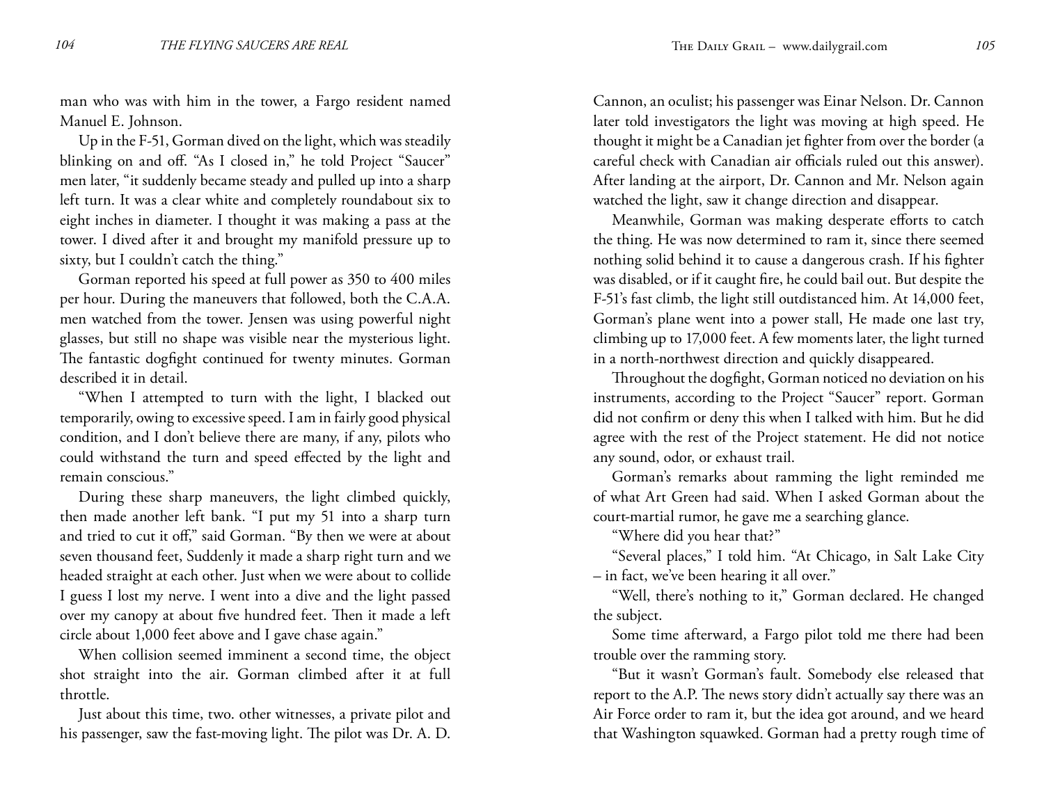man who was with him in the tower, a Fargo resident named Manuel E. Johnson.

Up in the F-51, Gorman dived on the light, which was steadily blinking on and off. "As I closed in," he told Project "Saucer" men later, "it suddenly became steady and pulled up into a sharp left turn. It was a clear white and completely roundabout six to eight inches in diameter. I thought it was making a pass at the tower. I dived after it and brought my manifold pressure up to sixty, but I couldn't catch the thing."

Gorman reported his speed at full power as 350 to 400 miles per hour. During the maneuvers that followed, both the C.A.A. men watched from the tower. Jensen was using powerful night glasses, but still no shape was visible near the mysterious light. The fantastic dogfight continued for twenty minutes. Gorman described it in detail.

"When I attempted to turn with the light, I blacked out temporarily, owing to excessive speed. I am in fairly good physical condition, and I don't believe there are many, if any, pilots who could withstand the turn and speed effected by the light and remain conscious."

During these sharp maneuvers, the light climbed quickly, then made another left bank. "I put my 51 into a sharp turn and tried to cut it off," said Gorman. "By then we were at about seven thousand feet, Suddenly it made a sharp right turn and we headed straight at each other. Just when we were about to collide I guess I lost my nerve. I went into a dive and the light passed over my canopy at about five hundred feet. Then it made a left circle about 1,000 feet above and I gave chase again."

When collision seemed imminent a second time, the object shot straight into the air. Gorman climbed after it at full throttle.

Just about this time, two. other witnesses, a private pilot and his passenger, saw the fast-moving light. The pilot was Dr. A. D. Cannon, an oculist; his passenger was Einar Nelson. Dr. Cannon later told investigators the light was moving at high speed. He thought it might be a Canadian jet fighter from over the border (a careful check with Canadian air officials ruled out this answer). After landing at the airport, Dr. Cannon and Mr. Nelson again watched the light, saw it change direction and disappear.

Meanwhile, Gorman was making desperate efforts to catch the thing. He was now determined to ram it, since there seemed nothing solid behind it to cause a dangerous crash. If his fighter was disabled, or if it caught fire, he could bail out. But despite the F-51's fast climb, the light still outdistanced him. At 14,000 feet, Gorman's plane went into a power stall, He made one last try, climbing up to 17,000 feet. A few moments later, the light turned in a north-northwest direction and quickly disappeared.

Throughout the dogfight, Gorman noticed no deviation on his instruments, according to the Project "Saucer" report. Gorman did not confirm or deny this when I talked with him. But he did agree with the rest of the Project statement. He did not notice any sound, odor, or exhaust trail.

Gorman's remarks about ramming the light reminded me of what Art Green had said. When I asked Gorman about the court-martial rumor, he gave me a searching glance.

"Where did you hear that?"

"Several places," I told him. "At Chicago, in Salt Lake City – in fact, we've been hearing it all over."

"Well, there's nothing to it," Gorman declared. He changed the subject.

Some time afterward, a Fargo pilot told me there had been trouble over the ramming story.

"But it wasn't Gorman's fault. Somebody else released that report to the A.P. The news story didn't actually say there was an Air Force order to ram it, but the idea got around, and we heard that Washington squawked. Gorman had a pretty rough time of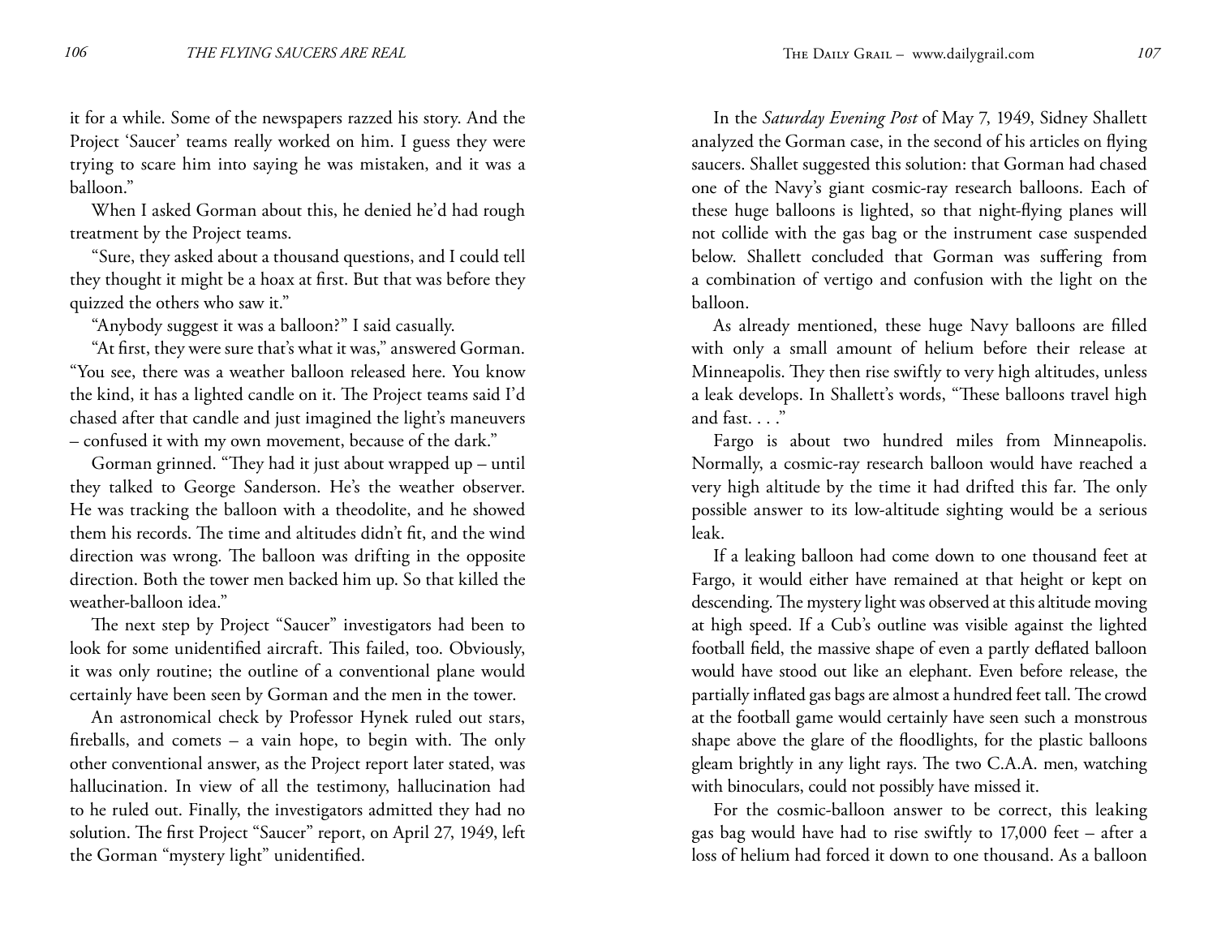it for a while. Some of the newspapers razzed his story. And the Project 'Saucer' teams really worked on him. I guess they were trying to scare him into saying he was mistaken, and it was a balloon."

When I asked Gorman about this, he denied he'd had rough treatment by the Project teams.

"Sure, they asked about a thousand questions, and I could tell they thought it might be a hoax at first. But that was before they quizzed the others who saw it."

"Anybody suggest it was a balloon?" I said casually.

"At first, they were sure that's what it was," answered Gorman. "You see, there was a weather balloon released here. You know the kind, it has a lighted candle on it. The Project teams said I'd chased after that candle and just imagined the light's maneuvers – confused it with my own movement, because of the dark."

Gorman grinned. "They had it just about wrapped up – until they talked to George Sanderson. He's the weather observer. He was tracking the balloon with a theodolite, and he showed them his records. The time and altitudes didn't fit, and the wind direction was wrong. The balloon was drifting in the opposite direction. Both the tower men backed him up. So that killed the weather-balloon idea."

The next step by Project "Saucer" investigators had been to look for some unidentified aircraft. This failed, too. Obviously, it was only routine; the outline of a conventional plane would certainly have been seen by Gorman and the men in the tower.

An astronomical check by Professor Hynek ruled out stars, fireballs, and comets – a vain hope, to begin with. The only other conventional answer, as the Project report later stated, was hallucination. In view of all the testimony, hallucination had to he ruled out. Finally, the investigators admitted they had no solution. The first Project "Saucer" report, on April 27, 1949, left the Gorman "mystery light" unidentified.

In the *Saturday Evening Post* of May 7, 1949, Sidney Shallett analyzed the Gorman case, in the second of his articles on flying saucers. Shallet suggested this solution: that Gorman had chased one of the Navy's giant cosmic-ray research balloons. Each of these huge balloons is lighted, so that night-flying planes will not collide with the gas bag or the instrument case suspended below. Shallett concluded that Gorman was suffering from a combination of vertigo and confusion with the light on the balloon.

As already mentioned, these huge Navy balloons are filled with only a small amount of helium before their release at Minneapolis. They then rise swiftly to very high altitudes, unless a leak develops. In Shallett's words, "These balloons travel high and fast. . . ."

Fargo is about two hundred miles from Minneapolis. Normally, a cosmic-ray research balloon would have reached a very high altitude by the time it had drifted this far. The only possible answer to its low-altitude sighting would be a serious leak.

If a leaking balloon had come down to one thousand feet at Fargo, it would either have remained at that height or kept on descending. The mystery light was observed at this altitude moving at high speed. If a Cub's outline was visible against the lighted football field, the massive shape of even a partly deflated balloon would have stood out like an elephant. Even before release, the partially inflated gas bags are almost a hundred feet tall. The crowd at the football game would certainly have seen such a monstrous shape above the glare of the floodlights, for the plastic balloons gleam brightly in any light rays. The two C.A.A. men, watching with binoculars, could not possibly have missed it.

For the cosmic-balloon answer to be correct, this leaking gas bag would have had to rise swiftly to 17,000 feet – after a loss of helium had forced it down to one thousand. As a balloon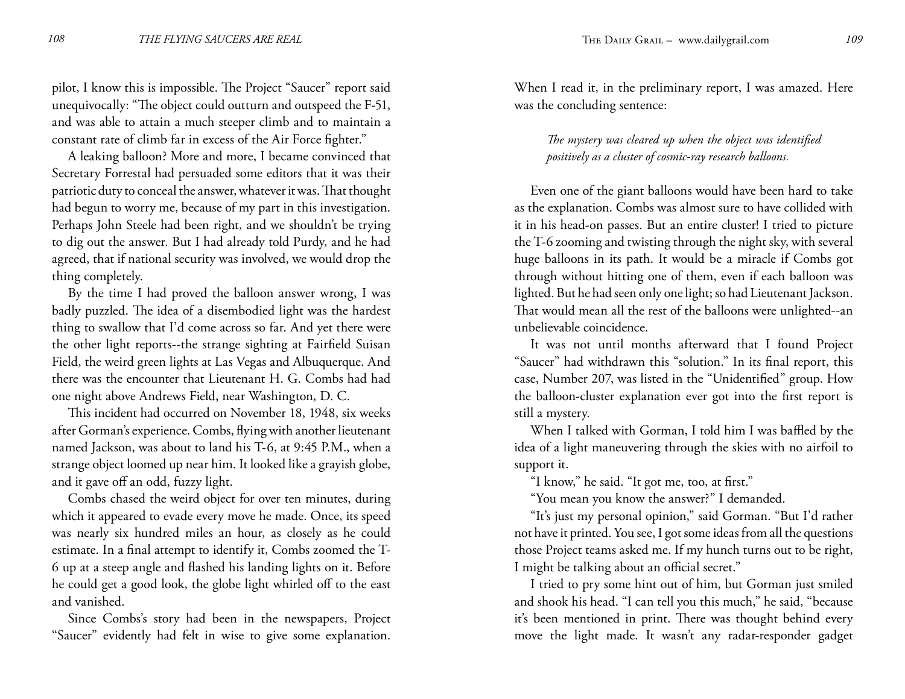pilot, I know this is impossible. The Project "Saucer" report said unequivocally: "The object could outturn and outspeed the F-51, and was able to attain a much steeper climb and to maintain a constant rate of climb far in excess of the Air Force fighter."

A leaking balloon? More and more, I became convinced that Secretary Forrestal had persuaded some editors that it was their patriotic duty to conceal the answer, whatever it was. That thought had begun to worry me, because of my part in this investigation. Perhaps John Steele had been right, and we shouldn't be trying to dig out the answer. But I had already told Purdy, and he had agreed, that if national security was involved, we would drop the thing completely.

By the time I had proved the balloon answer wrong, I was badly puzzled. The idea of a disembodied light was the hardest thing to swallow that I'd come across so far. And yet there were the other light reports--the strange sighting at Fairfield Suisan Field, the weird green lights at Las Vegas and Albuquerque. And there was the encounter that Lieutenant H. G. Combs had had one night above Andrews Field, near Washington, D. C.

This incident had occurred on November 18, 1948, six weeks after Gorman's experience. Combs, flying with another lieutenant named Jackson, was about to land his T-6, at 9:45 P.M., when a strange object loomed up near him. It looked like a grayish globe, and it gave off an odd, fuzzy light.

Combs chased the weird object for over ten minutes, during which it appeared to evade every move he made. Once, its speed was nearly six hundred miles an hour, as closely as he could estimate. In a final attempt to identify it, Combs zoomed the T-6 up at a steep angle and flashed his landing lights on it. Before he could get a good look, the globe light whirled off to the east and vanished.

Since Combs's story had been in the newspapers, Project "Saucer" evidently had felt in wise to give some explanation. When I read it, in the preliminary report, I was amazed. Here was the concluding sentence:

> *The mystery was cleared up when the object was identified positively as a cluster of cosmic-ray research balloons.*

Even one of the giant balloons would have been hard to take as the explanation. Combs was almost sure to have collided with it in his head-on passes. But an entire cluster! I tried to picture the T-6 zooming and twisting through the night sky, with several huge balloons in its path. It would be a miracle if Combs got through without hitting one of them, even if each balloon was lighted. But he had seen only one light; so had Lieutenant Jackson. That would mean all the rest of the balloons were unlighted--an unbelievable coincidence.

It was not until months afterward that I found Project "Saucer" had withdrawn this "solution." In its final report, this case, Number 207, was listed in the "Unidentified" group. How the balloon-cluster explanation ever got into the first report is still a mystery.

When I talked with Gorman, I told him I was baffled by the idea of a light maneuvering through the skies with no airfoil to support it.

"I know," he said. "It got me, too, at first."

"You mean you know the answer?" I demanded.

"It's just my personal opinion," said Gorman. "But I'd rather not have it printed. You see, I got some ideas from all the questions those Project teams asked me. If my hunch turns out to be right, I might be talking about an official secret."

I tried to pry some hint out of him, but Gorman just smiled and shook his head. "I can tell you this much," he said, "because it's been mentioned in print. There was thought behind every move the light made. It wasn't any radar-responder gadget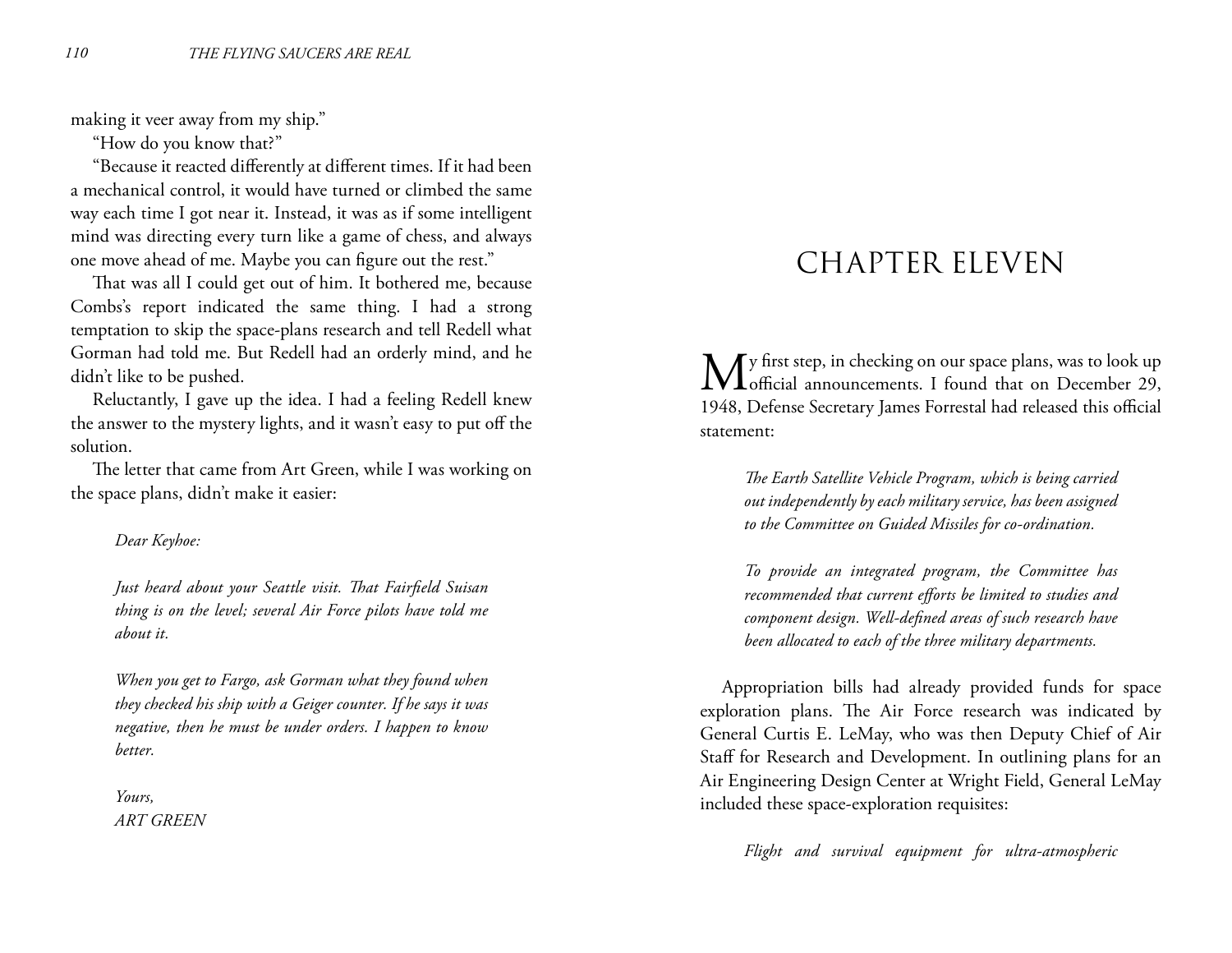making it veer away from my ship."

"How do you know that?"

"Because it reacted differently at different times. If it had been a mechanical control, it would have turned or climbed the same way each time I got near it. Instead, it was as if some intelligent mind was directing every turn like a game of chess, and always one move ahead of me. Maybe you can figure out the rest."

That was all I could get out of him. It bothered me, because Combs's report indicated the same thing. I had a strong temptation to skip the space-plans research and tell Redell what Gorman had told me. But Redell had an orderly mind, and he didn't like to be pushed.

Reluctantly, I gave up the idea. I had a feeling Redell knew the answer to the mystery lights, and it wasn't easy to put off the solution.

The letter that came from Art Green, while I was working on the space plans, didn't make it easier:

> *Dear Keyhoe:*
>
> *Just heard about your Seattle visit. That Fairfield Suisan thing is on the level; several Air Force pilots have told me about it.*
>
> *When you get to Fargo, ask Gorman what they found when they checked his ship with a Geiger counter. If he says it was negative, then he must be under orders. I happen to know better.*
>
> *Yours,*
> *ART GREEN*

# CHAPTER ELEVEN

My first step, in checking on our space plans, was to look up official announcements. I found that on December 29, 1948, Defense Secretary James Forrestal had released this official statement:

> *The Earth Satellite Vehicle Program, which is being carried out independently by each military service, has been assigned to the Committee on Guided Missiles for co-ordination.*
>
> *To provide an integrated program, the Committee has recommended that current efforts be limited to studies and component design. Well-defined areas of such research have been allocated to each of the three military departments.*

Appropriation bills had already provided funds for space exploration plans. The Air Force research was indicated by General Curtis E. LeMay, who was then Deputy Chief of Air Staff for Research and Development. In outlining plans for an Air Engineering Design Center at Wright Field, General LeMay included these space-exploration requisites:

> *Flight and survival equipment for ultra-atmospheric*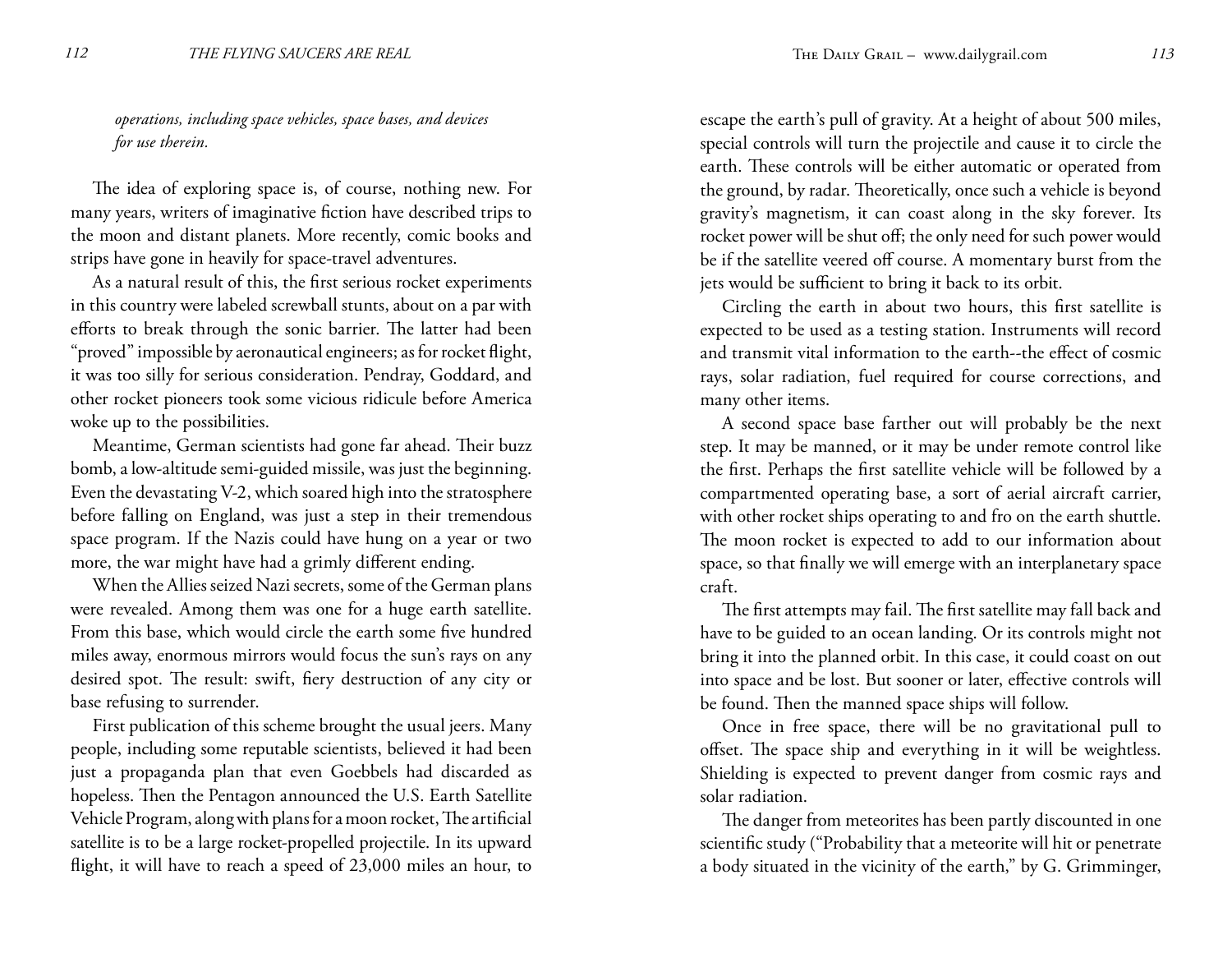*operations, including space vehicles, space bases, and devices for use therein.*

The idea of exploring space is, of course, nothing new. For many years, writers of imaginative fiction have described trips to the moon and distant planets. More recently, comic books and strips have gone in heavily for space-travel adventures.

As a natural result of this, the first serious rocket experiments in this country were labeled screwball stunts, about on a par with efforts to break through the sonic barrier. The latter had been "proved" impossible by aeronautical engineers; as for rocket flight, it was too silly for serious consideration. Pendray, Goddard, and other rocket pioneers took some vicious ridicule before America woke up to the possibilities.

Meantime, German scientists had gone far ahead. Their buzz bomb, a low-altitude semi-guided missile, was just the beginning. Even the devastating V-2, which soared high into the stratosphere before falling on England, was just a step in their tremendous space program. If the Nazis could have hung on a year or two more, the war might have had a grimly different ending.

When the Allies seized Nazi secrets, some of the German plans were revealed. Among them was one for a huge earth satellite. From this base, which would circle the earth some five hundred miles away, enormous mirrors would focus the sun's rays on any desired spot. The result: swift, fiery destruction of any city or base refusing to surrender.

First publication of this scheme brought the usual jeers. Many people, including some reputable scientists, believed it had been just a propaganda plan that even Goebbels had discarded as hopeless. Then the Pentagon announced the U.S. Earth Satellite Vehicle Program, along with plans for a moon rocket, The artificial satellite is to be a large rocket-propelled projectile. In its upward flight, it will have to reach a speed of 23,000 miles an hour, to escape the earth's pull of gravity. At a height of about 500 miles, special controls will turn the projectile and cause it to circle the earth. These controls will be either automatic or operated from the ground, by radar. Theoretically, once such a vehicle is beyond gravity's magnetism, it can coast along in the sky forever. Its rocket power will be shut off; the only need for such power would be if the satellite veered off course. A momentary burst from the jets would be sufficient to bring it back to its orbit.

Circling the earth in about two hours, this first satellite is expected to be used as a testing station. Instruments will record and transmit vital information to the earth--the effect of cosmic rays, solar radiation, fuel required for course corrections, and many other items.

A second space base farther out will probably be the next step. It may be manned, or it may be under remote control like the first. Perhaps the first satellite vehicle will be followed by a compartmented operating base, a sort of aerial aircraft carrier, with other rocket ships operating to and fro on the earth shuttle. The moon rocket is expected to add to our information about space, so that finally we will emerge with an interplanetary space craft.

The first attempts may fail. The first satellite may fall back and have to be guided to an ocean landing. Or its controls might not bring it into the planned orbit. In this case, it could coast on out into space and be lost. But sooner or later, effective controls will be found. Then the manned space ships will follow.

Once in free space, there will be no gravitational pull to offset. The space ship and everything in it will be weightless. Shielding is expected to prevent danger from cosmic rays and solar radiation.

The danger from meteorites has been partly discounted in one scientific study ("Probability that a meteorite will hit or penetrate a body situated in the vicinity of the earth," by G. Grimminger,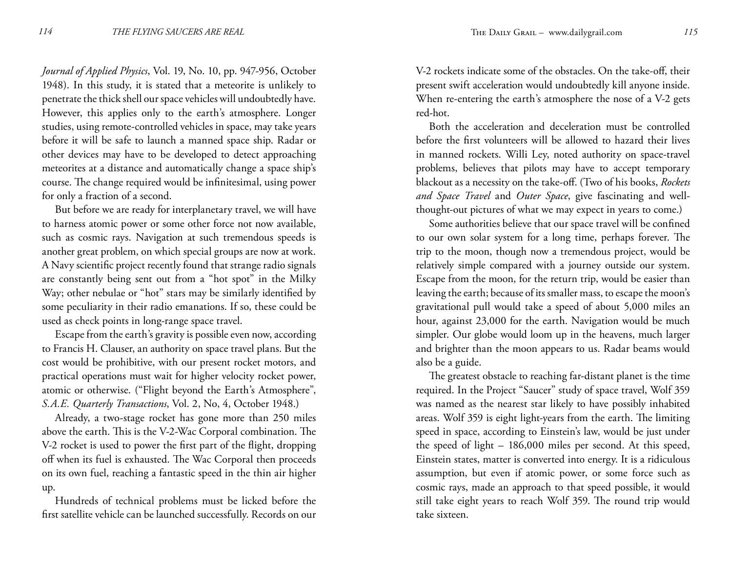*Journal of Applied Physics*, Vol. 19, No. 10, pp. 947-956, October 1948). In this study, it is stated that a meteorite is unlikely to penetrate the thick shell our space vehicles will undoubtedly have. However, this applies only to the earth's atmosphere. Longer studies, using remote-controlled vehicles in space, may take years before it will be safe to launch a manned space ship. Radar or other devices may have to be developed to detect approaching meteorites at a distance and automatically change a space ship's course. The change required would be infinitesimal, using power for only a fraction of a second.

But before we are ready for interplanetary travel, we will have to harness atomic power or some other force not now available, such as cosmic rays. Navigation at such tremendous speeds is another great problem, on which special groups are now at work. A Navy scientific project recently found that strange radio signals are constantly being sent out from a "hot spot" in the Milky Way; other nebulae or "hot" stars may be similarly identified by some peculiarity in their radio emanations. If so, these could be used as check points in long-range space travel.

Escape from the earth's gravity is possible even now, according to Francis H. Clauser, an authority on space travel plans. But the cost would be prohibitive, with our present rocket motors, and practical operations must wait for higher velocity rocket power, atomic or otherwise. ("Flight beyond the Earth's Atmosphere", *S.A.E. Quarterly Transactions*, Vol. 2, No, 4, October 1948.)

Already, a two-stage rocket has gone more than 250 miles above the earth. This is the V-2-Wac Corporal combination. The V-2 rocket is used to power the first part of the flight, dropping off when its fuel is exhausted. The Wac Corporal then proceeds on its own fuel, reaching a fantastic speed in the thin air higher up.

Hundreds of technical problems must be licked before the first satellite vehicle can be launched successfully. Records on our V-2 rockets indicate some of the obstacles. On the take-off, their present swift acceleration would undoubtedly kill anyone inside. When re-entering the earth's atmosphere the nose of a V-2 gets red-hot.

Both the acceleration and deceleration must be controlled before the first volunteers will be allowed to hazard their lives in manned rockets. Willi Ley, noted authority on space-travel problems, believes that pilots may have to accept temporary blackout as a necessity on the take-off. (Two of his books, *Rockets and Space Travel* and *Outer Space*, give fascinating and well-thought-out pictures of what we may expect in years to come.)

Some authorities believe that our space travel will be confined to our own solar system for a long time, perhaps forever. The trip to the moon, though now a tremendous project, would be relatively simple compared with a journey outside our system. Escape from the moon, for the return trip, would be easier than leaving the earth; because of its smaller mass, to escape the moon's gravitational pull would take a speed of about 5,000 miles an hour, against 23,000 for the earth. Navigation would be much simpler. Our globe would loom up in the heavens, much larger and brighter than the moon appears to us. Radar beams would also be a guide.

The greatest obstacle to reaching far-distant planet is the time required. In the Project "Saucer" study of space travel, Wolf 359 was named as the nearest star likely to have possibly inhabited areas. Wolf 359 is eight light-years from the earth. The limiting speed in space, according to Einstein's law, would be just under the speed of light – 186,000 miles per second. At this speed, Einstein states, matter is converted into energy. It is a ridiculous assumption, but even if atomic power, or some force such as cosmic rays, made an approach to that speed possible, it would still take eight years to reach Wolf 359. The round trip would take sixteen.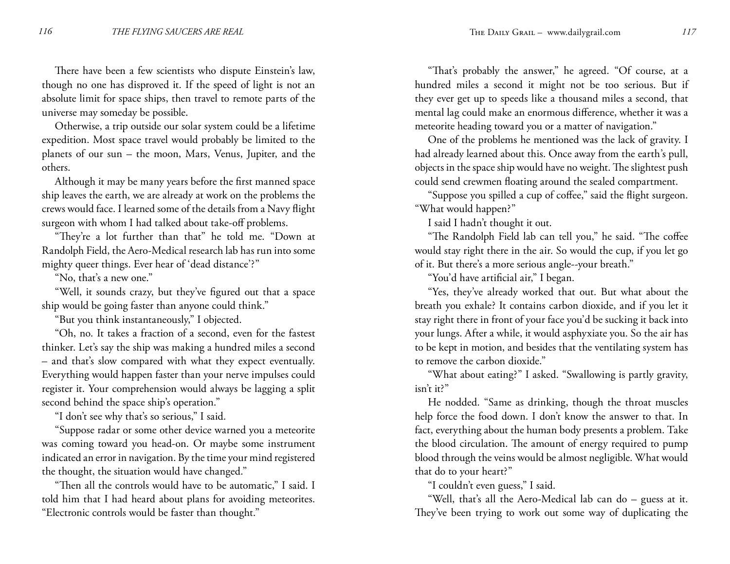There have been a few scientists who dispute Einstein's law, though no one has disproved it. If the speed of light is not an absolute limit for space ships, then travel to remote parts of the universe may someday be possible.

Otherwise, a trip outside our solar system could be a lifetime expedition. Most space travel would probably be limited to the planets of our sun – the moon, Mars, Venus, Jupiter, and the others.

Although it may be many years before the first manned space ship leaves the earth, we are already at work on the problems the crews would face. I learned some of the details from a Navy flight surgeon with whom I had talked about take-off problems.

"They're a lot further than that" he told me. "Down at Randolph Field, the Aero-Medical research lab has run into some mighty queer things. Ever hear of 'dead distance'?"

"No, that's a new one."

"Well, it sounds crazy, but they've figured out that a space ship would be going faster than anyone could think."

"But you think instantaneously," I objected.

"Oh, no. It takes a fraction of a second, even for the fastest thinker. Let's say the ship was making a hundred miles a second – and that's slow compared with what they expect eventually. Everything would happen faster than your nerve impulses could register it. Your comprehension would always be lagging a split second behind the space ship's operation."

"I don't see why that's so serious," I said.

"Suppose radar or some other device warned you a meteorite was coming toward you head-on. Or maybe some instrument indicated an error in navigation. By the time your mind registered the thought, the situation would have changed."

"Then all the controls would have to be automatic," I said. I told him that I had heard about plans for avoiding meteorites. "Electronic controls would be faster than thought."

"That's probably the answer," he agreed. "Of course, at a hundred miles a second it might not be too serious. But if they ever get up to speeds like a thousand miles a second, that mental lag could make an enormous difference, whether it was a meteorite heading toward you or a matter of navigation."

One of the problems he mentioned was the lack of gravity. I had already learned about this. Once away from the earth's pull, objects in the space ship would have no weight. The slightest push could send crewmen floating around the sealed compartment.

"Suppose you spilled a cup of coffee," said the flight surgeon. "What would happen?"

I said I hadn't thought it out.

"The Randolph Field lab can tell you," he said. "The coffee would stay right there in the air. So would the cup, if you let go of it. But there's a more serious angle--your breath."

"You'd have artificial air," I began.

"Yes, they've already worked that out. But what about the breath you exhale? It contains carbon dioxide, and if you let it stay right there in front of your face you'd be sucking it back into your lungs. After a while, it would asphyxiate you. So the air has to be kept in motion, and besides that the ventilating system has to remove the carbon dioxide."

"What about eating?" I asked. "Swallowing is partly gravity, isn't it?"

He nodded. "Same as drinking, though the throat muscles help force the food down. I don't know the answer to that. In fact, everything about the human body presents a problem. Take the blood circulation. The amount of energy required to pump blood through the veins would be almost negligible. What would that do to your heart?"

"I couldn't even guess," I said.

"Well, that's all the Aero-Medical lab can do – guess at it. They've been trying to work out some way of duplicating the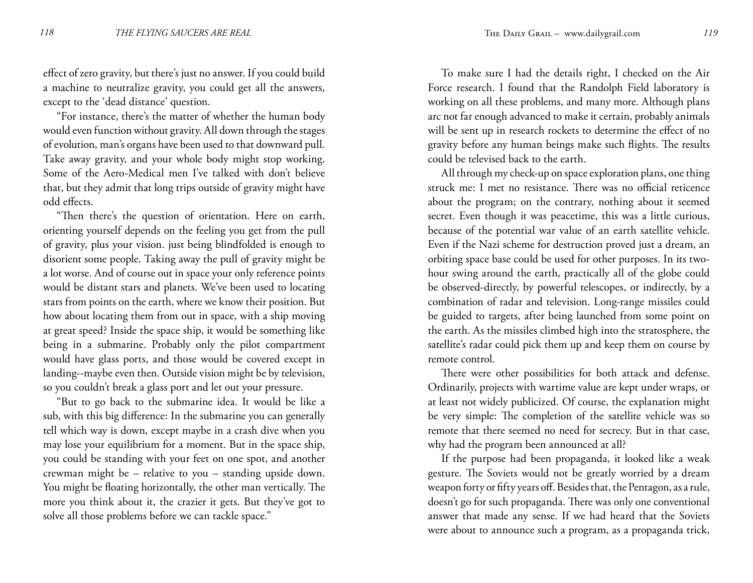effect of zero gravity, but there's just no answer. If you could build a machine to neutralize gravity, you could get all the answers, except to the 'dead distance' question.

"For instance, there's the matter of whether the human body would even function without gravity. All down through the stages of evolution, man's organs have been used to that downward pull. Take away gravity, and your whole body might stop working. Some of the Aero-Medical men I've talked with don't believe that, but they admit that long trips outside of gravity might have odd effects.

"Then there's the question of orientation. Here on earth, orienting yourself depends on the feeling you get from the pull of gravity, plus your vision. just being blindfolded is enough to disorient some people. Taking away the pull of gravity might be a lot worse. And of course out in space your only reference points would be distant stars and planets. We've been used to locating stars from points on the earth, where we know their position. But how about locating them from out in space, with a ship moving at great speed? Inside the space ship, it would be something like being in a submarine. Probably only the pilot compartment would have glass ports, and those would be covered except in landing--maybe even then. Outside vision might be by television, so you couldn't break a glass port and let out your pressure.

"But to go back to the submarine idea. It would be like a sub, with this big difference: In the submarine you can generally tell which way is down, except maybe in a crash dive when you may lose your equilibrium for a moment. But in the space ship, you could be standing with your feet on one spot, and another crewman might be – relative to you – standing upside down. You might be floating horizontally, the other man vertically. The more you think about it, the crazier it gets. But they've got to solve all those problems before we can tackle space."

To make sure I had the details right, I checked on the Air Force research. I found that the Randolph Field laboratory is working on all these problems, and many more. Although plans arc not far enough advanced to make it certain, probably animals will be sent up in research rockets to determine the effect of no gravity before any human beings make such flights. The results could be televised back to the earth.

All through my check-up on space exploration plans, one thing struck me: I met no resistance. There was no official reticence about the program; on the contrary, nothing about it seemed secret. Even though it was peacetime, this was a little curious, because of the potential war value of an earth satellite vehicle. Even if the Nazi scheme for destruction proved just a dream, an orbiting space base could be used for other purposes. In its two-hour swing around the earth, practically all of the globe could be observed-directly, by powerful telescopes, or indirectly, by a combination of radar and television. Long-range missiles could be guided to targets, after being launched from some point on the earth. As the missiles climbed high into the stratosphere, the satellite's radar could pick them up and keep them on course by remote control.

There were other possibilities for both attack and defense. Ordinarily, projects with wartime value are kept under wraps, or at least not widely publicized. Of course, the explanation might be very simple: The completion of the satellite vehicle was so remote that there seemed no need for secrecy. But in that case, why had the program been announced at all?

If the purpose had been propaganda, it looked like a weak gesture. The Soviets would not be greatly worried by a dream weapon forty or fifty years off. Besides that, the Pentagon, as a rule, doesn't go for such propaganda. There was only one conventional answer that made any sense. If we had heard that the Soviets were about to announce such a program, as a propaganda trick,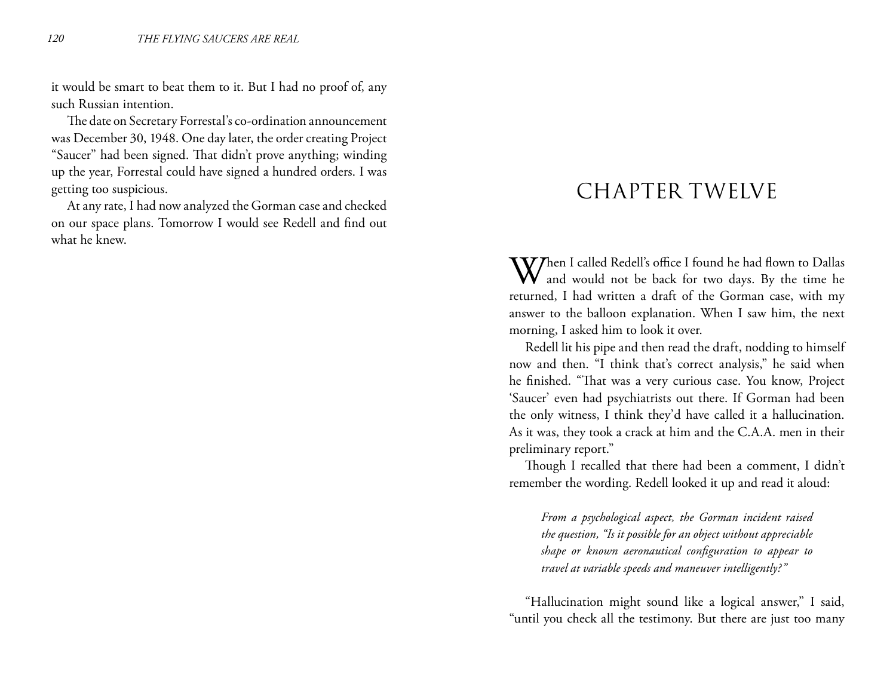it would be smart to beat them to it. But I had no proof of, any such Russian intention.

The date on Secretary Forrestal's co-ordination announcement was December 30, 1948. One day later, the order creating Project "Saucer" had been signed. That didn't prove anything; winding up the year, Forrestal could have signed a hundred orders. I was getting too suspicious.

At any rate, I had now analyzed the Gorman case and checked on our space plans. Tomorrow I would see Redell and find out what he knew.

# CHAPTER TWELVE

When I called Redell's office I found he had flown to Dallas and would not be back for two days. By the time he returned, I had written a draft of the Gorman case, with my answer to the balloon explanation. When I saw him, the next morning, I asked him to look it over.

Redell lit his pipe and then read the draft, nodding to himself now and then. "I think that's correct analysis," he said when he finished. "That was a very curious case. You know, Project 'Saucer' even had psychiatrists out there. If Gorman had been the only witness, I think they'd have called it a hallucination. As it was, they took a crack at him and the C.A.A. men in their preliminary report."

Though I recalled that there had been a comment, I didn't remember the wording. Redell looked it up and read it aloud:

> *From a psychological aspect, the Gorman incident raised the question, "Is it possible for an object without appreciable shape or known aeronautical configuration to appear to travel at variable speeds and maneuver intelligently?"*

"Hallucination might sound like a logical answer," I said, "until you check all the testimony. But there are just too many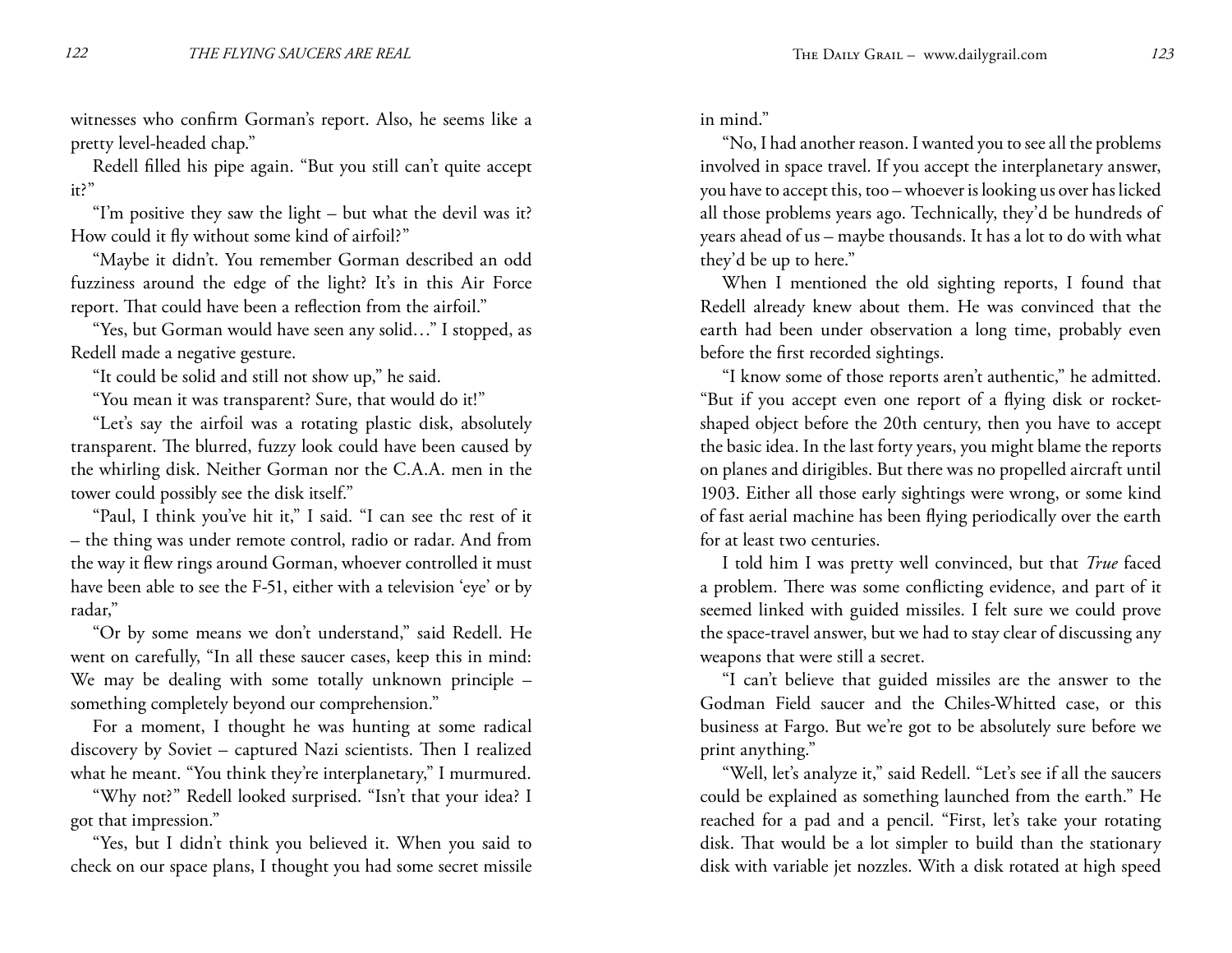witnesses who confirm Gorman's report. Also, he seems like a pretty level-headed chap."

Redell filled his pipe again. "But you still can't quite accept it?"

"I'm positive they saw the light – but what the devil was it? How could it fly without some kind of airfoil?"

"Maybe it didn't. You remember Gorman described an odd fuzziness around the edge of the light? It's in this Air Force report. That could have been a reflection from the airfoil."

"Yes, but Gorman would have seen any solid…" I stopped, as Redell made a negative gesture.

"It could be solid and still not show up," he said.

"You mean it was transparent? Sure, that would do it!"

"Let's say the airfoil was a rotating plastic disk, absolutely transparent. The blurred, fuzzy look could have been caused by the whirling disk. Neither Gorman nor the C.A.A. men in the tower could possibly see the disk itself."

"Paul, I think you've hit it," I said. "I can see thc rest of it – the thing was under remote control, radio or radar. And from the way it flew rings around Gorman, whoever controlled it must have been able to see the F-51, either with a television 'eye' or by radar,"

"Or by some means we don't understand," said Redell. He went on carefully, "In all these saucer cases, keep this in mind: We may be dealing with some totally unknown principle – something completely beyond our comprehension."

For a moment, I thought he was hunting at some radical discovery by Soviet – captured Nazi scientists. Then I realized what he meant. "You think they're interplanetary," I murmured.

"Why not?" Redell looked surprised. "Isn't that your idea? I got that impression."

"Yes, but I didn't think you believed it. When you said to check on our space plans, I thought you had some secret missile in mind."

"No, I had another reason. I wanted you to see all the problems involved in space travel. If you accept the interplanetary answer, you have to accept this, too – whoever is looking us over has licked all those problems years ago. Technically, they'd be hundreds of years ahead of us – maybe thousands. It has a lot to do with what they'd be up to here."

When I mentioned the old sighting reports, I found that Redell already knew about them. He was convinced that the earth had been under observation a long time, probably even before the first recorded sightings.

"I know some of those reports aren't authentic," he admitted. "But if you accept even one report of a flying disk or rocket-shaped object before the 20th century, then you have to accept the basic idea. In the last forty years, you might blame the reports on planes and dirigibles. But there was no propelled aircraft until 1903. Either all those early sightings were wrong, or some kind of fast aerial machine has been flying periodically over the earth for at least two centuries.

I told him I was pretty well convinced, but that *True* faced a problem. There was some conflicting evidence, and part of it seemed linked with guided missiles. I felt sure we could prove the space-travel answer, but we had to stay clear of discussing any weapons that were still a secret.

"I can't believe that guided missiles are the answer to the Godman Field saucer and the Chiles-Whitted case, or this business at Fargo. But we're got to be absolutely sure before we print anything."

"Well, let's analyze it," said Redell. "Let's see if all the saucers could be explained as something launched from the earth." He reached for a pad and a pencil. "First, let's take your rotating disk. That would be a lot simpler to build than the stationary disk with variable jet nozzles. With a disk rotated at high speed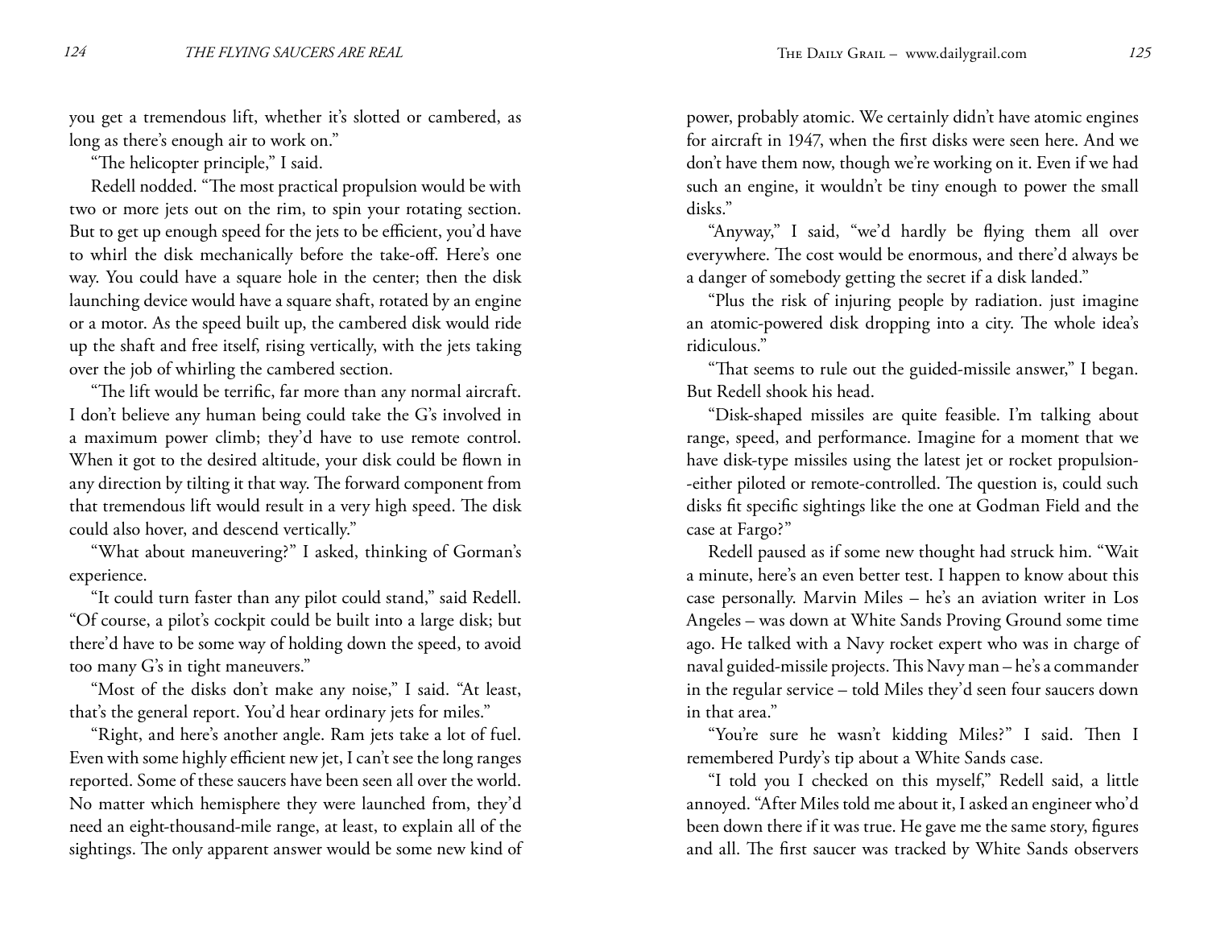you get a tremendous lift, whether it's slotted or cambered, as long as there's enough air to work on."

"The helicopter principle," I said.

Redell nodded. "The most practical propulsion would be with two or more jets out on the rim, to spin your rotating section. But to get up enough speed for the jets to be efficient, you'd have to whirl the disk mechanically before the take-off. Here's one way. You could have a square hole in the center; then the disk launching device would have a square shaft, rotated by an engine or a motor. As the speed built up, the cambered disk would ride up the shaft and free itself, rising vertically, with the jets taking over the job of whirling the cambered section.

"The lift would be terrific, far more than any normal aircraft. I don't believe any human being could take the G's involved in a maximum power climb; they'd have to use remote control. When it got to the desired altitude, your disk could be flown in any direction by tilting it that way. The forward component from that tremendous lift would result in a very high speed. The disk could also hover, and descend vertically."

"What about maneuvering?" I asked, thinking of Gorman's experience.

"It could turn faster than any pilot could stand," said Redell. "Of course, a pilot's cockpit could be built into a large disk; but there'd have to be some way of holding down the speed, to avoid too many G's in tight maneuvers."

"Most of the disks don't make any noise," I said. "At least, that's the general report. You'd hear ordinary jets for miles."

"Right, and here's another angle. Ram jets take a lot of fuel. Even with some highly efficient new jet, I can't see the long ranges reported. Some of these saucers have been seen all over the world. No matter which hemisphere they were launched from, they'd need an eight-thousand-mile range, at least, to explain all of the sightings. The only apparent answer would be some new kind of power, probably atomic. We certainly didn't have atomic engines for aircraft in 1947, when the first disks were seen here. And we don't have them now, though we're working on it. Even if we had such an engine, it wouldn't be tiny enough to power the small disks."

"Anyway," I said, "we'd hardly be flying them all over everywhere. The cost would be enormous, and there'd always be a danger of somebody getting the secret if a disk landed."

"Plus the risk of injuring people by radiation. just imagine an atomic-powered disk dropping into a city. The whole idea's ridiculous."

"That seems to rule out the guided-missile answer," I began. But Redell shook his head.

"Disk-shaped missiles are quite feasible. I'm talking about range, speed, and performance. Imagine for a moment that we have disk-type missiles using the latest jet or rocket propulsion--either piloted or remote-controlled. The question is, could such disks fit specific sightings like the one at Godman Field and the case at Fargo?"

Redell paused as if some new thought had struck him. "Wait a minute, here's an even better test. I happen to know about this case personally. Marvin Miles – he's an aviation writer in Los Angeles – was down at White Sands Proving Ground some time ago. He talked with a Navy rocket expert who was in charge of naval guided-missile projects. This Navy man – he's a commander in the regular service – told Miles they'd seen four saucers down in that area."

"You're sure he wasn't kidding Miles?" I said. Then I remembered Purdy's tip about a White Sands case.

"I told you I checked on this myself," Redell said, a little annoyed. "After Miles told me about it, I asked an engineer who'd been down there if it was true. He gave me the same story, figures and all. The first saucer was tracked by White Sands observers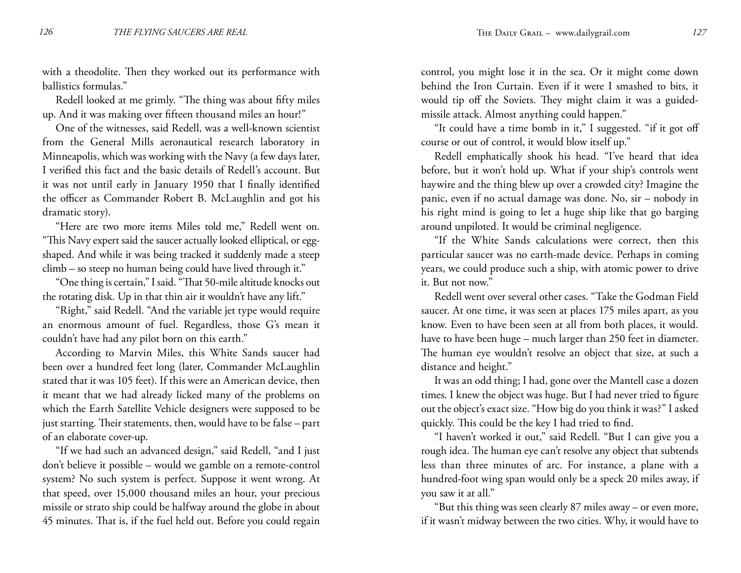with a theodolite. Then they worked out its performance with ballistics formulas."

Redell looked at me grimly. "The thing was about fifty miles up. And it was making over fifteen thousand miles an hour!"

One of the witnesses, said Redell, was a well-known scientist from the General Mills aeronautical research laboratory in Minneapolis, which was working with the Navy (a few days later, I verified this fact and the basic details of Redell's account. But it was not until early in January 1950 that I finally identified the officer as Commander Robert B. McLaughlin and got his dramatic story).

"Here are two more items Miles told me," Redell went on. "This Navy expert said the saucer actually looked elliptical, or egg-shaped. And while it was being tracked it suddenly made a steep climb – so steep no human being could have lived through it."

"One thing is certain," I said. "That 50-mile altitude knocks out the rotating disk. Up in that thin air it wouldn't have any lift."

"Right," said Redell. "And the variable jet type would require an enormous amount of fuel. Regardless, those G's mean it couldn't have had any pilot born on this earth."

According to Marvin Miles, this White Sands saucer had been over a hundred feet long (later, Commander McLaughlin stated that it was 105 feet). If this were an American device, then it meant that we had already licked many of the problems on which the Earth Satellite Vehicle designers were supposed to be just starting. Their statements, then, would have to be false – part of an elaborate cover-up.

"If we had such an advanced design," said Redell, "and I just don't believe it possible – would we gamble on a remote-control system? No such system is perfect. Suppose it went wrong. At that speed, over 15,000 thousand miles an hour, your precious missile or strato ship could be halfway around the globe in about 45 minutes. That is, if the fuel held out. Before you could regain control, you might lose it in the sea. Or it might come down behind the Iron Curtain. Even if it were I smashed to bits, it would tip off the Soviets. They might claim it was a guided-missile attack. Almost anything could happen."

"It could have a time bomb in it," I suggested. "if it got off course or out of control, it would blow itself up."

Redell emphatically shook his head. "I've heard that idea before, but it won't hold up. What if your ship's controls went haywire and the thing blew up over a crowded city? Imagine the panic, even if no actual damage was done. No, sir – nobody in his right mind is going to let a huge ship like that go barging around unpiloted. It would be criminal negligence.

"If the White Sands calculations were correct, then this particular saucer was no earth-made device. Perhaps in coming years, we could produce such a ship, with atomic power to drive it. But not now."

Redell went over several other cases. "Take the Godman Field saucer. At one time, it was seen at places 175 miles apart, as you know. Even to have been seen at all from both places, it would. have to have been huge – much larger than 250 feet in diameter. The human eye wouldn't resolve an object that size, at such a distance and height."

It was an odd thing; I had, gone over the Mantell case a dozen times. I knew the object was huge. But I had never tried to figure out the object's exact size. "How big do you think it was?" I asked quickly. This could be the key I had tried to find.

"I haven't worked it out," said Redell. "But I can give you a rough idea. The human eye can't resolve any object that subtends less than three minutes of arc. For instance, a plane with a hundred-foot wing span would only be a speck 20 miles away, if you saw it at all."

"But this thing was seen clearly 87 miles away – or even more, if it wasn't midway between the two cities. Why, it would have to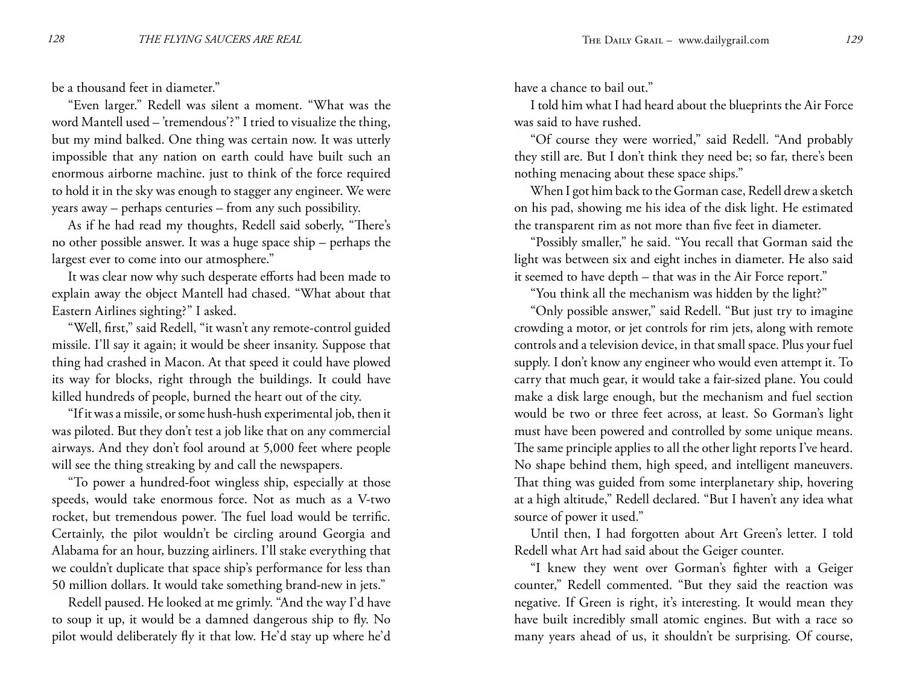be a thousand feet in diameter."

"Even larger." Redell was silent a moment. "What was the word Mantell used – 'tremendous'?" I tried to visualize the thing, but my mind balked. One thing was certain now. It was utterly impossible that any nation on earth could have built such an enormous airborne machine. just to think of the force required to hold it in the sky was enough to stagger any engineer. We were years away – perhaps centuries – from any such possibility.

As if he had read my thoughts, Redell said soberly, "There's no other possible answer. It was a huge space ship – perhaps the largest ever to come into our atmosphere."

It was clear now why such desperate efforts had been made to explain away the object Mantell had chased. "What about that Eastern Airlines sighting?" I asked.

"Well, first," said Redell, "it wasn't any remote-control guided missile. I'll say it again; it would be sheer insanity. Suppose that thing had crashed in Macon. At that speed it could have plowed its way for blocks, right through the buildings. It could have killed hundreds of people, burned the heart out of the city.

"If it was a missile, or some hush-hush experimental job, then it was piloted. But they don't test a job like that on any commercial airways. And they don't fool around at 5,000 feet where people will see the thing streaking by and call the newspapers.

"To power a hundred-foot wingless ship, especially at those speeds, would take enormous force. Not as much as a V-two rocket, but tremendous power. The fuel load would be terrific. Certainly, the pilot wouldn't be circling around Georgia and Alabama for an hour, buzzing airliners. I'll stake everything that we couldn't duplicate that space ship's performance for less than 50 million dollars. It would take something brand-new in jets."

Redell paused. He looked at me grimly. "And the way I'd have to soup it up, it would be a damned dangerous ship to fly. No pilot would deliberately fly it that low. He'd stay up where he'd have a chance to bail out."

I told him what I had heard about the blueprints the Air Force was said to have rushed.

"Of course they were worried," said Redell. "And probably they still are. But I don't think they need be; so far, there's been nothing menacing about these space ships."

When I got him back to the Gorman case, Redell drew a sketch on his pad, showing me his idea of the disk light. He estimated the transparent rim as not more than five feet in diameter.

"Possibly smaller," he said. "You recall that Gorman said the light was between six and eight inches in diameter. He also said it seemed to have depth – that was in the Air Force report."

"You think all the mechanism was hidden by the light?"

"Only possible answer," said Redell. "But just try to imagine crowding a motor, or jet controls for rim jets, along with remote controls and a television device, in that small space. Plus your fuel supply. I don't know any engineer who would even attempt it. To carry that much gear, it would take a fair-sized plane. You could make a disk large enough, but the mechanism and fuel section would be two or three feet across, at least. So Gorman's light must have been powered and controlled by some unique means. The same principle applies to all the other light reports I've heard. No shape behind them, high speed, and intelligent maneuvers. That thing was guided from some interplanetary ship, hovering at a high altitude," Redell declared. "But I haven't any idea what source of power it used."

Until then, I had forgotten about Art Green's letter. I told Redell what Art had said about the Geiger counter.

"I knew they went over Gorman's fighter with a Geiger counter," Redell commented. "But they said the reaction was negative. If Green is right, it's interesting. It would mean they have built incredibly small atomic engines. But with a race so many years ahead of us, it shouldn't be surprising. Of course,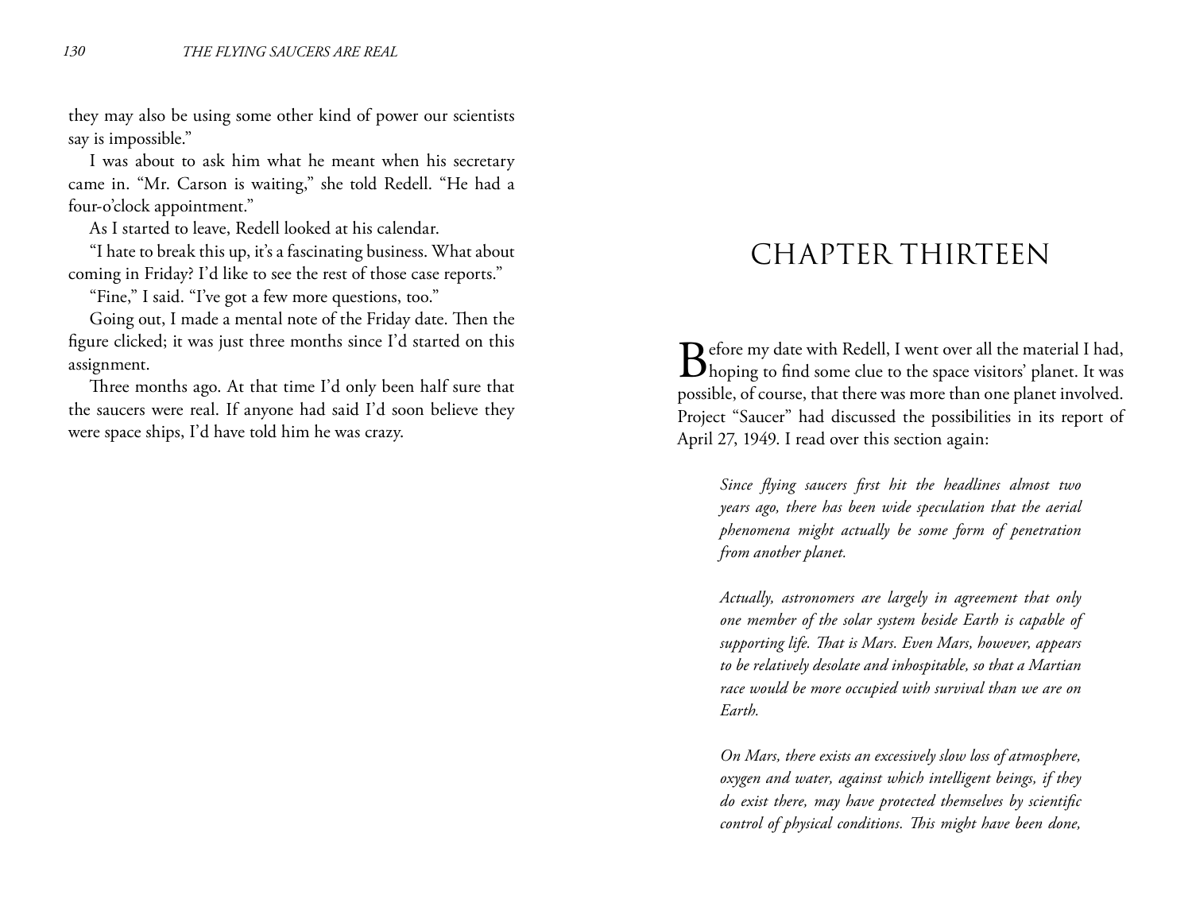they may also be using some other kind of power our scientists say is impossible."

I was about to ask him what he meant when his secretary came in. "Mr. Carson is waiting," she told Redell. "He had a four-o'clock appointment."

As I started to leave, Redell looked at his calendar.

"I hate to break this up, it's a fascinating business. What about coming in Friday? I'd like to see the rest of those case reports."

"Fine," I said. "I've got a few more questions, too."

Going out, I made a mental note of the Friday date. Then the figure clicked; it was just three months since I'd started on this assignment.

Three months ago. At that time I'd only been half sure that the saucers were real. If anyone had said I'd soon believe they were space ships, I'd have told him he was crazy.

# CHAPTER THIRTEEN

Before my date with Redell, I went over all the material I had, hoping to find some clue to the space visitors' planet. It was possible, of course, that there was more than one planet involved. Project "Saucer" had discussed the possibilities in its report of April 27, 1949. I read over this section again:

> *Since flying saucers first hit the headlines almost two years ago, there has been wide speculation that the aerial phenomena might actually be some form of penetration from another planet.*
>
> *Actually, astronomers are largely in agreement that only one member of the solar system beside Earth is capable of supporting life. That is Mars. Even Mars, however, appears to be relatively desolate and inhospitable, so that a Martian race would be more occupied with survival than we are on Earth.*
>
> *On Mars, there exists an excessively slow loss of atmosphere, oxygen and water, against which intelligent beings, if they do exist there, may have protected themselves by scientific control of physical conditions. This might have been done,*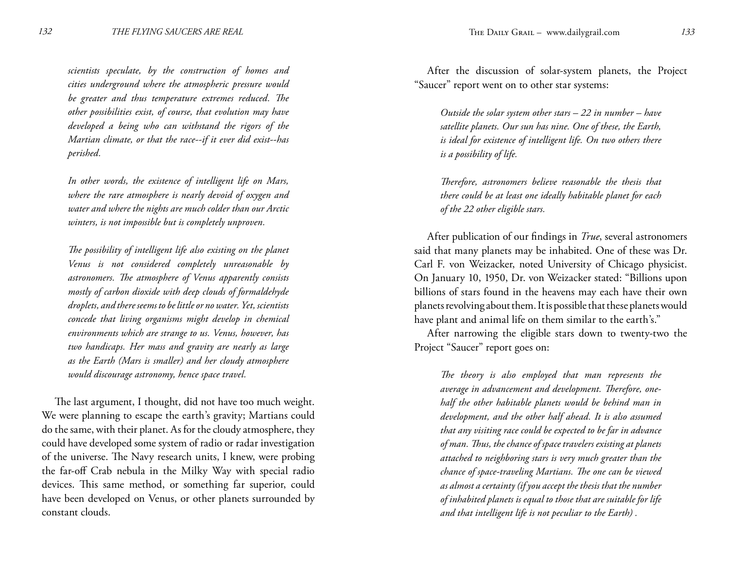*scientists speculate, by the construction of homes and cities underground where the atmospheric pressure would be greater and thus temperature extremes reduced. The other possibilities exist, of course, that evolution may have developed a being who can withstand the rigors of the Martian climate, or that the race--if it ever did exist--has perished.*

*In other words, the existence of intelligent life on Mars, where the rare atmosphere is nearly devoid of oxygen and water and where the nights are much colder than our Arctic winters, is not impossible but is completely unproven.*

*The possibility of intelligent life also existing on the planet Venus is not considered completely unreasonable by astronomers. The atmosphere of Venus apparently consists mostly of carbon dioxide with deep clouds of formaldehyde droplets, and there seems to be little or no water. Yet, scientists concede that living organisms might develop in chemical environments which are strange to us. Venus, however, has two handicaps. Her mass and gravity are nearly as large as the Earth (Mars is smaller) and her cloudy atmosphere would discourage astronomy, hence space travel.*

The last argument, I thought, did not have too much weight. We were planning to escape the earth's gravity; Martians could do the same, with their planet. As for the cloudy atmosphere, they could have developed some system of radio or radar investigation of the universe. The Navy research units, I knew, were probing the far-off Crab nebula in the Milky Way with special radio devices. This same method, or something far superior, could have been developed on Venus, or other planets surrounded by constant clouds.

After the discussion of solar-system planets, the Project "Saucer" report went on to other star systems:

*Outside the solar system other stars – 22 in number – have satellite planets. Our sun has nine. One of these, the Earth, is ideal for existence of intelligent life. On two others there is a possibility of life.*

*Therefore, astronomers believe reasonable the thesis that there could be at least one ideally habitable planet for each of the 22 other eligible stars.*

After publication of our findings in *True*, several astronomers said that many planets may be inhabited. One of these was Dr. Carl F. von Weizacker, noted University of Chicago physicist. On January 10, 1950, Dr. von Weizacker stated: "Billions upon billions of stars found in the heavens may each have their own planets revolving about them. It is possible that these planets would have plant and animal life on them similar to the earth's."

After narrowing the eligible stars down to twenty-two the Project "Saucer" report goes on:

*The theory is also employed that man represents the average in advancement and development. Therefore, one-half the other habitable planets would be behind man in development, and the other half ahead. It is also assumed that any visiting race could be expected to be far in advance of man. Thus, the chance of space travelers existing at planets attached to neighboring stars is very much greater than the chance of space-traveling Martians. The one can be viewed as almost a certainty (if you accept the thesis that the number of inhabited planets is equal to those that are suitable for life and that intelligent life is not peculiar to the Earth) .*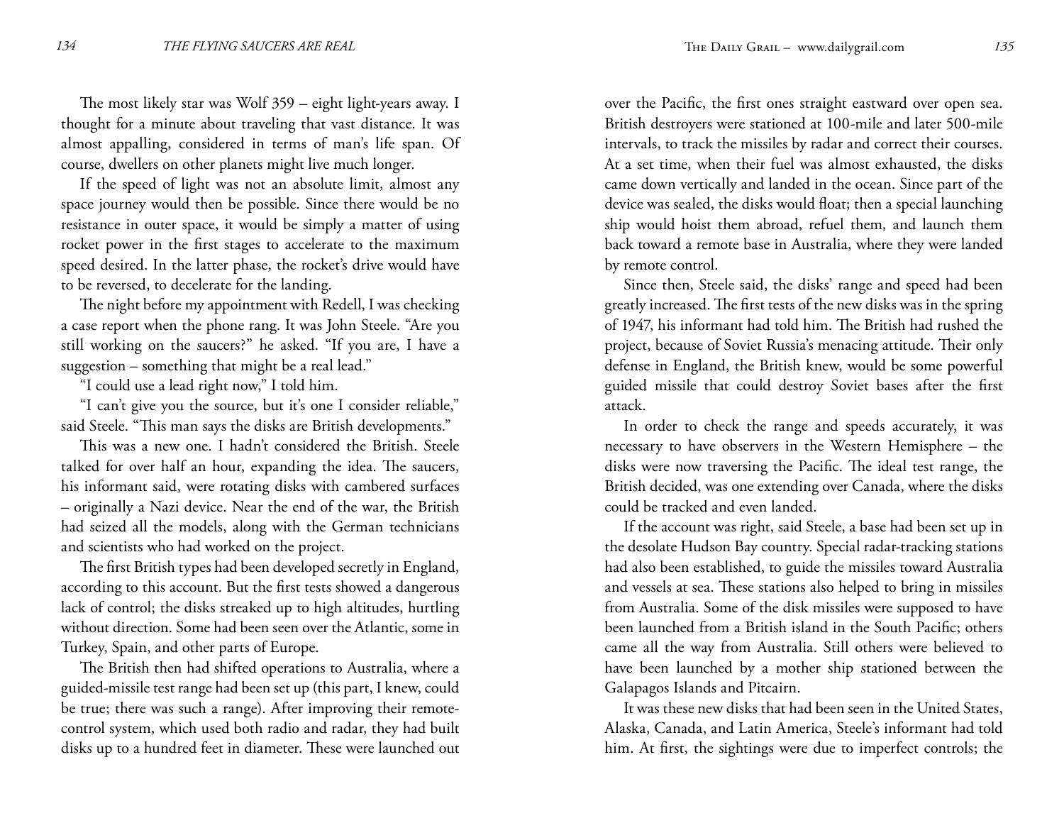The most likely star was Wolf 359 – eight light-years away. I thought for a minute about traveling that vast distance. It was almost appalling, considered in terms of man's life span. Of course, dwellers on other planets might live much longer.

If the speed of light was not an absolute limit, almost any space journey would then be possible. Since there would be no resistance in outer space, it would be simply a matter of using rocket power in the first stages to accelerate to the maximum speed desired. In the latter phase, the rocket's drive would have to be reversed, to decelerate for the landing.

The night before my appointment with Redell, I was checking a case report when the phone rang. It was John Steele. "Are you still working on the saucers?" he asked. "If you are, I have a suggestion – something that might be a real lead."

"I could use a lead right now," I told him.

"I can't give you the source, but it's one I consider reliable," said Steele. "This man says the disks are British developments."

This was a new one. I hadn't considered the British. Steele talked for over half an hour, expanding the idea. The saucers, his informant said, were rotating disks with cambered surfaces – originally a Nazi device. Near the end of the war, the British had seized all the models, along with the German technicians and scientists who had worked on the project.

The first British types had been developed secretly in England, according to this account. But the first tests showed a dangerous lack of control; the disks streaked up to high altitudes, hurtling without direction. Some had been seen over the Atlantic, some in Turkey, Spain, and other parts of Europe.

The British then had shifted operations to Australia, where a guided-missile test range had been set up (this part, I knew, could be true; there was such a range). After improving their remote-control system, which used both radio and radar, they had built disks up to a hundred feet in diameter. These were launched out over the Pacific, the first ones straight eastward over open sea. British destroyers were stationed at 100-mile and later 500-mile intervals, to track the missiles by radar and correct their courses. At a set time, when their fuel was almost exhausted, the disks came down vertically and landed in the ocean. Since part of the device was sealed, the disks would float; then a special launching ship would hoist them abroad, refuel them, and launch them back toward a remote base in Australia, where they were landed by remote control.

Since then, Steele said, the disks' range and speed had been greatly increased. The first tests of the new disks was in the spring of 1947, his informant had told him. The British had rushed the project, because of Soviet Russia's menacing attitude. Their only defense in England, the British knew, would be some powerful guided missile that could destroy Soviet bases after the first attack.

In order to check the range and speeds accurately, it was necessary to have observers in the Western Hemisphere – the disks were now traversing the Pacific. The ideal test range, the British decided, was one extending over Canada, where the disks could be tracked and even landed.

If the account was right, said Steele, a base had been set up in the desolate Hudson Bay country. Special radar-tracking stations had also been established, to guide the missiles toward Australia and vessels at sea. These stations also helped to bring in missiles from Australia. Some of the disk missiles were supposed to have been launched from a British island in the South Pacific; others came all the way from Australia. Still others were believed to have been launched by a mother ship stationed between the Galapagos Islands and Pitcairn.

It was these new disks that had been seen in the United States, Alaska, Canada, and Latin America, Steele's informant had told him. At first, the sightings were due to imperfect controls; the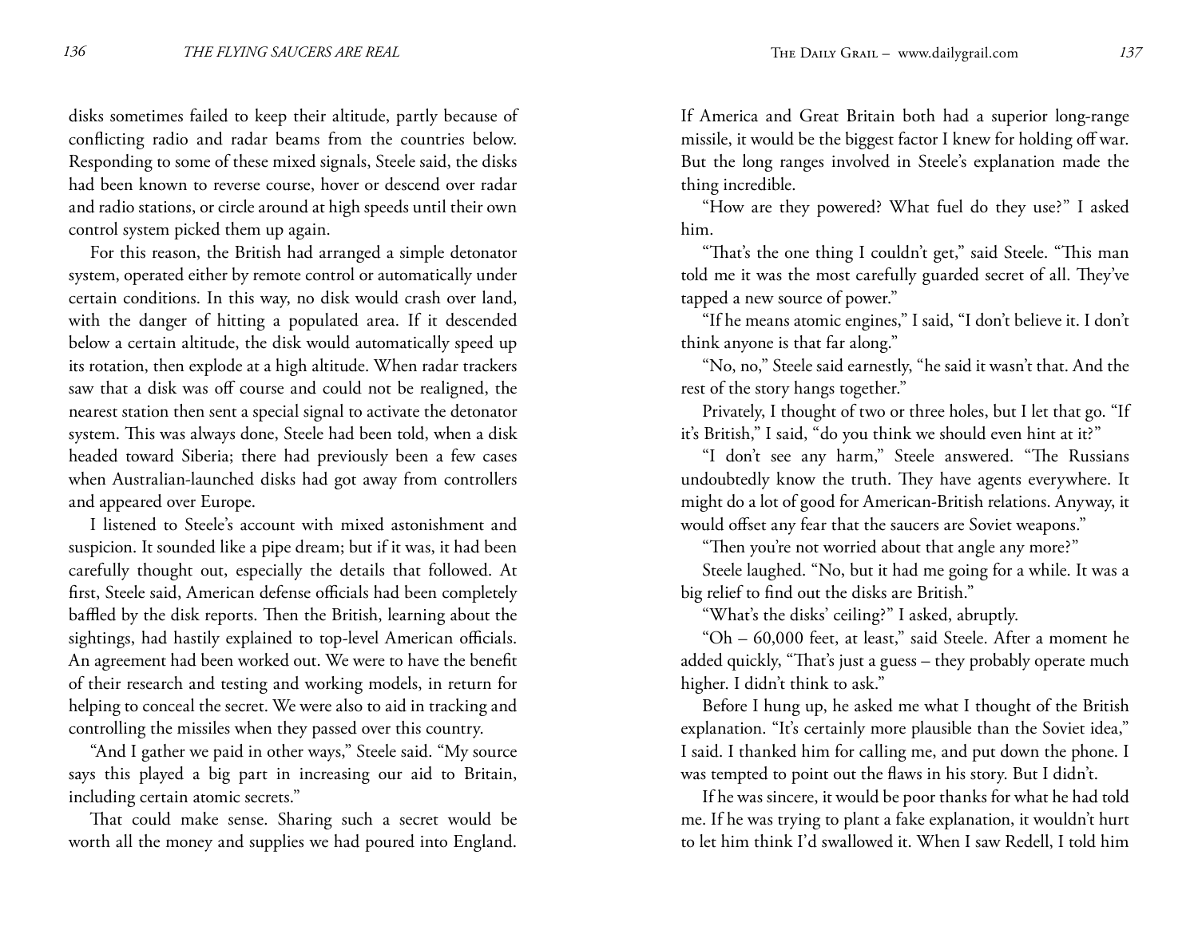disks sometimes failed to keep their altitude, partly because of conflicting radio and radar beams from the countries below. Responding to some of these mixed signals, Steele said, the disks had been known to reverse course, hover or descend over radar and radio stations, or circle around at high speeds until their own control system picked them up again.

For this reason, the British had arranged a simple detonator system, operated either by remote control or automatically under certain conditions. In this way, no disk would crash over land, with the danger of hitting a populated area. If it descended below a certain altitude, the disk would automatically speed up its rotation, then explode at a high altitude. When radar trackers saw that a disk was off course and could not be realigned, the nearest station then sent a special signal to activate the detonator system. This was always done, Steele had been told, when a disk headed toward Siberia; there had previously been a few cases when Australian-launched disks had got away from controllers and appeared over Europe.

I listened to Steele's account with mixed astonishment and suspicion. It sounded like a pipe dream; but if it was, it had been carefully thought out, especially the details that followed. At first, Steele said, American defense officials had been completely baffled by the disk reports. Then the British, learning about the sightings, had hastily explained to top-level American officials. An agreement had been worked out. We were to have the benefit of their research and testing and working models, in return for helping to conceal the secret. We were also to aid in tracking and controlling the missiles when they passed over this country.

"And I gather we paid in other ways," Steele said. "My source says this played a big part in increasing our aid to Britain, including certain atomic secrets."

That could make sense. Sharing such a secret would be worth all the money and supplies we had poured into England. If America and Great Britain both had a superior long-range missile, it would be the biggest factor I knew for holding off war. But the long ranges involved in Steele's explanation made the thing incredible.

"How are they powered? What fuel do they use?" I asked him.

"That's the one thing I couldn't get," said Steele. "This man told me it was the most carefully guarded secret of all. They've tapped a new source of power."

"If he means atomic engines," I said, "I don't believe it. I don't think anyone is that far along."

"No, no," Steele said earnestly, "he said it wasn't that. And the rest of the story hangs together."

Privately, I thought of two or three holes, but I let that go. "If it's British," I said, "do you think we should even hint at it?"

"I don't see any harm," Steele answered. "The Russians undoubtedly know the truth. They have agents everywhere. It might do a lot of good for American-British relations. Anyway, it would offset any fear that the saucers are Soviet weapons."

"Then you're not worried about that angle any more?"

Steele laughed. "No, but it had me going for a while. It was a big relief to find out the disks are British."

"What's the disks' ceiling?" I asked, abruptly.

"Oh – 60,000 feet, at least," said Steele. After a moment he added quickly, "That's just a guess – they probably operate much higher. I didn't think to ask."

Before I hung up, he asked me what I thought of the British explanation. "It's certainly more plausible than the Soviet idea," I said. I thanked him for calling me, and put down the phone. I was tempted to point out the flaws in his story. But I didn't.

If he was sincere, it would be poor thanks for what he had told me. If he was trying to plant a fake explanation, it wouldn't hurt to let him think I'd swallowed it. When I saw Redell, I told him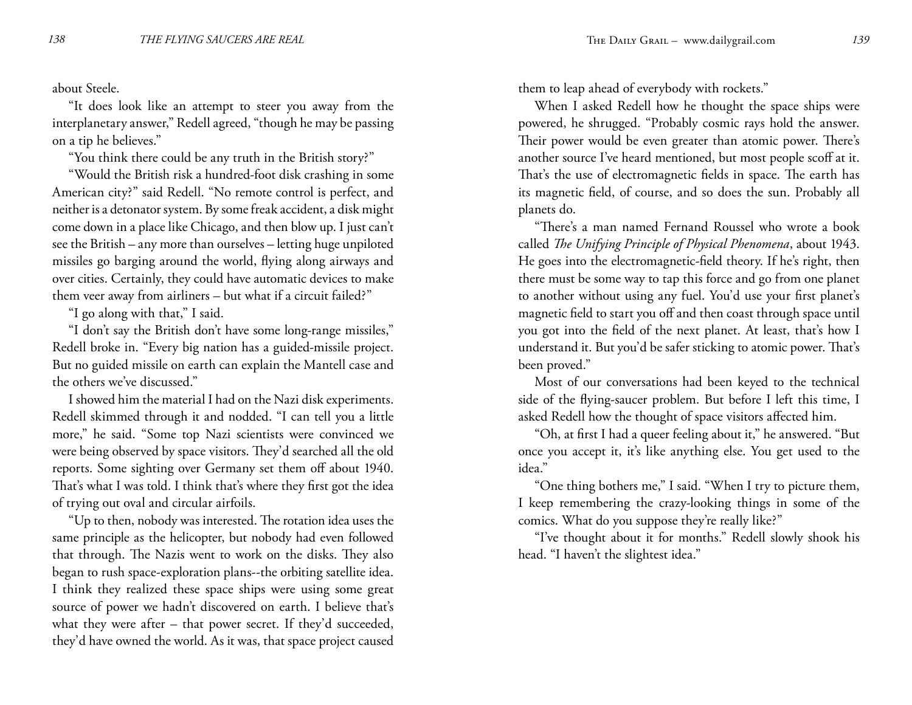about Steele.

"It does look like an attempt to steer you away from the interplanetary answer," Redell agreed, "though he may be passing on a tip he believes."

"You think there could be any truth in the British story?"

"Would the British risk a hundred-foot disk crashing in some American city?" said Redell. "No remote control is perfect, and neither is a detonator system. By some freak accident, a disk might come down in a place like Chicago, and then blow up. I just can't see the British – any more than ourselves – letting huge unpiloted missiles go barging around the world, flying along airways and over cities. Certainly, they could have automatic devices to make them veer away from airliners – but what if a circuit failed?"

"I go along with that," I said.

"I don't say the British don't have some long-range missiles," Redell broke in. "Every big nation has a guided-missile project. But no guided missile on earth can explain the Mantell case and the others we've discussed."

I showed him the material I had on the Nazi disk experiments. Redell skimmed through it and nodded. "I can tell you a little more," he said. "Some top Nazi scientists were convinced we were being observed by space visitors. They'd searched all the old reports. Some sighting over Germany set them off about 1940. That's what I was told. I think that's where they first got the idea of trying out oval and circular airfoils.

"Up to then, nobody was interested. The rotation idea uses the same principle as the helicopter, but nobody had even followed that through. The Nazis went to work on the disks. They also began to rush space-exploration plans--the orbiting satellite idea. I think they realized these space ships were using some great source of power we hadn't discovered on earth. I believe that's what they were after – that power secret. If they'd succeeded, they'd have owned the world. As it was, that space project caused them to leap ahead of everybody with rockets."

When I asked Redell how he thought the space ships were powered, he shrugged. "Probably cosmic rays hold the answer. Their power would be even greater than atomic power. There's another source I've heard mentioned, but most people scoff at it. That's the use of electromagnetic fields in space. The earth has its magnetic field, of course, and so does the sun. Probably all planets do.

"There's a man named Fernand Roussel who wrote a book called *The Unifying Principle of Physical Phenomena*, about 1943. He goes into the electromagnetic-field theory. If he's right, then there must be some way to tap this force and go from one planet to another without using any fuel. You'd use your first planet's magnetic field to start you off and then coast through space until you got into the field of the next planet. At least, that's how I understand it. But you'd be safer sticking to atomic power. That's been proved."

Most of our conversations had been keyed to the technical side of the flying-saucer problem. But before I left this time, I asked Redell how the thought of space visitors affected him.

"Oh, at first I had a queer feeling about it," he answered. "But once you accept it, it's like anything else. You get used to the idea."

"One thing bothers me," I said. "When I try to picture them, I keep remembering the crazy-looking things in some of the comics. What do you suppose they're really like?"

"I've thought about it for months." Redell slowly shook his head. "I haven't the slightest idea."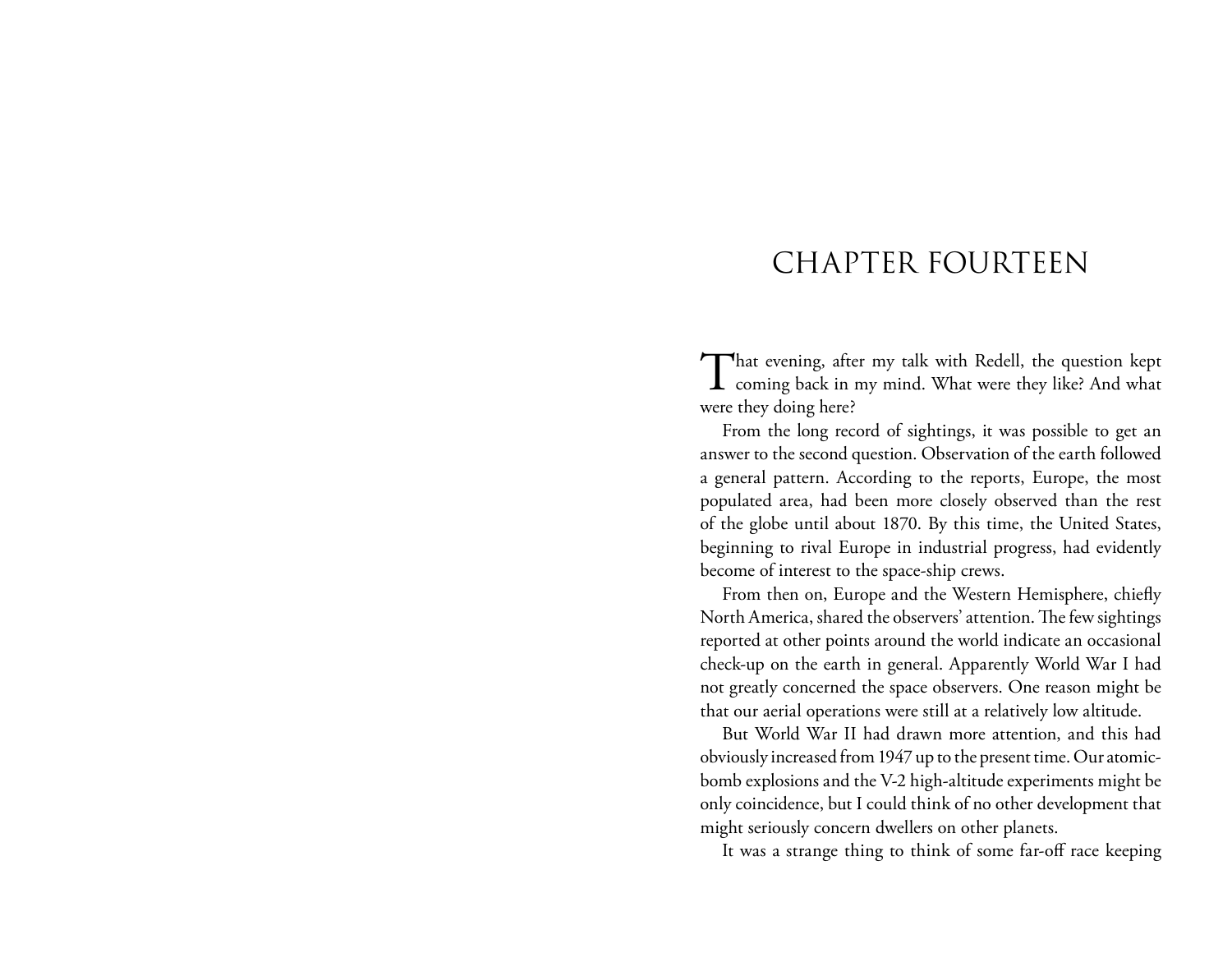# CHAPTER FOURTEEN

That evening, after my talk with Redell, the question kept coming back in my mind. What were they like? And what were they doing here?

From the long record of sightings, it was possible to get an answer to the second question. Observation of the earth followed a general pattern. According to the reports, Europe, the most populated area, had been more closely observed than the rest of the globe until about 1870. By this time, the United States, beginning to rival Europe in industrial progress, had evidently become of interest to the space-ship crews.

From then on, Europe and the Western Hemisphere, chiefly North America, shared the observers' attention. The few sightings reported at other points around the world indicate an occasional check-up on the earth in general. Apparently World War I had not greatly concerned the space observers. One reason might be that our aerial operations were still at a relatively low altitude.

But World War II had drawn more attention, and this had obviously increased from 1947 up to the present time. Our atomic-bomb explosions and the V-2 high-altitude experiments might be only coincidence, but I could think of no other development that might seriously concern dwellers on other planets.

It was a strange thing to think of some far-off race keeping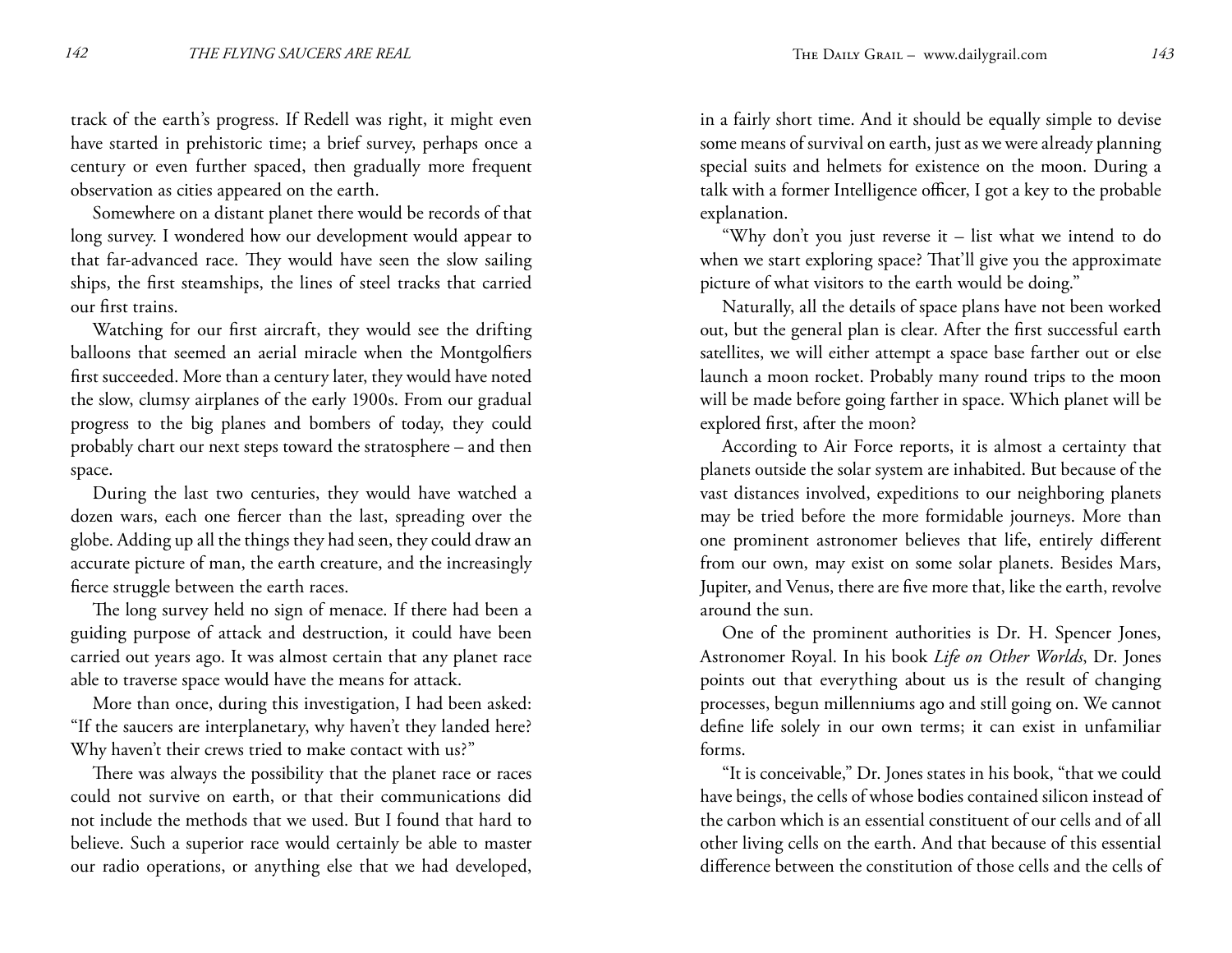track of the earth's progress. If Redell was right, it might even have started in prehistoric time; a brief survey, perhaps once a century or even further spaced, then gradually more frequent observation as cities appeared on the earth.

Somewhere on a distant planet there would be records of that long survey. I wondered how our development would appear to that far-advanced race. They would have seen the slow sailing ships, the first steamships, the lines of steel tracks that carried our first trains.

Watching for our first aircraft, they would see the drifting balloons that seemed an aerial miracle when the Montgolfiers first succeeded. More than a century later, they would have noted the slow, clumsy airplanes of the early 1900s. From our gradual progress to the big planes and bombers of today, they could probably chart our next steps toward the stratosphere – and then space.

During the last two centuries, they would have watched a dozen wars, each one fiercer than the last, spreading over the globe. Adding up all the things they had seen, they could draw an accurate picture of man, the earth creature, and the increasingly fierce struggle between the earth races.

The long survey held no sign of menace. If there had been a guiding purpose of attack and destruction, it could have been carried out years ago. It was almost certain that any planet race able to traverse space would have the means for attack.

More than once, during this investigation, I had been asked: "If the saucers are interplanetary, why haven't they landed here? Why haven't their crews tried to make contact with us?"

There was always the possibility that the planet race or races could not survive on earth, or that their communications did not include the methods that we used. But I found that hard to believe. Such a superior race would certainly be able to master our radio operations, or anything else that we had developed, in a fairly short time. And it should be equally simple to devise some means of survival on earth, just as we were already planning special suits and helmets for existence on the moon. During a talk with a former Intelligence officer, I got a key to the probable explanation.

"Why don't you just reverse it – list what we intend to do when we start exploring space? That'll give you the approximate picture of what visitors to the earth would be doing."

Naturally, all the details of space plans have not been worked out, but the general plan is clear. After the first successful earth satellites, we will either attempt a space base farther out or else launch a moon rocket. Probably many round trips to the moon will be made before going farther in space. Which planet will be explored first, after the moon?

According to Air Force reports, it is almost a certainty that planets outside the solar system are inhabited. But because of the vast distances involved, expeditions to our neighboring planets may be tried before the more formidable journeys. More than one prominent astronomer believes that life, entirely different from our own, may exist on some solar planets. Besides Mars, Jupiter, and Venus, there are five more that, like the earth, revolve around the sun.

One of the prominent authorities is Dr. H. Spencer Jones, Astronomer Royal. In his book *Life on Other Worlds*, Dr. Jones points out that everything about us is the result of changing processes, begun millenniums ago and still going on. We cannot define life solely in our own terms; it can exist in unfamiliar forms.

"It is conceivable," Dr. Jones states in his book, "that we could have beings, the cells of whose bodies contained silicon instead of the carbon which is an essential constituent of our cells and of all other living cells on the earth. And that because of this essential difference between the constitution of those cells and the cells of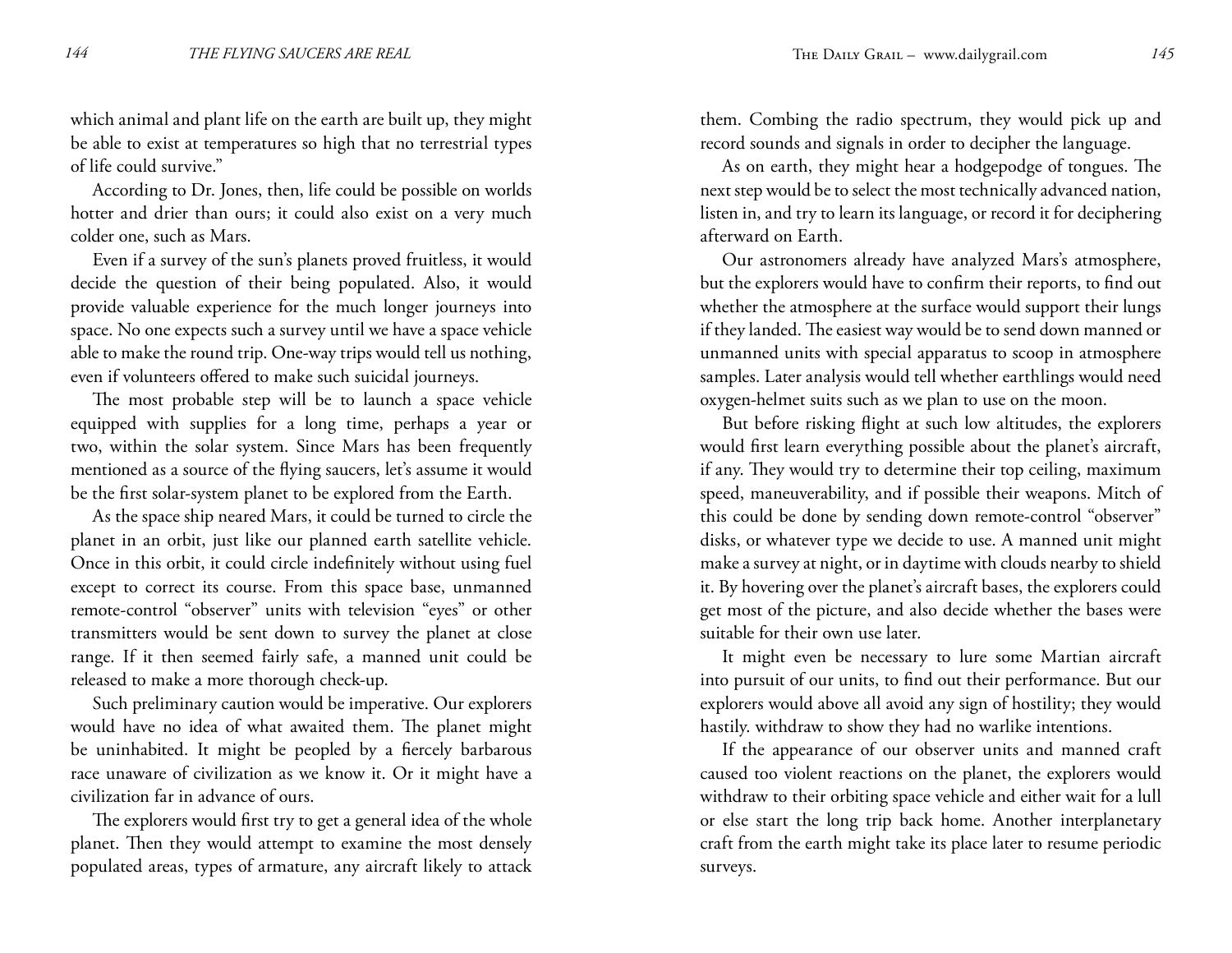which animal and plant life on the earth are built up, they might be able to exist at temperatures so high that no terrestrial types of life could survive."

According to Dr. Jones, then, life could be possible on worlds hotter and drier than ours; it could also exist on a very much colder one, such as Mars.

Even if a survey of the sun's planets proved fruitless, it would decide the question of their being populated. Also, it would provide valuable experience for the much longer journeys into space. No one expects such a survey until we have a space vehicle able to make the round trip. One-way trips would tell us nothing, even if volunteers offered to make such suicidal journeys.

The most probable step will be to launch a space vehicle equipped with supplies for a long time, perhaps a year or two, within the solar system. Since Mars has been frequently mentioned as a source of the flying saucers, let's assume it would be the first solar-system planet to be explored from the Earth.

As the space ship neared Mars, it could be turned to circle the planet in an orbit, just like our planned earth satellite vehicle. Once in this orbit, it could circle indefinitely without using fuel except to correct its course. From this space base, unmanned remote-control "observer" units with television "eyes" or other transmitters would be sent down to survey the planet at close range. If it then seemed fairly safe, a manned unit could be released to make a more thorough check-up.

Such preliminary caution would be imperative. Our explorers would have no idea of what awaited them. The planet might be uninhabited. It might be peopled by a fiercely barbarous race unaware of civilization as we know it. Or it might have a civilization far in advance of ours.

The explorers would first try to get a general idea of the whole planet. Then they would attempt to examine the most densely populated areas, types of armature, any aircraft likely to attack them. Combing the radio spectrum, they would pick up and record sounds and signals in order to decipher the language.

As on earth, they might hear a hodgepodge of tongues. The next step would be to select the most technically advanced nation, listen in, and try to learn its language, or record it for deciphering afterward on Earth.

Our astronomers already have analyzed Mars's atmosphere, but the explorers would have to confirm their reports, to find out whether the atmosphere at the surface would support their lungs if they landed. The easiest way would be to send down manned or unmanned units with special apparatus to scoop in atmosphere samples. Later analysis would tell whether earthlings would need oxygen-helmet suits such as we plan to use on the moon.

But before risking flight at such low altitudes, the explorers would first learn everything possible about the planet's aircraft, if any. They would try to determine their top ceiling, maximum speed, maneuverability, and if possible their weapons. Mitch of this could be done by sending down remote-control "observer" disks, or whatever type we decide to use. A manned unit might make a survey at night, or in daytime with clouds nearby to shield it. By hovering over the planet's aircraft bases, the explorers could get most of the picture, and also decide whether the bases were suitable for their own use later.

It might even be necessary to lure some Martian aircraft into pursuit of our units, to find out their performance. But our explorers would above all avoid any sign of hostility; they would hastily. withdraw to show they had no warlike intentions.

If the appearance of our observer units and manned craft caused too violent reactions on the planet, the explorers would withdraw to their orbiting space vehicle and either wait for a lull or else start the long trip back home. Another interplanetary craft from the earth might take its place later to resume periodic surveys.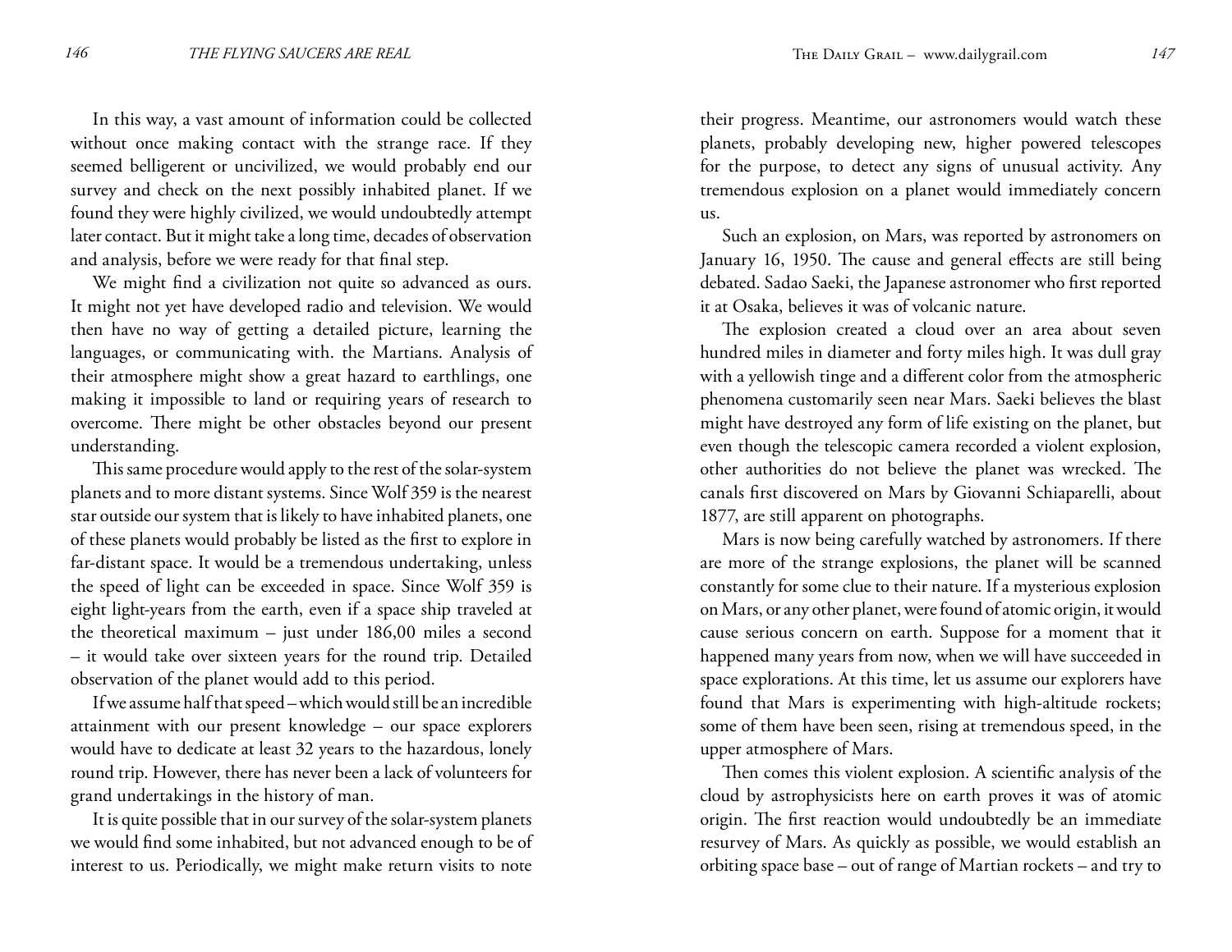In this way, a vast amount of information could be collected without once making contact with the strange race. If they seemed belligerent or uncivilized, we would probably end our survey and check on the next possibly inhabited planet. If we found they were highly civilized, we would undoubtedly attempt later contact. But it might take a long time, decades of observation and analysis, before we were ready for that final step.

We might find a civilization not quite so advanced as ours. It might not yet have developed radio and television. We would then have no way of getting a detailed picture, learning the languages, or communicating with. the Martians. Analysis of their atmosphere might show a great hazard to earthlings, one making it impossible to land or requiring years of research to overcome. There might be other obstacles beyond our present understanding.

This same procedure would apply to the rest of the solar-system planets and to more distant systems. Since Wolf 359 is the nearest star outside our system that is likely to have inhabited planets, one of these planets would probably be listed as the first to explore in far-distant space. It would be a tremendous undertaking, unless the speed of light can be exceeded in space. Since Wolf 359 is eight light-years from the earth, even if a space ship traveled at the theoretical maximum – just under 186,00 miles a second – it would take over sixteen years for the round trip. Detailed observation of the planet would add to this period.

If we assume half that speed – which would still be an incredible attainment with our present knowledge – our space explorers would have to dedicate at least 32 years to the hazardous, lonely round trip. However, there has never been a lack of volunteers for grand undertakings in the history of man.

It is quite possible that in our survey of the solar-system planets we would find some inhabited, but not advanced enough to be of interest to us. Periodically, we might make return visits to note their progress. Meantime, our astronomers would watch these planets, probably developing new, higher powered telescopes for the purpose, to detect any signs of unusual activity. Any tremendous explosion on a planet would immediately concern us.

Such an explosion, on Mars, was reported by astronomers on January 16, 1950. The cause and general effects are still being debated. Sadao Saeki, the Japanese astronomer who first reported it at Osaka, believes it was of volcanic nature.

The explosion created a cloud over an area about seven hundred miles in diameter and forty miles high. It was dull gray with a yellowish tinge and a different color from the atmospheric phenomena customarily seen near Mars. Saeki believes the blast might have destroyed any form of life existing on the planet, but even though the telescopic camera recorded a violent explosion, other authorities do not believe the planet was wrecked. The canals first discovered on Mars by Giovanni Schiaparelli, about 1877, are still apparent on photographs.

Mars is now being carefully watched by astronomers. If there are more of the strange explosions, the planet will be scanned constantly for some clue to their nature. If a mysterious explosion on Mars, or any other planet, were found of atomic origin, it would cause serious concern on earth. Suppose for a moment that it happened many years from now, when we will have succeeded in space explorations. At this time, let us assume our explorers have found that Mars is experimenting with high-altitude rockets; some of them have been seen, rising at tremendous speed, in the upper atmosphere of Mars.

Then comes this violent explosion. A scientific analysis of the cloud by astrophysicists here on earth proves it was of atomic origin. The first reaction would undoubtedly be an immediate resurvey of Mars. As quickly as possible, we would establish an orbiting space base – out of range of Martian rockets – and try to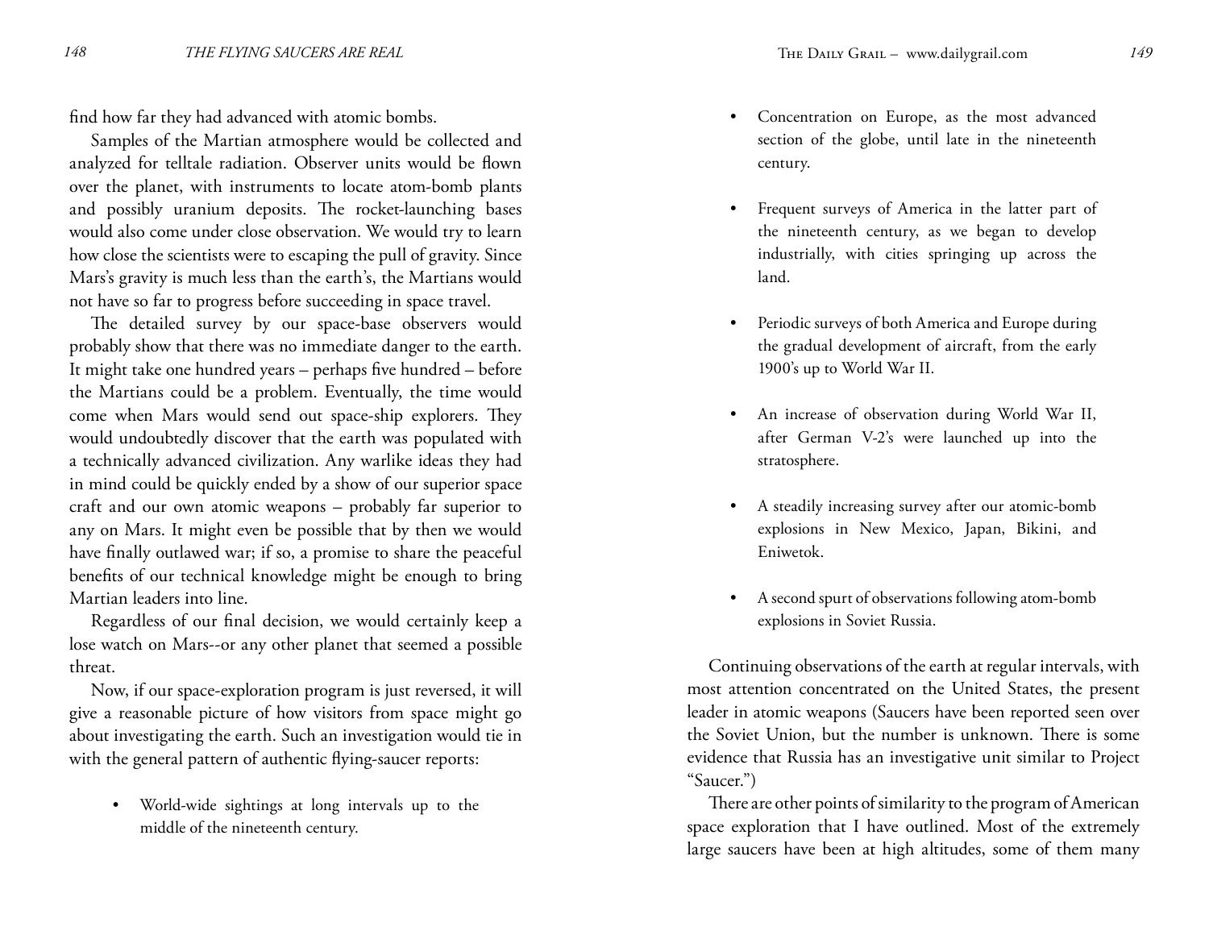find how far they had advanced with atomic bombs.

Samples of the Martian atmosphere would be collected and analyzed for telltale radiation. Observer units would be flown over the planet, with instruments to locate atom-bomb plants and possibly uranium deposits. The rocket-launching bases would also come under close observation. We would try to learn how close the scientists were to escaping the pull of gravity. Since Mars's gravity is much less than the earth's, the Martians would not have so far to progress before succeeding in space travel.

The detailed survey by our space-base observers would probably show that there was no immediate danger to the earth. It might take one hundred years – perhaps five hundred – before the Martians could be a problem. Eventually, the time would come when Mars would send out space-ship explorers. They would undoubtedly discover that the earth was populated with a technically advanced civilization. Any warlike ideas they had in mind could be quickly ended by a show of our superior space craft and our own atomic weapons – probably far superior to any on Mars. It might even be possible that by then we would have finally outlawed war; if so, a promise to share the peaceful benefits of our technical knowledge might be enough to bring Martian leaders into line.

Regardless of our final decision, we would certainly keep a lose watch on Mars--or any other planet that seemed a possible threat.

Now, if our space-exploration program is just reversed, it will give a reasonable picture of how visitors from space might go about investigating the earth. Such an investigation would tie in with the general pattern of authentic flying-saucer reports:

- World-wide sightings at long intervals up to the middle of the nineteenth century.
- Concentration on Europe, as the most advanced section of the globe, until late in the nineteenth century.
- Frequent surveys of America in the latter part of the nineteenth century, as we began to develop industrially, with cities springing up across the land.
- Periodic surveys of both America and Europe during the gradual development of aircraft, from the early 1900's up to World War II.
- An increase of observation during World War II, after German V-2's were launched up into the stratosphere.
- A steadily increasing survey after our atomic-bomb explosions in New Mexico, Japan, Bikini, and Eniwetok.
- A second spurt of observations following atom-bomb explosions in Soviet Russia.

Continuing observations of the earth at regular intervals, with most attention concentrated on the United States, the present leader in atomic weapons (Saucers have been reported seen over the Soviet Union, but the number is unknown. There is some evidence that Russia has an investigative unit similar to Project "Saucer.")

There are other points of similarity to the program of American space exploration that I have outlined. Most of the extremely large saucers have been at high altitudes, some of them many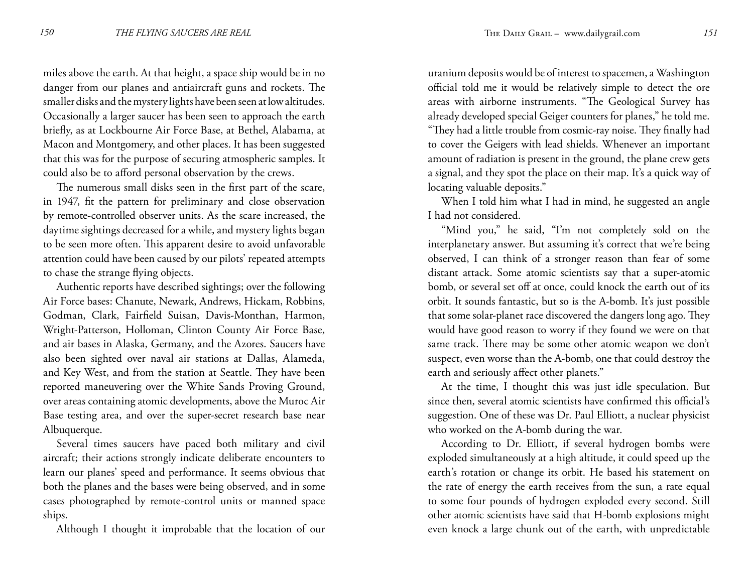miles above the earth. At that height, a space ship would be in no danger from our planes and antiaircraft guns and rockets. The smaller disks and the mystery lights have been seen at low altitudes. Occasionally a larger saucer has been seen to approach the earth briefly, as at Lockbourne Air Force Base, at Bethel, Alabama, at Macon and Montgomery, and other places. It has been suggested that this was for the purpose of securing atmospheric samples. It could also be to afford personal observation by the crews.

The numerous small disks seen in the first part of the scare, in 1947, fit the pattern for preliminary and close observation by remote-controlled observer units. As the scare increased, the daytime sightings decreased for a while, and mystery lights began to be seen more often. This apparent desire to avoid unfavorable attention could have been caused by our pilots' repeated attempts to chase the strange flying objects.

Authentic reports have described sightings; over the following Air Force bases: Chanute, Newark, Andrews, Hickam, Robbins, Godman, Clark, Fairfield Suisan, Davis-Monthan, Harmon, Wright-Patterson, Holloman, Clinton County Air Force Base, and air bases in Alaska, Germany, and the Azores. Saucers have also been sighted over naval air stations at Dallas, Alameda, and Key West, and from the station at Seattle. They have been reported maneuvering over the White Sands Proving Ground, over areas containing atomic developments, above the Muroc Air Base testing area, and over the super-secret research base near Albuquerque.

Several times saucers have paced both military and civil aircraft; their actions strongly indicate deliberate encounters to learn our planes' speed and performance. It seems obvious that both the planes and the bases were being observed, and in some cases photographed by remote-control units or manned space ships.

Although I thought it improbable that the location of our uranium deposits would be of interest to spacemen, a Washington official told me it would be relatively simple to detect the ore areas with airborne instruments. "The Geological Survey has already developed special Geiger counters for planes," he told me. "They had a little trouble from cosmic-ray noise. They finally had to cover the Geigers with lead shields. Whenever an important amount of radiation is present in the ground, the plane crew gets a signal, and they spot the place on their map. It's a quick way of locating valuable deposits."

When I told him what I had in mind, he suggested an angle I had not considered.

"Mind you," he said, "I'm not completely sold on the interplanetary answer. But assuming it's correct that we're being observed, I can think of a stronger reason than fear of some distant attack. Some atomic scientists say that a super-atomic bomb, or several set off at once, could knock the earth out of its orbit. It sounds fantastic, but so is the A-bomb. It's just possible that some solar-planet race discovered the dangers long ago. They would have good reason to worry if they found we were on that same track. There may be some other atomic weapon we don't suspect, even worse than the A-bomb, one that could destroy the earth and seriously affect other planets."

At the time, I thought this was just idle speculation. But since then, several atomic scientists have confirmed this official's suggestion. One of these was Dr. Paul Elliott, a nuclear physicist who worked on the A-bomb during the war.

According to Dr. Elliott, if several hydrogen bombs were exploded simultaneously at a high altitude, it could speed up the earth's rotation or change its orbit. He based his statement on the rate of energy the earth receives from the sun, a rate equal to some four pounds of hydrogen exploded every second. Still other atomic scientists have said that H-bomb explosions might even knock a large chunk out of the earth, with unpredictable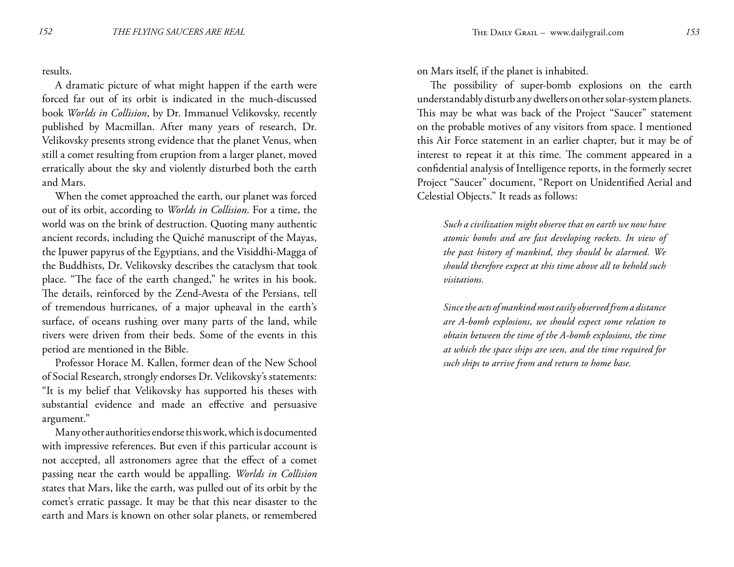results.

A dramatic picture of what might happen if the earth were forced far out of its orbit is indicated in the much-discussed book *Worlds in Collision*, by Dr. Immanuel Velikovsky, recently published by Macmillan. After many years of research, Dr. Velikovsky presents strong evidence that the planet Venus, when still a comet resulting from eruption from a larger planet, moved erratically about the sky and violently disturbed both the earth and Mars.

When the comet approached the earth, our planet was forced out of its orbit, according to *Worlds in Collision*. For a time, the world was on the brink of destruction. Quoting many authentic ancient records, including the Quiché manuscript of the Mayas, the Ipuwer papyrus of the Egyptians, and the Visiddhi-Magga of the Buddhists, Dr. Velikovsky describes the cataclysm that took place. "The face of the earth changed," he writes in his book. The details, reinforced by the Zend-Avesta of the Persians, tell of tremendous hurricanes, of a major upheaval in the earth's surface, of oceans rushing over many parts of the land, while rivers were driven from their beds. Some of the events in this period are mentioned in the Bible.

Professor Horace M. Kallen, former dean of the New School of Social Research, strongly endorses Dr. Velikovsky's statements: "It is my belief that Velikovsky has supported his theses with substantial evidence and made an effective and persuasive argument."

Many other authorities endorse this work, which is documented with impressive references. But even if this particular account is not accepted, all astronomers agree that the effect of a comet passing near the earth would be appalling. *Worlds in Collision* states that Mars, like the earth, was pulled out of its orbit by the comet's erratic passage. It may be that this near disaster to the earth and Mars is known on other solar planets, or remembered on Mars itself, if the planet is inhabited.

The possibility of super-bomb explosions on the earth understandably disturb any dwellers on other solar-system planets. This may be what was back of the Project "Saucer" statement on the probable motives of any visitors from space. I mentioned this Air Force statement in an earlier chapter, but it may be of interest to repeat it at this time. The comment appeared in a confidential analysis of Intelligence reports, in the formerly secret Project "Saucer" document, "Report on Unidentified Aerial and Celestial Objects." It reads as follows:

> *Such a civilization might observe that on earth we now have atomic bombs and are fast developing rockets. In view of the past history of mankind, they should be alarmed. We should therefore expect at this time above all to behold such visitations.*
>
> *Since the acts of mankind most easily observed from a distance are A-bomb explosions, we should expect some relation to obtain between the time of the A-bomb explosions, the time at which the space ships are seen, and the time required for such ships to arrive from and return to home base.*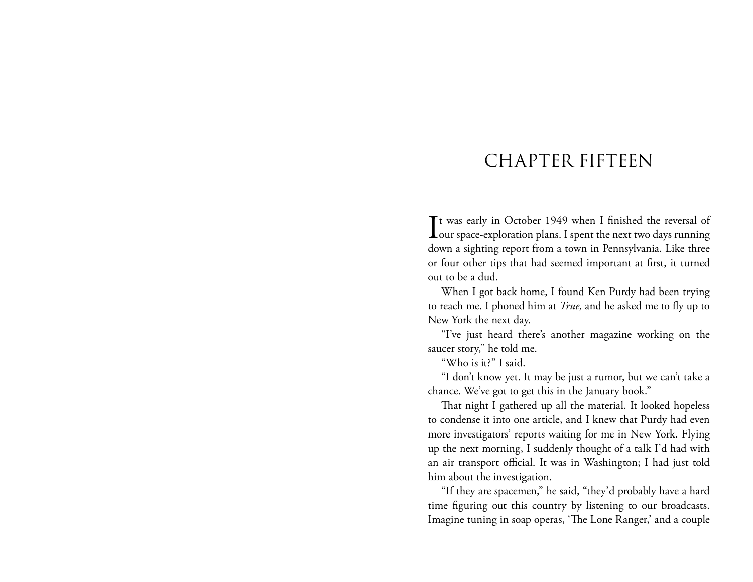# CHAPTER FIFTEEN

It was early in October 1949 when I finished the reversal of our space-exploration plans. I spent the next two days running down a sighting report from a town in Pennsylvania. Like three or four other tips that had seemed important at first, it turned out to be a dud.

When I got back home, I found Ken Purdy had been trying to reach me. I phoned him at *True*, and he asked me to fly up to New York the next day.

"I've just heard there's another magazine working on the saucer story," he told me.

"Who is it?" I said.

"I don't know yet. It may be just a rumor, but we can't take a chance. We've got to get this in the January book."

That night I gathered up all the material. It looked hopeless to condense it into one article, and I knew that Purdy had even more investigators' reports waiting for me in New York. Flying up the next morning, I suddenly thought of a talk I'd had with an air transport official. It was in Washington; I had just told him about the investigation.

"If they are spacemen," he said, "they'd probably have a hard time figuring out this country by listening to our broadcasts. Imagine tuning in soap operas, 'The Lone Ranger,' and a couple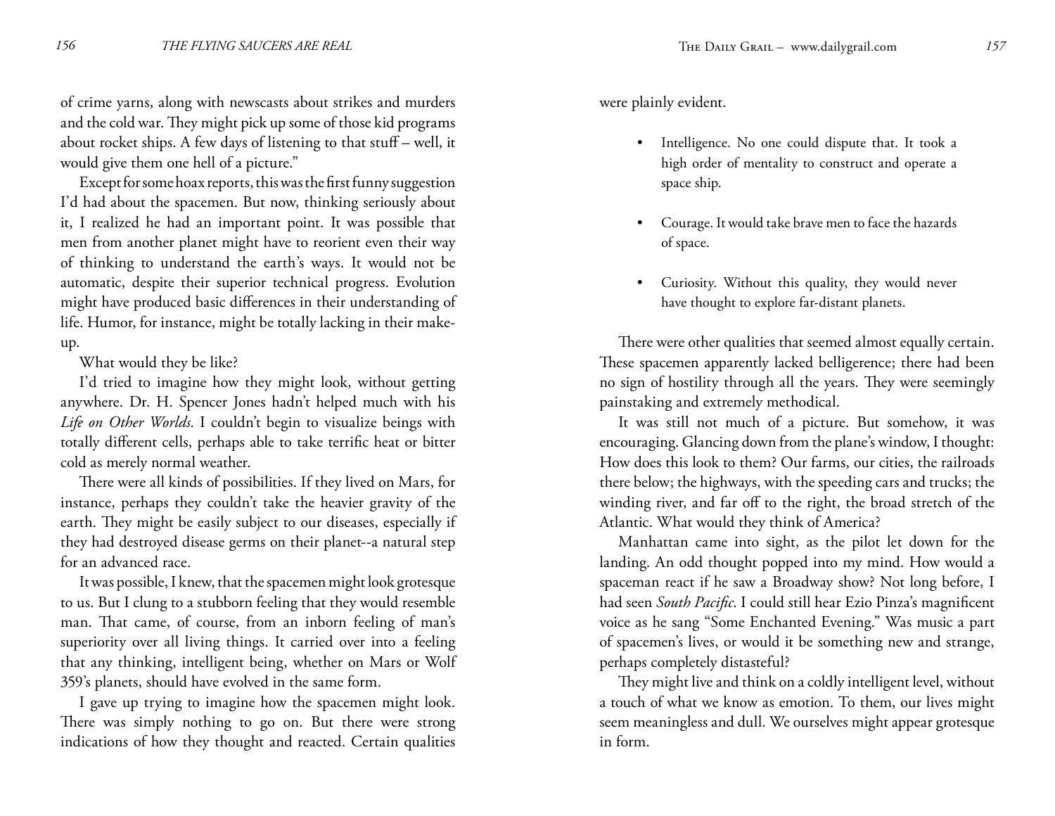of crime yarns, along with newscasts about strikes and murders and the cold war. They might pick up some of those kid programs about rocket ships. A few days of listening to that stuff – well, it would give them one hell of a picture."

Except for some hoax reports, this was the first funny suggestion I'd had about the spacemen. But now, thinking seriously about it, I realized he had an important point. It was possible that men from another planet might have to reorient even their way of thinking to understand the earth's ways. It would not be automatic, despite their superior technical progress. Evolution might have produced basic differences in their understanding of life. Humor, for instance, might be totally lacking in their make-up.

What would they be like?

I'd tried to imagine how they might look, without getting anywhere. Dr. H. Spencer Jones hadn't helped much with his *Life on Other Worlds*. I couldn't begin to visualize beings with totally different cells, perhaps able to take terrific heat or bitter cold as merely normal weather.

There were all kinds of possibilities. If they lived on Mars, for instance, perhaps they couldn't take the heavier gravity of the earth. They might be easily subject to our diseases, especially if they had destroyed disease germs on their planet--a natural step for an advanced race.

It was possible, I knew, that the spacemen might look grotesque to us. But I clung to a stubborn feeling that they would resemble man. That came, of course, from an inborn feeling of man's superiority over all living things. It carried over into a feeling that any thinking, intelligent being, whether on Mars or Wolf 359's planets, should have evolved in the same form.

I gave up trying to imagine how the spacemen might look. There was simply nothing to go on. But there were strong indications of how they thought and reacted. Certain qualities were plainly evident.

- Intelligence. No one could dispute that. It took a high order of mentality to construct and operate a space ship.
- Courage. It would take brave men to face the hazards of space.
- Curiosity. Without this quality, they would never have thought to explore far-distant planets.

There were other qualities that seemed almost equally certain. These spacemen apparently lacked belligerence; there had been no sign of hostility through all the years. They were seemingly painstaking and extremely methodical.

It was still not much of a picture. But somehow, it was encouraging. Glancing down from the plane's window, I thought: How does this look to them? Our farms, our cities, the railroads there below; the highways, with the speeding cars and trucks; the winding river, and far off to the right, the broad stretch of the Atlantic. What would they think of America?

Manhattan came into sight, as the pilot let down for the landing. An odd thought popped into my mind. How would a spaceman react if he saw a Broadway show? Not long before, I had seen *South Pacific*. I could still hear Ezio Pinza's magnificent voice as he sang "Some Enchanted Evening." Was music a part of spacemen's lives, or would it be something new and strange, perhaps completely distasteful?

They might live and think on a coldly intelligent level, without a touch of what we know as emotion. To them, our lives might seem meaningless and dull. We ourselves might appear grotesque in form.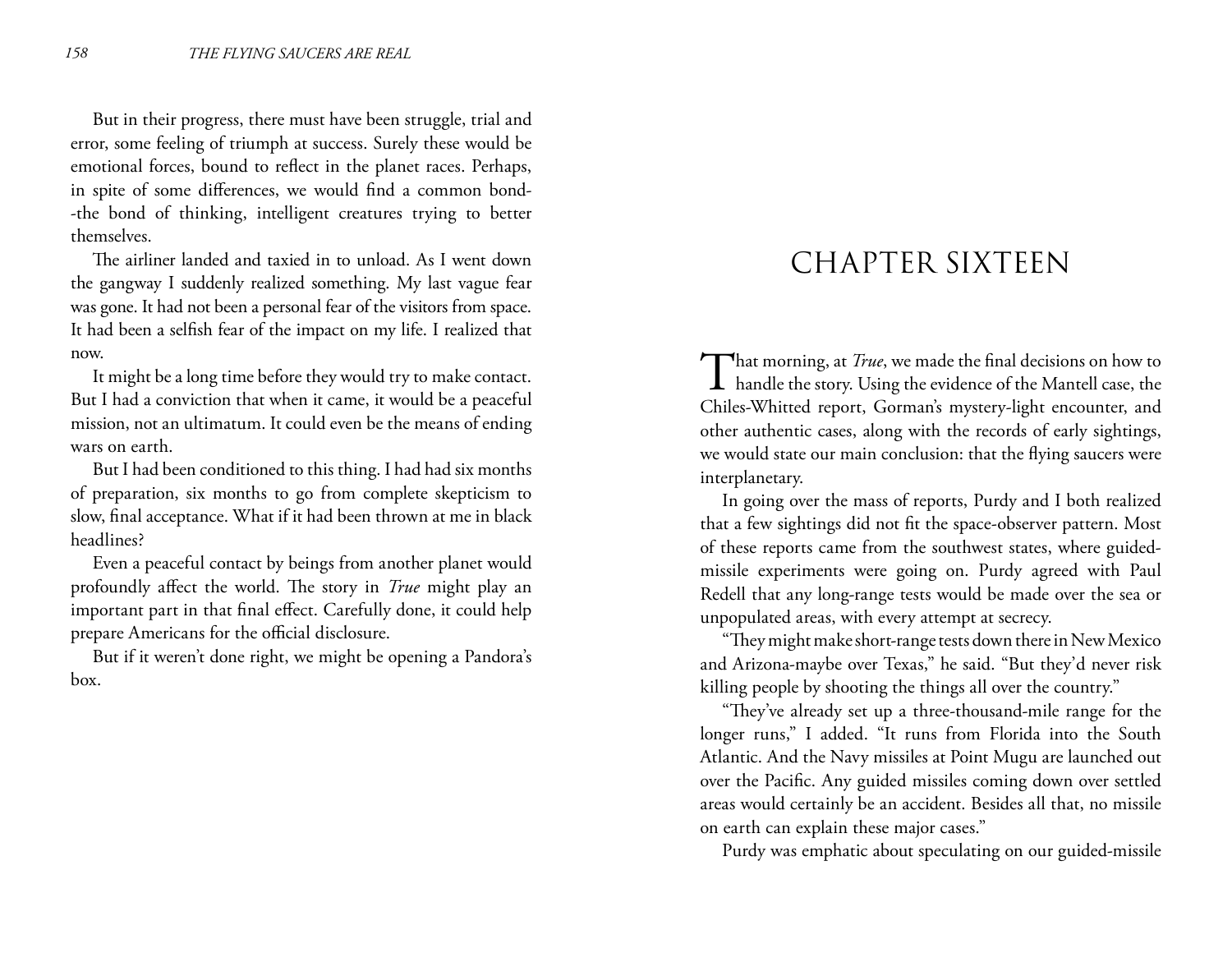But in their progress, there must have been struggle, trial and error, some feeling of triumph at success. Surely these would be emotional forces, bound to reflect in the planet races. Perhaps, in spite of some differences, we would find a common bond--the bond of thinking, intelligent creatures trying to better themselves.

The airliner landed and taxied in to unload. As I went down the gangway I suddenly realized something. My last vague fear was gone. It had not been a personal fear of the visitors from space. It had been a selfish fear of the impact on my life. I realized that now.

It might be a long time before they would try to make contact. But I had a conviction that when it came, it would be a peaceful mission, not an ultimatum. It could even be the means of ending wars on earth.

But I had been conditioned to this thing. I had had six months of preparation, six months to go from complete skepticism to slow, final acceptance. What if it had been thrown at me in black headlines?

Even a peaceful contact by beings from another planet would profoundly affect the world. The story in *True* might play an important part in that final effect. Carefully done, it could help prepare Americans for the official disclosure.

But if it weren't done right, we might be opening a Pandora's box.

# CHAPTER SIXTEEN

That morning, at *True*, we made the final decisions on how to handle the story. Using the evidence of the Mantell case, the Chiles-Whitted report, Gorman's mystery-light encounter, and other authentic cases, along with the records of early sightings, we would state our main conclusion: that the flying saucers were interplanetary.

In going over the mass of reports, Purdy and I both realized that a few sightings did not fit the space-observer pattern. Most of these reports came from the southwest states, where guided-missile experiments were going on. Purdy agreed with Paul Redell that any long-range tests would be made over the sea or unpopulated areas, with every attempt at secrecy.

"They might make short-range tests down there in New Mexico and Arizona-maybe over Texas," he said. "But they'd never risk killing people by shooting the things all over the country."

"They've already set up a three-thousand-mile range for the longer runs," I added. "It runs from Florida into the South Atlantic. And the Navy missiles at Point Mugu are launched out over the Pacific. Any guided missiles coming down over settled areas would certainly be an accident. Besides all that, no missile on earth can explain these major cases."

Purdy was emphatic about speculating on our guided-missile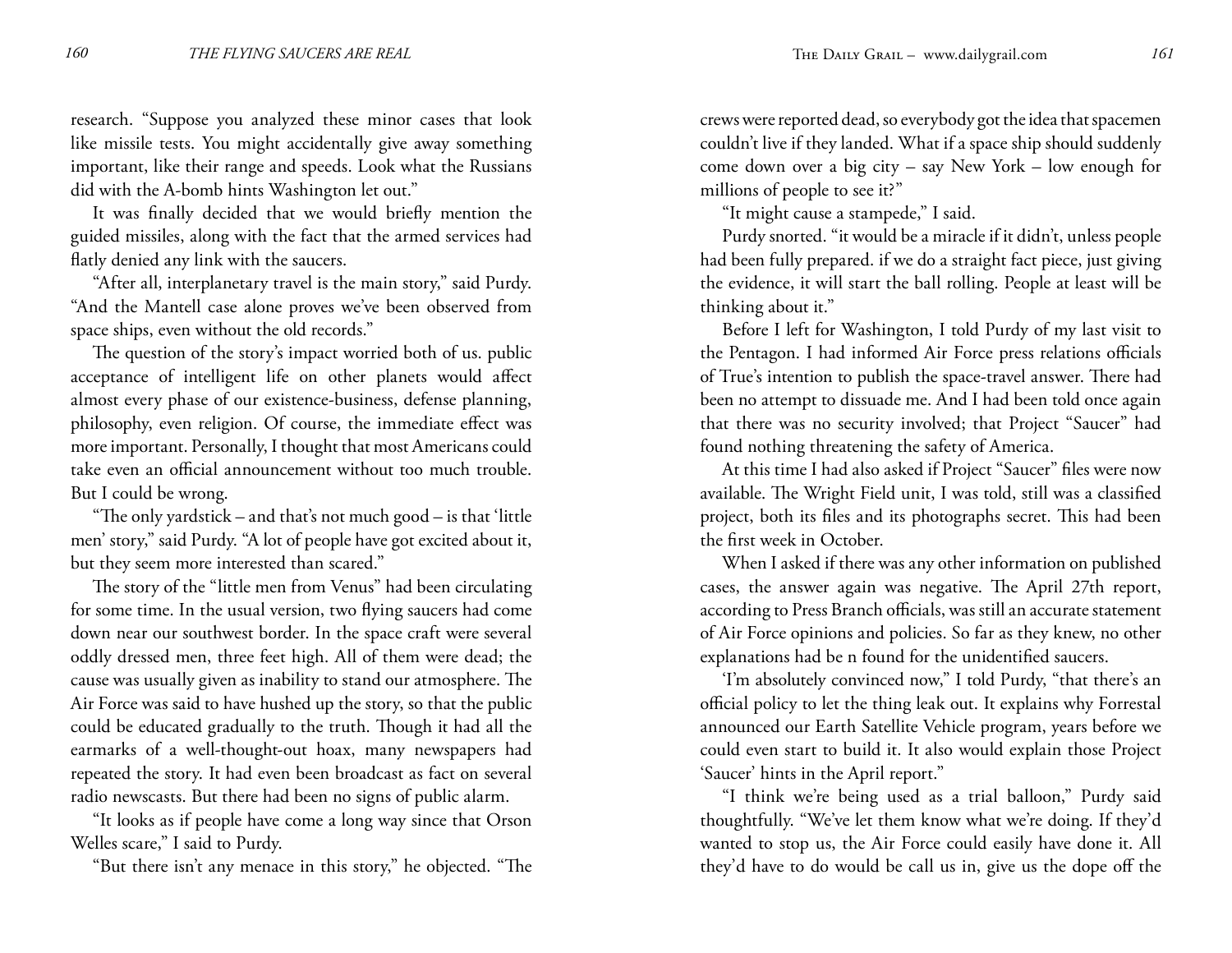research. "Suppose you analyzed these minor cases that look like missile tests. You might accidentally give away something important, like their range and speeds. Look what the Russians did with the A-bomb hints Washington let out."

It was finally decided that we would briefly mention the guided missiles, along with the fact that the armed services had flatly denied any link with the saucers.

"After all, interplanetary travel is the main story," said Purdy. "And the Mantell case alone proves we've been observed from space ships, even without the old records."

The question of the story's impact worried both of us. public acceptance of intelligent life on other planets would affect almost every phase of our existence-business, defense planning, philosophy, even religion. Of course, the immediate effect was more important. Personally, I thought that most Americans could take even an official announcement without too much trouble. But I could be wrong.

"The only yardstick – and that's not much good – is that 'little men' story," said Purdy. "A lot of people have got excited about it, but they seem more interested than scared."

The story of the "little men from Venus" had been circulating for some time. In the usual version, two flying saucers had come down near our southwest border. In the space craft were several oddly dressed men, three feet high. All of them were dead; the cause was usually given as inability to stand our atmosphere. The Air Force was said to have hushed up the story, so that the public could be educated gradually to the truth. Though it had all the earmarks of a well-thought-out hoax, many newspapers had repeated the story. It had even been broadcast as fact on several radio newscasts. But there had been no signs of public alarm.

"It looks as if people have come a long way since that Orson Welles scare," I said to Purdy.

"But there isn't any menace in this story," he objected. "The crews were reported dead, so everybody got the idea that spacemen couldn't live if they landed. What if a space ship should suddenly come down over a big city – say New York – low enough for millions of people to see it?"

"It might cause a stampede," I said.

Purdy snorted. "it would be a miracle if it didn't, unless people had been fully prepared. if we do a straight fact piece, just giving the evidence, it will start the ball rolling. People at least will be thinking about it."

Before I left for Washington, I told Purdy of my last visit to the Pentagon. I had informed Air Force press relations officials of True's intention to publish the space-travel answer. There had been no attempt to dissuade me. And I had been told once again that there was no security involved; that Project "Saucer" had found nothing threatening the safety of America.

At this time I had also asked if Project "Saucer" files were now available. The Wright Field unit, I was told, still was a classified project, both its files and its photographs secret. This had been the first week in October.

When I asked if there was any other information on published cases, the answer again was negative. The April 27th report, according to Press Branch officials, was still an accurate statement of Air Force opinions and policies. So far as they knew, no other explanations had be n found for the unidentified saucers.

'I'm absolutely convinced now," I told Purdy, "that there's an official policy to let the thing leak out. It explains why Forrestal announced our Earth Satellite Vehicle program, years before we could even start to build it. It also would explain those Project 'Saucer' hints in the April report."

"I think we're being used as a trial balloon," Purdy said thoughtfully. "We've let them know what we're doing. If they'd wanted to stop us, the Air Force could easily have done it. All they'd have to do would be call us in, give us the dope off the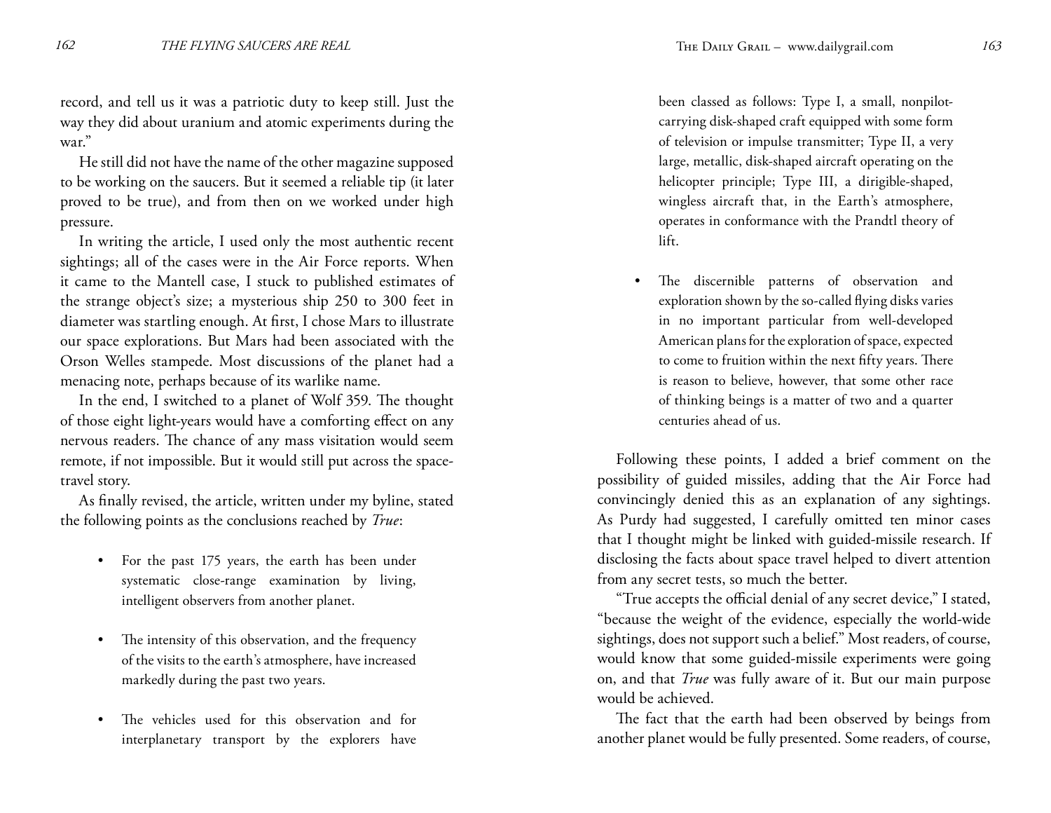record, and tell us it was a patriotic duty to keep still. Just the way they did about uranium and atomic experiments during the war."

He still did not have the name of the other magazine supposed to be working on the saucers. But it seemed a reliable tip (it later proved to be true), and from then on we worked under high pressure.

In writing the article, I used only the most authentic recent sightings; all of the cases were in the Air Force reports. When it came to the Mantell case, I stuck to published estimates of the strange object's size; a mysterious ship 250 to 300 feet in diameter was startling enough. At first, I chose Mars to illustrate our space explorations. But Mars had been associated with the Orson Welles stampede. Most discussions of the planet had a menacing note, perhaps because of its warlike name.

In the end, I switched to a planet of Wolf 359. The thought of those eight light-years would have a comforting effect on any nervous readers. The chance of any mass visitation would seem remote, if not impossible. But it would still put across the space-travel story.

As finally revised, the article, written under my byline, stated the following points as the conclusions reached by *True*:

- For the past 175 years, the earth has been under systematic close-range examination by living, intelligent observers from another planet.
- The intensity of this observation, and the frequency of the visits to the earth's atmosphere, have increased markedly during the past two years.
- The vehicles used for this observation and for interplanetary transport by the explorers have been classed as follows: Type I, a small, nonpilot-carrying disk-shaped craft equipped with some form of television or impulse transmitter; Type II, a very large, metallic, disk-shaped aircraft operating on the helicopter principle; Type III, a dirigible-shaped, wingless aircraft that, in the Earth's atmosphere, operates in conformance with the Prandtl theory of lift.
- The discernible patterns of observation and exploration shown by the so-called flying disks varies in no important particular from well-developed American plans for the exploration of space, expected to come to fruition within the next fifty years. There is reason to believe, however, that some other race of thinking beings is a matter of two and a quarter centuries ahead of us.

Following these points, I added a brief comment on the possibility of guided missiles, adding that the Air Force had convincingly denied this as an explanation of any sightings. As Purdy had suggested, I carefully omitted ten minor cases that I thought might be linked with guided-missile research. If disclosing the facts about space travel helped to divert attention from any secret tests, so much the better.

"True accepts the official denial of any secret device," I stated, "because the weight of the evidence, especially the world-wide sightings, does not support such a belief." Most readers, of course, would know that some guided-missile experiments were going on, and that *True* was fully aware of it. But our main purpose would be achieved.

The fact that the earth had been observed by beings from another planet would be fully presented. Some readers, of course,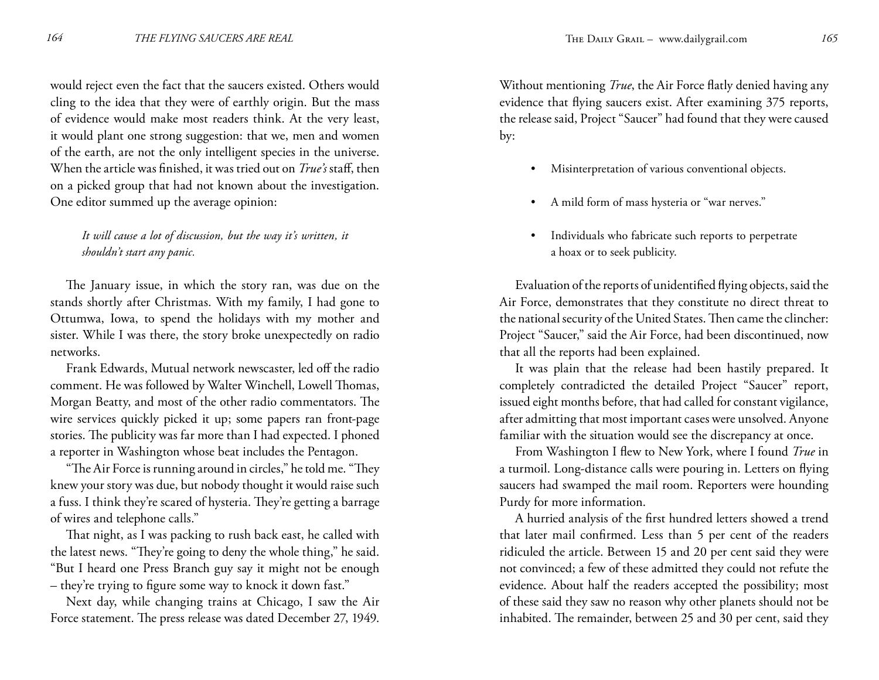would reject even the fact that the saucers existed. Others would cling to the idea that they were of earthly origin. But the mass of evidence would make most readers think. At the very least, it would plant one strong suggestion: that we, men and women of the earth, are not the only intelligent species in the universe. When the article was finished, it was tried out on *True's* staff, then on a picked group that had not known about the investigation. One editor summed up the average opinion:

> *It will cause a lot of discussion, but the way it's written, it shouldn't start any panic.*

The January issue, in which the story ran, was due on the stands shortly after Christmas. With my family, I had gone to Ottumwa, Iowa, to spend the holidays with my mother and sister. While I was there, the story broke unexpectedly on radio networks.

Frank Edwards, Mutual network newscaster, led off the radio comment. He was followed by Walter Winchell, Lowell Thomas, Morgan Beatty, and most of the other radio commentators. The wire services quickly picked it up; some papers ran front-page stories. The publicity was far more than I had expected. I phoned a reporter in Washington whose beat includes the Pentagon.

"The Air Force is running around in circles," he told me. "They knew your story was due, but nobody thought it would raise such a fuss. I think they're scared of hysteria. They're getting a barrage of wires and telephone calls."

That night, as I was packing to rush back east, he called with the latest news. "They're going to deny the whole thing," he said. "But I heard one Press Branch guy say it might not be enough – they're trying to figure some way to knock it down fast."

Next day, while changing trains at Chicago, I saw the Air Force statement. The press release was dated December 27, 1949. Without mentioning *True*, the Air Force flatly denied having any evidence that flying saucers exist. After examining 375 reports, the release said, Project "Saucer" had found that they were caused by:

- Misinterpretation of various conventional objects.
- A mild form of mass hysteria or "war nerves."
- Individuals who fabricate such reports to perpetrate a hoax or to seek publicity.

Evaluation of the reports of unidentified flying objects, said the Air Force, demonstrates that they constitute no direct threat to the national security of the United States. Then came the clincher: Project "Saucer," said the Air Force, had been discontinued, now that all the reports had been explained.

It was plain that the release had been hastily prepared. It completely contradicted the detailed Project "Saucer" report, issued eight months before, that had called for constant vigilance, after admitting that most important cases were unsolved. Anyone familiar with the situation would see the discrepancy at once.

From Washington I flew to New York, where I found *True* in a turmoil. Long-distance calls were pouring in. Letters on flying saucers had swamped the mail room. Reporters were hounding Purdy for more information.

A hurried analysis of the first hundred letters showed a trend that later mail confirmed. Less than 5 per cent of the readers ridiculed the article. Between 15 and 20 per cent said they were not convinced; a few of these admitted they could not refute the evidence. About half the readers accepted the possibility; most of these said they saw no reason why other planets should not be inhabited. The remainder, between 25 and 30 per cent, said they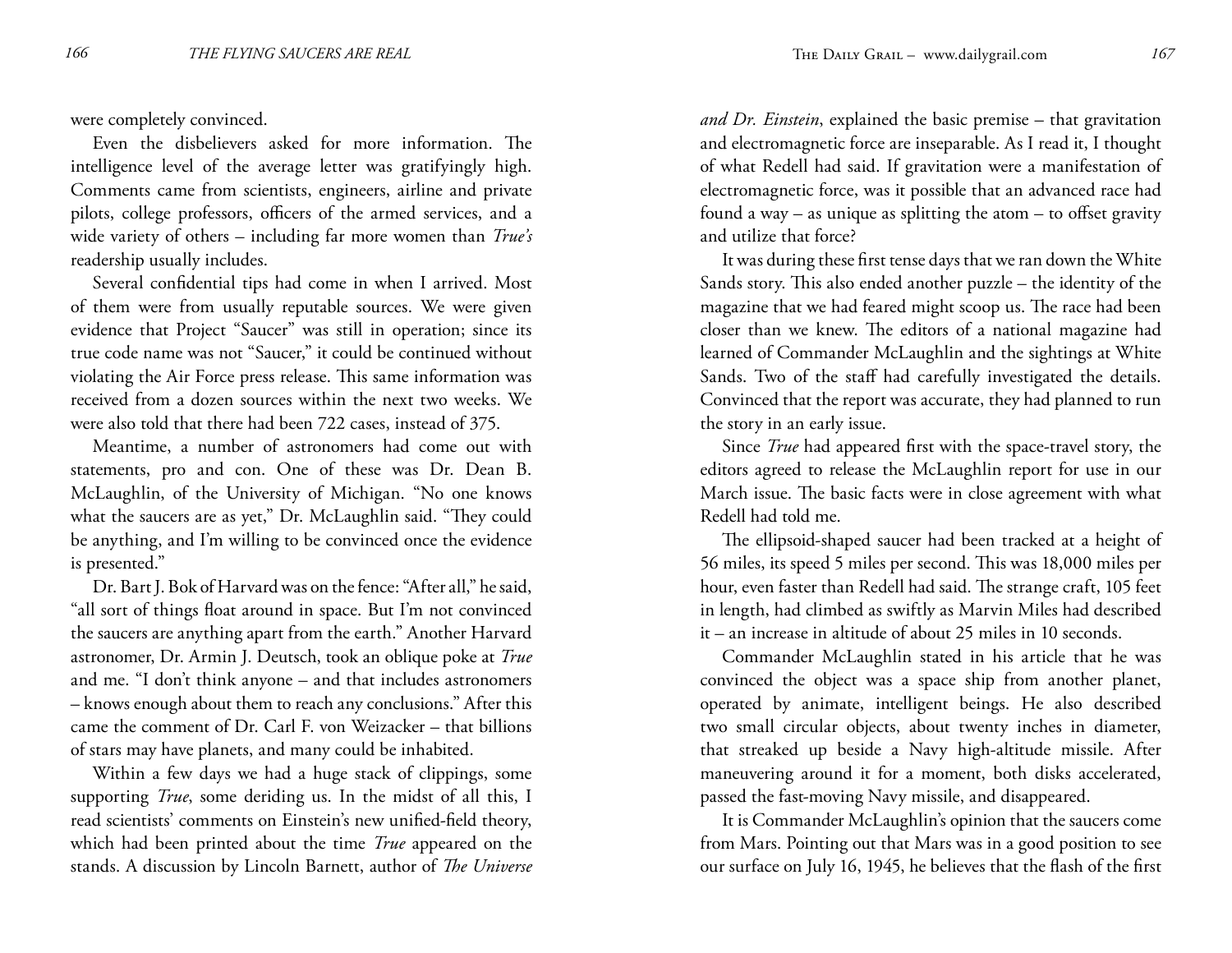were completely convinced.

Even the disbelievers asked for more information. The intelligence level of the average letter was gratifyingly high. Comments came from scientists, engineers, airline and private pilots, college professors, officers of the armed services, and a wide variety of others – including far more women than *True's* readership usually includes.

Several confidential tips had come in when I arrived. Most of them were from usually reputable sources. We were given evidence that Project "Saucer" was still in operation; since its true code name was not "Saucer," it could be continued without violating the Air Force press release. This same information was received from a dozen sources within the next two weeks. We were also told that there had been 722 cases, instead of 375.

Meantime, a number of astronomers had come out with statements, pro and con. One of these was Dr. Dean B. McLaughlin, of the University of Michigan. "No one knows what the saucers are as yet," Dr. McLaughlin said. "They could be anything, and I'm willing to be convinced once the evidence is presented."

Dr. Bart J. Bok of Harvard was on the fence: "After all," he said, "all sort of things float around in space. But I'm not convinced the saucers are anything apart from the earth." Another Harvard astronomer, Dr. Armin J. Deutsch, took an oblique poke at *True* and me. "I don't think anyone – and that includes astronomers – knows enough about them to reach any conclusions." After this came the comment of Dr. Carl F. von Weizacker – that billions of stars may have planets, and many could be inhabited.

Within a few days we had a huge stack of clippings, some supporting *True*, some deriding us. In the midst of all this, I read scientists' comments on Einstein's new unified-field theory, which had been printed about the time *True* appeared on the stands. A discussion by Lincoln Barnett, author of *The Universe and Dr. Einstein*, explained the basic premise – that gravitation and electromagnetic force are inseparable. As I read it, I thought of what Redell had said. If gravitation were a manifestation of electromagnetic force, was it possible that an advanced race had found a way – as unique as splitting the atom – to offset gravity and utilize that force?

It was during these first tense days that we ran down the White Sands story. This also ended another puzzle – the identity of the magazine that we had feared might scoop us. The race had been closer than we knew. The editors of a national magazine had learned of Commander McLaughlin and the sightings at White Sands. Two of the staff had carefully investigated the details. Convinced that the report was accurate, they had planned to run the story in an early issue.

Since *True* had appeared first with the space-travel story, the editors agreed to release the McLaughlin report for use in our March issue. The basic facts were in close agreement with what Redell had told me.

The ellipsoid-shaped saucer had been tracked at a height of 56 miles, its speed 5 miles per second. This was 18,000 miles per hour, even faster than Redell had said. The strange craft, 105 feet in length, had climbed as swiftly as Marvin Miles had described it – an increase in altitude of about 25 miles in 10 seconds.

Commander McLaughlin stated in his article that he was convinced the object was a space ship from another planet, operated by animate, intelligent beings. He also described two small circular objects, about twenty inches in diameter, that streaked up beside a Navy high-altitude missile. After maneuvering around it for a moment, both disks accelerated, passed the fast-moving Navy missile, and disappeared.

It is Commander McLaughlin's opinion that the saucers come from Mars. Pointing out that Mars was in a good position to see our surface on July 16, 1945, he believes that the flash of the first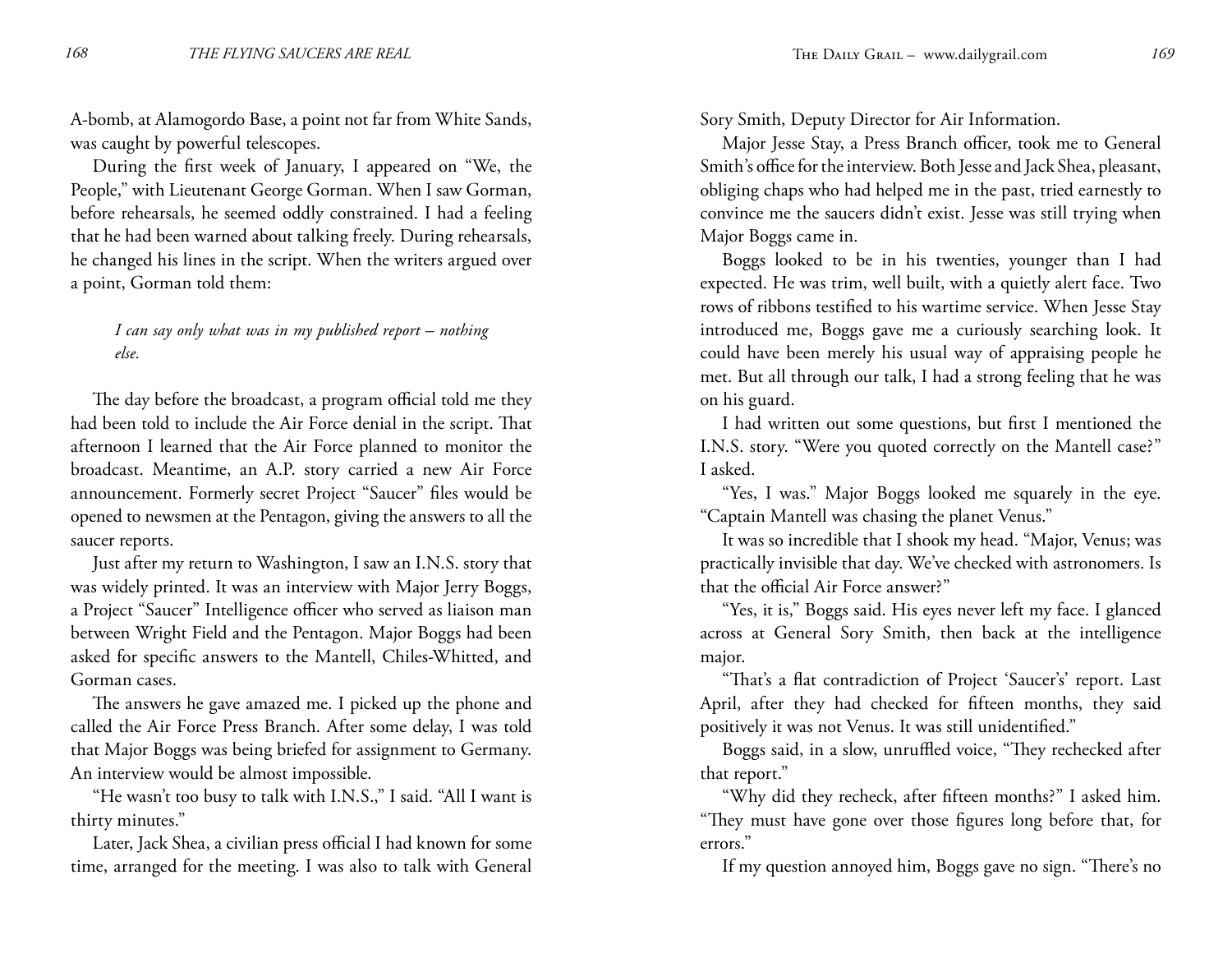A-bomb, at Alamogordo Base, a point not far from White Sands, was caught by powerful telescopes.

During the first week of January, I appeared on "We, the People," with Lieutenant George Gorman. When I saw Gorman, before rehearsals, he seemed oddly constrained. I had a feeling that he had been warned about talking freely. During rehearsals, he changed his lines in the script. When the writers argued over a point, Gorman told them:

> *I can say only what was in my published report – nothing else.*

The day before the broadcast, a program official told me they had been told to include the Air Force denial in the script. That afternoon I learned that the Air Force planned to monitor the broadcast. Meantime, an A.P. story carried a new Air Force announcement. Formerly secret Project "Saucer" files would be opened to newsmen at the Pentagon, giving the answers to all the saucer reports.

Just after my return to Washington, I saw an I.N.S. story that was widely printed. It was an interview with Major Jerry Boggs, a Project "Saucer" Intelligence officer who served as liaison man between Wright Field and the Pentagon. Major Boggs had been asked for specific answers to the Mantell, Chiles-Whitted, and Gorman cases.

The answers he gave amazed me. I picked up the phone and called the Air Force Press Branch. After some delay, I was told that Major Boggs was being briefed for assignment to Germany. An interview would be almost impossible.

"He wasn't too busy to talk with I.N.S.," I said. "All I want is thirty minutes."

Later, Jack Shea, a civilian press official I had known for some time, arranged for the meeting. I was also to talk with General Sory Smith, Deputy Director for Air Information.

Major Jesse Stay, a Press Branch officer, took me to General Smith's office for the interview. Both Jesse and Jack Shea, pleasant, obliging chaps who had helped me in the past, tried earnestly to convince me the saucers didn't exist. Jesse was still trying when Major Boggs came in.

Boggs looked to be in his twenties, younger than I had expected. He was trim, well built, with a quietly alert face. Two rows of ribbons testified to his wartime service. When Jesse Stay introduced me, Boggs gave me a curiously searching look. It could have been merely his usual way of appraising people he met. But all through our talk, I had a strong feeling that he was on his guard.

I had written out some questions, but first I mentioned the I.N.S. story. "Were you quoted correctly on the Mantell case?" I asked.

"Yes, I was." Major Boggs looked me squarely in the eye. "Captain Mantell was chasing the planet Venus."

It was so incredible that I shook my head. "Major, Venus; was practically invisible that day. We've checked with astronomers. Is that the official Air Force answer?"

"Yes, it is," Boggs said. His eyes never left my face. I glanced across at General Sory Smith, then back at the intelligence major.

"That's a flat contradiction of Project 'Saucer's' report. Last April, after they had checked for fifteen months, they said positively it was not Venus. It was still unidentified."

Boggs said, in a slow, unruffled voice, "They rechecked after that report."

"Why did they recheck, after fifteen months?" I asked him. "They must have gone over those figures long before that, for errors."

If my question annoyed him, Boggs gave no sign. "There's no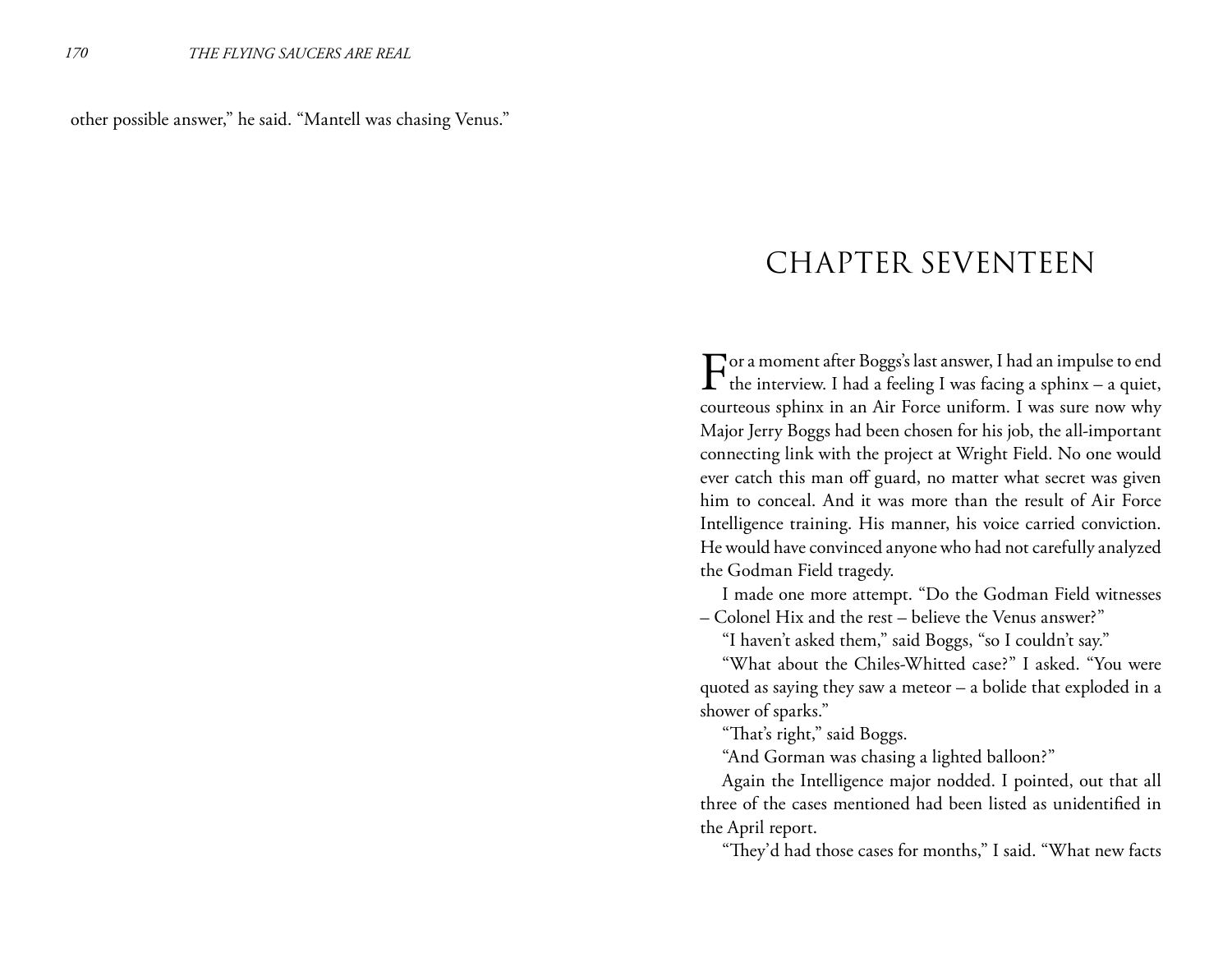other possible answer," he said. "Mantell was chasing Venus."

# CHAPTER SEVENTEEN

For a moment after Boggs's last answer, I had an impulse to end the interview. I had a feeling I was facing a sphinx – a quiet, courteous sphinx in an Air Force uniform. I was sure now why Major Jerry Boggs had been chosen for his job, the all-important connecting link with the project at Wright Field. No one would ever catch this man off guard, no matter what secret was given him to conceal. And it was more than the result of Air Force Intelligence training. His manner, his voice carried conviction. He would have convinced anyone who had not carefully analyzed the Godman Field tragedy.

I made one more attempt. "Do the Godman Field witnesses – Colonel Hix and the rest – believe the Venus answer?"

"I haven't asked them," said Boggs, "so I couldn't say."

"What about the Chiles-Whitted case?" I asked. "You were quoted as saying they saw a meteor – a bolide that exploded in a shower of sparks."

"That's right," said Boggs.

"And Gorman was chasing a lighted balloon?"

Again the Intelligence major nodded. I pointed, out that all three of the cases mentioned had been listed as unidentified in the April report.

"They'd had those cases for months," I said. "What new facts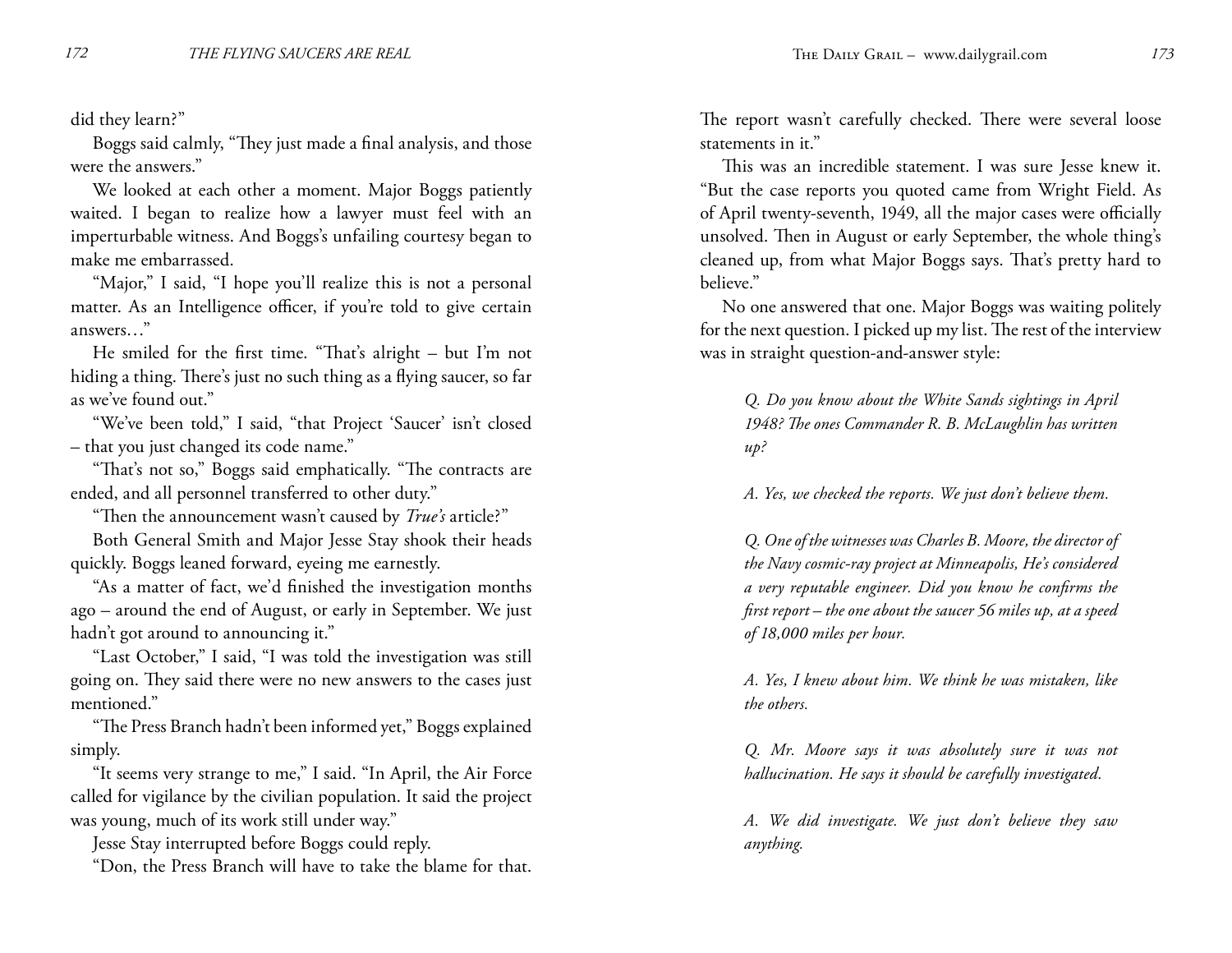did they learn?"

Boggs said calmly, "They just made a final analysis, and those were the answers."

We looked at each other a moment. Major Boggs patiently waited. I began to realize how a lawyer must feel with an imperturbable witness. And Boggs's unfailing courtesy began to make me embarrassed.

"Major," I said, "I hope you'll realize this is not a personal matter. As an Intelligence officer, if you're told to give certain answers…"

He smiled for the first time. "That's alright – but I'm not hiding a thing. There's just no such thing as a flying saucer, so far as we've found out."

"We've been told," I said, "that Project 'Saucer' isn't closed – that you just changed its code name."

"That's not so," Boggs said emphatically. "The contracts are ended, and all personnel transferred to other duty."

"Then the announcement wasn't caused by *True's* article?"

Both General Smith and Major Jesse Stay shook their heads quickly. Boggs leaned forward, eyeing me earnestly.

"As a matter of fact, we'd finished the investigation months ago – around the end of August, or early in September. We just hadn't got around to announcing it."

"Last October," I said, "I was told the investigation was still going on. They said there were no new answers to the cases just mentioned."

"The Press Branch hadn't been informed yet," Boggs explained simply.

"It seems very strange to me," I said. "In April, the Air Force called for vigilance by the civilian population. It said the project was young, much of its work still under way."

Jesse Stay interrupted before Boggs could reply.

"Don, the Press Branch will have to take the blame for that. The report wasn't carefully checked. There were several loose statements in it."

This was an incredible statement. I was sure Jesse knew it. "But the case reports you quoted came from Wright Field. As of April twenty-seventh, 1949, all the major cases were officially unsolved. Then in August or early September, the whole thing's cleaned up, from what Major Boggs says. That's pretty hard to believe."

No one answered that one. Major Boggs was waiting politely for the next question. I picked up my list. The rest of the interview was in straight question-and-answer style:

> *Q. Do you know about the White Sands sightings in April 1948? The ones Commander R. B. McLaughlin has written up?*
>
> *A. Yes, we checked the reports. We just don't believe them.*
>
> *Q. One of the witnesses was Charles B. Moore, the director of the Navy cosmic-ray project at Minneapolis, He's considered a very reputable engineer. Did you know he confirms the first report – the one about the saucer 56 miles up, at a speed of 18,000 miles per hour.*
>
> *A. Yes, I knew about him. We think he was mistaken, like the others.*
>
> *Q. Mr. Moore says it was absolutely sure it was not hallucination. He says it should be carefully investigated.*
>
> *A. We did investigate. We just don't believe they saw anything.*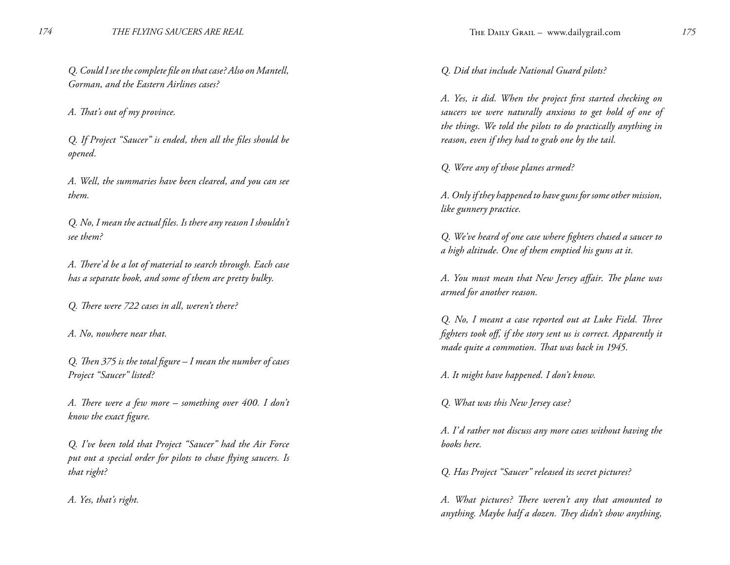*Q. Could I see the complete file on that case? Also on Mantell, Gorman, and the Eastern Airlines cases?*

*A. That's out of my province.*

*Q. If Project "Saucer" is ended, then all the files should be opened.*

*A. Well, the summaries have been cleared, and you can see them.*

*Q. No, I mean the actual files. Is there any reason I shouldn't see them?*

*A. There'd be a lot of material to search through. Each case has a separate book, and some of them are pretty bulky.*

*Q. There were 722 cases in all, weren't there?*

*A. No, nowhere near that.*

*Q. Then 375 is the total figure – I mean the number of cases Project "Saucer" listed?*

*A. There were a few more – something over 400. I don't know the exact figure.*

*Q. I've been told that Project "Saucer" had the Air Force put out a special order for pilots to chase flying saucers. Is that right?*

*A. Yes, that's right.*

*Q. Did that include National Guard pilots?*

*A. Yes, it did. When the project first started checking on saucers we were naturally anxious to get hold of one of the things. We told the pilots to do practically anything in reason, even if they had to grab one by the tail.*

*Q. Were any of those planes armed?*

*A. Only if they happened to have guns for some other mission, like gunnery practice.*

*Q. We've heard of one case where fighters chased a saucer to a high altitude. One of them emptied his guns at it.*

*A. You must mean that New Jersey affair. The plane was armed for another reason.*

*Q. No, I meant a case reported out at Luke Field. Three fighters took off, if the story sent us is correct. Apparently it made quite a commotion. That was back in 1945.*

*A. It might have happened. I don't know.*

*Q. What was this New Jersey case?*

*A. I'd rather not discuss any more cases without having the books here.*

*Q. Has Project "Saucer" released its secret pictures?*

*A. What pictures? There weren't any that amounted to anything. Maybe half a dozen. They didn't show anything,*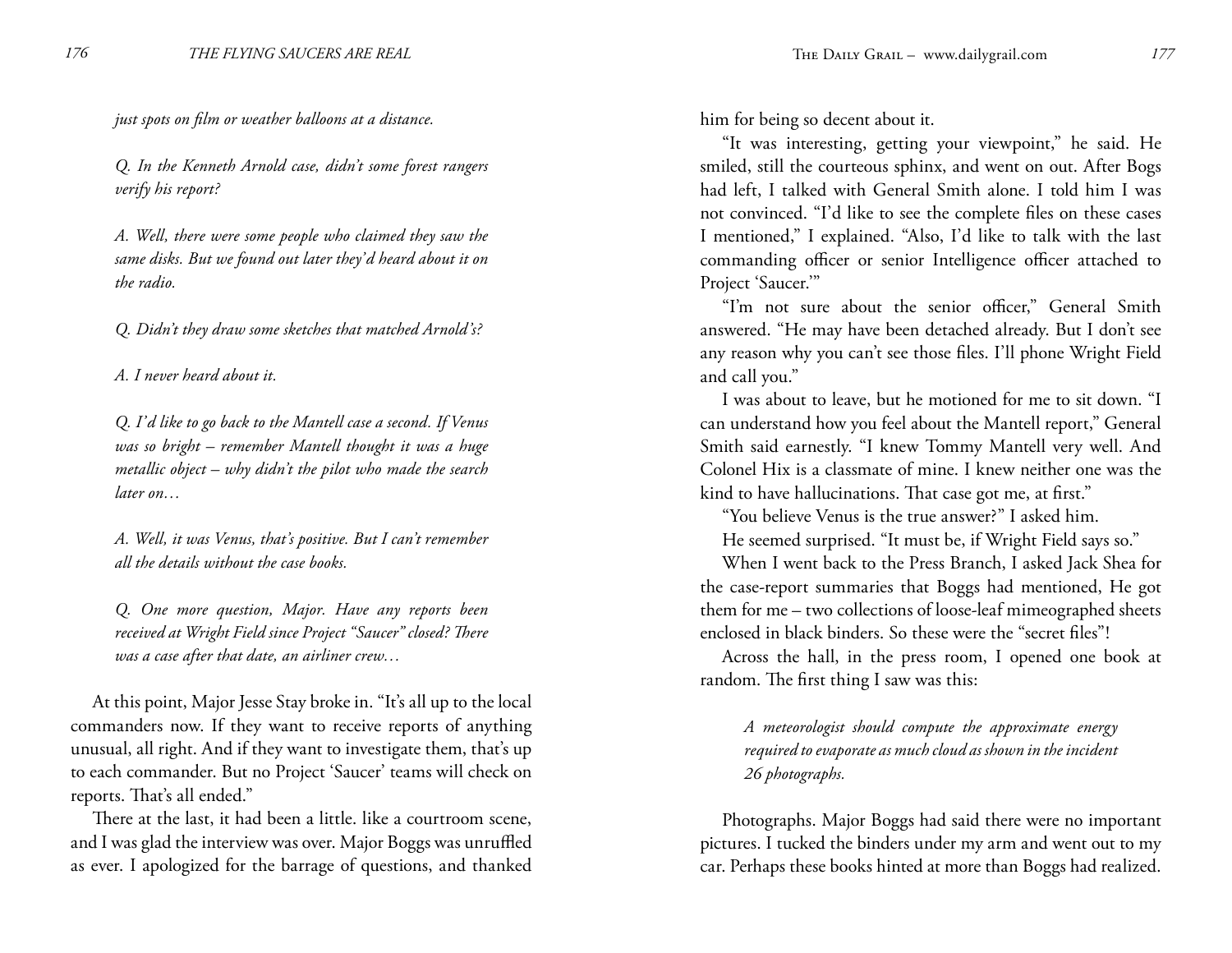*just spots on film or weather balloons at a distance.*

*Q. In the Kenneth Arnold case, didn't some forest rangers verify his report?*

*A. Well, there were some people who claimed they saw the same disks. But we found out later they'd heard about it on the radio.*

*Q. Didn't they draw some sketches that matched Arnold's?*

*A. I never heard about it.*

*Q. I'd like to go back to the Mantell case a second. If Venus was so bright – remember Mantell thought it was a huge metallic object – why didn't the pilot who made the search later on…*

*A. Well, it was Venus, that's positive. But I can't remember all the details without the case books.*

*Q. One more question, Major. Have any reports been received at Wright Field since Project "Saucer" closed? There was a case after that date, an airliner crew…*

At this point, Major Jesse Stay broke in. "It's all up to the local commanders now. If they want to receive reports of anything unusual, all right. And if they want to investigate them, that's up to each commander. But no Project 'Saucer' teams will check on reports. That's all ended."

There at the last, it had been a little. like a courtroom scene, and I was glad the interview was over. Major Boggs was unruffled as ever. I apologized for the barrage of questions, and thanked him for being so decent about it.

"It was interesting, getting your viewpoint," he said. He smiled, still the courteous sphinx, and went on out. After Bogs had left, I talked with General Smith alone. I told him I was not convinced. "I'd like to see the complete files on these cases I mentioned," I explained. "Also, I'd like to talk with the last commanding officer or senior Intelligence officer attached to Project 'Saucer.'"

"I'm not sure about the senior officer," General Smith answered. "He may have been detached already. But I don't see any reason why you can't see those files. I'll phone Wright Field and call you."

I was about to leave, but he motioned for me to sit down. "I can understand how you feel about the Mantell report," General Smith said earnestly. "I knew Tommy Mantell very well. And Colonel Hix is a classmate of mine. I knew neither one was the kind to have hallucinations. That case got me, at first."

"You believe Venus is the true answer?" I asked him.

He seemed surprised. "It must be, if Wright Field says so."

When I went back to the Press Branch, I asked Jack Shea for the case-report summaries that Boggs had mentioned, He got them for me – two collections of loose-leaf mimeographed sheets enclosed in black binders. So these were the "secret files"!

Across the hall, in the press room, I opened one book at random. The first thing I saw was this:

> *A meteorologist should compute the approximate energy required to evaporate as much cloud as shown in the incident 26 photographs.*

Photographs. Major Boggs had said there were no important pictures. I tucked the binders under my arm and went out to my car. Perhaps these books hinted at more than Boggs had realized.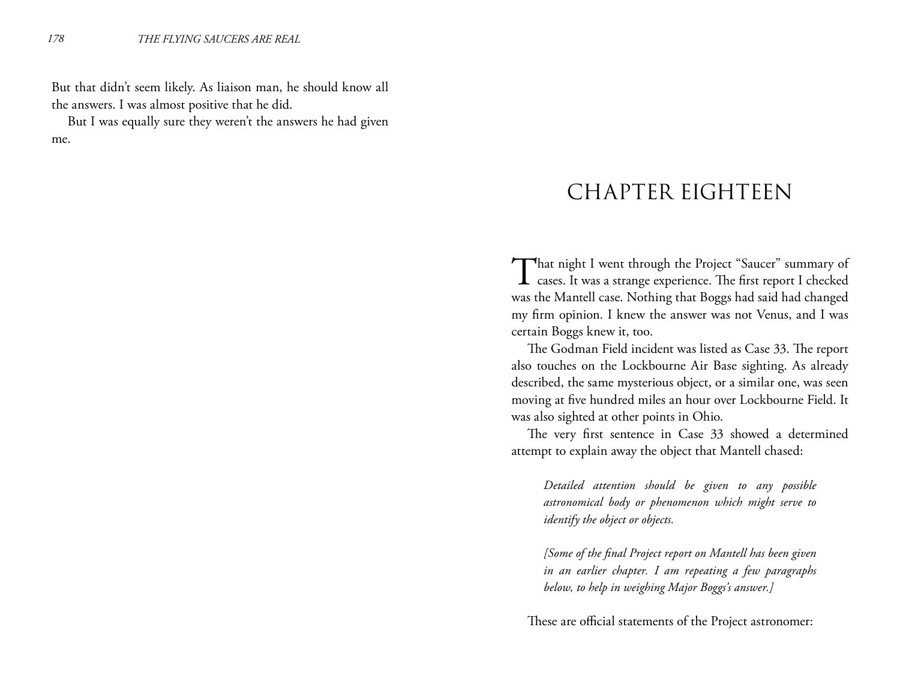But that didn't seem likely. As liaison man, he should know all the answers. I was almost positive that he did.

But I was equally sure they weren't the answers he had given me.

# CHAPTER EIGHTEEN

That night I went through the Project "Saucer" summary of cases. It was a strange experience. The first report I checked was the Mantell case. Nothing that Boggs had said had changed my firm opinion. I knew the answer was not Venus, and I was certain Boggs knew it, too.

The Godman Field incident was listed as Case 33. The report also touches on the Lockbourne Air Base sighting. As already described, the same mysterious object, or a similar one, was seen moving at five hundred miles an hour over Lockbourne Field. It was also sighted at other points in Ohio.

The very first sentence in Case 33 showed a determined attempt to explain away the object that Mantell chased:

> *Detailed attention should be given to any possible astronomical body or phenomenon which might serve to identify the object or objects.*
>
> *[Some of the final Project report on Mantell has been given in an earlier chapter. I am repeating a few paragraphs below, to help in weighing Major Boggs's answer.]*

These are official statements of the Project astronomer: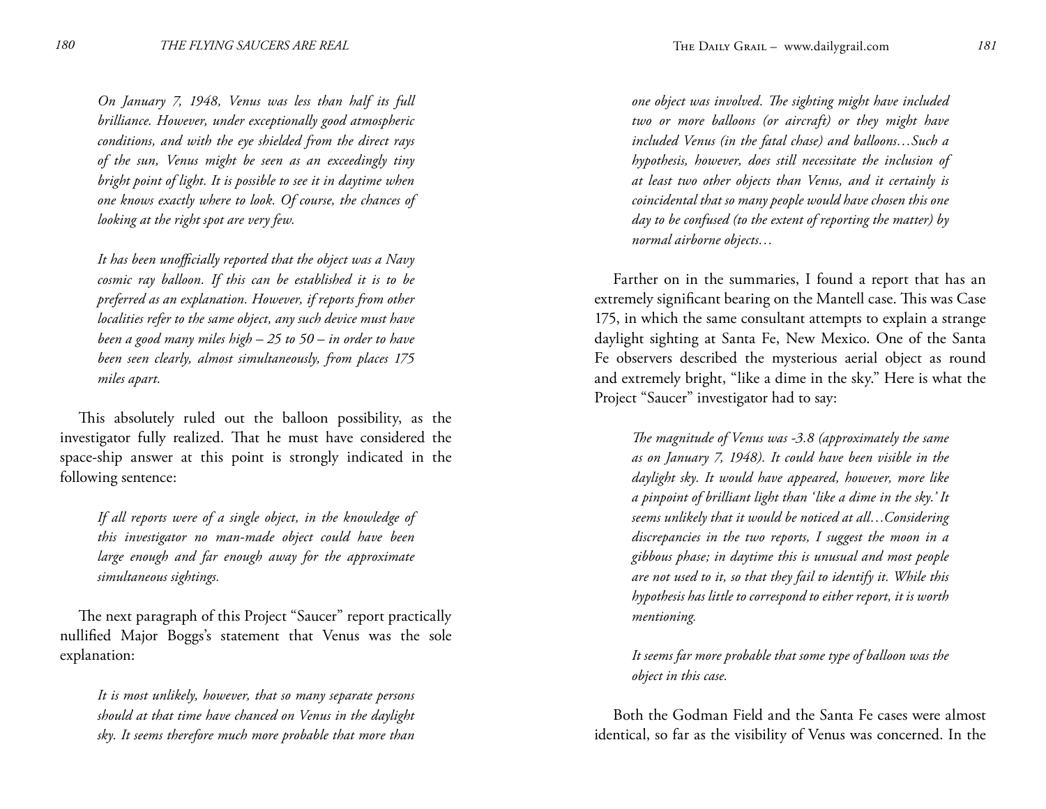*On January 7, 1948, Venus was less than half its full brilliance. However, under exceptionally good atmospheric conditions, and with the eye shielded from the direct rays of the sun, Venus might be seen as an exceedingly tiny bright point of light. It is possible to see it in daytime when one knows exactly where to look. Of course, the chances of looking at the right spot are very few.*

*It has been unofficially reported that the object was a Navy cosmic ray balloon. If this can be established it is to be preferred as an explanation. However, if reports from other localities refer to the same object, any such device must have been a good many miles high – 25 to 50 – in order to have been seen clearly, almost simultaneously, from places 175 miles apart.*

This absolutely ruled out the balloon possibility, as the investigator fully realized. That he must have considered the space-ship answer at this point is strongly indicated in the following sentence:

*If all reports were of a single object, in the knowledge of this investigator no man-made object could have been large enough and far enough away for the approximate simultaneous sightings.*

The next paragraph of this Project "Saucer" report practically nullified Major Boggs's statement that Venus was the sole explanation:

*It is most unlikely, however, that so many separate persons should at that time have chanced on Venus in the daylight sky. It seems therefore much more probable that more than one object was involved. The sighting might have included two or more balloons (or aircraft) or they might have included Venus (in the fatal chase) and balloons…Such a hypothesis, however, does still necessitate the inclusion of at least two other objects than Venus, and it certainly is coincidental that so many people would have chosen this one day to be confused (to the extent of reporting the matter) by normal airborne objects…*

Farther on in the summaries, I found a report that has an extremely significant bearing on the Mantell case. This was Case 175, in which the same consultant attempts to explain a strange daylight sighting at Santa Fe, New Mexico. One of the Santa Fe observers described the mysterious aerial object as round and extremely bright, "like a dime in the sky." Here is what the Project "Saucer" investigator had to say:

*The magnitude of Venus was -3.8 (approximately the same as on January 7, 1948). It could have been visible in the daylight sky. It would have appeared, however, more like a pinpoint of brilliant light than 'like a dime in the sky.' It seems unlikely that it would be noticed at all…Considering discrepancies in the two reports, I suggest the moon in a gibbous phase; in daytime this is unusual and most people are not used to it, so that they fail to identify it. While this hypothesis has little to correspond to either report, it is worth mentioning.*

*It seems far more probable that some type of balloon was the object in this case.*

Both the Godman Field and the Santa Fe cases were almost identical, so far as the visibility of Venus was concerned. In the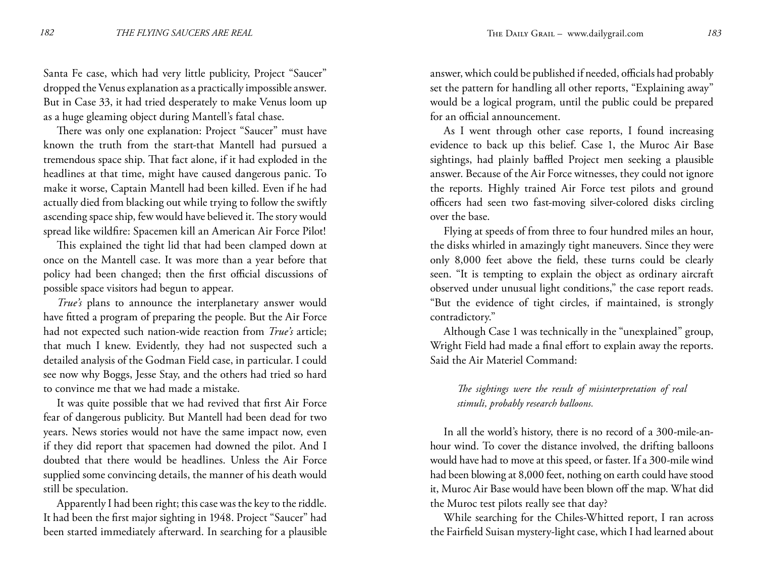Santa Fe case, which had very little publicity, Project "Saucer" dropped the Venus explanation as a practically impossible answer. But in Case 33, it had tried desperately to make Venus loom up as a huge gleaming object during Mantell's fatal chase.

There was only one explanation: Project "Saucer" must have known the truth from the start-that Mantell had pursued a tremendous space ship. That fact alone, if it had exploded in the headlines at that time, might have caused dangerous panic. To make it worse, Captain Mantell had been killed. Even if he had actually died from blacking out while trying to follow the swiftly ascending space ship, few would have believed it. The story would spread like wildfire: Spacemen kill an American Air Force Pilot!

This explained the tight lid that had been clamped down at once on the Mantell case. It was more than a year before that policy had been changed; then the first official discussions of possible space visitors had begun to appear.

*True's* plans to announce the interplanetary answer would have fitted a program of preparing the people. But the Air Force had not expected such nation-wide reaction from *True's* article; that much I knew. Evidently, they had not suspected such a detailed analysis of the Godman Field case, in particular. I could see now why Boggs, Jesse Stay, and the others had tried so hard to convince me that we had made a mistake.

It was quite possible that we had revived that first Air Force fear of dangerous publicity. But Mantell had been dead for two years. News stories would not have the same impact now, even if they did report that spacemen had downed the pilot. And I doubted that there would be headlines. Unless the Air Force supplied some convincing details, the manner of his death would still be speculation.

Apparently I had been right; this case was the key to the riddle. It had been the first major sighting in 1948. Project "Saucer" had been started immediately afterward. In searching for a plausible answer, which could be published if needed, officials had probably set the pattern for handling all other reports, "Explaining away" would be a logical program, until the public could be prepared for an official announcement.

As I went through other case reports, I found increasing evidence to back up this belief. Case 1, the Muroc Air Base sightings, had plainly baffled Project men seeking a plausible answer. Because of the Air Force witnesses, they could not ignore the reports. Highly trained Air Force test pilots and ground officers had seen two fast-moving silver-colored disks circling over the base.

Flying at speeds of from three to four hundred miles an hour, the disks whirled in amazingly tight maneuvers. Since they were only 8,000 feet above the field, these turns could be clearly seen. "It is tempting to explain the object as ordinary aircraft observed under unusual light conditions," the case report reads. "But the evidence of tight circles, if maintained, is strongly contradictory."

Although Case 1 was technically in the "unexplained" group, Wright Field had made a final effort to explain away the reports. Said the Air Materiel Command:

> *The sightings were the result of misinterpretation of real stimuli, probably research balloons.*

In all the world's history, there is no record of a 300-mile-an-hour wind. To cover the distance involved, the drifting balloons would have had to move at this speed, or faster. If a 300-mile wind had been blowing at 8,000 feet, nothing on earth could have stood it, Muroc Air Base would have been blown off the map. What did the Muroc test pilots really see that day?

While searching for the Chiles-Whitted report, I ran across the Fairfield Suisan mystery-light case, which I had learned about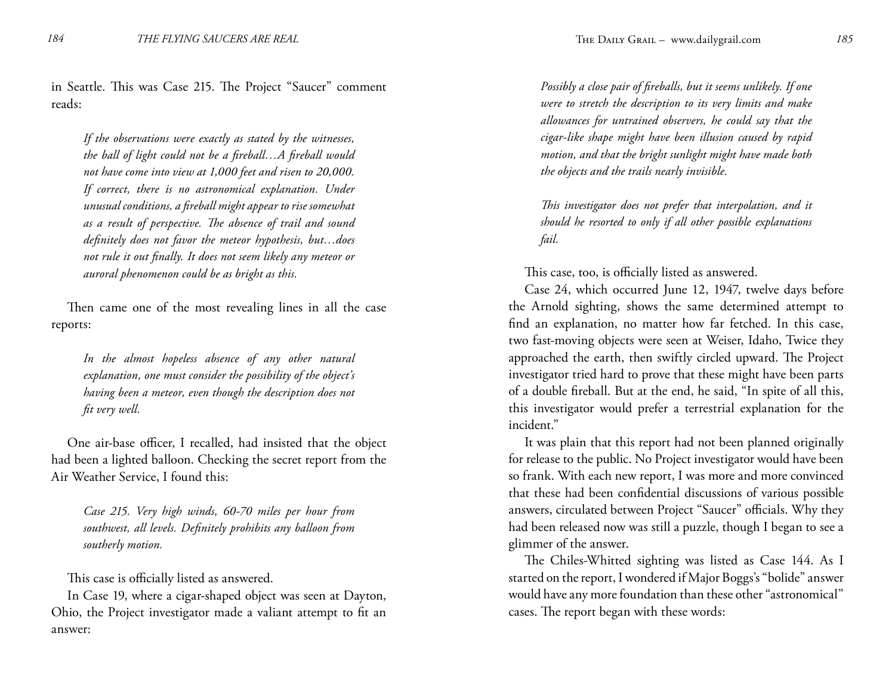in Seattle. This was Case 215. The Project "Saucer" comment reads:

> *If the observations were exactly as stated by the witnesses, the ball of light could not be a fireball…A fireball would not have come into view at 1,000 feet and risen to 20,000. If correct, there is no astronomical explanation. Under unusual conditions, a fireball might appear to rise somewhat as a result of perspective. The absence of trail and sound definitely does not favor the meteor hypothesis, but…does not rule it out finally. It does not seem likely any meteor or auroral phenomenon could be as bright as this.*

Then came one of the most revealing lines in all the case reports:

> *In the almost hopeless absence of any other natural explanation, one must consider the possibility of the object's having been a meteor, even though the description does not fit very well.*

One air-base officer, I recalled, had insisted that the object had been a lighted balloon. Checking the secret report from the Air Weather Service, I found this:

> *Case 215. Very high winds, 60-70 miles per hour from southwest, all levels. Definitely prohibits any balloon from southerly motion.*

This case is officially listed as answered.

In Case 19, where a cigar-shaped object was seen at Dayton, Ohio, the Project investigator made a valiant attempt to fit an answer:

> *Possibly a close pair of fireballs, but it seems unlikely. If one were to stretch the description to its very limits and make allowances for untrained observers, he could say that the cigar-like shape might have been illusion caused by rapid motion, and that the bright sunlight might have made both the objects and the trails nearly invisible.*
>
> *This investigator does not prefer that interpolation, and it should he resorted to only if all other possible explanations fail.*

This case, too, is officially listed as answered.

Case 24, which occurred June 12, 1947, twelve days before the Arnold sighting, shows the same determined attempt to find an explanation, no matter how far fetched. In this case, two fast-moving objects were seen at Weiser, Idaho, Twice they approached the earth, then swiftly circled upward. The Project investigator tried hard to prove that these might have been parts of a double fireball. But at the end, he said, "In spite of all this, this investigator would prefer a terrestrial explanation for the incident."

It was plain that this report had not been planned originally for release to the public. No Project investigator would have been so frank. With each new report, I was more and more convinced that these had been confidential discussions of various possible answers, circulated between Project "Saucer" officials. Why they had been released now was still a puzzle, though I began to see a glimmer of the answer.

The Chiles-Whitted sighting was listed as Case 144. As I started on the report, I wondered if Major Boggs's "bolide" answer would have any more foundation than these other "astronomical" cases. The report began with these words: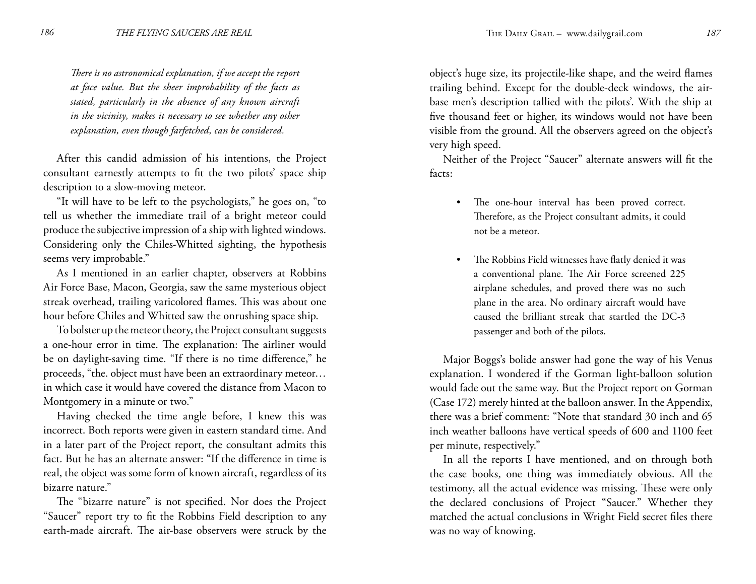*There is no astronomical explanation, if we accept the report at face value. But the sheer improbability of the facts as stated, particularly in the absence of any known aircraft in the vicinity, makes it necessary to see whether any other explanation, even though farfetched, can be considered.*

After this candid admission of his intentions, the Project consultant earnestly attempts to fit the two pilots' space ship description to a slow-moving meteor.

"It will have to be left to the psychologists," he goes on, "to tell us whether the immediate trail of a bright meteor could produce the subjective impression of a ship with lighted windows. Considering only the Chiles-Whitted sighting, the hypothesis seems very improbable."

As I mentioned in an earlier chapter, observers at Robbins Air Force Base, Macon, Georgia, saw the same mysterious object streak overhead, trailing varicolored flames. This was about one hour before Chiles and Whitted saw the onrushing space ship.

To bolster up the meteor theory, the Project consultant suggests a one-hour error in time. The explanation: The airliner would be on daylight-saving time. "If there is no time difference," he proceeds, "the. object must have been an extraordinary meteor… in which case it would have covered the distance from Macon to Montgomery in a minute or two."

Having checked the time angle before, I knew this was incorrect. Both reports were given in eastern standard time. And in a later part of the Project report, the consultant admits this fact. But he has an alternate answer: "If the difference in time is real, the object was some form of known aircraft, regardless of its bizarre nature."

The "bizarre nature" is not specified. Nor does the Project "Saucer" report try to fit the Robbins Field description to any earth-made aircraft. The air-base observers were struck by the object's huge size, its projectile-like shape, and the weird flames trailing behind. Except for the double-deck windows, the air-base men's description tallied with the pilots'. With the ship at five thousand feet or higher, its windows would not have been visible from the ground. All the observers agreed on the object's very high speed.

Neither of the Project "Saucer" alternate answers will fit the facts:

- The one-hour interval has been proved correct. Therefore, as the Project consultant admits, it could not be a meteor.

- The Robbins Field witnesses have flatly denied it was a conventional plane. The Air Force screened 225 airplane schedules, and proved there was no such plane in the area. No ordinary aircraft would have caused the brilliant streak that startled the DC-3 passenger and both of the pilots.

Major Boggs's bolide answer had gone the way of his Venus explanation. I wondered if the Gorman light-balloon solution would fade out the same way. But the Project report on Gorman (Case 172) merely hinted at the balloon answer. In the Appendix, there was a brief comment: "Note that standard 30 inch and 65 inch weather balloons have vertical speeds of 600 and 1100 feet per minute, respectively."

In all the reports I have mentioned, and on through both the case books, one thing was immediately obvious. All the testimony, all the actual evidence was missing. These were only the declared conclusions of Project "Saucer." Whether they matched the actual conclusions in Wright Field secret files there was no way of knowing.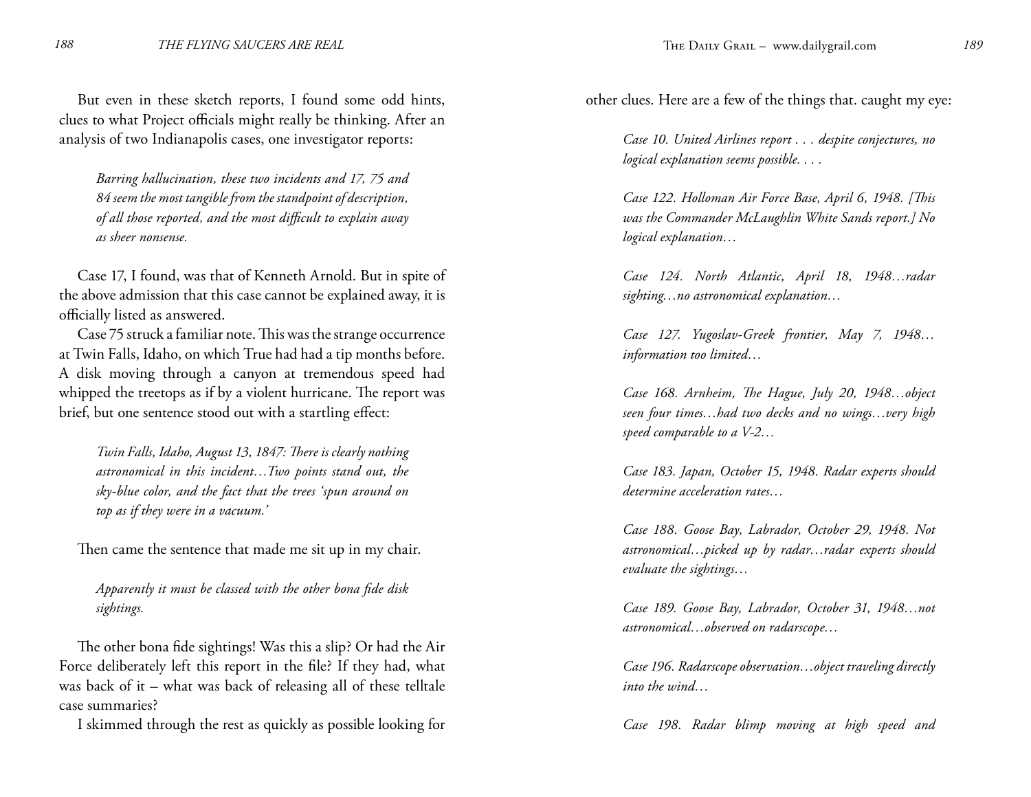But even in these sketch reports, I found some odd hints, clues to what Project officials might really be thinking. After an analysis of two Indianapolis cases, one investigator reports:

> *Barring hallucination, these two incidents and 17, 75 and 84 seem the most tangible from the standpoint of description, of all those reported, and the most difficult to explain away as sheer nonsense.*

Case 17, I found, was that of Kenneth Arnold. But in spite of the above admission that this case cannot be explained away, it is officially listed as answered.

Case 75 struck a familiar note. This was the strange occurrence at Twin Falls, Idaho, on which True had had a tip months before. A disk moving through a canyon at tremendous speed had whipped the treetops as if by a violent hurricane. The report was brief, but one sentence stood out with a startling effect:

> *Twin Falls, Idaho, August 13, 1847: There is clearly nothing astronomical in this incident…Two points stand out, the sky-blue color, and the fact that the trees 'spun around on top as if they were in a vacuum.'*

Then came the sentence that made me sit up in my chair.

> *Apparently it must be classed with the other bona fide disk sightings.*

The other bona fide sightings! Was this a slip? Or had the Air Force deliberately left this report in the file? If they had, what was back of it – what was back of releasing all of these telltale case summaries?

I skimmed through the rest as quickly as possible looking for other clues. Here are a few of the things that. caught my eye:

> *Case 10. United Airlines report . . . despite conjectures, no logical explanation seems possible. . . .*

> *Case 122. Holloman Air Force Base, April 6, 1948. [This was the Commander McLaughlin White Sands report.] No logical explanation…*

> *Case 124. North Atlantic, April 18, 1948…radar sighting…no astronomical explanation…*

> *Case 127. Yugoslav-Greek frontier, May 7, 1948… information too limited…*

> *Case 168. Arnheim, The Hague, July 20, 1948…object seen four times…had two decks and no wings…very high speed comparable to a V-2…*

> *Case 183. Japan, October 15, 1948. Radar experts should determine acceleration rates…*

> *Case 188. Goose Bay, Labrador, October 29, 1948. Not astronomical…picked up by radar…radar experts should evaluate the sightings…*

> *Case 189. Goose Bay, Labrador, October 31, 1948…not astronomical…observed on radarscope…*

> *Case 196. Radarscope observation…object traveling directly into the wind…*

> *Case 198. Radar blimp moving at high speed and*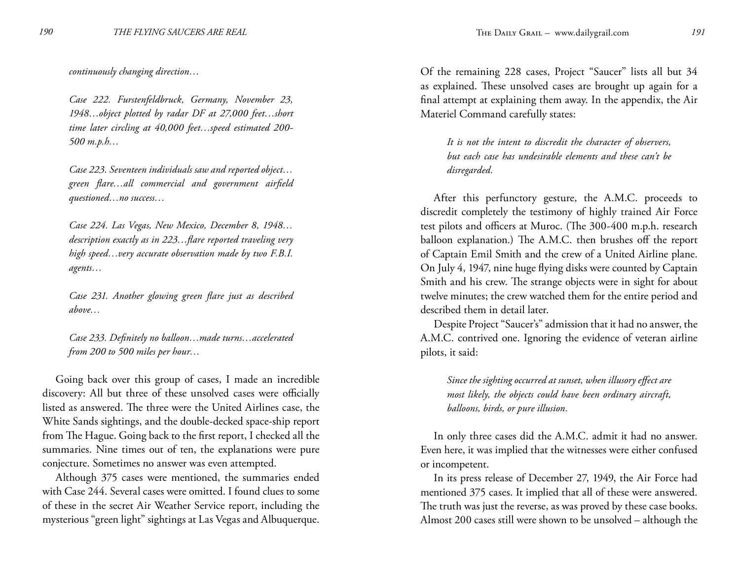*continuously changing direction…*

*Case 222. Furstenfeldbruck, Germany, November 23, 1948…object plotted by radar DF at 27,000 feet…short time later circling at 40,000 feet…speed estimated 200-500 m.p.h…*

*Case 223. Seventeen individuals saw and reported object…green flare…all commercial and government airfield questioned…no success…*

*Case 224. Las Vegas, New Mexico, December 8, 1948…description exactly as in 223…flare reported traveling very high speed…very accurate observation made by two F.B.I. agents…*

*Case 231. Another glowing green flare just as described above…*

*Case 233. Definitely no balloon…made turns…accelerated from 200 to 500 miles per hour…*

Going back over this group of cases, I made an incredible discovery: All but three of these unsolved cases were officially listed as answered. The three were the United Airlines case, the White Sands sightings, and the double-decked space-ship report from The Hague. Going back to the first report, I checked all the summaries. Nine times out of ten, the explanations were pure conjecture. Sometimes no answer was even attempted.

Although 375 cases were mentioned, the summaries ended with Case 244. Several cases were omitted. I found clues to some of these in the secret Air Weather Service report, including the mysterious "green light" sightings at Las Vegas and Albuquerque.

Of the remaining 228 cases, Project "Saucer" lists all but 34 as explained. These unsolved cases are brought up again for a final attempt at explaining them away. In the appendix, the Air Materiel Command carefully states:

*It is not the intent to discredit the character of observers, but each case has undesirable elements and these can't be disregarded.*

After this perfunctory gesture, the A.M.C. proceeds to discredit completely the testimony of highly trained Air Force test pilots and officers at Muroc. (The 300-400 m.p.h. research balloon explanation.) The A.M.C. then brushes off the report of Captain Emil Smith and the crew of a United Airline plane. On July 4, 1947, nine huge flying disks were counted by Captain Smith and his crew. The strange objects were in sight for about twelve minutes; the crew watched them for the entire period and described them in detail later.

Despite Project "Saucer's" admission that it had no answer, the A.M.C. contrived one. Ignoring the evidence of veteran airline pilots, it said:

*Since the sighting occurred at sunset, when illusory effect are most likely, the objects could have been ordinary aircraft, balloons, birds, or pure illusion.*

In only three cases did the A.M.C. admit it had no answer. Even here, it was implied that the witnesses were either confused or incompetent.

In its press release of December 27, 1949, the Air Force had mentioned 375 cases. It implied that all of these were answered. The truth was just the reverse, as was proved by these case books. Almost 200 cases still were shown to be unsolved – although the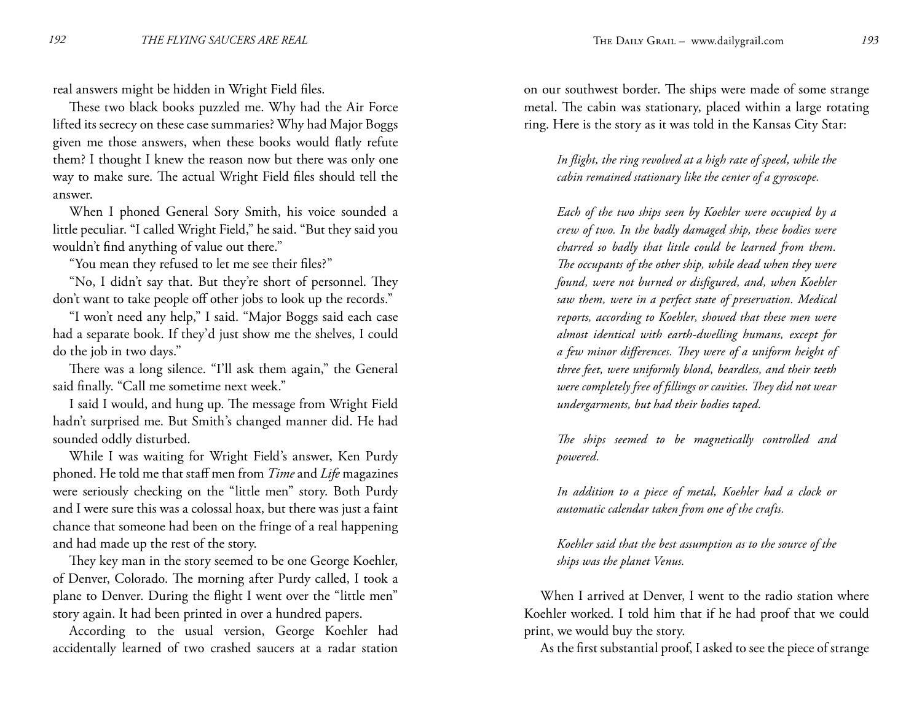real answers might be hidden in Wright Field files.

These two black books puzzled me. Why had the Air Force lifted its secrecy on these case summaries? Why had Major Boggs given me those answers, when these books would flatly refute them? I thought I knew the reason now but there was only one way to make sure. The actual Wright Field files should tell the answer.

When I phoned General Sory Smith, his voice sounded a little peculiar. "I called Wright Field," he said. "But they said you wouldn't find anything of value out there."

"You mean they refused to let me see their files?"

"No, I didn't say that. But they're short of personnel. They don't want to take people off other jobs to look up the records."

"I won't need any help," I said. "Major Boggs said each case had a separate book. If they'd just show me the shelves, I could do the job in two days."

There was a long silence. "I'll ask them again," the General said finally. "Call me sometime next week."

I said I would, and hung up. The message from Wright Field hadn't surprised me. But Smith's changed manner did. He had sounded oddly disturbed.

While I was waiting for Wright Field's answer, Ken Purdy phoned. He told me that staff men from *Time* and *Life* magazines were seriously checking on the "little men" story. Both Purdy and I were sure this was a colossal hoax, but there was just a faint chance that someone had been on the fringe of a real happening and had made up the rest of the story.

They key man in the story seemed to be one George Koehler, of Denver, Colorado. The morning after Purdy called, I took a plane to Denver. During the flight I went over the "little men" story again. It had been printed in over a hundred papers.

According to the usual version, George Koehler had accidentally learned of two crashed saucers at a radar station on our southwest border. The ships were made of some strange metal. The cabin was stationary, placed within a large rotating ring. Here is the story as it was told in the Kansas City Star:

> *In flight, the ring revolved at a high rate of speed, while the cabin remained stationary like the center of a gyroscope.*
>
> *Each of the two ships seen by Koehler were occupied by a crew of two. In the badly damaged ship, these bodies were charred so badly that little could be learned from them. The occupants of the other ship, while dead when they were found, were not burned or disfigured, and, when Koehler saw them, were in a perfect state of preservation. Medical reports, according to Koehler, showed that these men were almost identical with earth-dwelling humans, except for a few minor differences. They were of a uniform height of three feet, were uniformly blond, beardless, and their teeth were completely free of fillings or cavities. They did not wear undergarments, but had their bodies taped.*
>
> *The ships seemed to be magnetically controlled and powered.*
>
> *In addition to a piece of metal, Koehler had a clock or automatic calendar taken from one of the crafts.*
>
> *Koehler said that the best assumption as to the source of the ships was the planet Venus.*

When I arrived at Denver, I went to the radio station where Koehler worked. I told him that if he had proof that we could print, we would buy the story.

As the first substantial proof, I asked to see the piece of strange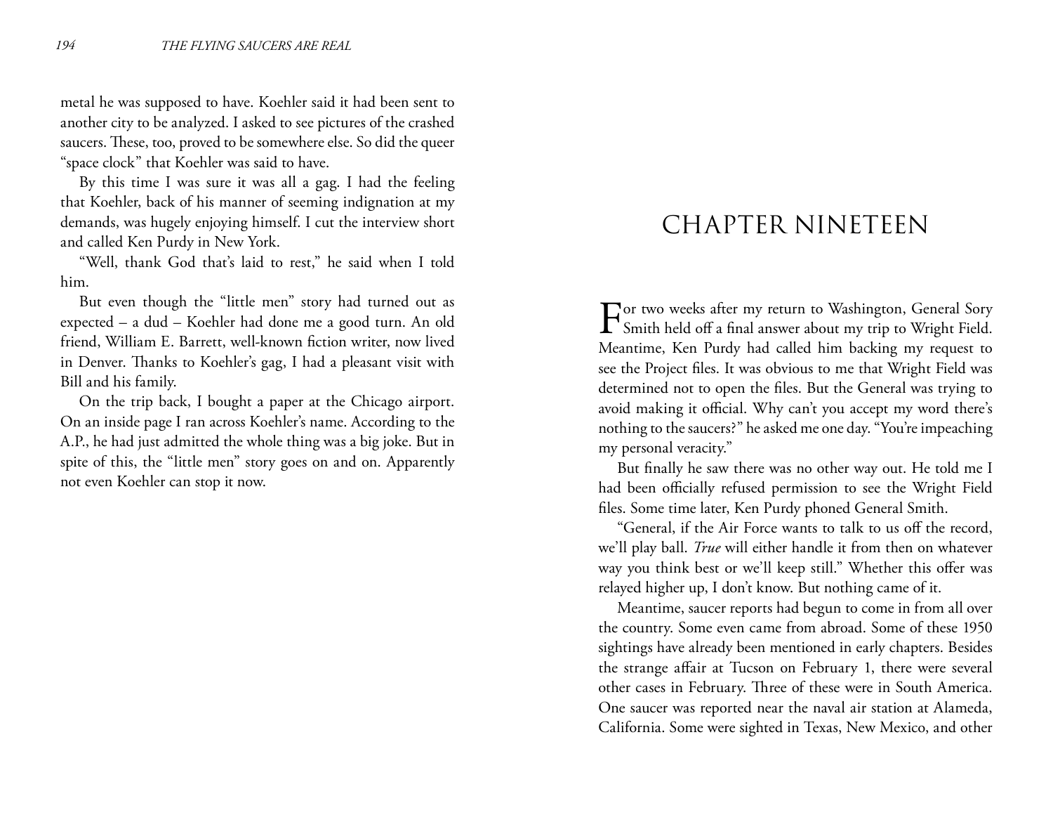metal he was supposed to have. Koehler said it had been sent to another city to be analyzed. I asked to see pictures of the crashed saucers. These, too, proved to be somewhere else. So did the queer "space clock" that Koehler was said to have.

By this time I was sure it was all a gag. I had the feeling that Koehler, back of his manner of seeming indignation at my demands, was hugely enjoying himself. I cut the interview short and called Ken Purdy in New York.

"Well, thank God that's laid to rest," he said when I told him.

But even though the "little men" story had turned out as expected – a dud – Koehler had done me a good turn. An old friend, William E. Barrett, well-known fiction writer, now lived in Denver. Thanks to Koehler's gag, I had a pleasant visit with Bill and his family.

On the trip back, I bought a paper at the Chicago airport. On an inside page I ran across Koehler's name. According to the A.P., he had just admitted the whole thing was a big joke. But in spite of this, the "little men" story goes on and on. Apparently not even Koehler can stop it now.

# CHAPTER NINETEEN

For two weeks after my return to Washington, General Sory Smith held off a final answer about my trip to Wright Field. Meantime, Ken Purdy had called him backing my request to see the Project files. It was obvious to me that Wright Field was determined not to open the files. But the General was trying to avoid making it official. Why can't you accept my word there's nothing to the saucers?" he asked me one day. "You're impeaching my personal veracity."

But finally he saw there was no other way out. He told me I had been officially refused permission to see the Wright Field files. Some time later, Ken Purdy phoned General Smith.

"General, if the Air Force wants to talk to us off the record, we'll play ball. *True* will either handle it from then on whatever way you think best or we'll keep still." Whether this offer was relayed higher up, I don't know. But nothing came of it.

Meantime, saucer reports had begun to come in from all over the country. Some even came from abroad. Some of these 1950 sightings have already been mentioned in early chapters. Besides the strange affair at Tucson on February 1, there were several other cases in February. Three of these were in South America. One saucer was reported near the naval air station at Alameda, California. Some were sighted in Texas, New Mexico, and other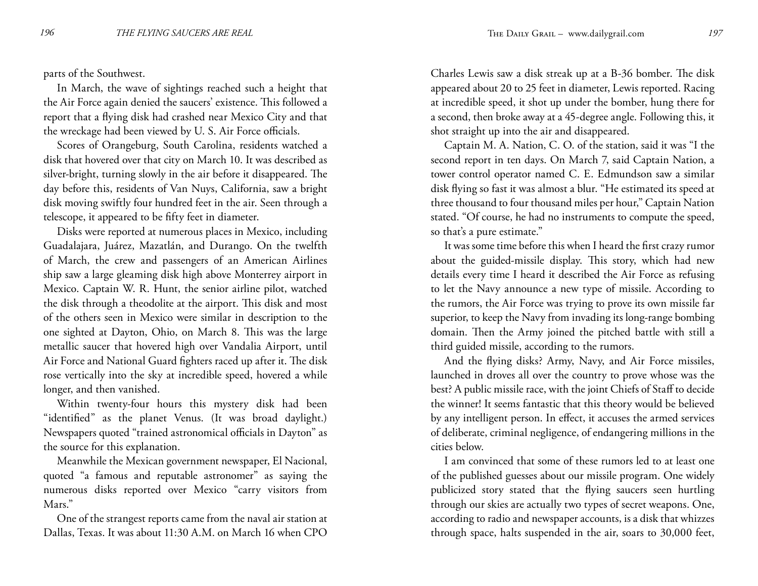parts of the Southwest.

In March, the wave of sightings reached such a height that the Air Force again denied the saucers' existence. This followed a report that a flying disk had crashed near Mexico City and that the wreckage had been viewed by U. S. Air Force officials.

Scores of Orangeburg, South Carolina, residents watched a disk that hovered over that city on March 10. It was described as silver-bright, turning slowly in the air before it disappeared. The day before this, residents of Van Nuys, California, saw a bright disk moving swiftly four hundred feet in the air. Seen through a telescope, it appeared to be fifty feet in diameter.

Disks were reported at numerous places in Mexico, including Guadalajara, Juárez, Mazatlán, and Durango. On the twelfth of March, the crew and passengers of an American Airlines ship saw a large gleaming disk high above Monterrey airport in Mexico. Captain W. R. Hunt, the senior airline pilot, watched the disk through a theodolite at the airport. This disk and most of the others seen in Mexico were similar in description to the one sighted at Dayton, Ohio, on March 8. This was the large metallic saucer that hovered high over Vandalia Airport, until Air Force and National Guard fighters raced up after it. The disk rose vertically into the sky at incredible speed, hovered a while longer, and then vanished.

Within twenty-four hours this mystery disk had been "identified" as the planet Venus. (It was broad daylight.) Newspapers quoted "trained astronomical officials in Dayton" as the source for this explanation.

Meanwhile the Mexican government newspaper, El Nacional, quoted "a famous and reputable astronomer" as saying the numerous disks reported over Mexico "carry visitors from Mars."

One of the strangest reports came from the naval air station at Dallas, Texas. It was about 11:30 A.M. on March 16 when CPO Charles Lewis saw a disk streak up at a B-36 bomber. The disk appeared about 20 to 25 feet in diameter, Lewis reported. Racing at incredible speed, it shot up under the bomber, hung there for a second, then broke away at a 45-degree angle. Following this, it shot straight up into the air and disappeared.

Captain M. A. Nation, C. O. of the station, said it was "I the second report in ten days. On March 7, said Captain Nation, a tower control operator named C. E. Edmundson saw a similar disk flying so fast it was almost a blur. "He estimated its speed at three thousand to four thousand miles per hour," Captain Nation stated. "Of course, he had no instruments to compute the speed, so that's a pure estimate."

It was some time before this when I heard the first crazy rumor about the guided-missile display. This story, which had new details every time I heard it described the Air Force as refusing to let the Navy announce a new type of missile. According to the rumors, the Air Force was trying to prove its own missile far superior, to keep the Navy from invading its long-range bombing domain. Then the Army joined the pitched battle with still a third guided missile, according to the rumors.

And the flying disks? Army, Navy, and Air Force missiles, launched in droves all over the country to prove whose was the best? A public missile race, with the joint Chiefs of Staff to decide the winner! It seems fantastic that this theory would be believed by any intelligent person. In effect, it accuses the armed services of deliberate, criminal negligence, of endangering millions in the cities below.

I am convinced that some of these rumors led to at least one of the published guesses about our missile program. One widely publicized story stated that the flying saucers seen hurtling through our skies are actually two types of secret weapons. One, according to radio and newspaper accounts, is a disk that whizzes through space, halts suspended in the air, soars to 30,000 feet,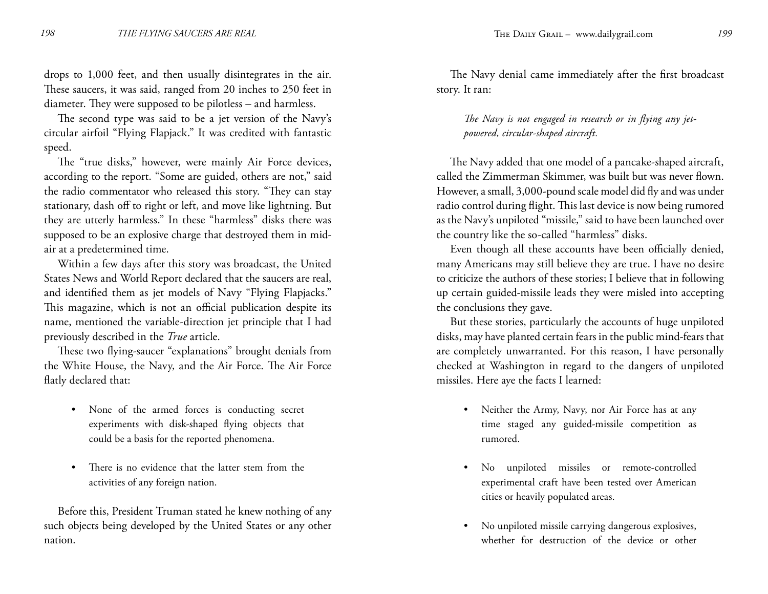drops to 1,000 feet, and then usually disintegrates in the air. These saucers, it was said, ranged from 20 inches to 250 feet in diameter. They were supposed to be pilotless – and harmless.

The second type was said to be a jet version of the Navy's circular airfoil "Flying Flapjack." It was credited with fantastic speed.

The "true disks," however, were mainly Air Force devices, according to the report. "Some are guided, others are not," said the radio commentator who released this story. "They can stay stationary, dash off to right or left, and move like lightning. But they are utterly harmless." In these "harmless" disks there was supposed to be an explosive charge that destroyed them in mid-air at a predetermined time.

Within a few days after this story was broadcast, the United States News and World Report declared that the saucers are real, and identified them as jet models of Navy "Flying Flapjacks." This magazine, which is not an official publication despite its name, mentioned the variable-direction jet principle that I had previously described in the *True* article.

These two flying-saucer "explanations" brought denials from the White House, the Navy, and the Air Force. The Air Force flatly declared that:

- None of the armed forces is conducting secret experiments with disk-shaped flying objects that could be a basis for the reported phenomena.
- There is no evidence that the latter stem from the activities of any foreign nation.

Before this, President Truman stated he knew nothing of any such objects being developed by the United States or any other nation.

The Navy denial came immediately after the first broadcast story. It ran:

> *The Navy is not engaged in research or in flying any jet-powered, circular-shaped aircraft.*

The Navy added that one model of a pancake-shaped aircraft, called the Zimmerman Skimmer, was built but was never flown. However, a small, 3,000-pound scale model did fly and was under radio control during flight. This last device is now being rumored as the Navy's unpiloted "missile," said to have been launched over the country like the so-called "harmless" disks.

Even though all these accounts have been officially denied, many Americans may still believe they are true. I have no desire to criticize the authors of these stories; I believe that in following up certain guided-missile leads they were misled into accepting the conclusions they gave.

But these stories, particularly the accounts of huge unpiloted disks, may have planted certain fears in the public mind-fears that are completely unwarranted. For this reason, I have personally checked at Washington in regard to the dangers of unpiloted missiles. Here aye the facts I learned:

- Neither the Army, Navy, nor Air Force has at any time staged any guided-missile competition as rumored.
- No unpiloted missiles or remote-controlled experimental craft have been tested over American cities or heavily populated areas.
- No unpiloted missile carrying dangerous explosives, whether for destruction of the device or other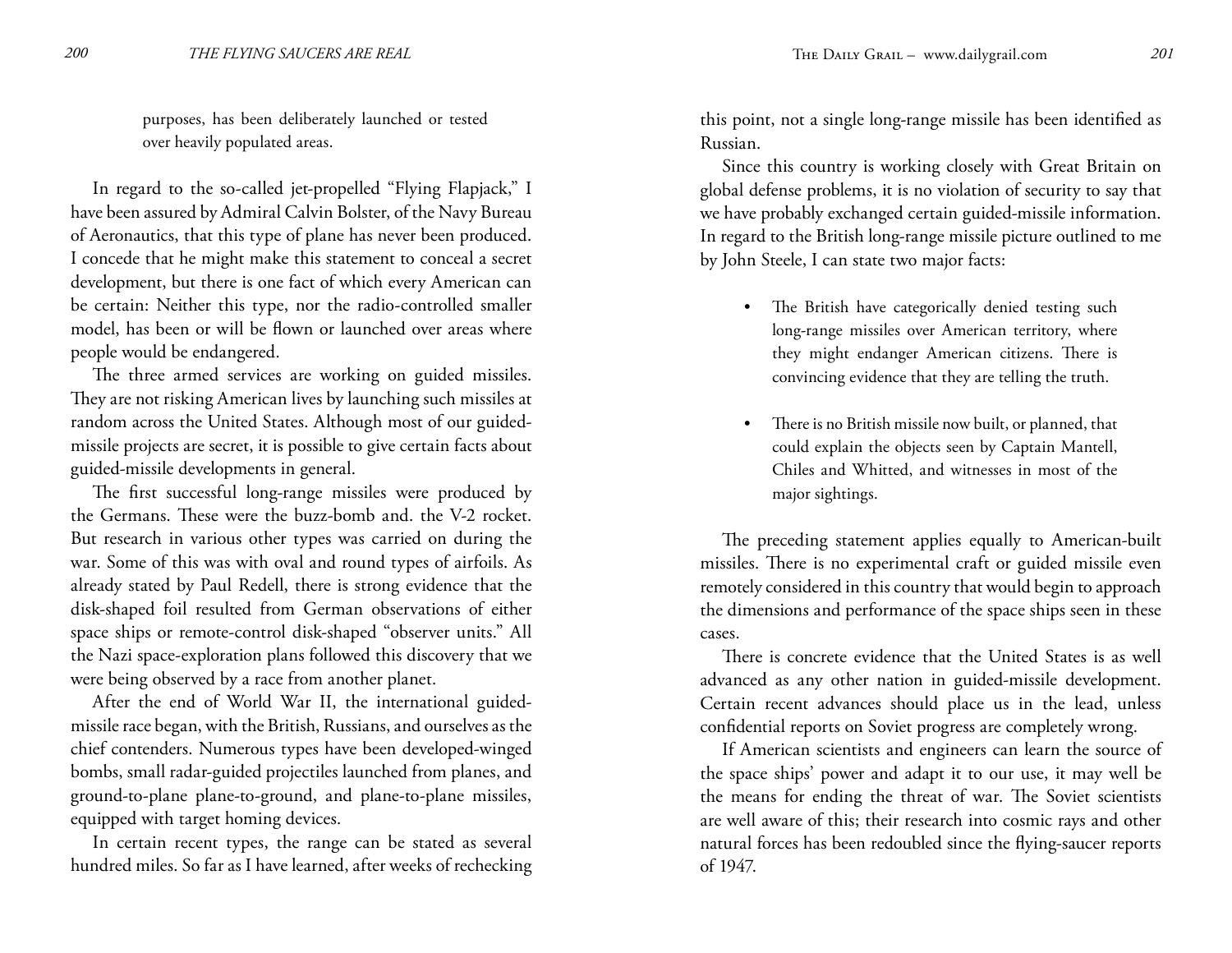purposes, has been deliberately launched or tested over heavily populated areas.

In regard to the so-called jet-propelled "Flying Flapjack," I have been assured by Admiral Calvin Bolster, of the Navy Bureau of Aeronautics, that this type of plane has never been produced. I concede that he might make this statement to conceal a secret development, but there is one fact of which every American can be certain: Neither this type, nor the radio-controlled smaller model, has been or will be flown or launched over areas where people would be endangered.

The three armed services are working on guided missiles. They are not risking American lives by launching such missiles at random across the United States. Although most of our guided-missile projects are secret, it is possible to give certain facts about guided-missile developments in general.

The first successful long-range missiles were produced by the Germans. These were the buzz-bomb and. the V-2 rocket. But research in various other types was carried on during the war. Some of this was with oval and round types of airfoils. As already stated by Paul Redell, there is strong evidence that the disk-shaped foil resulted from German observations of either space ships or remote-control disk-shaped "observer units." All the Nazi space-exploration plans followed this discovery that we were being observed by a race from another planet.

After the end of World War II, the international guided-missile race began, with the British, Russians, and ourselves as the chief contenders. Numerous types have been developed-winged bombs, small radar-guided projectiles launched from planes, and ground-to-plane plane-to-ground, and plane-to-plane missiles, equipped with target homing devices.

In certain recent types, the range can be stated as several hundred miles. So far as I have learned, after weeks of rechecking this point, not a single long-range missile has been identified as Russian.

Since this country is working closely with Great Britain on global defense problems, it is no violation of security to say that we have probably exchanged certain guided-missile information. In regard to the British long-range missile picture outlined to me by John Steele, I can state two major facts:

- The British have categorically denied testing such long-range missiles over American territory, where they might endanger American citizens. There is convincing evidence that they are telling the truth.

- There is no British missile now built, or planned, that could explain the objects seen by Captain Mantell, Chiles and Whitted, and witnesses in most of the major sightings.

The preceding statement applies equally to American-built missiles. There is no experimental craft or guided missile even remotely considered in this country that would begin to approach the dimensions and performance of the space ships seen in these cases.

There is concrete evidence that the United States is as well advanced as any other nation in guided-missile development. Certain recent advances should place us in the lead, unless confidential reports on Soviet progress are completely wrong.

If American scientists and engineers can learn the source of the space ships' power and adapt it to our use, it may well be the means for ending the threat of war. The Soviet scientists are well aware of this; their research into cosmic rays and other natural forces has been redoubled since the flying-saucer reports of 1947.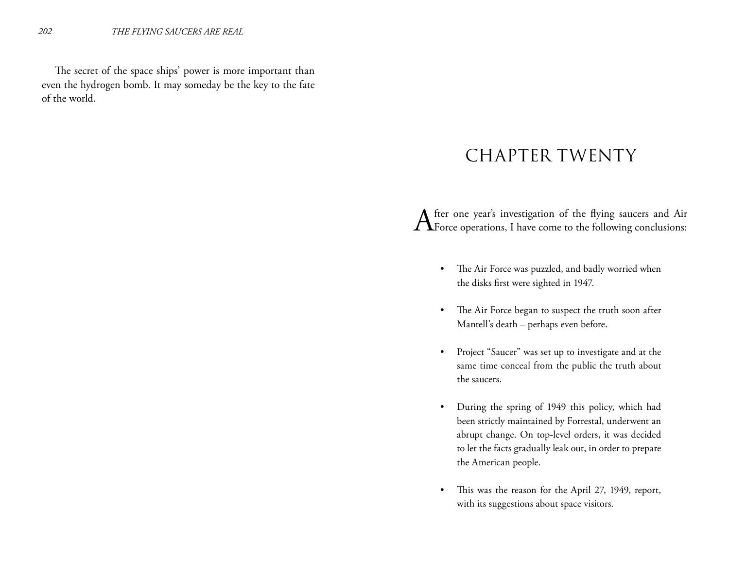The secret of the space ships' power is more important than even the hydrogen bomb. It may someday be the key to the fate of the world.

# CHAPTER TWENTY

After one year's investigation of the flying saucers and Air Force operations, I have come to the following conclusions:

- The Air Force was puzzled, and badly worried when the disks first were sighted in 1947.
- The Air Force began to suspect the truth soon after Mantell's death – perhaps even before.
- Project "Saucer" was set up to investigate and at the same time conceal from the public the truth about the saucers.
- During the spring of 1949 this policy, which had been strictly maintained by Forrestal, underwent an abrupt change. On top-level orders, it was decided to let the facts gradually leak out, in order to prepare the American people.
- This was the reason for the April 27, 1949, report, with its suggestions about space visitors.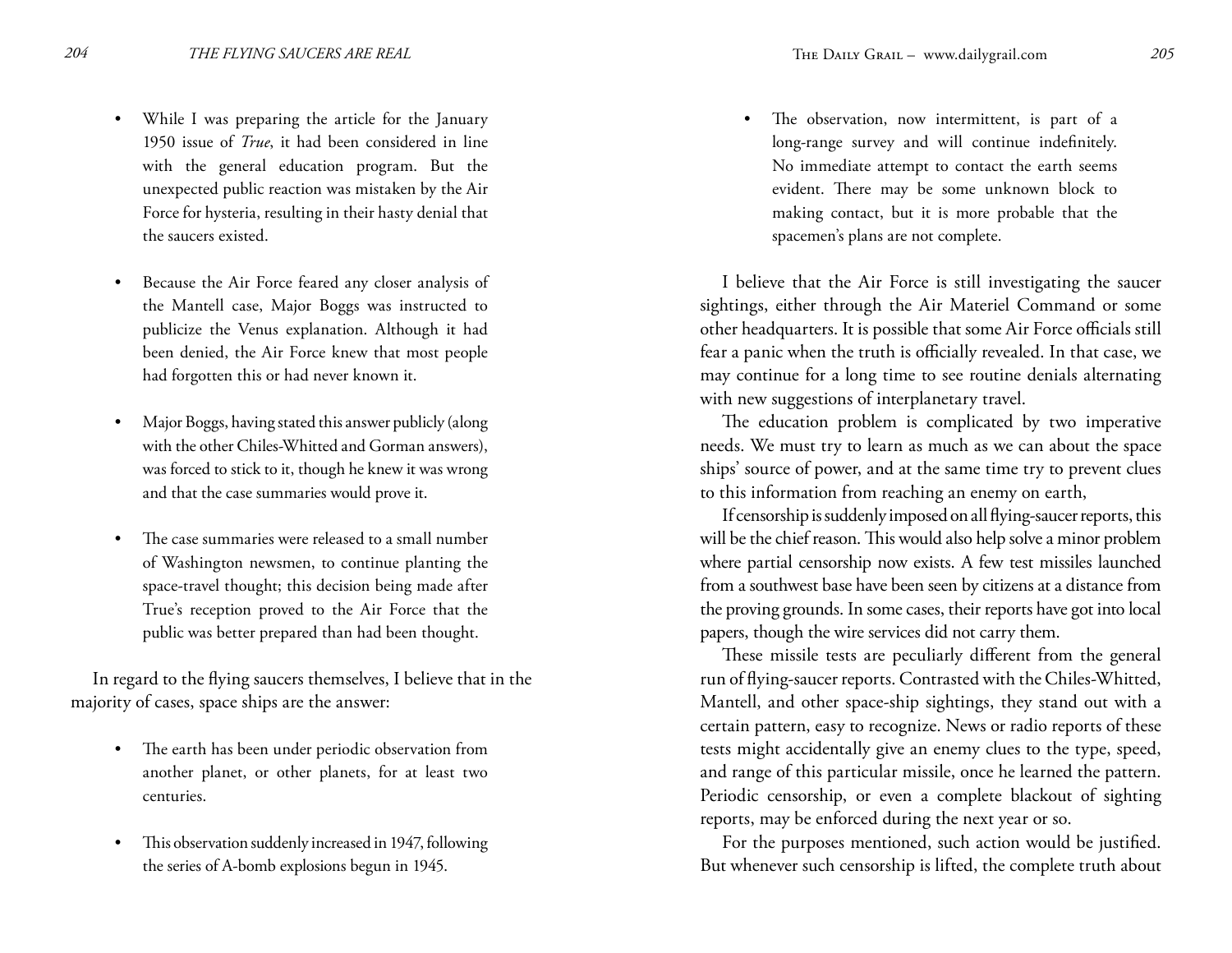- While I was preparing the article for the January 1950 issue of *True*, it had been considered in line with the general education program. But the unexpected public reaction was mistaken by the Air Force for hysteria, resulting in their hasty denial that the saucers existed.

- Because the Air Force feared any closer analysis of the Mantell case, Major Boggs was instructed to publicize the Venus explanation. Although it had been denied, the Air Force knew that most people had forgotten this or had never known it.

- Major Boggs, having stated this answer publicly (along with the other Chiles-Whitted and Gorman answers), was forced to stick to it, though he knew it was wrong and that the case summaries would prove it.

- The case summaries were released to a small number of Washington newsmen, to continue planting the space-travel thought; this decision being made after True's reception proved to the Air Force that the public was better prepared than had been thought.

In regard to the flying saucers themselves, I believe that in the majority of cases, space ships are the answer:

- The earth has been under periodic observation from another planet, or other planets, for at least two centuries.

- This observation suddenly increased in 1947, following the series of A-bomb explosions begun in 1945.

- The observation, now intermittent, is part of a long-range survey and will continue indefinitely. No immediate attempt to contact the earth seems evident. There may be some unknown block to making contact, but it is more probable that the spacemen's plans are not complete.

I believe that the Air Force is still investigating the saucer sightings, either through the Air Materiel Command or some other headquarters. It is possible that some Air Force officials still fear a panic when the truth is officially revealed. In that case, we may continue for a long time to see routine denials alternating with new suggestions of interplanetary travel.

The education problem is complicated by two imperative needs. We must try to learn as much as we can about the space ships' source of power, and at the same time try to prevent clues to this information from reaching an enemy on earth,

If censorship is suddenly imposed on all flying-saucer reports, this will be the chief reason. This would also help solve a minor problem where partial censorship now exists. A few test missiles launched from a southwest base have been seen by citizens at a distance from the proving grounds. In some cases, their reports have got into local papers, though the wire services did not carry them.

These missile tests are peculiarly different from the general run of flying-saucer reports. Contrasted with the Chiles-Whitted, Mantell, and other space-ship sightings, they stand out with a certain pattern, easy to recognize. News or radio reports of these tests might accidentally give an enemy clues to the type, speed, and range of this particular missile, once he learned the pattern. Periodic censorship, or even a complete blackout of sighting reports, may be enforced during the next year or so.

For the purposes mentioned, such action would be justified. But whenever such censorship is lifted, the complete truth about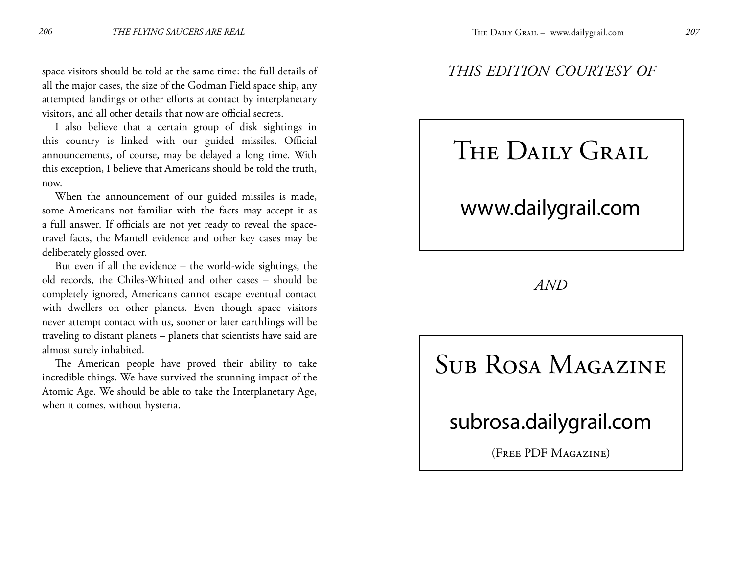space visitors should be told at the same time: the full details of all the major cases, the size of the Godman Field space ship, any attempted landings or other efforts at contact by interplanetary visitors, and all other details that now are official secrets.

I also believe that a certain group of disk sightings in this country is linked with our guided missiles. Official announcements, of course, may be delayed a long time. With this exception, I believe that Americans should be told the truth, now.

When the announcement of our guided missiles is made, some Americans not familiar with the facts may accept it as a full answer. If officials are not yet ready to reveal the space-travel facts, the Mantell evidence and other key cases may be deliberately glossed over.

But even if all the evidence – the world-wide sightings, the old records, the Chiles-Whitted and other cases – should be completely ignored, Americans cannot escape eventual contact with dwellers on other planets. Even though space visitors never attempt contact with us, sooner or later earthlings will be traveling to distant planets – planets that scientists have said are almost surely inhabited.

The American people have proved their ability to take incredible things. We have survived the stunning impact of the Atomic Age. We should be able to take the Interplanetary Age, when it comes, without hysteria.

*THIS EDITION COURTESY OF*

THE DAILY GRAIL

www.dailygrail.com

*AND*

SUB ROSA MAGAZINE

subrosa.dailygrail.com

(FREE PDF MAGAZINE)